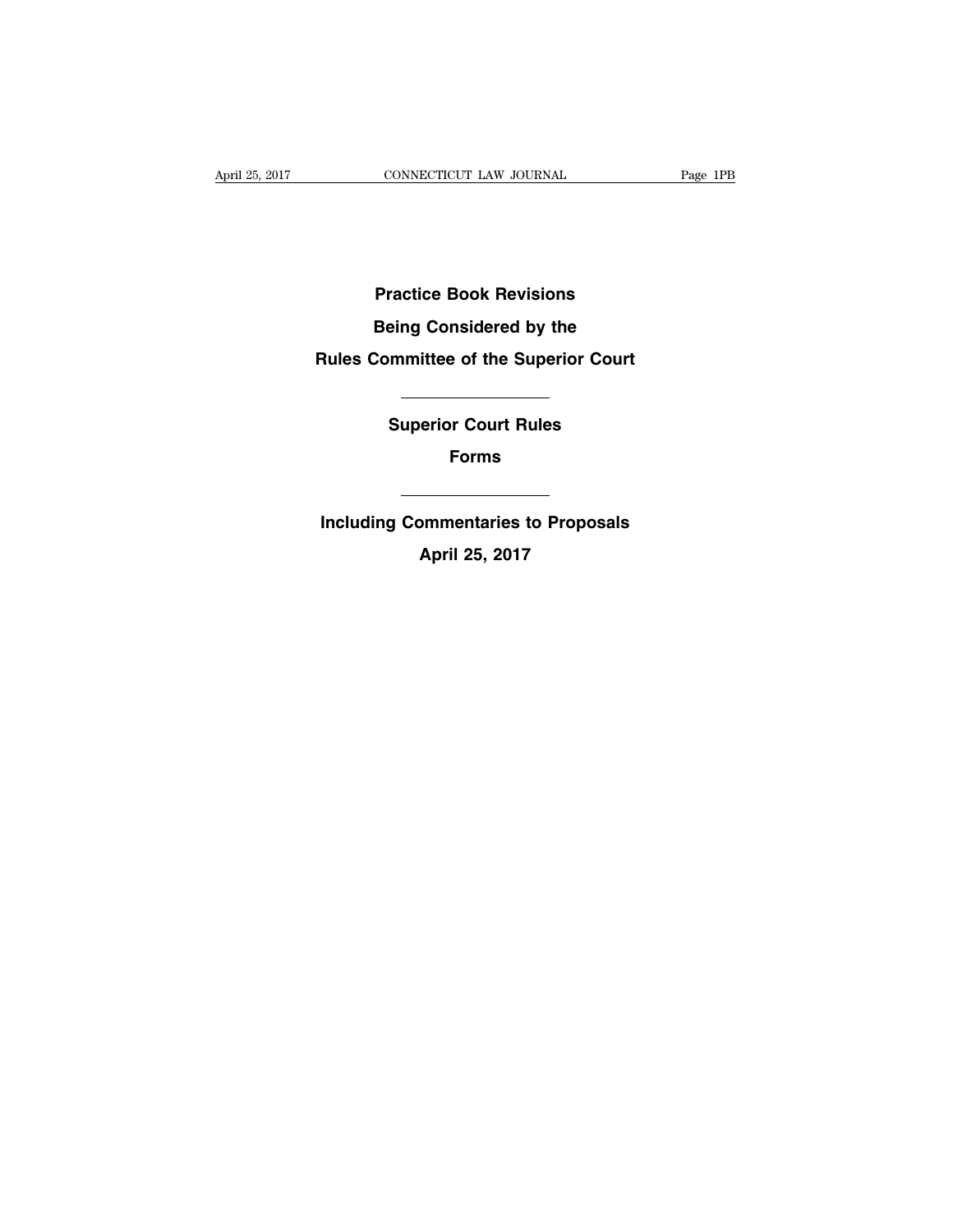# Practice Book Revisions Being Considered by the Rules Committee of the Superior Court

---

## Superior Court Rules

## Forms

---

**Including Commentaries to Proposals**

**April 25, 2017**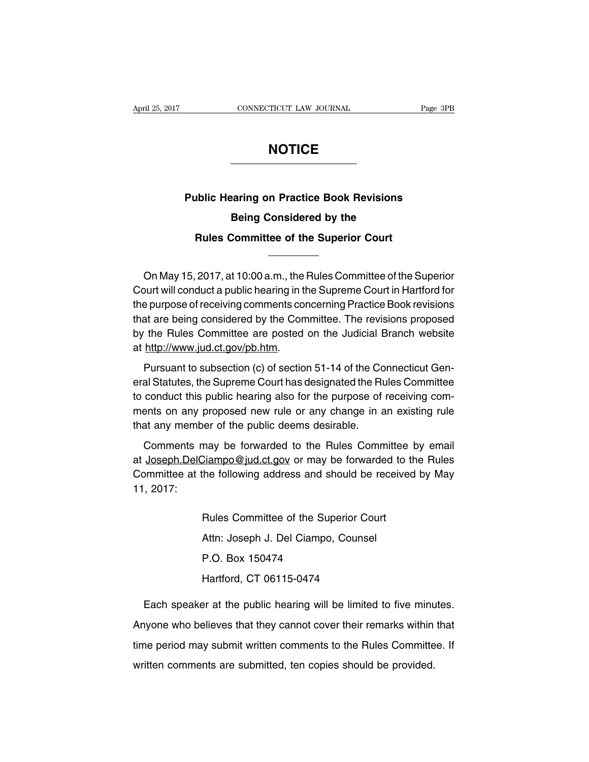# NOTICE

## Public Hearing on Practice Book Revisions Being Considered by the Rules Committee of the Superior Court

On May 15, 2017, at 10:00 a.m., the Rules Committee of the Superior Court will conduct a public hearing in the Supreme Court in Hartford for the purpose of receiving comments concerning Practice Book revisions that are being considered by the Committee. The revisions proposed by the Rules Committee are posted on the Judicial Branch website at http://www.jud.ct.gov/pb.htm.

Pursuant to subsection (c) of section 51-14 of the Connecticut General Statutes, the Supreme Court has designated the Rules Committee to conduct this public hearing also for the purpose of receiving comments on any proposed new rule or any change in an existing rule that any member of the public deems desirable.

Comments may be forwarded to the Rules Committee by email at Joseph.DelCiampo@jud.ct.gov or may be forwarded to the Rules Committee at the following address and should be received by May 11, 2017:

Rules Committee of the Superior Court
Attn: Joseph J. Del Ciampo, Counsel
P.O. Box 150474
Hartford, CT 06115-0474

Each speaker at the public hearing will be limited to five minutes. Anyone who believes that they cannot cover their remarks within that time period may submit written comments to the Rules Committee. If written comments are submitted, ten copies should be provided.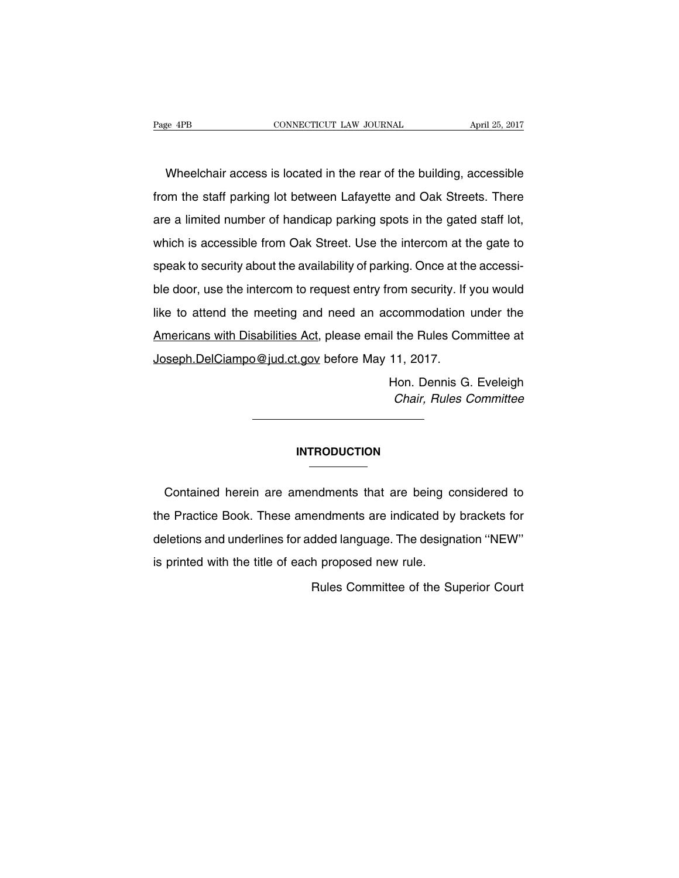Wheelchair access is located in the rear of the building, accessible from the staff parking lot between Lafayette and Oak Streets. There are a limited number of handicap parking spots in the gated staff lot, which is accessible from Oak Street. Use the intercom at the gate to speak to security about the availability of parking. Once at the accessible door, use the intercom to request entry from security. If you would like to attend the meeting and need an accommodation under the Americans with Disabilities Act, please email the Rules Committee at Joseph.DelCiampo@jud.ct.gov before May 11, 2017.

Hon. Dennis G. Eveleigh
*Chair, Rules Committee*

---

## INTRODUCTION

Contained herein are amendments that are being considered to the Practice Book. These amendments are indicated by brackets for deletions and underlines for added language. The designation ''NEW'' is printed with the title of each proposed new rule.

Rules Committee of the Superior Court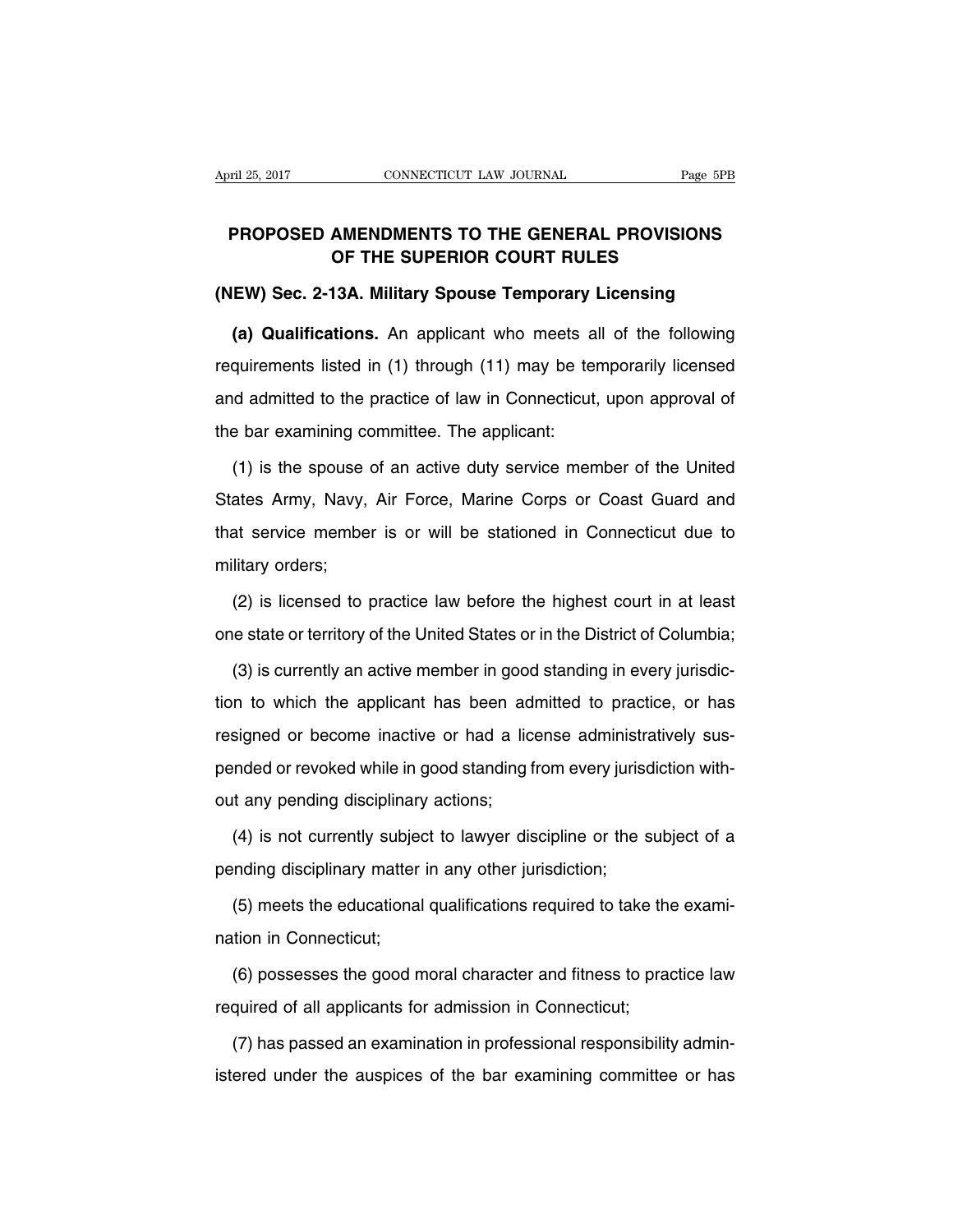# PROPOSED AMENDMENTS TO THE GENERAL PROVISIONS OF THE SUPERIOR COURT RULES

## (NEW) Sec. 2-13A. Military Spouse Temporary Licensing

**(a) Qualifications.** An applicant who meets all of the following requirements listed in (1) through (11) may be temporarily licensed and admitted to the practice of law in Connecticut, upon approval of the bar examining committee. The applicant:

(1) is the spouse of an active duty service member of the United States Army, Navy, Air Force, Marine Corps or Coast Guard and that service member is or will be stationed in Connecticut due to military orders;

(2) is licensed to practice law before the highest court in at least one state or territory of the United States or in the District of Columbia;

(3) is currently an active member in good standing in every jurisdiction to which the applicant has been admitted to practice, or has resigned or become inactive or had a license administratively suspended or revoked while in good standing from every jurisdiction without any pending disciplinary actions;

(4) is not currently subject to lawyer discipline or the subject of a pending disciplinary matter in any other jurisdiction;

(5) meets the educational qualifications required to take the examination in Connecticut;

(6) possesses the good moral character and fitness to practice law required of all applicants for admission in Connecticut;

(7) has passed an examination in professional responsibility administered under the auspices of the bar examining committee or has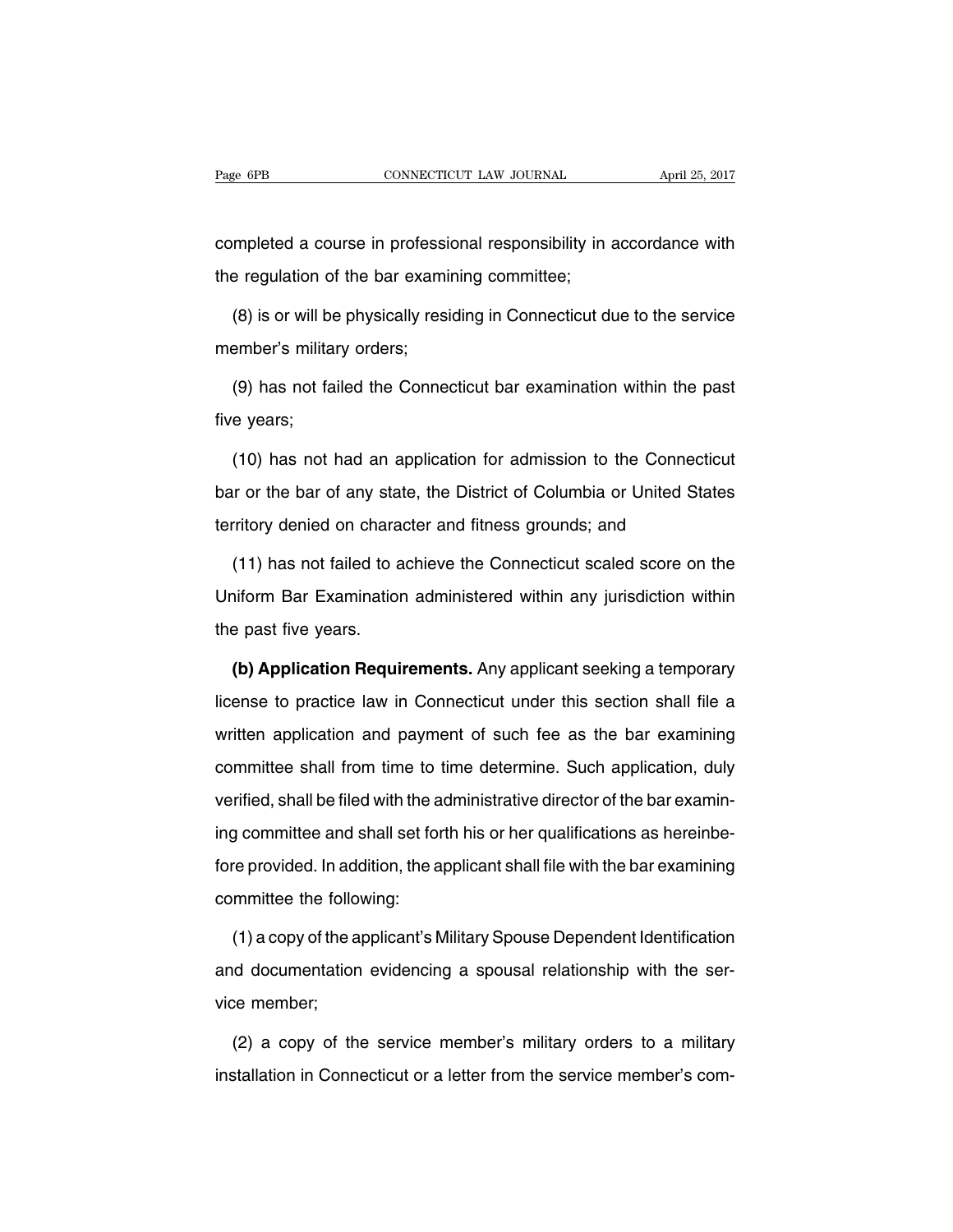completed a course in professional responsibility in accordance with the regulation of the bar examining committee;

(8) is or will be physically residing in Connecticut due to the service member's military orders;

(9) has not failed the Connecticut bar examination within the past five years;

(10) has not had an application for admission to the Connecticut bar or the bar of any state, the District of Columbia or United States territory denied on character and fitness grounds; and

(11) has not failed to achieve the Connecticut scaled score on the Uniform Bar Examination administered within any jurisdiction within the past five years.

**(b) Application Requirements.** Any applicant seeking a temporary license to practice law in Connecticut under this section shall file a written application and payment of such fee as the bar examining committee shall from time to time determine. Such application, duly verified, shall be filed with the administrative director of the bar examining committee and shall set forth his or her qualifications as hereinbefore provided. In addition, the applicant shall file with the bar examining committee the following:

(1) a copy of the applicant's Military Spouse Dependent Identification and documentation evidencing a spousal relationship with the service member;

(2) a copy of the service member's military orders to a military installation in Connecticut or a letter from the service member's com-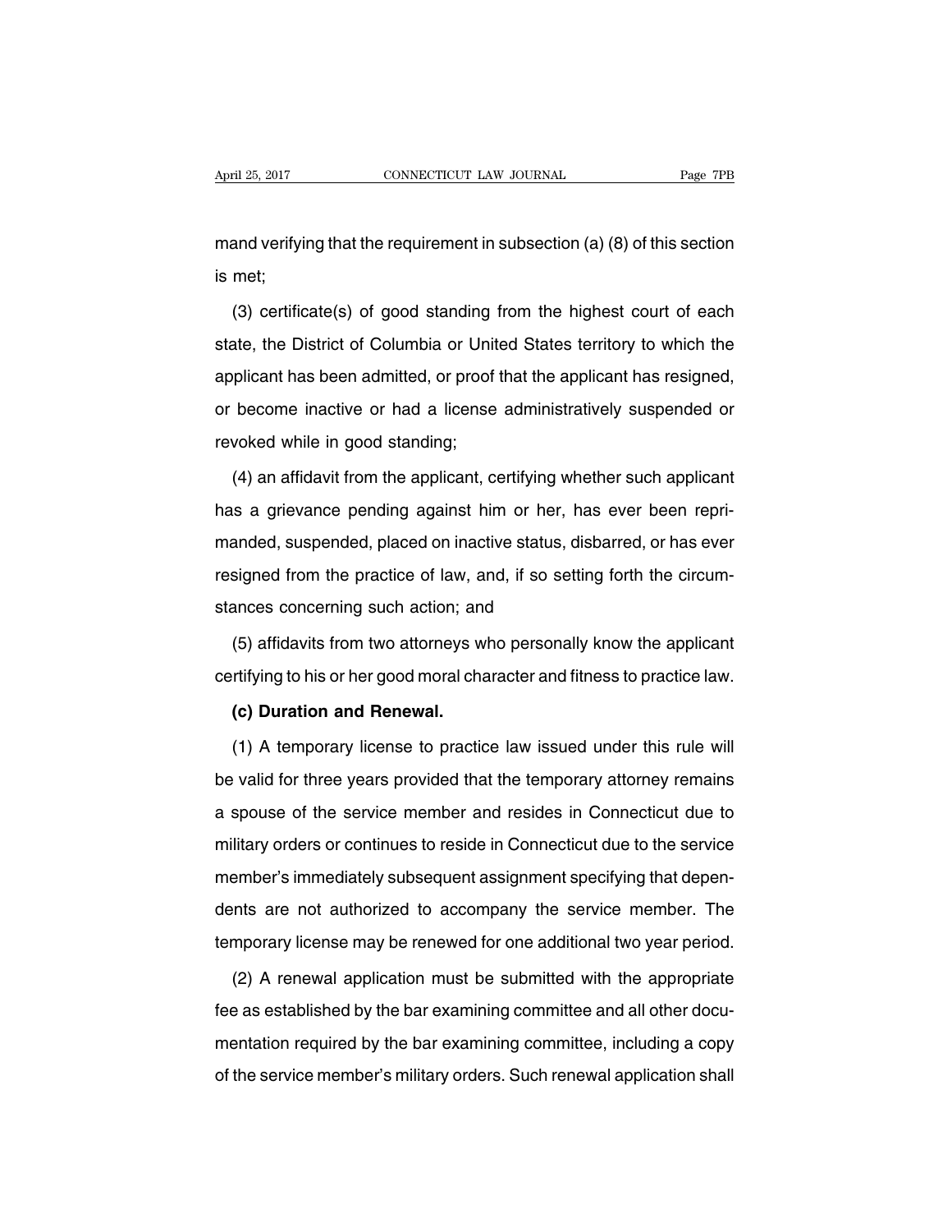mand verifying that the requirement in subsection (a) (8) of this section is met;

(3) certificate(s) of good standing from the highest court of each state, the District of Columbia or United States territory to which the applicant has been admitted, or proof that the applicant has resigned, or become inactive or had a license administratively suspended or revoked while in good standing;

(4) an affidavit from the applicant, certifying whether such applicant has a grievance pending against him or her, has ever been reprimanded, suspended, placed on inactive status, disbarred, or has ever resigned from the practice of law, and, if so setting forth the circumstances concerning such action; and

(5) affidavits from two attorneys who personally know the applicant certifying to his or her good moral character and fitness to practice law.

**(c) Duration and Renewal.**

(1) A temporary license to practice law issued under this rule will be valid for three years provided that the temporary attorney remains a spouse of the service member and resides in Connecticut due to military orders or continues to reside in Connecticut due to the service member's immediately subsequent assignment specifying that dependents are not authorized to accompany the service member. The temporary license may be renewed for one additional two year period.

(2) A renewal application must be submitted with the appropriate fee as established by the bar examining committee and all other documentation required by the bar examining committee, including a copy of the service member's military orders. Such renewal application shall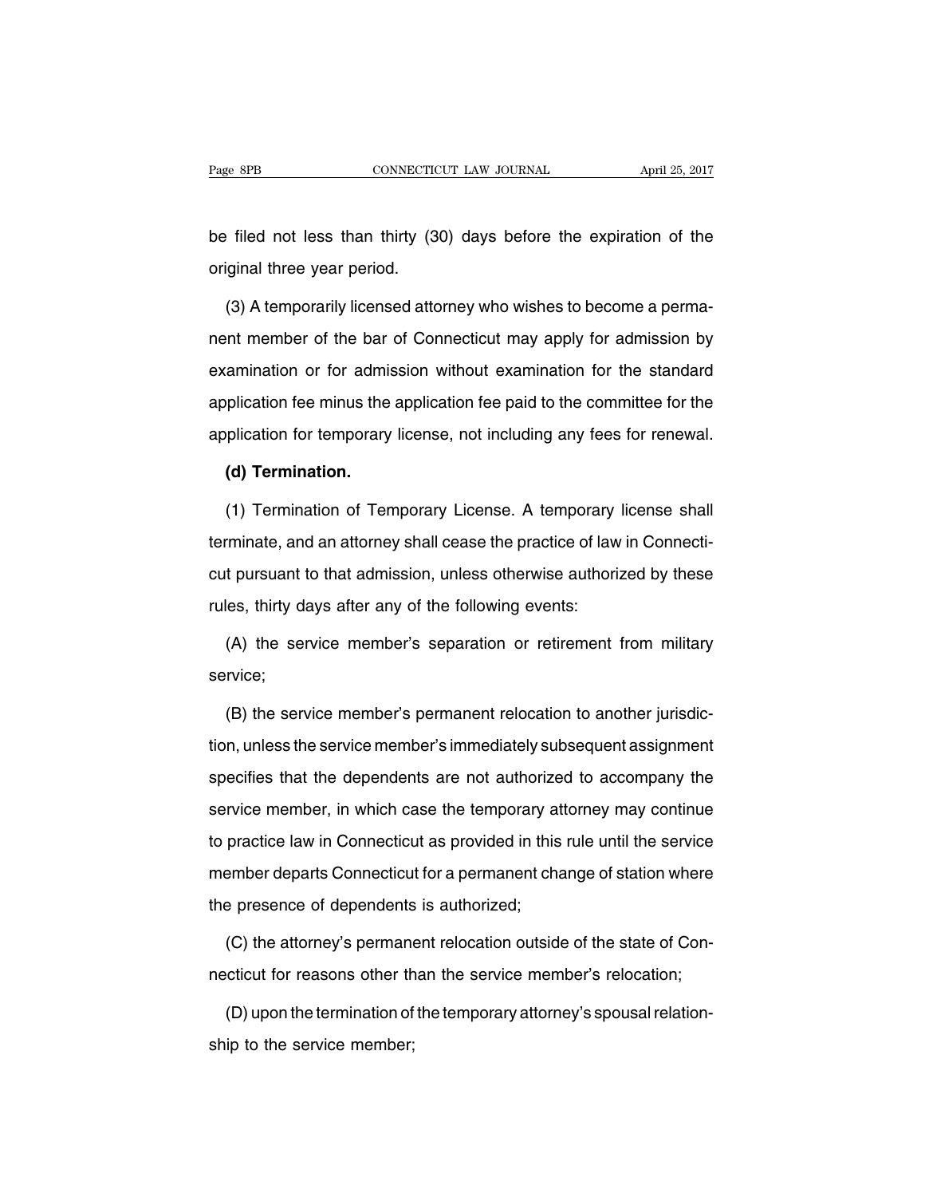be filed not less than thirty (30) days before the expiration of the original three year period.

(3) A temporarily licensed attorney who wishes to become a permanent member of the bar of Connecticut may apply for admission by examination or for admission without examination for the standard application fee minus the application fee paid to the committee for the application for temporary license, not including any fees for renewal.

**(d) Termination.**

(1) Termination of Temporary License. A temporary license shall terminate, and an attorney shall cease the practice of law in Connecticut pursuant to that admission, unless otherwise authorized by these rules, thirty days after any of the following events:

(A) the service member's separation or retirement from military service;

(B) the service member's permanent relocation to another jurisdiction, unless the service member's immediately subsequent assignment specifies that the dependents are not authorized to accompany the service member, in which case the temporary attorney may continue to practice law in Connecticut as provided in this rule until the service member departs Connecticut for a permanent change of station where the presence of dependents is authorized;

(C) the attorney's permanent relocation outside of the state of Connecticut for reasons other than the service member's relocation;

(D) upon the termination of the temporary attorney's spousal relationship to the service member;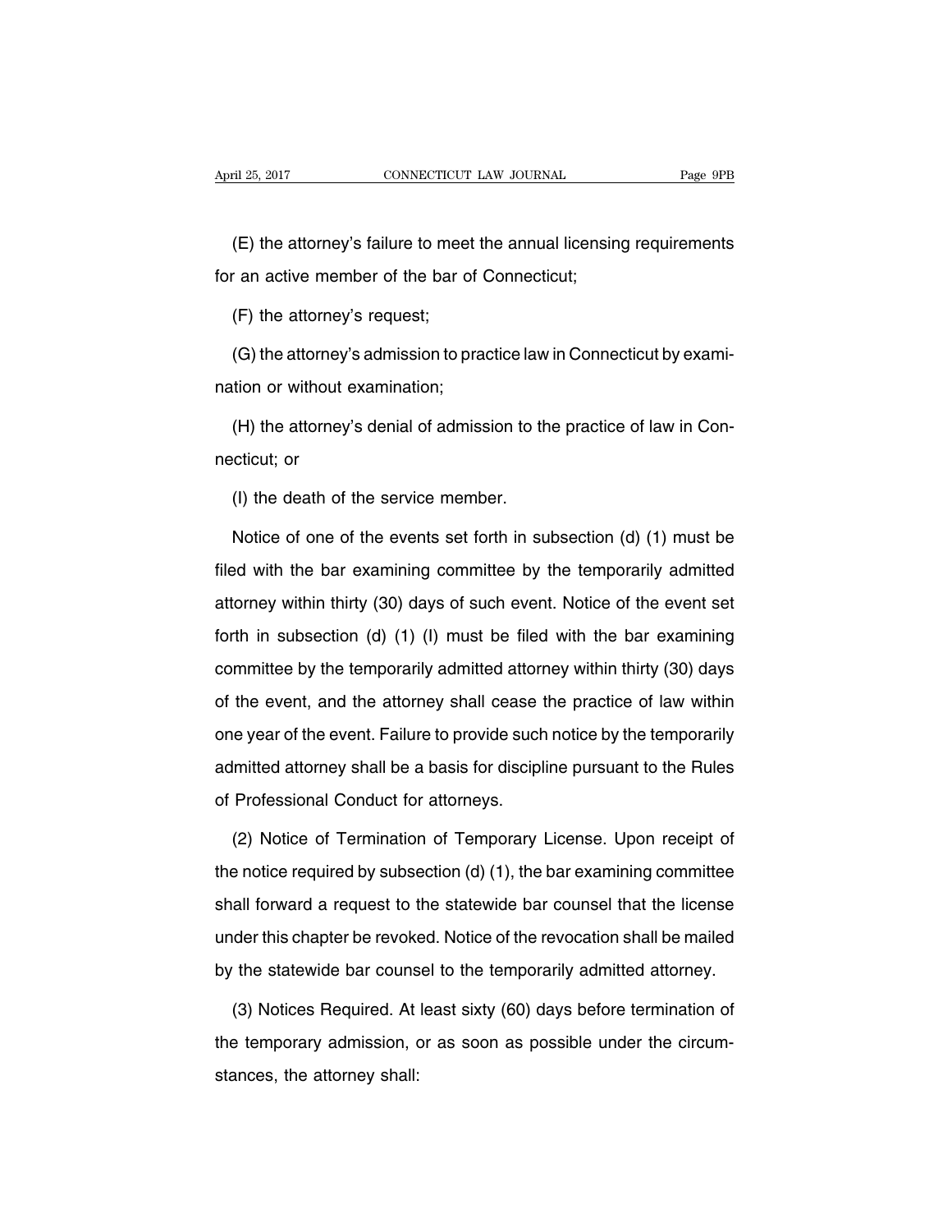(E) the attorney's failure to meet the annual licensing requirements for an active member of the bar of Connecticut;

(F) the attorney's request;

(G) the attorney's admission to practice law in Connecticut by examination or without examination;

(H) the attorney's denial of admission to the practice of law in Connecticut; or

(I) the death of the service member.

Notice of one of the events set forth in subsection (d) (1) must be filed with the bar examining committee by the temporarily admitted attorney within thirty (30) days of such event. Notice of the event set forth in subsection (d) (1) (I) must be filed with the bar examining committee by the temporarily admitted attorney within thirty (30) days of the event, and the attorney shall cease the practice of law within one year of the event. Failure to provide such notice by the temporarily admitted attorney shall be a basis for discipline pursuant to the Rules of Professional Conduct for attorneys.

(2) Notice of Termination of Temporary License. Upon receipt of the notice required by subsection (d) (1), the bar examining committee shall forward a request to the statewide bar counsel that the license under this chapter be revoked. Notice of the revocation shall be mailed by the statewide bar counsel to the temporarily admitted attorney.

(3) Notices Required. At least sixty (60) days before termination of the temporary admission, or as soon as possible under the circumstances, the attorney shall: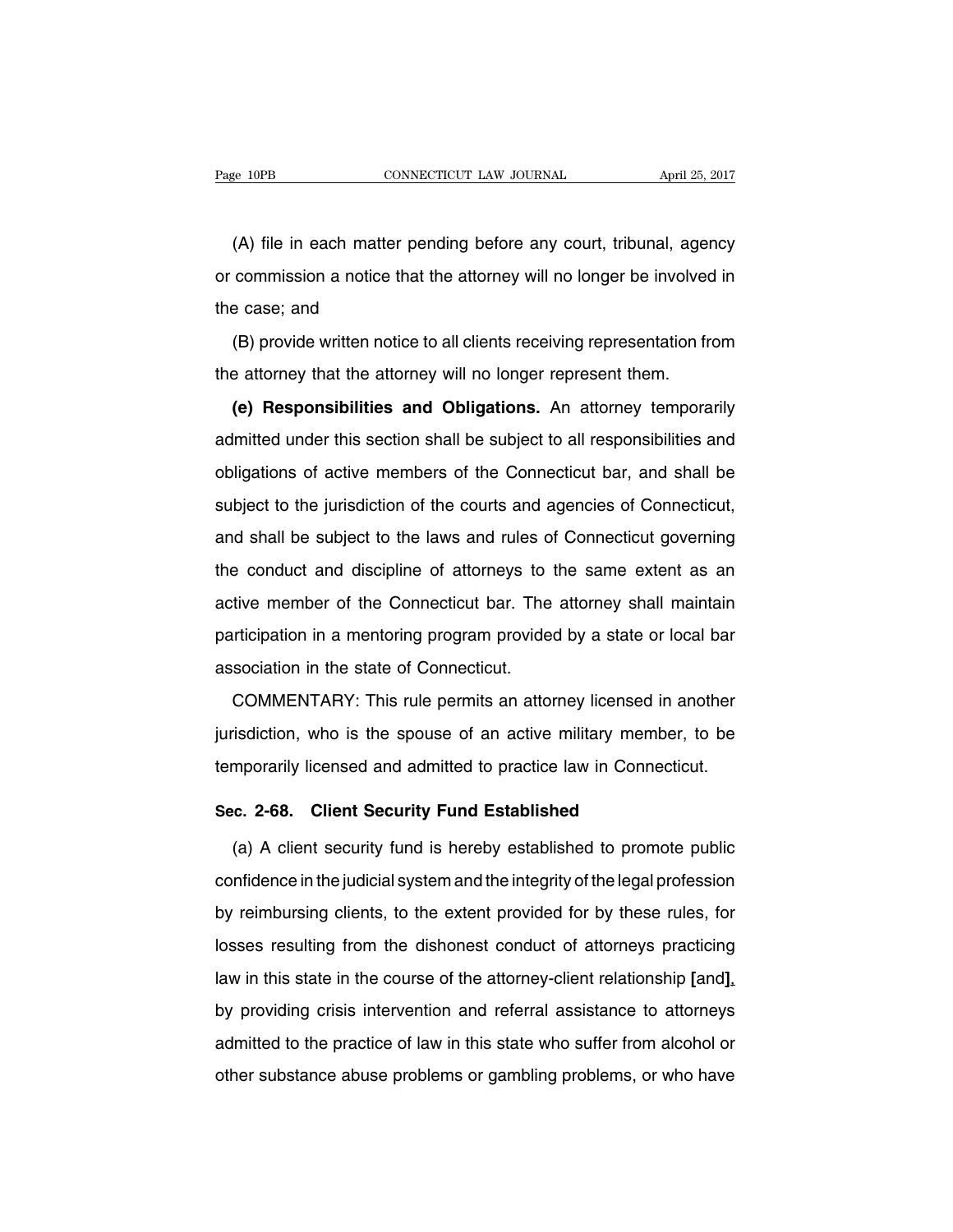(A) file in each matter pending before any court, tribunal, agency or commission a notice that the attorney will no longer be involved in the case; and

(B) provide written notice to all clients receiving representation from the attorney that the attorney will no longer represent them.

**(e) Responsibilities and Obligations.** An attorney temporarily admitted under this section shall be subject to all responsibilities and obligations of active members of the Connecticut bar, and shall be subject to the jurisdiction of the courts and agencies of Connecticut, and shall be subject to the laws and rules of Connecticut governing the conduct and discipline of attorneys to the same extent as an active member of the Connecticut bar. The attorney shall maintain participation in a mentoring program provided by a state or local bar association in the state of Connecticut.

COMMENTARY: This rule permits an attorney licensed in another jurisdiction, who is the spouse of an active military member, to be temporarily licensed and admitted to practice law in Connecticut.

### Sec. 2-68. Client Security Fund Established

(a) A client security fund is hereby established to promote public confidence in the judicial system and the integrity of the legal profession by reimbursing clients, to the extent provided for by these rules, for losses resulting from the dishonest conduct of attorneys practicing law in this state in the course of the attorney-client relationship **[**and**]**, by providing crisis intervention and referral assistance to attorneys admitted to the practice of law in this state who suffer from alcohol or other substance abuse problems or gambling problems, or who have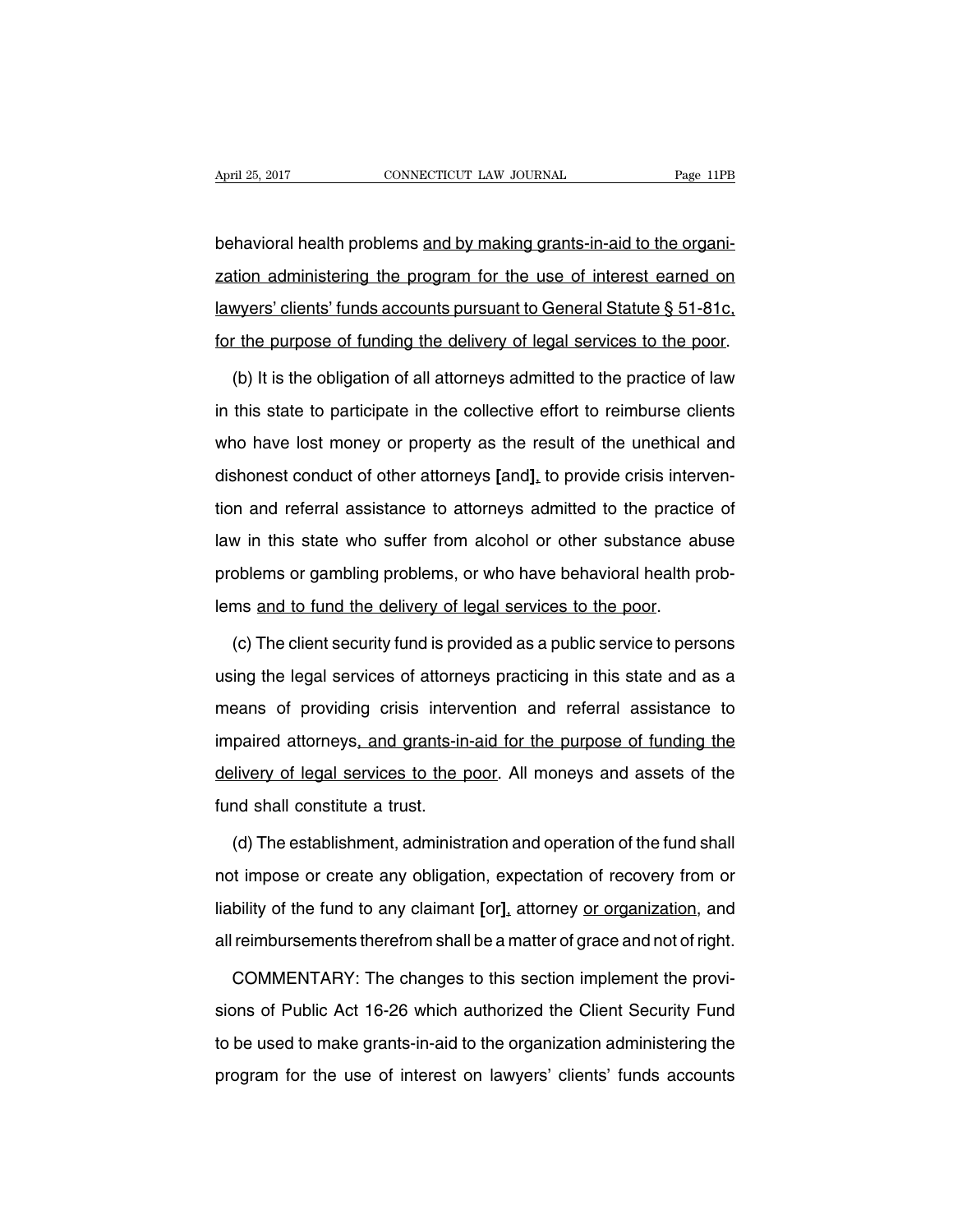behavioral health problems <u>and by making grants-in-aid to the organization administering the program for the use of interest earned on lawyers' clients' funds accounts pursuant to General Statute § 51-81c, for the purpose of funding the delivery of legal services to the poor</u>.

(b) It is the obligation of all attorneys admitted to the practice of law in this state to participate in the collective effort to reimburse clients who have lost money or property as the result of the unethical and dishonest conduct of other attorneys **[**and**]**<u>,</u> to provide crisis intervention and referral assistance to attorneys admitted to the practice of law in this state who suffer from alcohol or other substance abuse problems or gambling problems, or who have behavioral health problems <u>and to fund the delivery of legal services to the poor</u>.

(c) The client security fund is provided as a public service to persons using the legal services of attorneys practicing in this state and as a means of providing crisis intervention and referral assistance to impaired attorneys<u>, and grants-in-aid for the purpose of funding the delivery of legal services to the poor</u>. All moneys and assets of the fund shall constitute a trust.

(d) The establishment, administration and operation of the fund shall not impose or create any obligation, expectation of recovery from or liability of the fund to any claimant **[**or**]**<u>,</u> attorney <u>or organization</u>, and all reimbursements therefrom shall be a matter of grace and not of right.

COMMENTARY: The changes to this section implement the provisions of Public Act 16-26 which authorized the Client Security Fund to be used to make grants-in-aid to the organization administering the program for the use of interest on lawyers' clients' funds accounts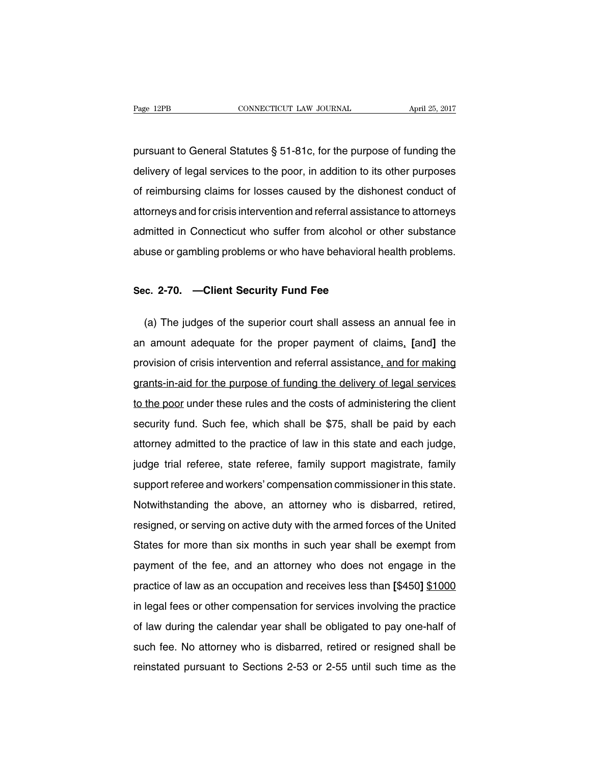pursuant to General Statutes § 51-81c, for the purpose of funding the delivery of legal services to the poor, in addition to its other purposes of reimbursing claims for losses caused by the dishonest conduct of attorneys and for crisis intervention and referral assistance to attorneys admitted in Connecticut who suffer from alcohol or other substance abuse or gambling problems or who have behavioral health problems.

**Sec. 2-70. —Client Security Fund Fee**

(a) The judges of the superior court shall assess an annual fee in an amount adequate for the proper payment of claims, [and] the provision of crisis intervention and referral assistance, and for making grants-in-aid for the purpose of funding the delivery of legal services to the poor under these rules and the costs of administering the client security fund. Such fee, which shall be $75, shall be paid by each attorney admitted to the practice of law in this state and each judge, judge trial referee, state referee, family support magistrate, family support referee and workers' compensation commissioner in this state. Notwithstanding the above, an attorney who is disbarred, retired, resigned, or serving on active duty with the armed forces of the United States for more than six months in such year shall be exempt from payment of the fee, and an attorney who does not engage in the practice of law as an occupation and receives less than [$450] $1000 in legal fees or other compensation for services involving the practice of law during the calendar year shall be obligated to pay one-half of such fee. No attorney who is disbarred, retired or resigned shall be reinstated pursuant to Sections 2-53 or 2-55 until such time as the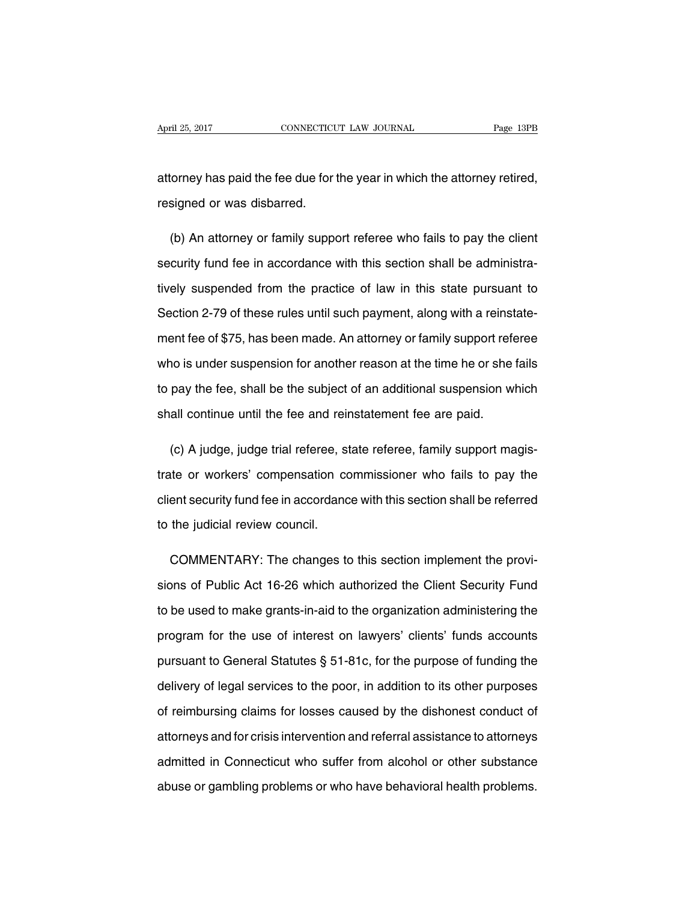attorney has paid the fee due for the year in which the attorney retired, resigned or was disbarred.

(b) An attorney or family support referee who fails to pay the client security fund fee in accordance with this section shall be administratively suspended from the practice of law in this state pursuant to Section 2-79 of these rules until such payment, along with a reinstatement fee of $75, has been made. An attorney or family support referee who is under suspension for another reason at the time he or she fails to pay the fee, shall be the subject of an additional suspension which shall continue until the fee and reinstatement fee are paid.

(c) A judge, judge trial referee, state referee, family support magistrate or workers' compensation commissioner who fails to pay the client security fund fee in accordance with this section shall be referred to the judicial review council.

COMMENTARY: The changes to this section implement the provisions of Public Act 16-26 which authorized the Client Security Fund to be used to make grants-in-aid to the organization administering the program for the use of interest on lawyers' clients' funds accounts pursuant to General Statutes § 51-81c, for the purpose of funding the delivery of legal services to the poor, in addition to its other purposes of reimbursing claims for losses caused by the dishonest conduct of attorneys and for crisis intervention and referral assistance to attorneys admitted in Connecticut who suffer from alcohol or other substance abuse or gambling problems or who have behavioral health problems.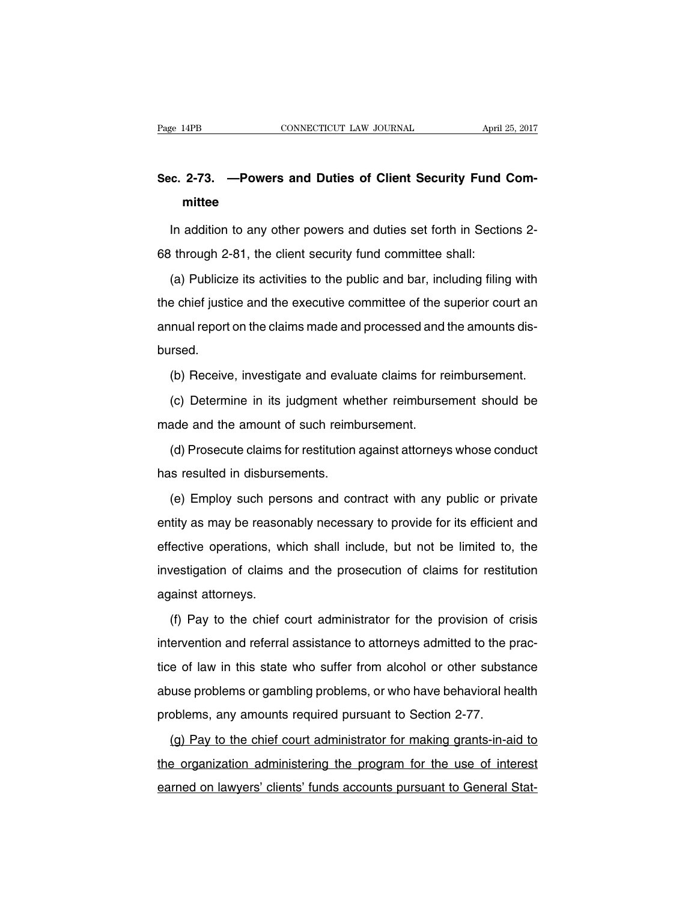## Sec. 2-73. —Powers and Duties of Client Security Fund Committee

In addition to any other powers and duties set forth in Sections 2-68 through 2-81, the client security fund committee shall:

(a) Publicize its activities to the public and bar, including filing with the chief justice and the executive committee of the superior court an annual report on the claims made and processed and the amounts disbursed.

(b) Receive, investigate and evaluate claims for reimbursement.

(c) Determine in its judgment whether reimbursement should be made and the amount of such reimbursement.

(d) Prosecute claims for restitution against attorneys whose conduct has resulted in disbursements.

(e) Employ such persons and contract with any public or private entity as may be reasonably necessary to provide for its efficient and effective operations, which shall include, but not be limited to, the investigation of claims and the prosecution of claims for restitution against attorneys.

(f) Pay to the chief court administrator for the provision of crisis intervention and referral assistance to attorneys admitted to the practice of law in this state who suffer from alcohol or other substance abuse problems or gambling problems, or who have behavioral health problems, any amounts required pursuant to Section 2-77.

<u>(g) Pay to the chief court administrator for making grants-in-aid to the organization administering the program for the use of interest earned on lawyers' clients' funds accounts pursuant to General Stat-</u>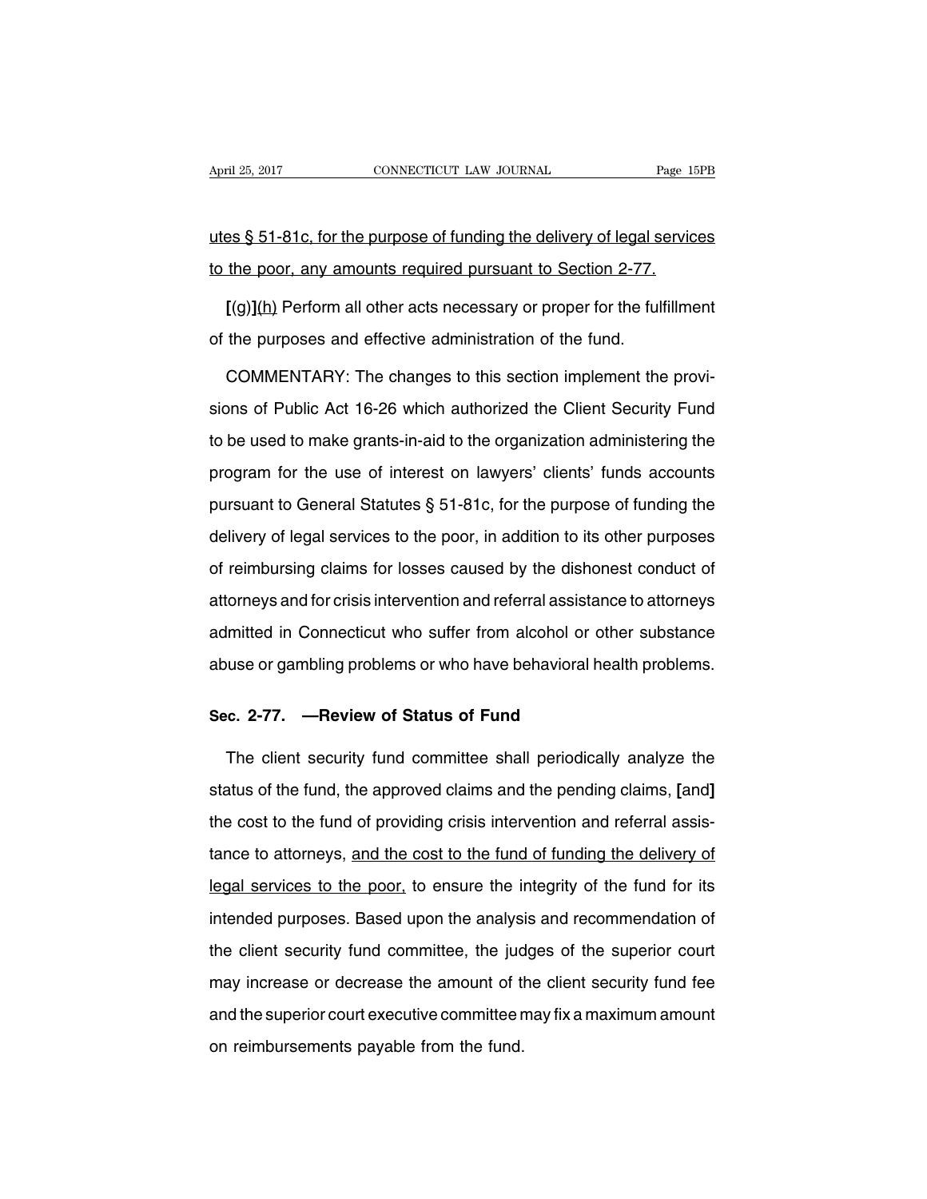utes § 51-81c, for the purpose of funding the delivery of legal services to the poor, any amounts required pursuant to Section 2-77.

**[**(g)**]**(h) Perform all other acts necessary or proper for the fulfillment of the purposes and effective administration of the fund.

COMMENTARY: The changes to this section implement the provisions of Public Act 16-26 which authorized the Client Security Fund to be used to make grants-in-aid to the organization administering the program for the use of interest on lawyers' clients' funds accounts pursuant to General Statutes § 51-81c, for the purpose of funding the delivery of legal services to the poor, in addition to its other purposes of reimbursing claims for losses caused by the dishonest conduct of attorneys and for crisis intervention and referral assistance to attorneys admitted in Connecticut who suffer from alcohol or other substance abuse or gambling problems or who have behavioral health problems.

### Sec. 2-77. —Review of Status of Fund

The client security fund committee shall periodically analyze the status of the fund, the approved claims and the pending claims, **[**and**]** the cost to the fund of providing crisis intervention and referral assistance to attorneys, and the cost to the fund of funding the delivery of legal services to the poor, to ensure the integrity of the fund for its intended purposes. Based upon the analysis and recommendation of the client security fund committee, the judges of the superior court may increase or decrease the amount of the client security fund fee and the superior court executive committee may fix a maximum amount on reimbursements payable from the fund.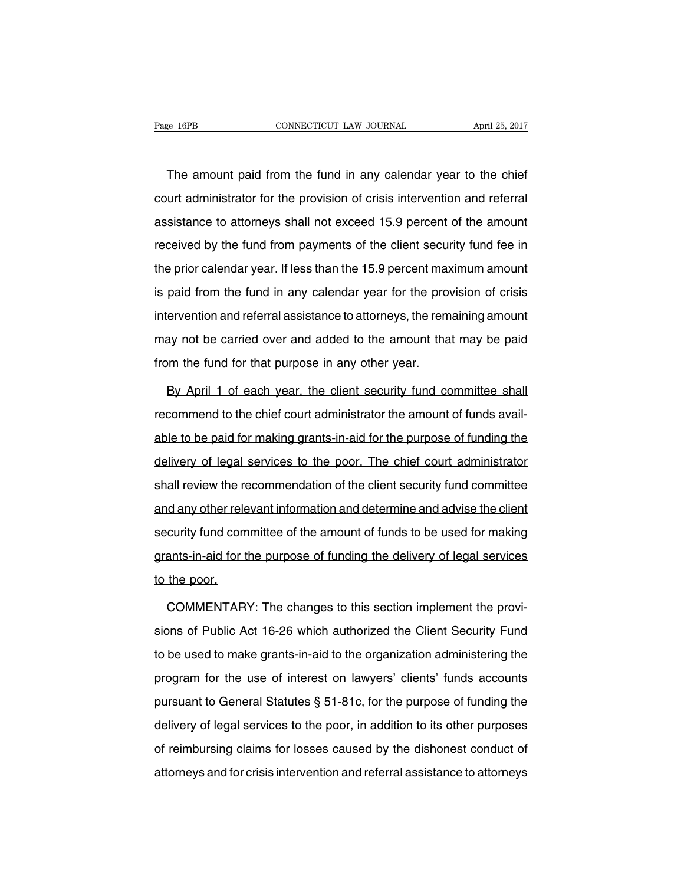The amount paid from the fund in any calendar year to the chief court administrator for the provision of crisis intervention and referral assistance to attorneys shall not exceed 15.9 percent of the amount received by the fund from payments of the client security fund fee in the prior calendar year. If less than the 15.9 percent maximum amount is paid from the fund in any calendar year for the provision of crisis intervention and referral assistance to attorneys, the remaining amount may not be carried over and added to the amount that may be paid from the fund for that purpose in any other year.

<u>By April 1 of each year, the client security fund committee shall recommend to the chief court administrator the amount of funds available to be paid for making grants-in-aid for the purpose of funding the delivery of legal services to the poor. The chief court administrator shall review the recommendation of the client security fund committee and any other relevant information and determine and advise the client security fund committee of the amount of funds to be used for making grants-in-aid for the purpose of funding the delivery of legal services to the poor.</u>

COMMENTARY: The changes to this section implement the provisions of Public Act 16-26 which authorized the Client Security Fund to be used to make grants-in-aid to the organization administering the program for the use of interest on lawyers' clients' funds accounts pursuant to General Statutes § 51-81c, for the purpose of funding the delivery of legal services to the poor, in addition to its other purposes of reimbursing claims for losses caused by the dishonest conduct of attorneys and for crisis intervention and referral assistance to attorneys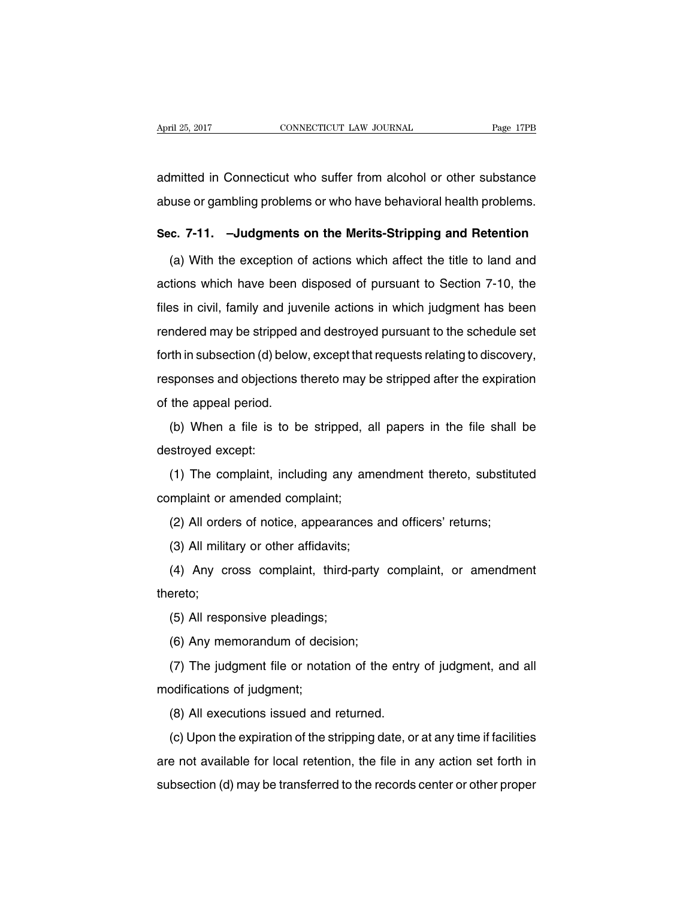admitted in Connecticut who suffer from alcohol or other substance abuse or gambling problems or who have behavioral health problems.

**Sec. 7-11. –Judgments on the Merits-Stripping and Retention**

(a) With the exception of actions which affect the title to land and actions which have been disposed of pursuant to Section 7-10, the files in civil, family and juvenile actions in which judgment has been rendered may be stripped and destroyed pursuant to the schedule set forth in subsection (d) below, except that requests relating to discovery, responses and objections thereto may be stripped after the expiration of the appeal period.

(b) When a file is to be stripped, all papers in the file shall be destroyed except:

(1) The complaint, including any amendment thereto, substituted complaint or amended complaint;

(2) All orders of notice, appearances and officers' returns;

(3) All military or other affidavits;

(4) Any cross complaint, third-party complaint, or amendment thereto;

(5) All responsive pleadings;

(6) Any memorandum of decision;

(7) The judgment file or notation of the entry of judgment, and all modifications of judgment;

(8) All executions issued and returned.

(c) Upon the expiration of the stripping date, or at any time if facilities are not available for local retention, the file in any action set forth in subsection (d) may be transferred to the records center or other proper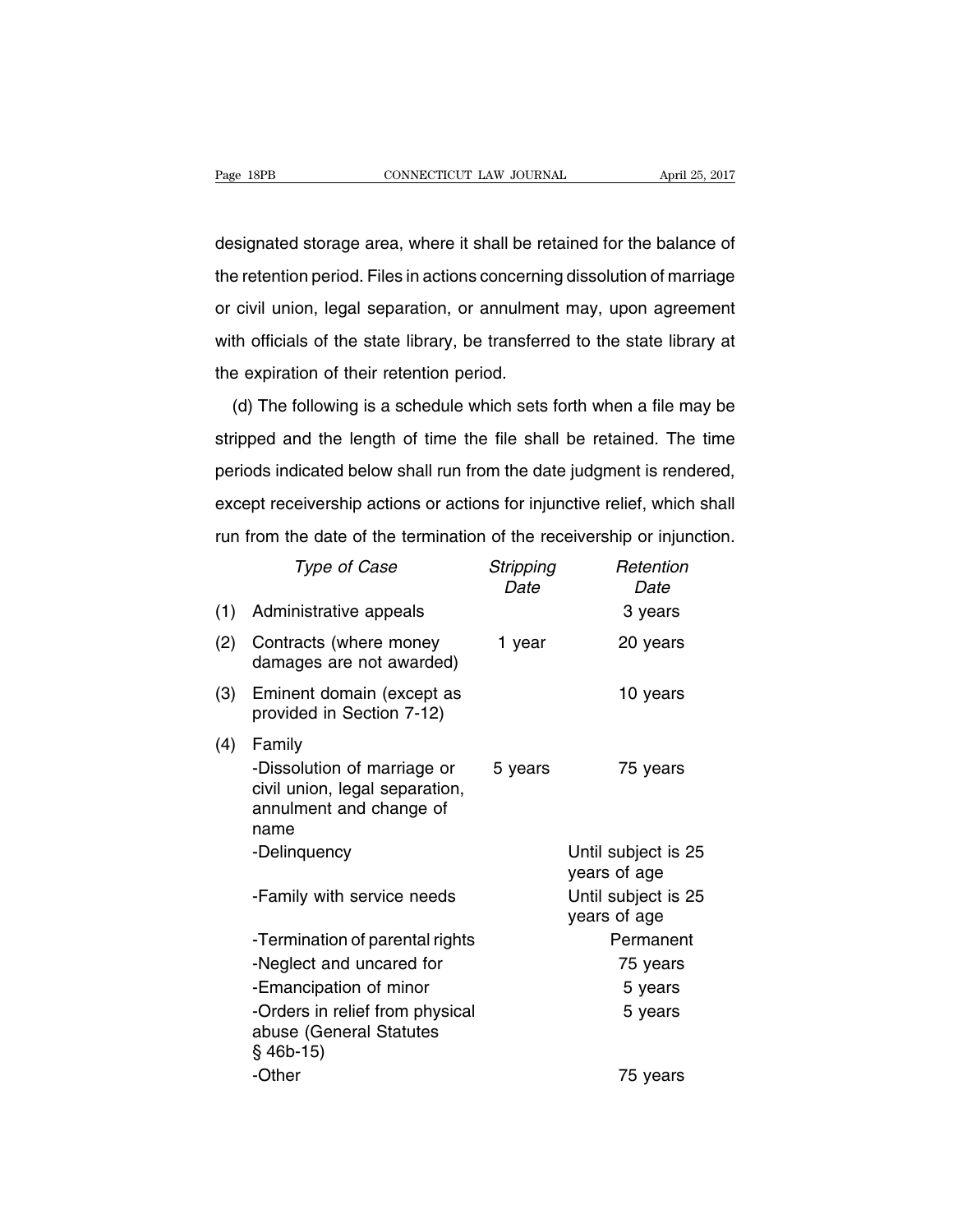designated storage area, where it shall be retained for the balance of the retention period. Files in actions concerning dissolution of marriage or civil union, legal separation, or annulment may, upon agreement with officials of the state library, be transferred to the state library at the expiration of their retention period.

(d) The following is a schedule which sets forth when a file may be stripped and the length of time the file shall be retained. The time periods indicated below shall run from the date judgment is rendered, except receivership actions or actions for injunctive relief, which shall run from the date of the termination of the receivership or injunction.

| | *Type of Case* | *Stripping Date* | *Retention Date* |
|---|---|---|---|
| (1) | Administrative appeals | | 3 years |
| (2) | Contracts (where money damages are not awarded) | 1 year | 20 years |
| (3) | Eminent domain (except as provided in Section 7-12) | | 10 years |
| (4) | Family | | |
| | -Dissolution of marriage or civil union, legal separation, annulment and change of name | 5 years | 75 years |
| | -Delinquency | | Until subject is 25 years of age |
| | -Family with service needs | | Until subject is 25 years of age |
| | -Termination of parental rights | | Permanent |
| | -Neglect and uncared for | | 75 years |
| | -Emancipation of minor | | 5 years |
| | -Orders in relief from physical abuse (General Statutes § 46b-15) | | 5 years |
| | -Other | | 75 years |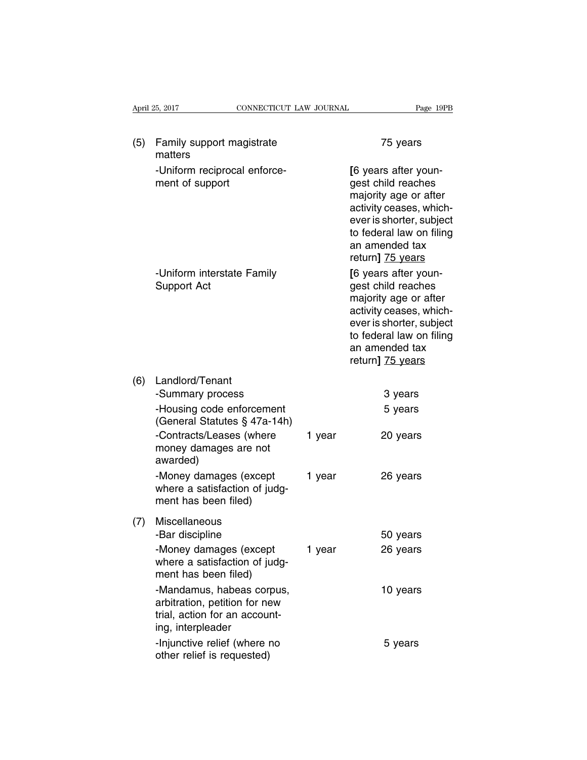| | | | |
|---|---|---|---|
| (5) | Family support magistrate matters | | 75 years |
| | -Uniform reciprocal enforcement of support | | [6 years after youngest child reaches majority age or after activity ceases, whichever is shorter, subject to federal law on filing an amended tax return] <u>75 years</u> |
| | -Uniform interstate Family Support Act | | [6 years after youngest child reaches majority age or after activity ceases, whichever is shorter, subject to federal law on filing an amended tax return] <u>75 years</u> |
| (6) | Landlord/Tenant | | |
| | -Summary process | | 3 years |
| | -Housing code enforcement (General Statutes § 47a-14h) | | 5 years |
| | -Contracts/Leases (where money damages are not awarded) | 1 year | 20 years |
| | -Money damages (except where a satisfaction of judgment has been filed) | 1 year | 26 years |
| (7) | Miscellaneous | | |
| | -Bar discipline | | 50 years |
| | -Money damages (except where a satisfaction of judgment has been filed) | 1 year | 26 years |
| | -Mandamus, habeas corpus, arbitration, petition for new trial, action for an accounting, interpleader | | 10 years |
| | -Injunctive relief (where no other relief is requested) | | 5 years |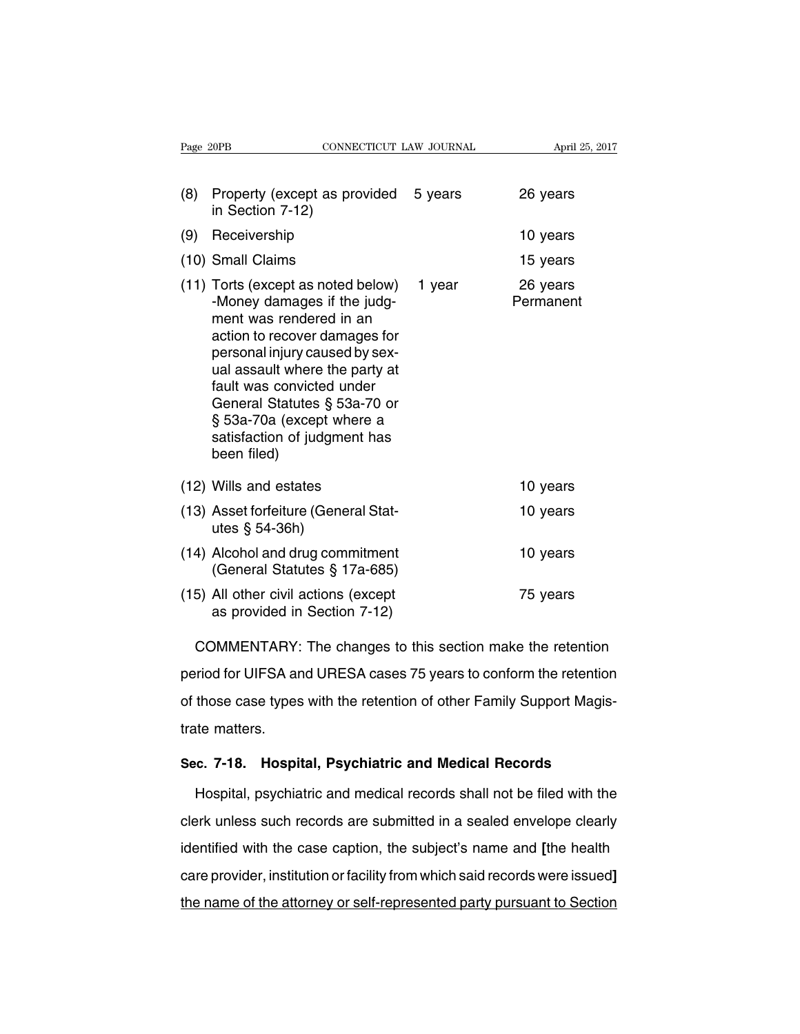| | | |
|---|---|---|
| (8) Property (except as provided in Section 7-12) | 5 years | 26 years |
| (9) Receivership | | 10 years |
| (10) Small Claims | | 15 years |
| (11) Torts (except as noted below) -Money damages if the judgment was rendered in an action to recover damages for personal injury caused by sexual assault where the party at fault was convicted under General Statutes § 53a-70 or § 53a-70a (except where a satisfaction of judgment has been filed) | 1 year | 26 years Permanent |
| (12) Wills and estates | | 10 years |
| (13) Asset forfeiture (General Statutes § 54-36h) | | 10 years |
| (14) Alcohol and drug commitment (General Statutes § 17a-685) | | 10 years |
| (15) All other civil actions (except as provided in Section 7-12) | | 75 years |

COMMENTARY: The changes to this section make the retention period for UIFSA and URESA cases 75 years to conform the retention of those case types with the retention of other Family Support Magistrate matters.

**Sec. 7-18. Hospital, Psychiatric and Medical Records**

Hospital, psychiatric and medical records shall not be filed with the clerk unless such records are submitted in a sealed envelope clearly identified with the case caption, the subject's name and **[**the health care provider, institution or facility from which said records were issued**]** <u>the name of the attorney or self-represented party pursuant to Section</u>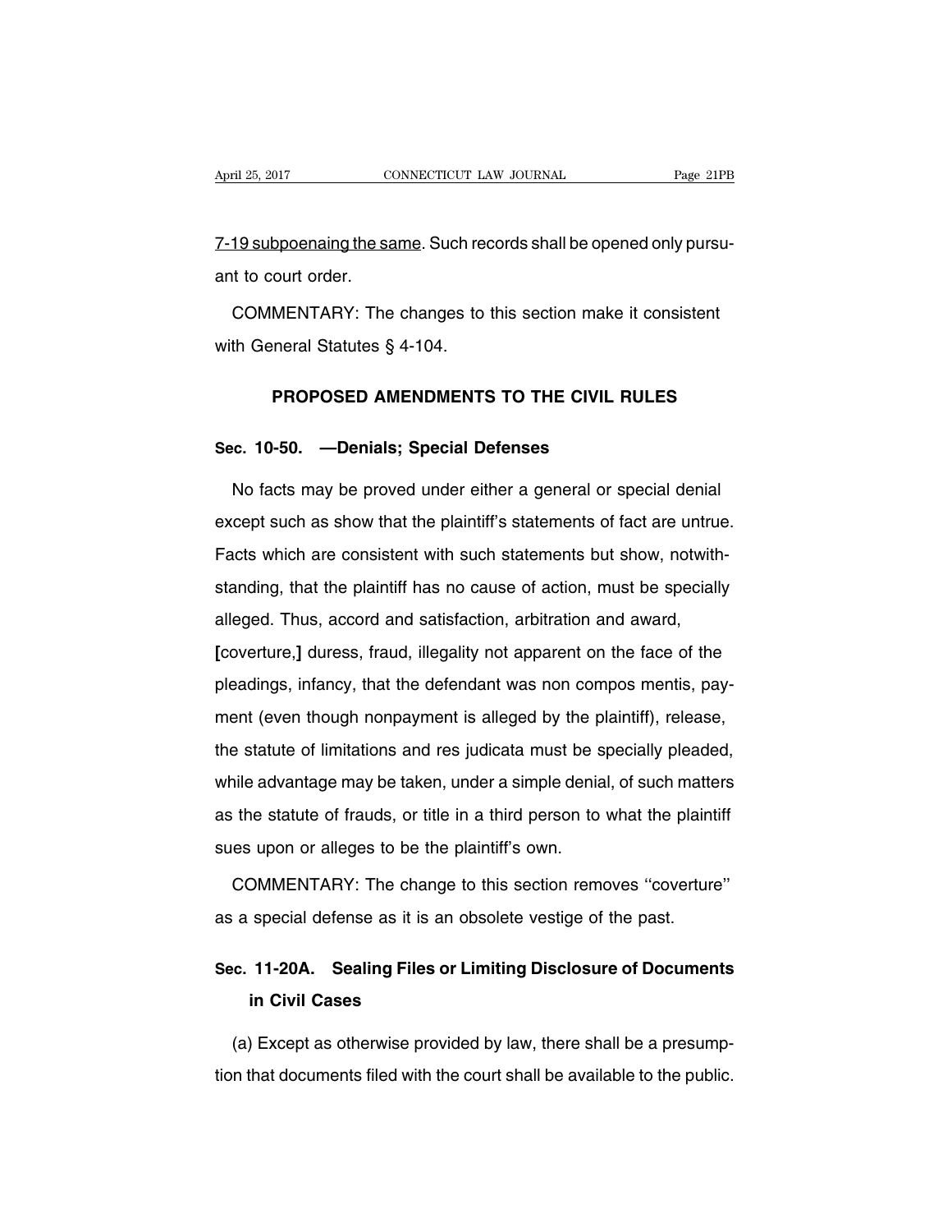<u>7-19 subpoenaing the same</u>. Such records shall be opened only pursuant to court order.

COMMENTARY: The changes to this section make it consistent with General Statutes § 4-104.

## PROPOSED AMENDMENTS TO THE CIVIL RULES

### Sec. 10-50. —Denials; Special Defenses

No facts may be proved under either a general or special denial except such as show that the plaintiff's statements of fact are untrue. Facts which are consistent with such statements but show, notwithstanding, that the plaintiff has no cause of action, must be specially alleged. Thus, accord and satisfaction, arbitration and award, **[**coverture,**]** duress, fraud, illegality not apparent on the face of the pleadings, infancy, that the defendant was non compos mentis, payment (even though nonpayment is alleged by the plaintiff), release, the statute of limitations and res judicata must be specially pleaded, while advantage may be taken, under a simple denial, of such matters as the statute of frauds, or title in a third person to what the plaintiff sues upon or alleges to be the plaintiff's own.

COMMENTARY: The change to this section removes ''coverture'' as a special defense as it is an obsolete vestige of the past.

### Sec. 11-20A. Sealing Files or Limiting Disclosure of Documents in Civil Cases

(a) Except as otherwise provided by law, there shall be a presumption that documents filed with the court shall be available to the public.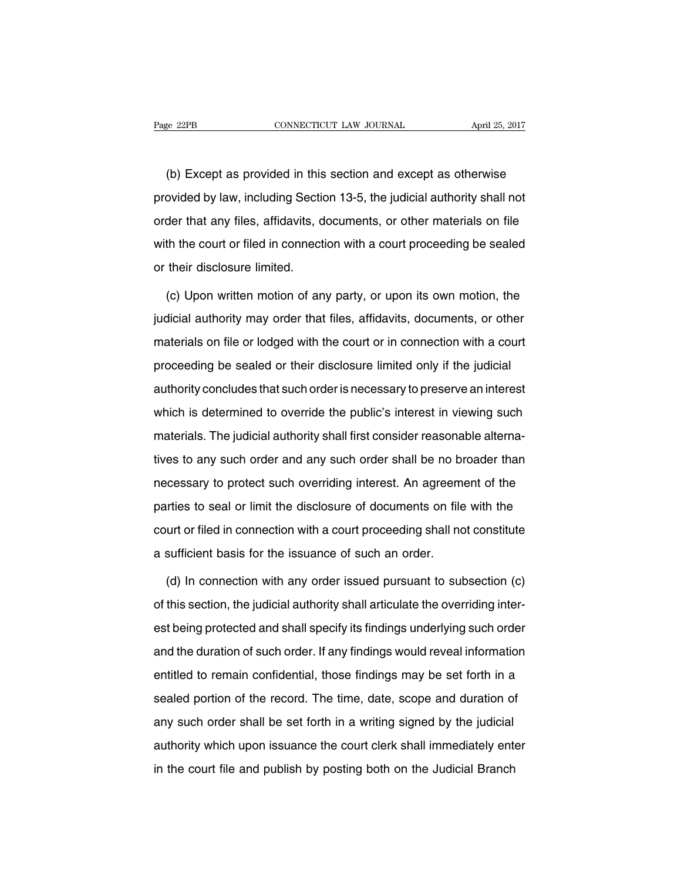(b) Except as provided in this section and except as otherwise provided by law, including Section 13-5, the judicial authority shall not order that any files, affidavits, documents, or other materials on file with the court or filed in connection with a court proceeding be sealed or their disclosure limited.

(c) Upon written motion of any party, or upon its own motion, the judicial authority may order that files, affidavits, documents, or other materials on file or lodged with the court or in connection with a court proceeding be sealed or their disclosure limited only if the judicial authority concludes that such order is necessary to preserve an interest which is determined to override the public's interest in viewing such materials. The judicial authority shall first consider reasonable alternatives to any such order and any such order shall be no broader than necessary to protect such overriding interest. An agreement of the parties to seal or limit the disclosure of documents on file with the court or filed in connection with a court proceeding shall not constitute a sufficient basis for the issuance of such an order.

(d) In connection with any order issued pursuant to subsection (c) of this section, the judicial authority shall articulate the overriding interest being protected and shall specify its findings underlying such order and the duration of such order. If any findings would reveal information entitled to remain confidential, those findings may be set forth in a sealed portion of the record. The time, date, scope and duration of any such order shall be set forth in a writing signed by the judicial authority which upon issuance the court clerk shall immediately enter in the court file and publish by posting both on the Judicial Branch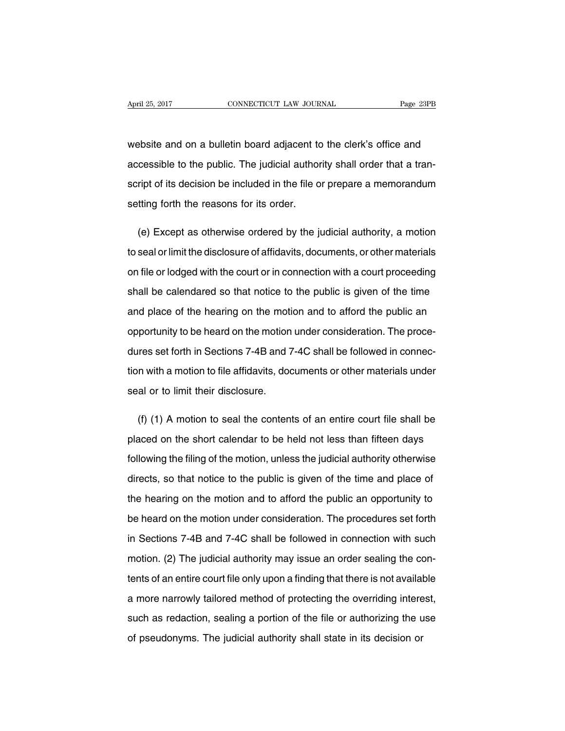website and on a bulletin board adjacent to the clerk's office and accessible to the public. The judicial authority shall order that a transcript of its decision be included in the file or prepare a memorandum setting forth the reasons for its order.

(e) Except as otherwise ordered by the judicial authority, a motion to seal or limit the disclosure of affidavits, documents, or other materials on file or lodged with the court or in connection with a court proceeding shall be calendared so that notice to the public is given of the time and place of the hearing on the motion and to afford the public an opportunity to be heard on the motion under consideration. The procedures set forth in Sections 7-4B and 7-4C shall be followed in connection with a motion to file affidavits, documents or other materials under seal or to limit their disclosure.

(f) (1) A motion to seal the contents of an entire court file shall be placed on the short calendar to be held not less than fifteen days following the filing of the motion, unless the judicial authority otherwise directs, so that notice to the public is given of the time and place of the hearing on the motion and to afford the public an opportunity to be heard on the motion under consideration. The procedures set forth in Sections 7-4B and 7-4C shall be followed in connection with such motion. (2) The judicial authority may issue an order sealing the contents of an entire court file only upon a finding that there is not available a more narrowly tailored method of protecting the overriding interest, such as redaction, sealing a portion of the file or authorizing the use of pseudonyms. The judicial authority shall state in its decision or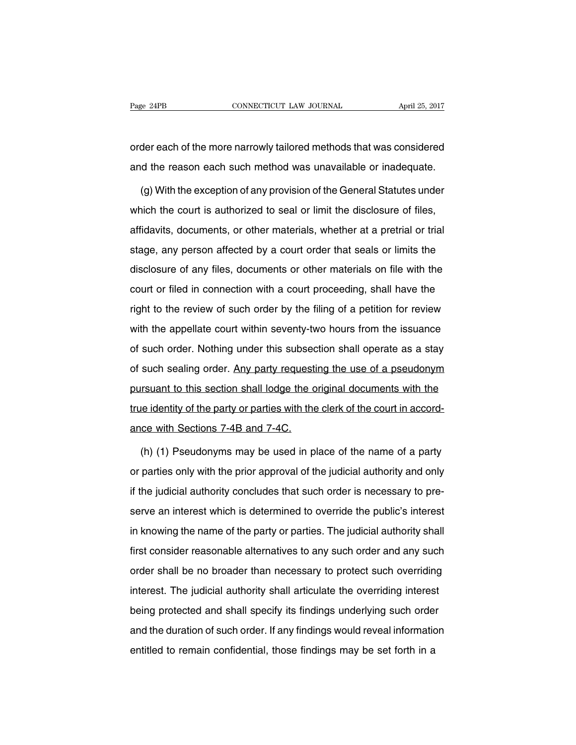order each of the more narrowly tailored methods that was considered and the reason each such method was unavailable or inadequate.

(g) With the exception of any provision of the General Statutes under which the court is authorized to seal or limit the disclosure of files, affidavits, documents, or other materials, whether at a pretrial or trial stage, any person affected by a court order that seals or limits the disclosure of any files, documents or other materials on file with the court or filed in connection with a court proceeding, shall have the right to the review of such order by the filing of a petition for review with the appellate court within seventy-two hours from the issuance of such order. Nothing under this subsection shall operate as a stay of such sealing order. <u>Any party requesting the use of a pseudonym pursuant to this section shall lodge the original documents with the true identity of the party or parties with the clerk of the court in accordance with Sections 7-4B and 7-4C.</u>

(h) (1) Pseudonyms may be used in place of the name of a party or parties only with the prior approval of the judicial authority and only if the judicial authority concludes that such order is necessary to preserve an interest which is determined to override the public's interest in knowing the name of the party or parties. The judicial authority shall first consider reasonable alternatives to any such order and any such order shall be no broader than necessary to protect such overriding interest. The judicial authority shall articulate the overriding interest being protected and shall specify its findings underlying such order and the duration of such order. If any findings would reveal information entitled to remain confidential, those findings may be set forth in a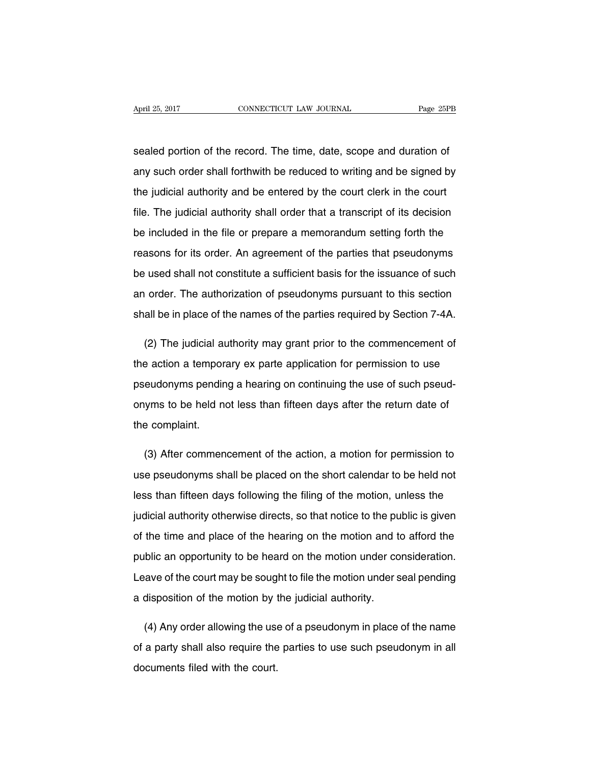sealed portion of the record. The time, date, scope and duration of any such order shall forthwith be reduced to writing and be signed by the judicial authority and be entered by the court clerk in the court file. The judicial authority shall order that a transcript of its decision be included in the file or prepare a memorandum setting forth the reasons for its order. An agreement of the parties that pseudonyms be used shall not constitute a sufficient basis for the issuance of such an order. The authorization of pseudonyms pursuant to this section shall be in place of the names of the parties required by Section 7-4A.

(2) The judicial authority may grant prior to the commencement of the action a temporary ex parte application for permission to use pseudonyms pending a hearing on continuing the use of such pseudonyms to be held not less than fifteen days after the return date of the complaint.

(3) After commencement of the action, a motion for permission to use pseudonyms shall be placed on the short calendar to be held not less than fifteen days following the filing of the motion, unless the judicial authority otherwise directs, so that notice to the public is given of the time and place of the hearing on the motion and to afford the public an opportunity to be heard on the motion under consideration. Leave of the court may be sought to file the motion under seal pending a disposition of the motion by the judicial authority.

(4) Any order allowing the use of a pseudonym in place of the name of a party shall also require the parties to use such pseudonym in all documents filed with the court.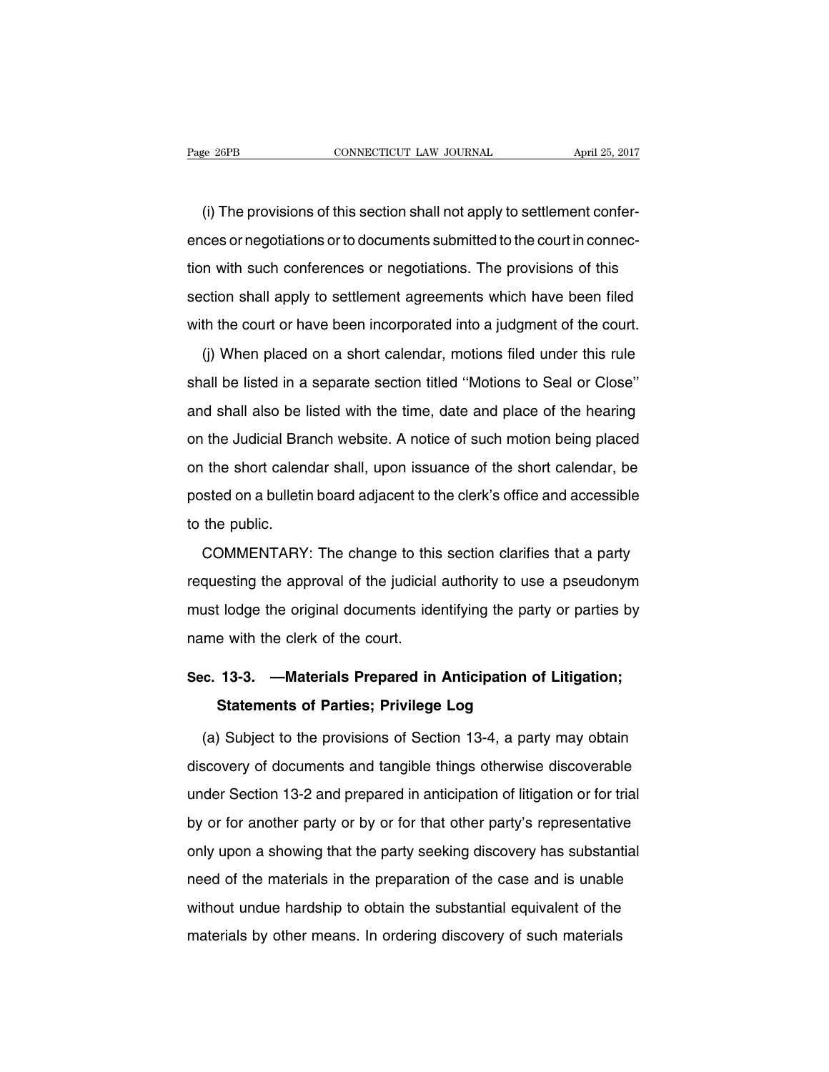(i) The provisions of this section shall not apply to settlement conferences or negotiations or to documents submitted to the court in connection with such conferences or negotiations. The provisions of this section shall apply to settlement agreements which have been filed with the court or have been incorporated into a judgment of the court.

(j) When placed on a short calendar, motions filed under this rule shall be listed in a separate section titled ''Motions to Seal or Close'' and shall also be listed with the time, date and place of the hearing on the Judicial Branch website. A notice of such motion being placed on the short calendar shall, upon issuance of the short calendar, be posted on a bulletin board adjacent to the clerk's office and accessible to the public.

COMMENTARY: The change to this section clarifies that a party requesting the approval of the judicial authority to use a pseudonym must lodge the original documents identifying the party or parties by name with the clerk of the court.

## Sec. 13-3. —Materials Prepared in Anticipation of Litigation; Statements of Parties; Privilege Log

(a) Subject to the provisions of Section 13-4, a party may obtain discovery of documents and tangible things otherwise discoverable under Section 13-2 and prepared in anticipation of litigation or for trial by or for another party or by or for that other party's representative only upon a showing that the party seeking discovery has substantial need of the materials in the preparation of the case and is unable without undue hardship to obtain the substantial equivalent of the materials by other means. In ordering discovery of such materials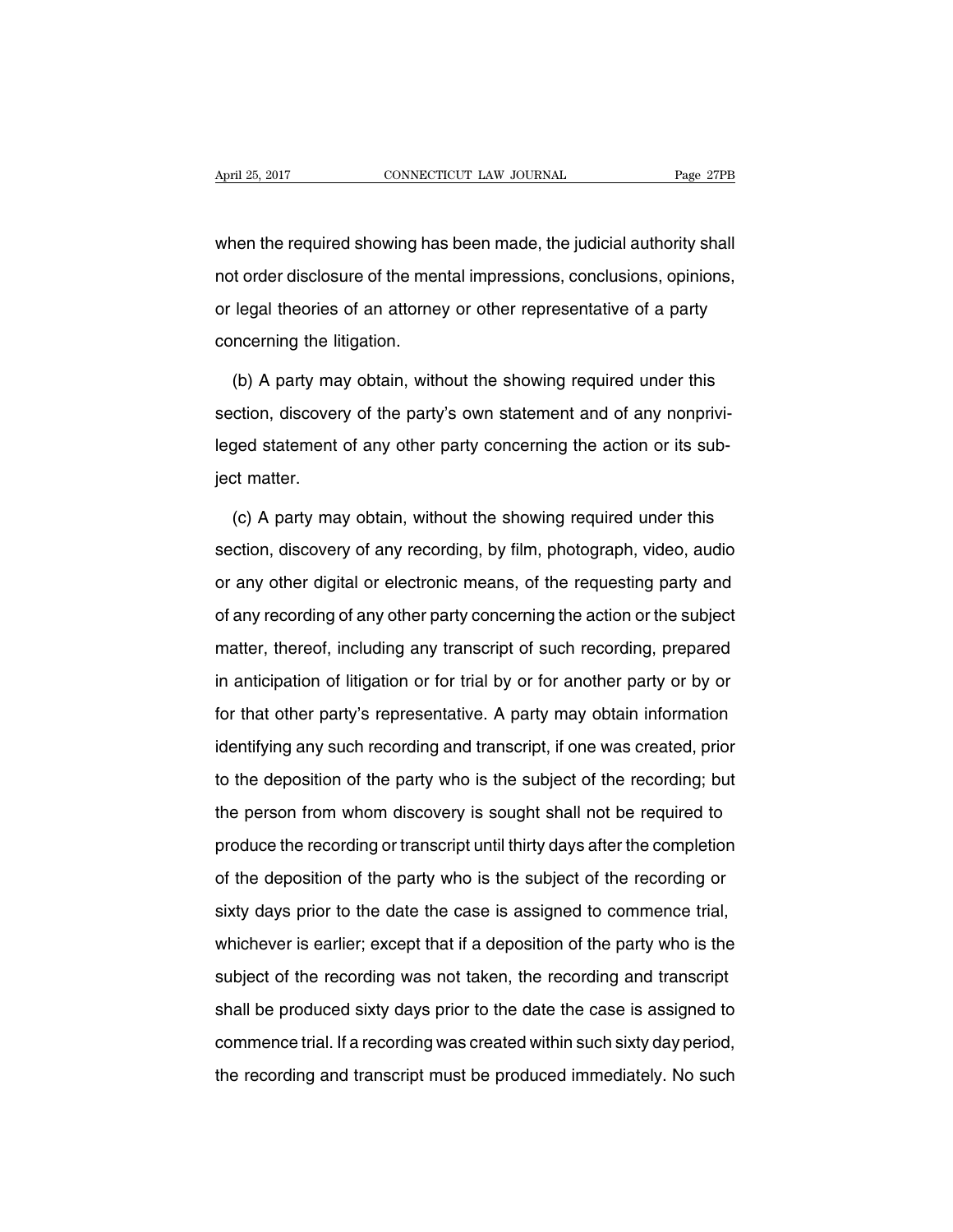when the required showing has been made, the judicial authority shall not order disclosure of the mental impressions, conclusions, opinions, or legal theories of an attorney or other representative of a party concerning the litigation.

(b) A party may obtain, without the showing required under this section, discovery of the party's own statement and of any nonprivileged statement of any other party concerning the action or its subject matter.

(c) A party may obtain, without the showing required under this section, discovery of any recording, by film, photograph, video, audio or any other digital or electronic means, of the requesting party and of any recording of any other party concerning the action or the subject matter, thereof, including any transcript of such recording, prepared in anticipation of litigation or for trial by or for another party or by or for that other party's representative. A party may obtain information identifying any such recording and transcript, if one was created, prior to the deposition of the party who is the subject of the recording; but the person from whom discovery is sought shall not be required to produce the recording or transcript until thirty days after the completion of the deposition of the party who is the subject of the recording or sixty days prior to the date the case is assigned to commence trial, whichever is earlier; except that if a deposition of the party who is the subject of the recording was not taken, the recording and transcript shall be produced sixty days prior to the date the case is assigned to commence trial. If a recording was created within such sixty day period, the recording and transcript must be produced immediately. No such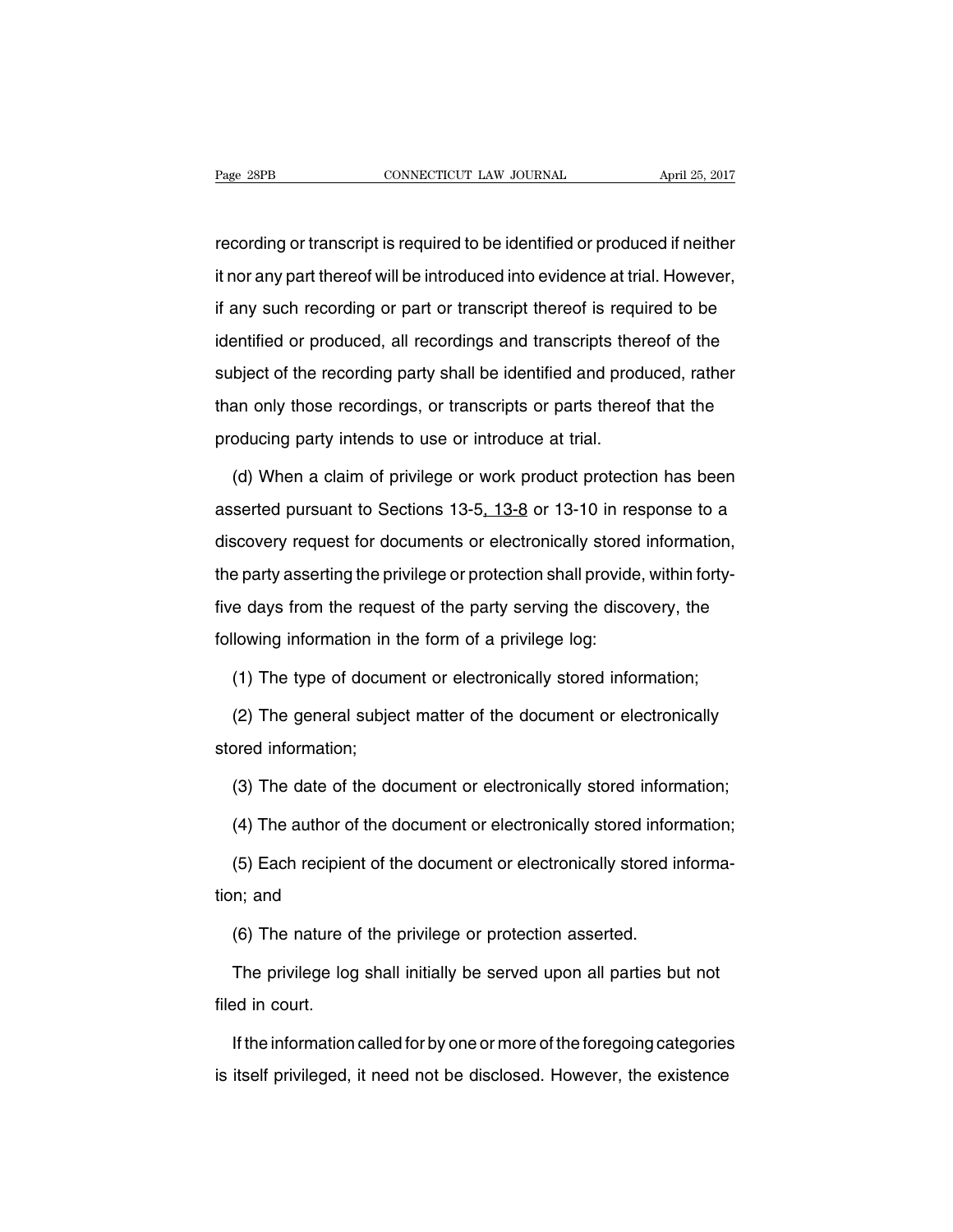recording or transcript is required to be identified or produced if neither it nor any part thereof will be introduced into evidence at trial. However, if any such recording or part or transcript thereof is required to be identified or produced, all recordings and transcripts thereof of the subject of the recording party shall be identified and produced, rather than only those recordings, or transcripts or parts thereof that the producing party intends to use or introduce at trial.

(d) When a claim of privilege or work product protection has been asserted pursuant to Sections 13-5, 13-8 or 13-10 in response to a discovery request for documents or electronically stored information, the party asserting the privilege or protection shall provide, within forty-five days from the request of the party serving the discovery, the following information in the form of a privilege log:

(1) The type of document or electronically stored information;

(2) The general subject matter of the document or electronically stored information;

(3) The date of the document or electronically stored information;

(4) The author of the document or electronically stored information;

(5) Each recipient of the document or electronically stored information; and

(6) The nature of the privilege or protection asserted.

The privilege log shall initially be served upon all parties but not filed in court.

If the information called for by one or more of the foregoing categories is itself privileged, it need not be disclosed. However, the existence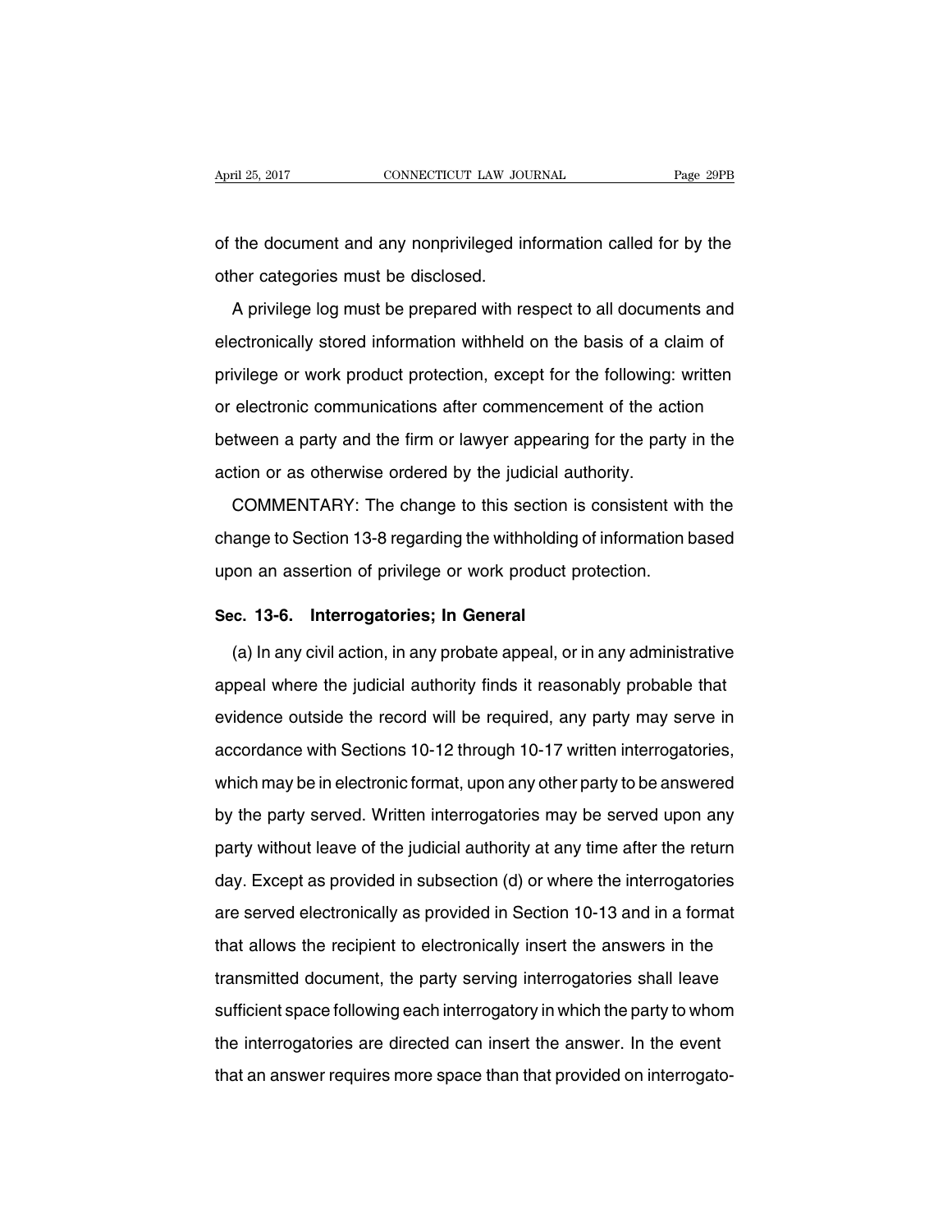of the document and any nonprivileged information called for by the other categories must be disclosed.

A privilege log must be prepared with respect to all documents and electronically stored information withheld on the basis of a claim of privilege or work product protection, except for the following: written or electronic communications after commencement of the action between a party and the firm or lawyer appearing for the party in the action or as otherwise ordered by the judicial authority.

COMMENTARY: The change to this section is consistent with the change to Section 13-8 regarding the withholding of information based upon an assertion of privilege or work product protection.

### Sec. 13-6. Interrogatories; In General

(a) In any civil action, in any probate appeal, or in any administrative appeal where the judicial authority finds it reasonably probable that evidence outside the record will be required, any party may serve in accordance with Sections 10-12 through 10-17 written interrogatories, which may be in electronic format, upon any other party to be answered by the party served. Written interrogatories may be served upon any party without leave of the judicial authority at any time after the return day. Except as provided in subsection (d) or where the interrogatories are served electronically as provided in Section 10-13 and in a format that allows the recipient to electronically insert the answers in the transmitted document, the party serving interrogatories shall leave sufficient space following each interrogatory in which the party to whom the interrogatories are directed can insert the answer. In the event that an answer requires more space than that provided on interrogato-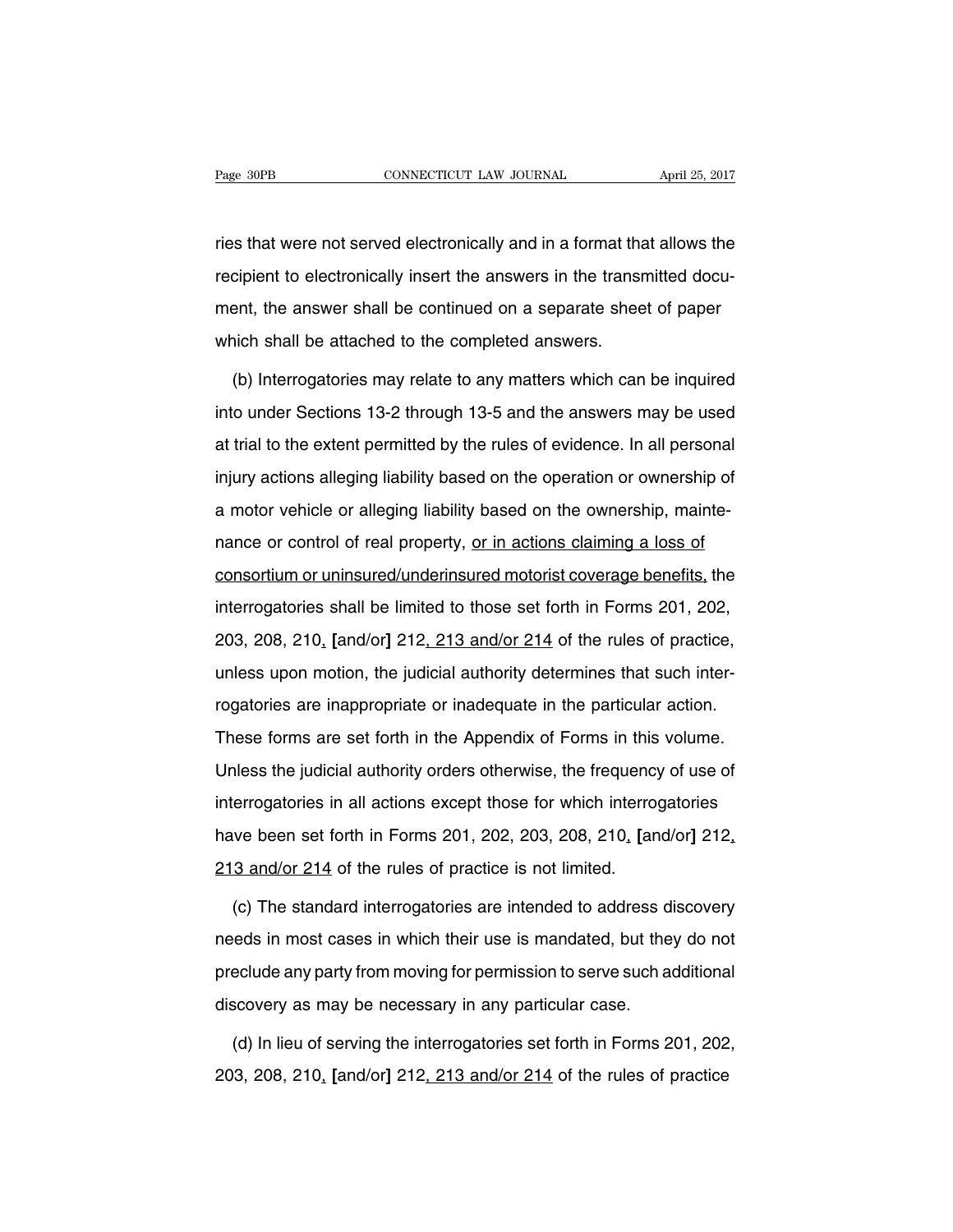ries that were not served electronically and in a format that allows the recipient to electronically insert the answers in the transmitted document, the answer shall be continued on a separate sheet of paper which shall be attached to the completed answers.

(b) Interrogatories may relate to any matters which can be inquired into under Sections 13-2 through 13-5 and the answers may be used at trial to the extent permitted by the rules of evidence. In all personal injury actions alleging liability based on the operation or ownership of a motor vehicle or alleging liability based on the ownership, maintenance or control of real property, <u>or in actions claiming a loss of consortium or uninsured/underinsured motorist coverage benefits,</u> the interrogatories shall be limited to those set forth in Forms 201, 202, 203, 208, 210<u>,</u> **[**and/or**]** 212<u>, 213 and/or 214</u> of the rules of practice, unless upon motion, the judicial authority determines that such interrogatories are inappropriate or inadequate in the particular action. These forms are set forth in the Appendix of Forms in this volume. Unless the judicial authority orders otherwise, the frequency of use of interrogatories in all actions except those for which interrogatories have been set forth in Forms 201, 202, 203, 208, 210<u>,</u> **[**and/or**]** 212<u>, 213 and/or 214</u> of the rules of practice is not limited.

(c) The standard interrogatories are intended to address discovery needs in most cases in which their use is mandated, but they do not preclude any party from moving for permission to serve such additional discovery as may be necessary in any particular case.

(d) In lieu of serving the interrogatories set forth in Forms 201, 202, 203, 208, 210<u>,</u> **[**and/or**]** 212<u>, 213 and/or 214</u> of the rules of practice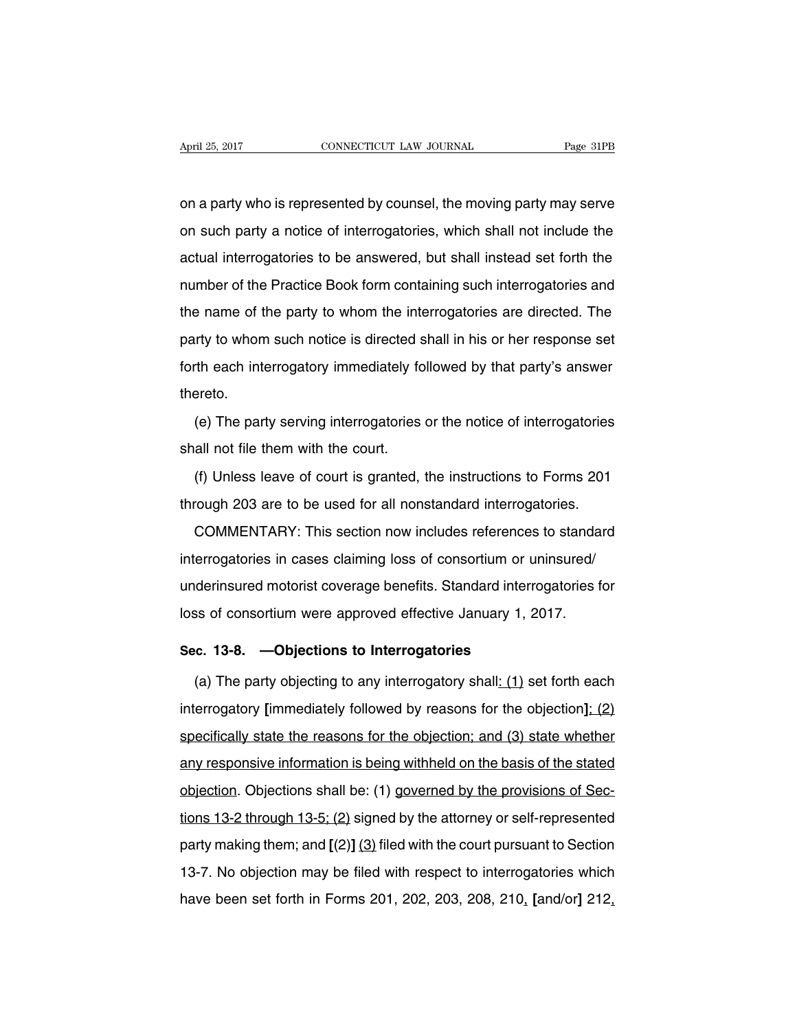on a party who is represented by counsel, the moving party may serve on such party a notice of interrogatories, which shall not include the actual interrogatories to be answered, but shall instead set forth the number of the Practice Book form containing such interrogatories and the name of the party to whom the interrogatories are directed. The party to whom such notice is directed shall in his or her response set forth each interrogatory immediately followed by that party's answer thereto.

(e) The party serving interrogatories or the notice of interrogatories shall not file them with the court.

(f) Unless leave of court is granted, the instructions to Forms 201 through 203 are to be used for all nonstandard interrogatories.

COMMENTARY: This section now includes references to standard interrogatories in cases claiming loss of consortium or uninsured/underinsured motorist coverage benefits. Standard interrogatories for loss of consortium were approved effective January 1, 2017.

### Sec. 13-8. —Objections to Interrogatories

(a) The party objecting to any interrogatory shall<u>: (1)</u> set forth each interrogatory **[**immediately followed by reasons for the objection**]**<u>; (2) specifically state the reasons for the objection; and (3) state whether any responsive information is being withheld on the basis of the stated objection</u>. Objections shall be: (1) <u>governed by the provisions of Sections 13-2 through 13-5; (2)</u> signed by the attorney or self-represented party making them; and **[**(2)**]** <u>(3)</u> filed with the court pursuant to Section 13-7. No objection may be filed with respect to interrogatories which have been set forth in Forms 201, 202, 203, 208, 210<u>,</u> **[**and/or**]** 212<u>,</u>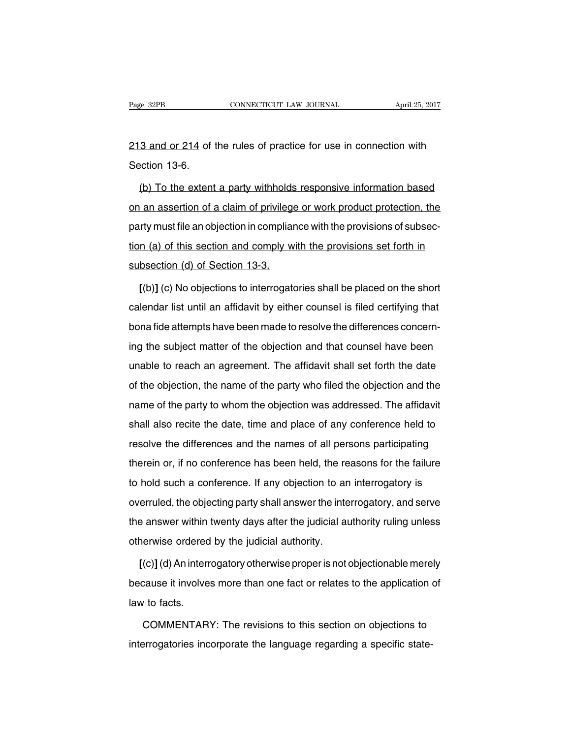213 and or 214 of the rules of practice for use in connection with Section 13-6.

(b) To the extent a party withholds responsive information based on an assertion of a claim of privilege or work product protection, the party must file an objection in compliance with the provisions of subsection (a) of this section and comply with the provisions set forth in subsection (d) of Section 13-3.

**[**(b)**]** (c) No objections to interrogatories shall be placed on the short calendar list until an affidavit by either counsel is filed certifying that bona fide attempts have been made to resolve the differences concerning the subject matter of the objection and that counsel have been unable to reach an agreement. The affidavit shall set forth the date of the objection, the name of the party who filed the objection and the name of the party to whom the objection was addressed. The affidavit shall also recite the date, time and place of any conference held to resolve the differences and the names of all persons participating therein or, if no conference has been held, the reasons for the failure to hold such a conference. If any objection to an interrogatory is overruled, the objecting party shall answer the interrogatory, and serve the answer within twenty days after the judicial authority ruling unless otherwise ordered by the judicial authority.

**[**(c)**]** (d) An interrogatory otherwise proper is not objectionable merely because it involves more than one fact or relates to the application of law to facts.

COMMENTARY: The revisions to this section on objections to interrogatories incorporate the language regarding a specific state-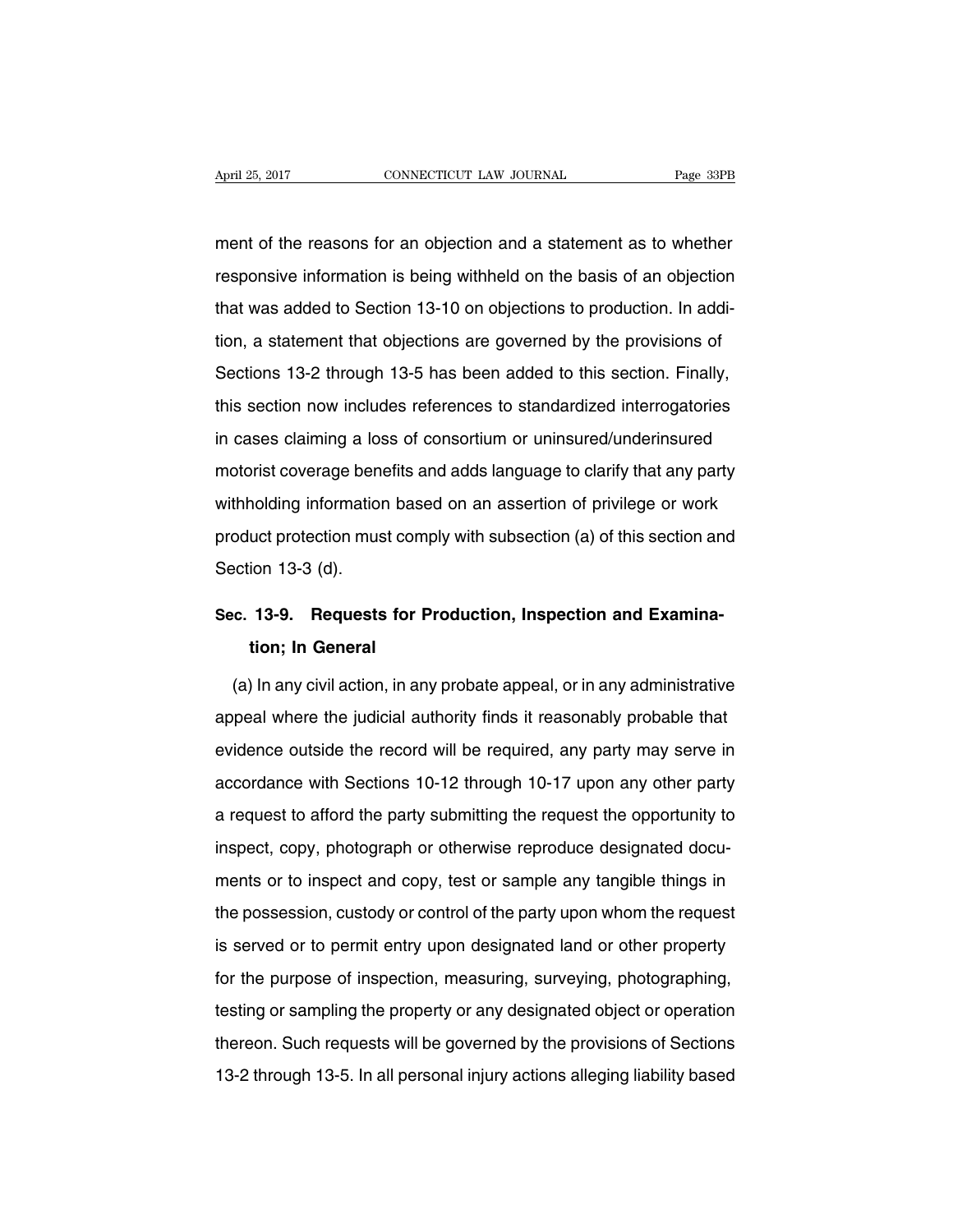ment of the reasons for an objection and a statement as to whether responsive information is being withheld on the basis of an objection that was added to Section 13-10 on objections to production. In addition, a statement that objections are governed by the provisions of Sections 13-2 through 13-5 has been added to this section. Finally, this section now includes references to standardized interrogatories in cases claiming a loss of consortium or uninsured/underinsured motorist coverage benefits and adds language to clarify that any party withholding information based on an assertion of privilege or work product protection must comply with subsection (a) of this section and Section 13-3 (d).

## Sec. 13-9. Requests for Production, Inspection and Examination; In General

(a) In any civil action, in any probate appeal, or in any administrative appeal where the judicial authority finds it reasonably probable that evidence outside the record will be required, any party may serve in accordance with Sections 10-12 through 10-17 upon any other party a request to afford the party submitting the request the opportunity to inspect, copy, photograph or otherwise reproduce designated documents or to inspect and copy, test or sample any tangible things in the possession, custody or control of the party upon whom the request is served or to permit entry upon designated land or other property for the purpose of inspection, measuring, surveying, photographing, testing or sampling the property or any designated object or operation thereon. Such requests will be governed by the provisions of Sections 13-2 through 13-5. In all personal injury actions alleging liability based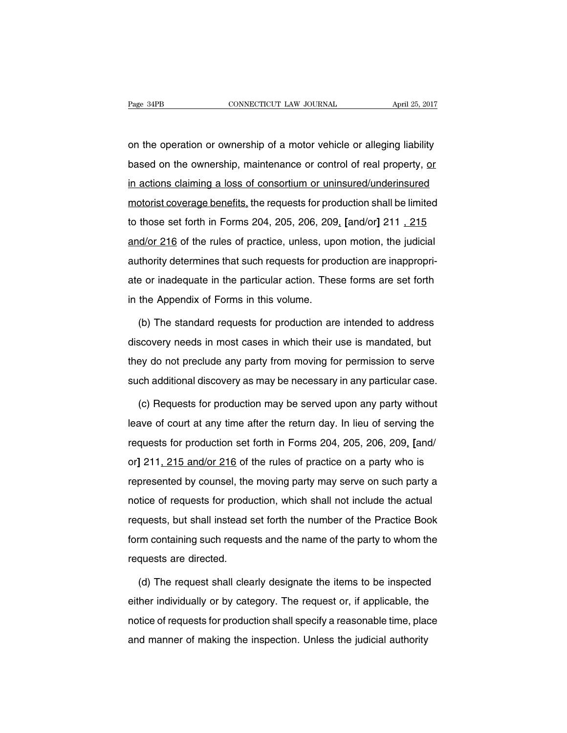on the operation or ownership of a motor vehicle or alleging liability based on the ownership, maintenance or control of real property, <u>or in actions claiming a loss of consortium or uninsured/underinsured motorist coverage benefits,</u> the requests for production shall be limited to those set forth in Forms 204, 205, 206, 209<u>,</u> [and/or] 211 <u>, 215 and/or 216</u> of the rules of practice, unless, upon motion, the judicial authority determines that such requests for production are inappropriate or inadequate in the particular action. These forms are set forth in the Appendix of Forms in this volume.

(b) The standard requests for production are intended to address discovery needs in most cases in which their use is mandated, but they do not preclude any party from moving for permission to serve such additional discovery as may be necessary in any particular case.

(c) Requests for production may be served upon any party without leave of court at any time after the return day. In lieu of serving the requests for production set forth in Forms 204, 205, 206, 209<u>,</u> [and/or] 211<u>, 215 and/or 216</u> of the rules of practice on a party who is represented by counsel, the moving party may serve on such party a notice of requests for production, which shall not include the actual requests, but shall instead set forth the number of the Practice Book form containing such requests and the name of the party to whom the requests are directed.

(d) The request shall clearly designate the items to be inspected either individually or by category. The request or, if applicable, the notice of requests for production shall specify a reasonable time, place and manner of making the inspection. Unless the judicial authority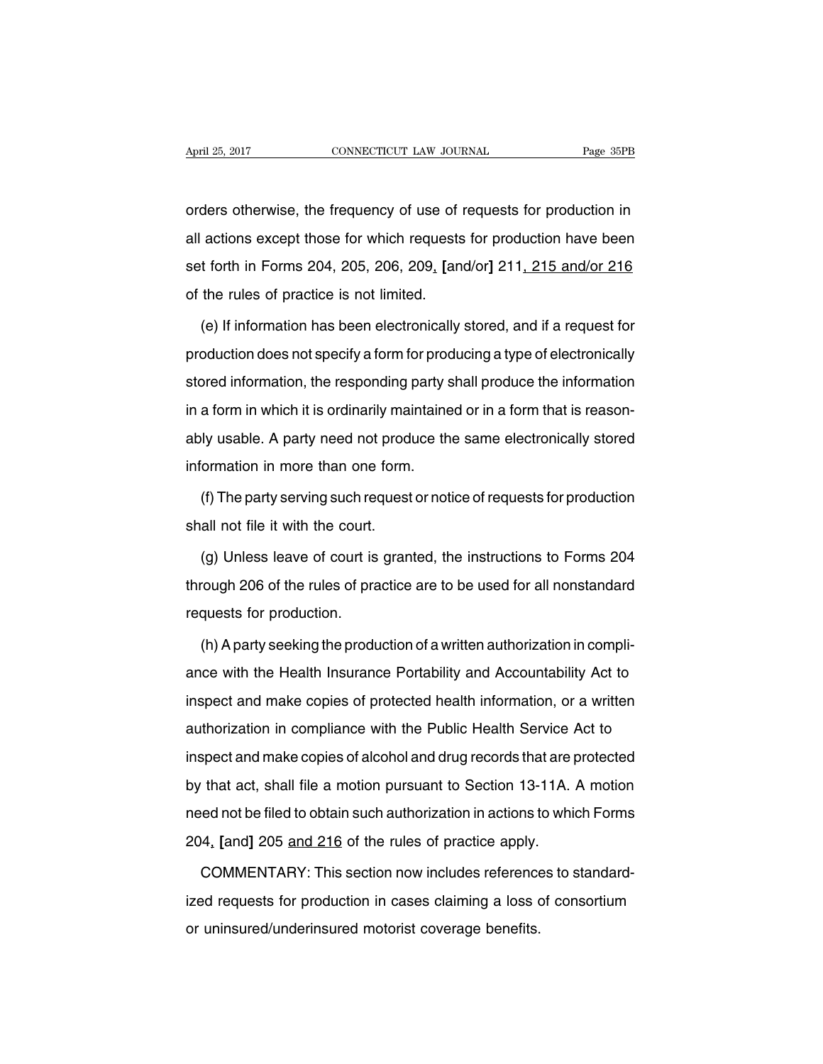orders otherwise, the frequency of use of requests for production in all actions except those for which requests for production have been set forth in Forms 204, 205, 206, 209, [and/or] 211, 215 and/or 216 of the rules of practice is not limited.

(e) If information has been electronically stored, and if a request for production does not specify a form for producing a type of electronically stored information, the responding party shall produce the information in a form in which it is ordinarily maintained or in a form that is reasonably usable. A party need not produce the same electronically stored information in more than one form.

(f) The party serving such request or notice of requests for production shall not file it with the court.

(g) Unless leave of court is granted, the instructions to Forms 204 through 206 of the rules of practice are to be used for all nonstandard requests for production.

(h) A party seeking the production of a written authorization in compliance with the Health Insurance Portability and Accountability Act to inspect and make copies of protected health information, or a written authorization in compliance with the Public Health Service Act to inspect and make copies of alcohol and drug records that are protected by that act, shall file a motion pursuant to Section 13-11A. A motion need not be filed to obtain such authorization in actions to which Forms 204, [and] 205 and 216 of the rules of practice apply.

COMMENTARY: This section now includes references to standardized requests for production in cases claiming a loss of consortium or uninsured/underinsured motorist coverage benefits.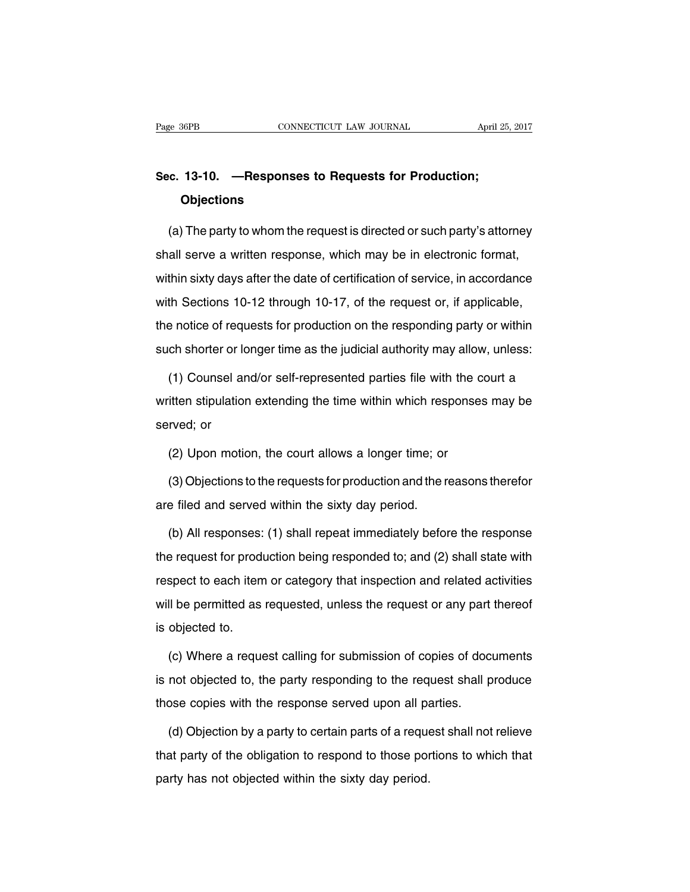## Sec. 13-10. —Responses to Requests for Production; Objections

(a) The party to whom the request is directed or such party's attorney shall serve a written response, which may be in electronic format, within sixty days after the date of certification of service, in accordance with Sections 10-12 through 10-17, of the request or, if applicable, the notice of requests for production on the responding party or within such shorter or longer time as the judicial authority may allow, unless:

(1) Counsel and/or self-represented parties file with the court a written stipulation extending the time within which responses may be served; or

(2) Upon motion, the court allows a longer time; or

(3) Objections to the requests for production and the reasons therefor are filed and served within the sixty day period.

(b) All responses: (1) shall repeat immediately before the response the request for production being responded to; and (2) shall state with respect to each item or category that inspection and related activities will be permitted as requested, unless the request or any part thereof is objected to.

(c) Where a request calling for submission of copies of documents is not objected to, the party responding to the request shall produce those copies with the response served upon all parties.

(d) Objection by a party to certain parts of a request shall not relieve that party of the obligation to respond to those portions to which that party has not objected within the sixty day period.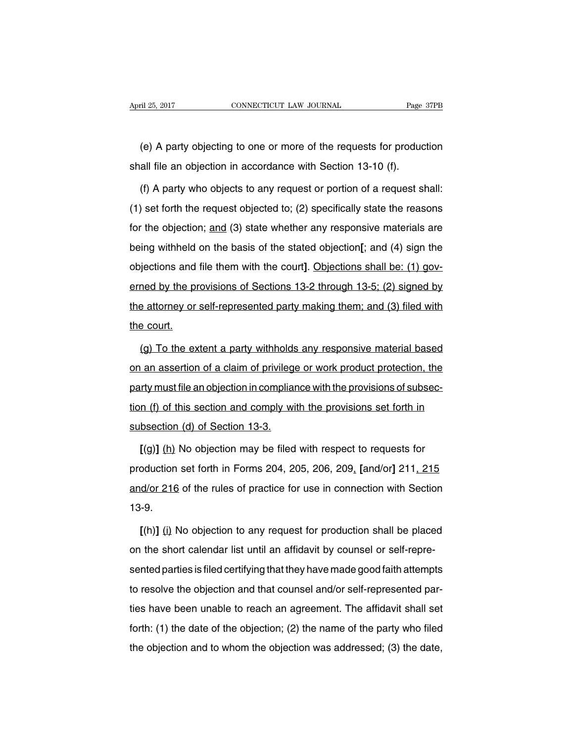(e) A party objecting to one or more of the requests for production shall file an objection in accordance with Section 13-10 (f).

(f) A party who objects to any request or portion of a request shall: (1) set forth the request objected to; (2) specifically state the reasons for the objection; <u>and</u> (3) state whether any responsive materials are being withheld on the basis of the stated objection**[**; and (4) sign the objections and file them with the court**]**. <u>Objections shall be: (1) governed by the provisions of Sections 13-2 through 13-5; (2) signed by the attorney or self-represented party making them; and (3) filed with the court.</u>

<u>(g) To the extent a party withholds any responsive material based on an assertion of a claim of privilege or work product protection, the party must file an objection in compliance with the provisions of subsection (f) of this section and comply with the provisions set forth in subsection (d) of Section 13-3.</u>

**[**(g)**]** <u>(h)</u> No objection may be filed with respect to requests for production set forth in Forms 204, 205, 206, 209<u>,</u> **[**and/or**]** 211<u>, 215 and/or 216</u> of the rules of practice for use in connection with Section 13-9.

**[**(h)**]** <u>(i)</u> No objection to any request for production shall be placed on the short calendar list until an affidavit by counsel or self-represented parties is filed certifying that they have made good faith attempts to resolve the objection and that counsel and/or self-represented parties have been unable to reach an agreement. The affidavit shall set forth: (1) the date of the objection; (2) the name of the party who filed the objection and to whom the objection was addressed; (3) the date,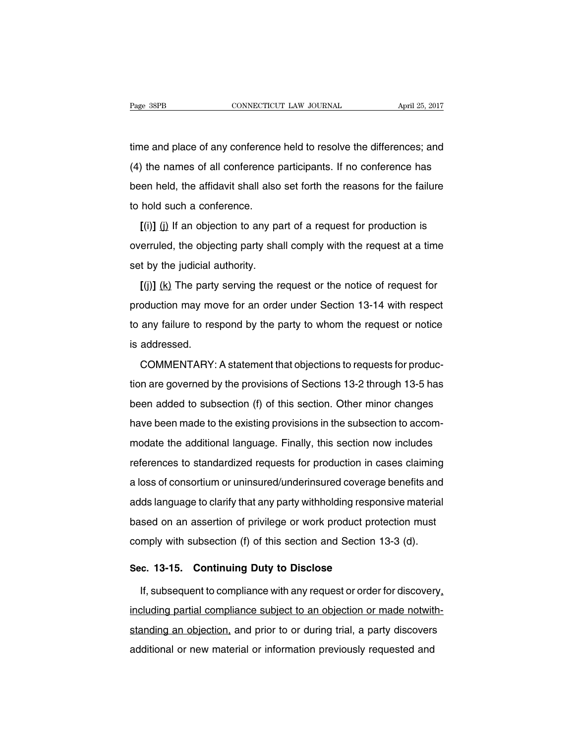time and place of any conference held to resolve the differences; and (4) the names of all conference participants. If no conference has been held, the affidavit shall also set forth the reasons for the failure to hold such a conference.

**[**(i)**]** <u>(j)</u> If an objection to any part of a request for production is overruled, the objecting party shall comply with the request at a time set by the judicial authority.

**[**(j)**]** <u>(k)</u> The party serving the request or the notice of request for production may move for an order under Section 13-14 with respect to any failure to respond by the party to whom the request or notice is addressed.

COMMENTARY: A statement that objections to requests for production are governed by the provisions of Sections 13-2 through 13-5 has been added to subsection (f) of this section. Other minor changes have been made to the existing provisions in the subsection to accommodate the additional language. Finally, this section now includes references to standardized requests for production in cases claiming a loss of consortium or uninsured/underinsured coverage benefits and adds language to clarify that any party withholding responsive material based on an assertion of privilege or work product protection must comply with subsection (f) of this section and Section 13-3 (d).

**Sec. 13-15. Continuing Duty to Disclose**

If, subsequent to compliance with any request or order for discovery<u>, including partial compliance subject to an objection or made notwithstanding an objection,</u> and prior to or during trial, a party discovers additional or new material or information previously requested and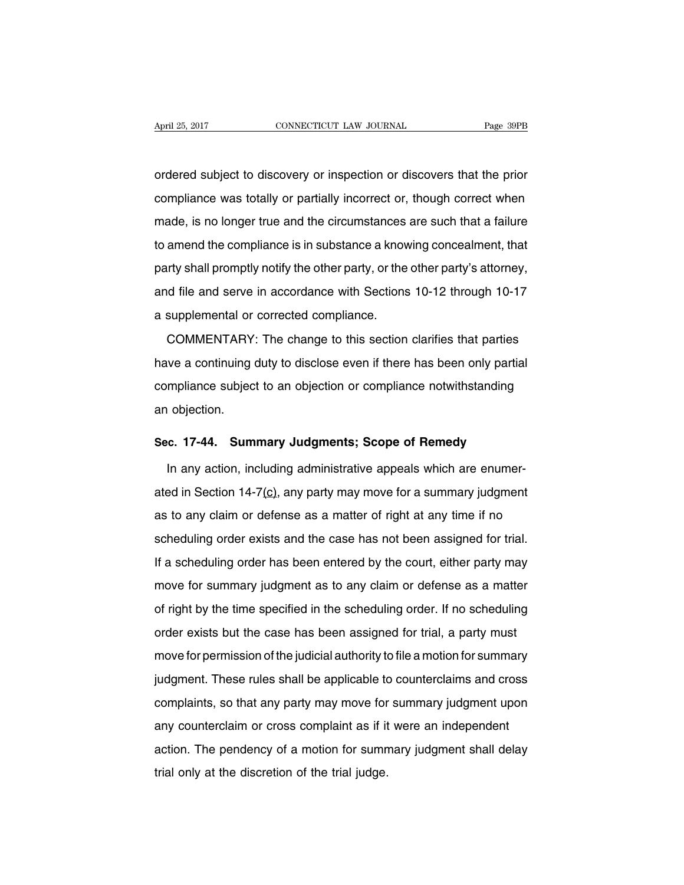ordered subject to discovery or inspection or discovers that the prior compliance was totally or partially incorrect or, though correct when made, is no longer true and the circumstances are such that a failure to amend the compliance is in substance a knowing concealment, that party shall promptly notify the other party, or the other party's attorney, and file and serve in accordance with Sections 10-12 through 10-17 a supplemental or corrected compliance.

COMMENTARY: The change to this section clarifies that parties have a continuing duty to disclose even if there has been only partial compliance subject to an objection or compliance notwithstanding an objection.

## Sec. 17-44. Summary Judgments; Scope of Remedy

In any action, including administrative appeals which are enumerated in Section 14-7<u>(c)</u>, any party may move for a summary judgment as to any claim or defense as a matter of right at any time if no scheduling order exists and the case has not been assigned for trial. If a scheduling order has been entered by the court, either party may move for summary judgment as to any claim or defense as a matter of right by the time specified in the scheduling order. If no scheduling order exists but the case has been assigned for trial, a party must move for permission of the judicial authority to file a motion for summary judgment. These rules shall be applicable to counterclaims and cross complaints, so that any party may move for summary judgment upon any counterclaim or cross complaint as if it were an independent action. The pendency of a motion for summary judgment shall delay trial only at the discretion of the trial judge.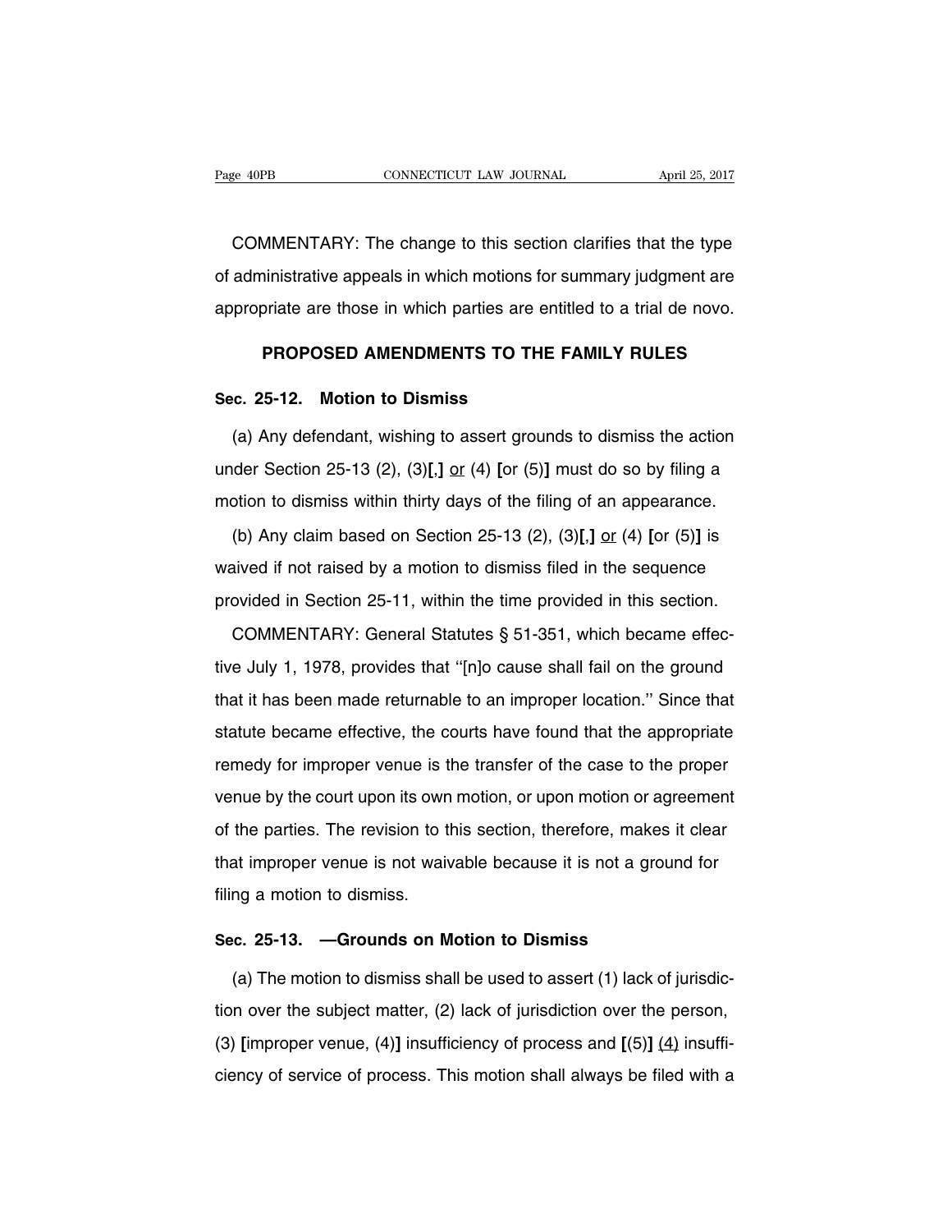COMMENTARY: The change to this section clarifies that the type of administrative appeals in which motions for summary judgment are appropriate are those in which parties are entitled to a trial de novo.

## PROPOSED AMENDMENTS TO THE FAMILY RULES

### Sec. 25-12. Motion to Dismiss

(a) Any defendant, wishing to assert grounds to dismiss the action under Section 25-13 (2), (3)**[**,**]** <u>or</u> (4) **[**or (5)**]** must do so by filing a motion to dismiss within thirty days of the filing of an appearance.

(b) Any claim based on Section 25-13 (2), (3)**[**,**]** <u>or</u> (4) **[**or (5)**]** is waived if not raised by a motion to dismiss filed in the sequence provided in Section 25-11, within the time provided in this section.

COMMENTARY: General Statutes § 51-351, which became effective July 1, 1978, provides that ''[n]o cause shall fail on the ground that it has been made returnable to an improper location.'' Since that statute became effective, the courts have found that the appropriate remedy for improper venue is the transfer of the case to the proper venue by the court upon its own motion, or upon motion or agreement of the parties. The revision to this section, therefore, makes it clear that improper venue is not waivable because it is not a ground for filing a motion to dismiss.

### Sec. 25-13. —Grounds on Motion to Dismiss

(a) The motion to dismiss shall be used to assert (1) lack of jurisdiction over the subject matter, (2) lack of jurisdiction over the person, (3) **[**improper venue, (4)**]** insufficiency of process and **[**(5)**]** <u>(4)</u> insufficiency of service of process. This motion shall always be filed with a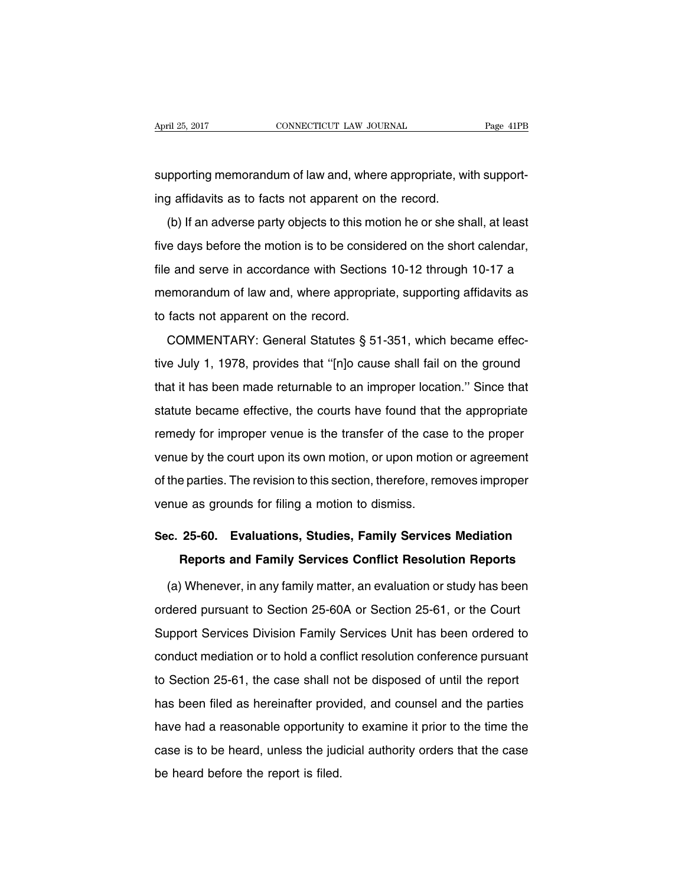supporting memorandum of law and, where appropriate, with supporting affidavits as to facts not apparent on the record.

(b) If an adverse party objects to this motion he or she shall, at least five days before the motion is to be considered on the short calendar, file and serve in accordance with Sections 10-12 through 10-17 a memorandum of law and, where appropriate, supporting affidavits as to facts not apparent on the record.

COMMENTARY: General Statutes § 51-351, which became effective July 1, 1978, provides that ''[n]o cause shall fail on the ground that it has been made returnable to an improper location.'' Since that statute became effective, the courts have found that the appropriate remedy for improper venue is the transfer of the case to the proper venue by the court upon its own motion, or upon motion or agreement of the parties. The revision to this section, therefore, removes improper venue as grounds for filing a motion to dismiss.

## Sec. 25-60. Evaluations, Studies, Family Services Mediation Reports and Family Services Conflict Resolution Reports

(a) Whenever, in any family matter, an evaluation or study has been ordered pursuant to Section 25-60A or Section 25-61, or the Court Support Services Division Family Services Unit has been ordered to conduct mediation or to hold a conflict resolution conference pursuant to Section 25-61, the case shall not be disposed of until the report has been filed as hereinafter provided, and counsel and the parties have had a reasonable opportunity to examine it prior to the time the case is to be heard, unless the judicial authority orders that the case be heard before the report is filed.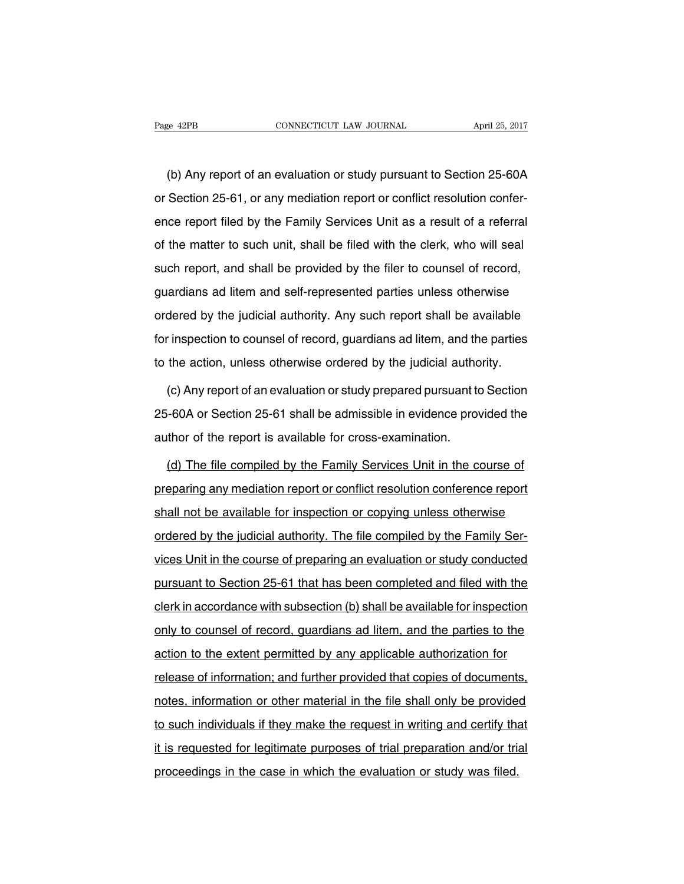(b) Any report of an evaluation or study pursuant to Section 25-60A or Section 25-61, or any mediation report or conflict resolution conference report filed by the Family Services Unit as a result of a referral of the matter to such unit, shall be filed with the clerk, who will seal such report, and shall be provided by the filer to counsel of record, guardians ad litem and self-represented parties unless otherwise ordered by the judicial authority. Any such report shall be available for inspection to counsel of record, guardians ad litem, and the parties to the action, unless otherwise ordered by the judicial authority.

(c) Any report of an evaluation or study prepared pursuant to Section 25-60A or Section 25-61 shall be admissible in evidence provided the author of the report is available for cross-examination.

<u>(d) The file compiled by the Family Services Unit in the course of preparing any mediation report or conflict resolution conference report shall not be available for inspection or copying unless otherwise ordered by the judicial authority. The file compiled by the Family Services Unit in the course of preparing an evaluation or study conducted pursuant to Section 25-61 that has been completed and filed with the clerk in accordance with subsection (b) shall be available for inspection only to counsel of record, guardians ad litem, and the parties to the action to the extent permitted by any applicable authorization for release of information; and further provided that copies of documents, notes, information or other material in the file shall only be provided to such individuals if they make the request in writing and certify that it is requested for legitimate purposes of trial preparation and/or trial proceedings in the case in which the evaluation or study was filed.</u>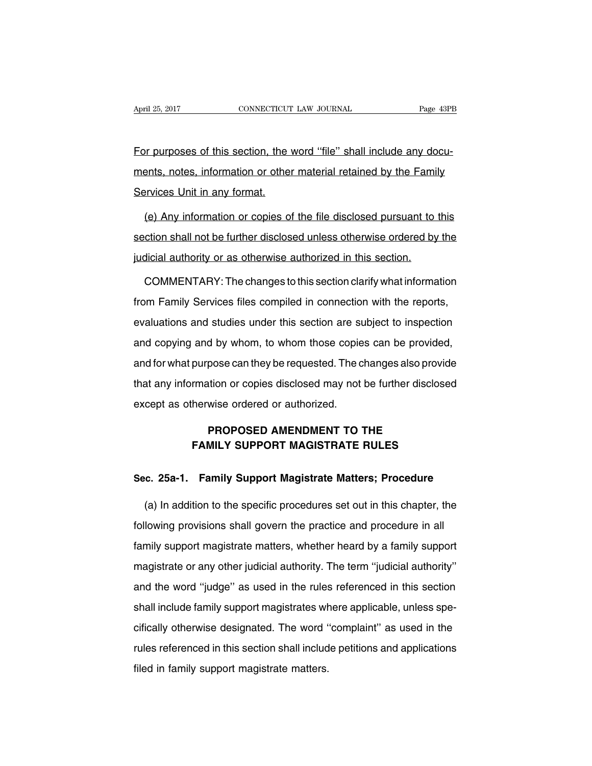For purposes of this section, the word ''file'' shall include any documents, notes, information or other material retained by the Family Services Unit in any format.

(e) Any information or copies of the file disclosed pursuant to this section shall not be further disclosed unless otherwise ordered by the judicial authority or as otherwise authorized in this section.

COMMENTARY: The changes to this section clarify what information from Family Services files compiled in connection with the reports, evaluations and studies under this section are subject to inspection and copying and by whom, to whom those copies can be provided, and for what purpose can they be requested. The changes also provide that any information or copies disclosed may not be further disclosed except as otherwise ordered or authorized.

## PROPOSED AMENDMENT TO THE FAMILY SUPPORT MAGISTRATE RULES

### Sec. 25a-1. Family Support Magistrate Matters; Procedure

(a) In addition to the specific procedures set out in this chapter, the following provisions shall govern the practice and procedure in all family support magistrate matters, whether heard by a family support magistrate or any other judicial authority. The term ''judicial authority'' and the word ''judge'' as used in the rules referenced in this section shall include family support magistrates where applicable, unless specifically otherwise designated. The word ''complaint'' as used in the rules referenced in this section shall include petitions and applications filed in family support magistrate matters.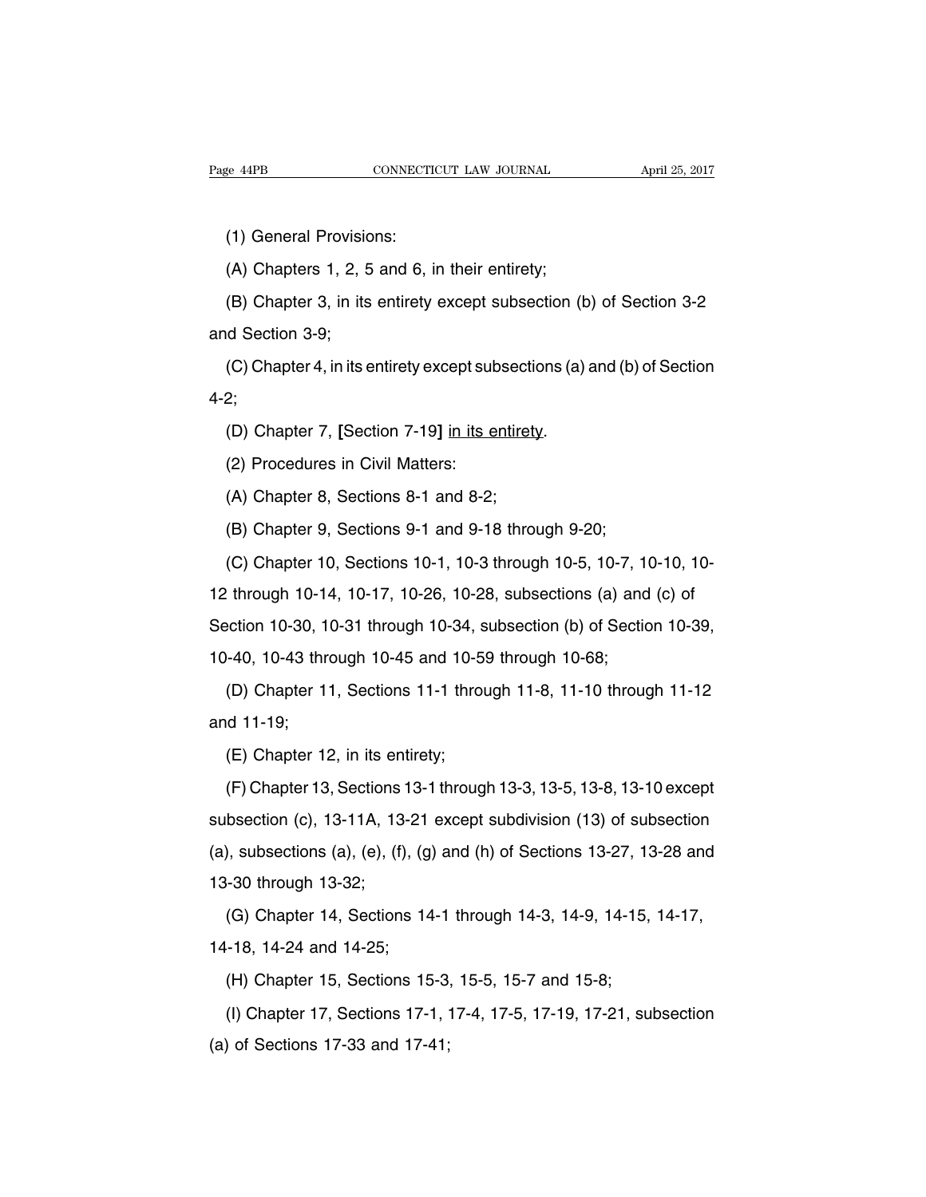(1) General Provisions:

(A) Chapters 1, 2, 5 and 6, in their entirety;

(B) Chapter 3, in its entirety except subsection (b) of Section 3-2 and Section 3-9;

(C) Chapter 4, in its entirety except subsections (a) and (b) of Section 4-2;

(D) Chapter 7, [Section 7-19] <u>in its entirety</u>.

(2) Procedures in Civil Matters:

(A) Chapter 8, Sections 8-1 and 8-2;

(B) Chapter 9, Sections 9-1 and 9-18 through 9-20;

(C) Chapter 10, Sections 10-1, 10-3 through 10-5, 10-7, 10-10, 10-12 through 10-14, 10-17, 10-26, 10-28, subsections (a) and (c) of Section 10-30, 10-31 through 10-34, subsection (b) of Section 10-39, 10-40, 10-43 through 10-45 and 10-59 through 10-68;

(D) Chapter 11, Sections 11-1 through 11-8, 11-10 through 11-12 and 11-19;

(E) Chapter 12, in its entirety;

(F) Chapter 13, Sections 13-1 through 13-3, 13-5, 13-8, 13-10 except subsection (c), 13-11A, 13-21 except subdivision (13) of subsection (a), subsections (a), (e), (f), (g) and (h) of Sections 13-27, 13-28 and 13-30 through 13-32;

(G) Chapter 14, Sections 14-1 through 14-3, 14-9, 14-15, 14-17, 14-18, 14-24 and 14-25;

(H) Chapter 15, Sections 15-3, 15-5, 15-7 and 15-8;

(I) Chapter 17, Sections 17-1, 17-4, 17-5, 17-19, 17-21, subsection (a) of Sections 17-33 and 17-41;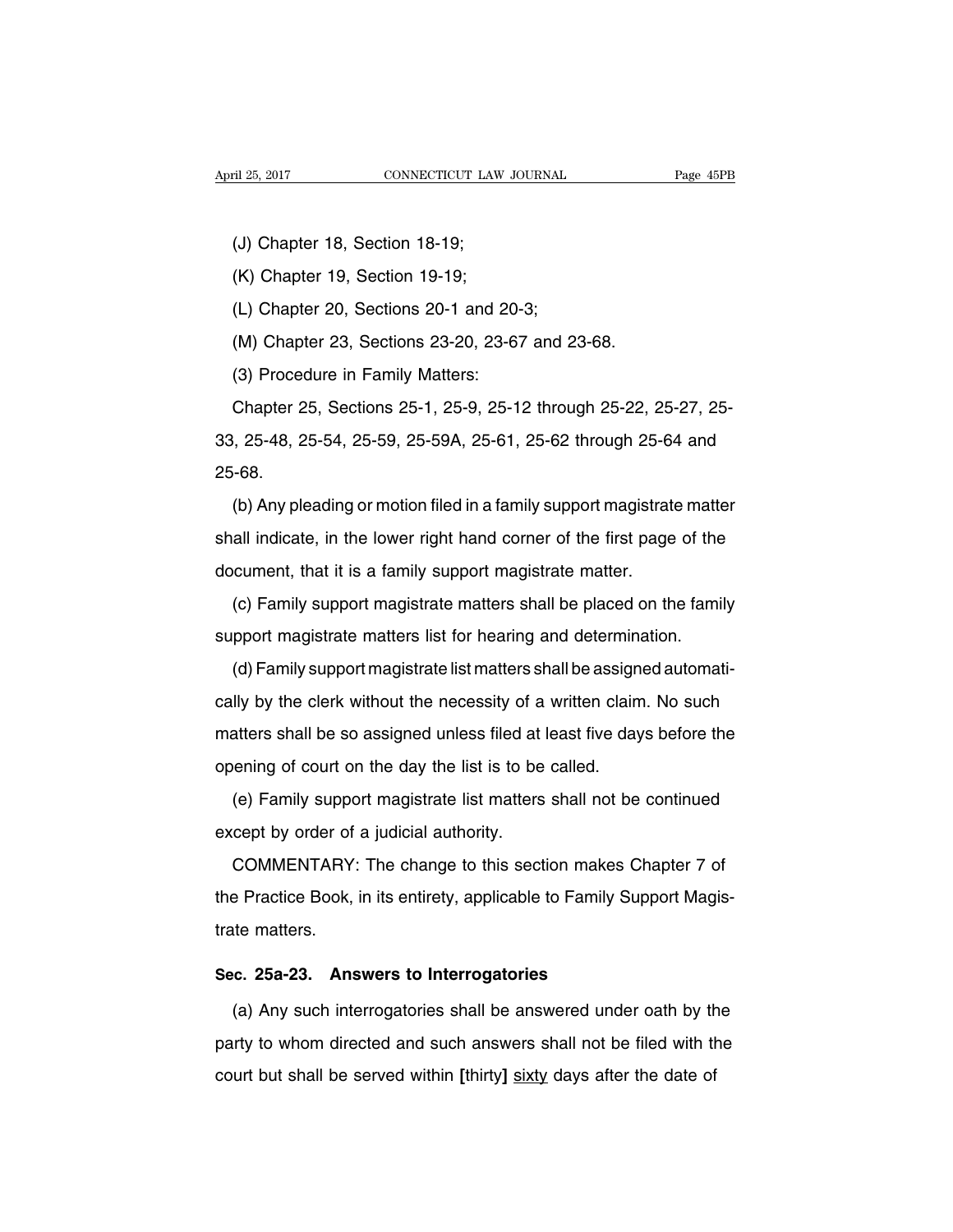(J) Chapter 18, Section 18-19;

(K) Chapter 19, Section 19-19;

(L) Chapter 20, Sections 20-1 and 20-3;

(M) Chapter 23, Sections 23-20, 23-67 and 23-68.

(3) Procedure in Family Matters:

Chapter 25, Sections 25-1, 25-9, 25-12 through 25-22, 25-27, 25-33, 25-48, 25-54, 25-59, 25-59A, 25-61, 25-62 through 25-64 and 25-68.

(b) Any pleading or motion filed in a family support magistrate matter shall indicate, in the lower right hand corner of the first page of the document, that it is a family support magistrate matter.

(c) Family support magistrate matters shall be placed on the family support magistrate matters list for hearing and determination.

(d) Family support magistrate list matters shall be assigned automatically by the clerk without the necessity of a written claim. No such matters shall be so assigned unless filed at least five days before the opening of court on the day the list is to be called.

(e) Family support magistrate list matters shall not be continued except by order of a judicial authority.

COMMENTARY: The change to this section makes Chapter 7 of the Practice Book, in its entirety, applicable to Family Support Magistrate matters.

**Sec. 25a-23. Answers to Interrogatories**

(a) Any such interrogatories shall be answered under oath by the party to whom directed and such answers shall not be filed with the court but shall be served within **[**thirty**]** <u>sixty</u> days after the date of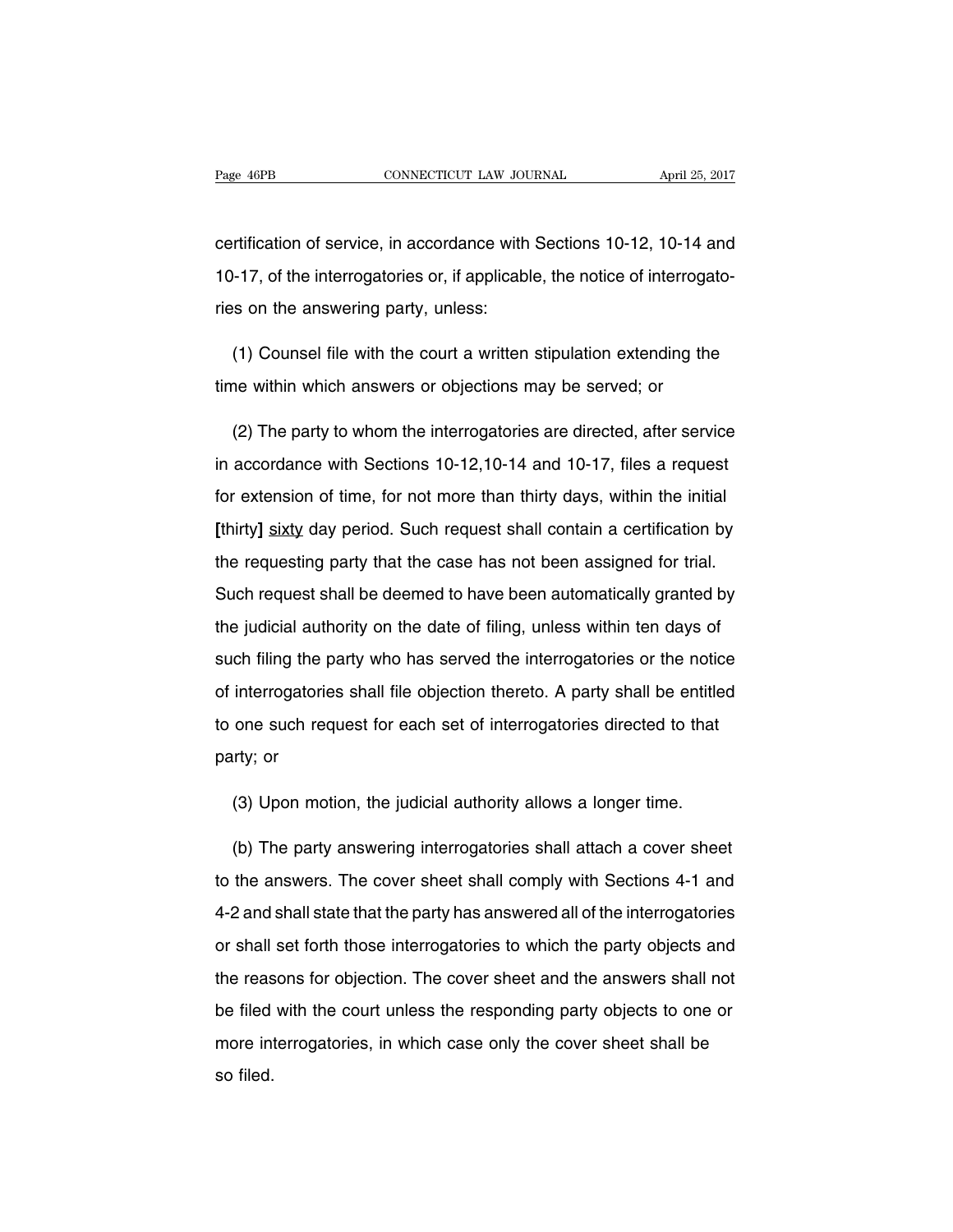certification of service, in accordance with Sections 10-12, 10-14 and 10-17, of the interrogatories or, if applicable, the notice of interrogatories on the answering party, unless:

(1) Counsel file with the court a written stipulation extending the time within which answers or objections may be served; or

(2) The party to whom the interrogatories are directed, after service in accordance with Sections 10-12,10-14 and 10-17, files a request for extension of time, for not more than thirty days, within the initial **[**thirty**]** <u>sixty</u> day period. Such request shall contain a certification by the requesting party that the case has not been assigned for trial. Such request shall be deemed to have been automatically granted by the judicial authority on the date of filing, unless within ten days of such filing the party who has served the interrogatories or the notice of interrogatories shall file objection thereto. A party shall be entitled to one such request for each set of interrogatories directed to that party; or

(3) Upon motion, the judicial authority allows a longer time.

(b) The party answering interrogatories shall attach a cover sheet to the answers. The cover sheet shall comply with Sections 4-1 and 4-2 and shall state that the party has answered all of the interrogatories or shall set forth those interrogatories to which the party objects and the reasons for objection. The cover sheet and the answers shall not be filed with the court unless the responding party objects to one or more interrogatories, in which case only the cover sheet shall be so filed.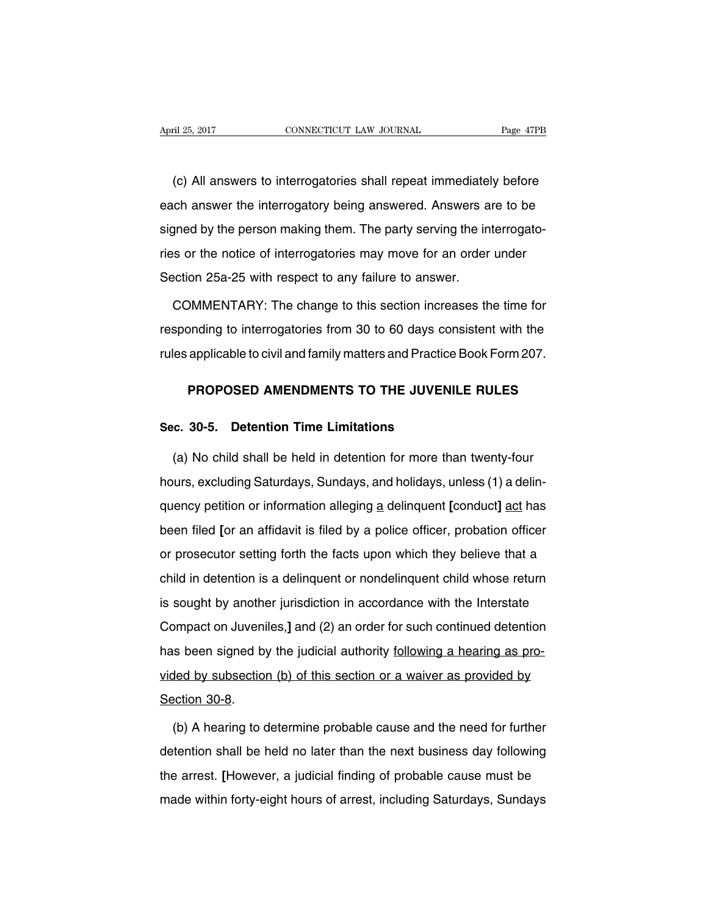(c) All answers to interrogatories shall repeat immediately before each answer the interrogatory being answered. Answers are to be signed by the person making them. The party serving the interrogatories or the notice of interrogatories may move for an order under Section 25a-25 with respect to any failure to answer.

COMMENTARY: The change to this section increases the time for responding to interrogatories from 30 to 60 days consistent with the rules applicable to civil and family matters and Practice Book Form 207.

## PROPOSED AMENDMENTS TO THE JUVENILE RULES

### Sec. 30-5. Detention Time Limitations

(a) No child shall be held in detention for more than twenty-four hours, excluding Saturdays, Sundays, and holidays, unless (1) a delinquency petition or information alleging <u>a</u> delinquent **[**conduct**]** <u>act</u> has been filed **[**or an affidavit is filed by a police officer, probation officer or prosecutor setting forth the facts upon which they believe that a child in detention is a delinquent or nondelinquent child whose return is sought by another jurisdiction in accordance with the Interstate Compact on Juveniles,**]** and (2) an order for such continued detention has been signed by the judicial authority <u>following a hearing as provided by subsection (b) of this section or a waiver as provided by Section 30-8</u>.

(b) A hearing to determine probable cause and the need for further detention shall be held no later than the next business day following the arrest. **[**However, a judicial finding of probable cause must be made within forty-eight hours of arrest, including Saturdays, Sundays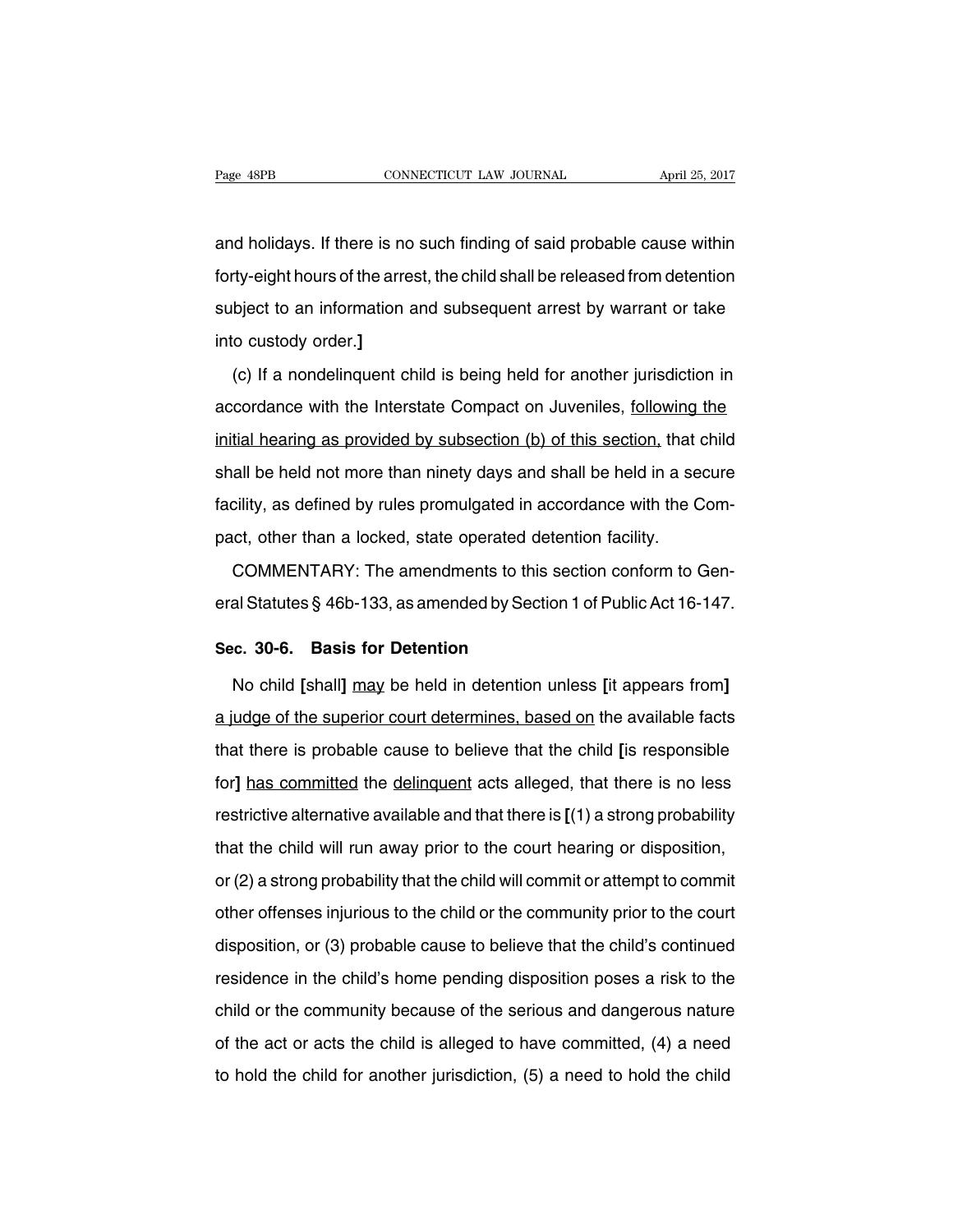and holidays. If there is no such finding of said probable cause within forty-eight hours of the arrest, the child shall be released from detention subject to an information and subsequent arrest by warrant or take into custody order.]

(c) If a nondelinquent child is being held for another jurisdiction in accordance with the Interstate Compact on Juveniles, <u>following the initial hearing as provided by subsection (b) of this section,</u> that child shall be held not more than ninety days and shall be held in a secure facility, as defined by rules promulgated in accordance with the Compact, other than a locked, state operated detention facility.

COMMENTARY: The amendments to this section conform to General Statutes § 46b-133, as amended by Section 1 of Public Act 16-147.

**Sec. 30-6. Basis for Detention**

No child **[**shall**]** <u>may</u> be held in detention unless **[**it appears from**]** <u>a judge of the superior court determines, based on</u> the available facts that there is probable cause to believe that the child **[**is responsible for**]** <u>has committed</u> the <u>delinquent</u> acts alleged, that there is no less restrictive alternative available and that there is **[**(1) a strong probability that the child will run away prior to the court hearing or disposition, or (2) a strong probability that the child will commit or attempt to commit other offenses injurious to the child or the community prior to the court disposition, or (3) probable cause to believe that the child's continued residence in the child's home pending disposition poses a risk to the child or the community because of the serious and dangerous nature of the act or acts the child is alleged to have committed, (4) a need to hold the child for another jurisdiction, (5) a need to hold the child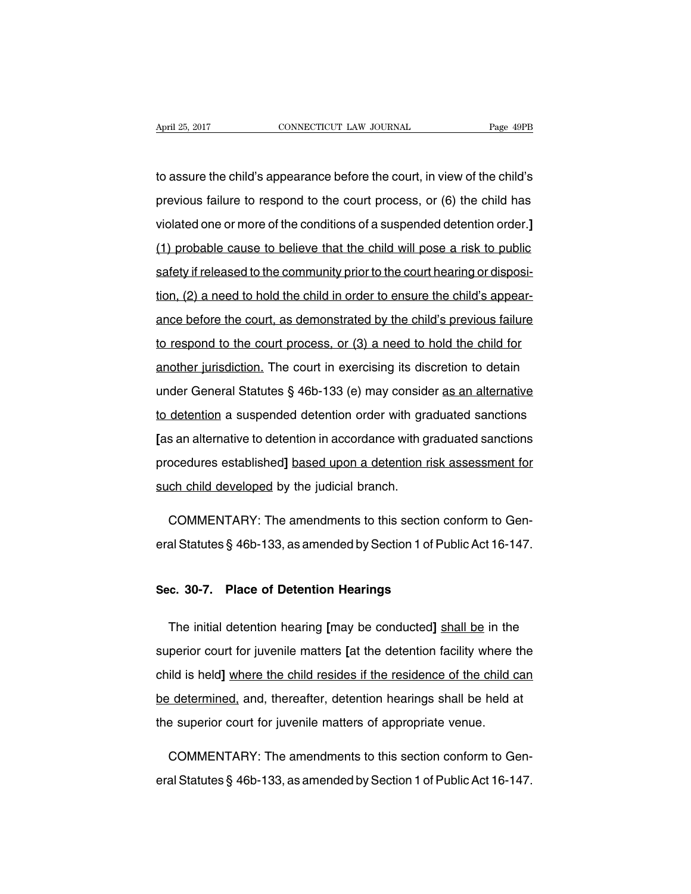to assure the child's appearance before the court, in view of the child's previous failure to respond to the court process, or (6) the child has violated one or more of the conditions of a suspended detention order.**]** <u>(1) probable cause to believe that the child will pose a risk to public safety if released to the community prior to the court hearing or disposition, (2) a need to hold the child in order to ensure the child's appearance before the court, as demonstrated by the child's previous failure to respond to the court process, or (3) a need to hold the child for another jurisdiction.</u> The court in exercising its discretion to detain under General Statutes § 46b-133 (e) may consider <u>as an alternative to detention</u> a suspended detention order with graduated sanctions **[**as an alternative to detention in accordance with graduated sanctions procedures established**]** <u>based upon a detention risk assessment for such child developed</u> by the judicial branch.

COMMENTARY: The amendments to this section conform to General Statutes § 46b-133, as amended by Section 1 of Public Act 16-147.

**Sec. 30-7. Place of Detention Hearings**

The initial detention hearing **[**may be conducted**]** <u>shall be</u> in the superior court for juvenile matters **[**at the detention facility where the child is held**]** <u>where the child resides if the residence of the child can be determined,</u> and, thereafter, detention hearings shall be held at the superior court for juvenile matters of appropriate venue.

COMMENTARY: The amendments to this section conform to General Statutes § 46b-133, as amended by Section 1 of Public Act 16-147.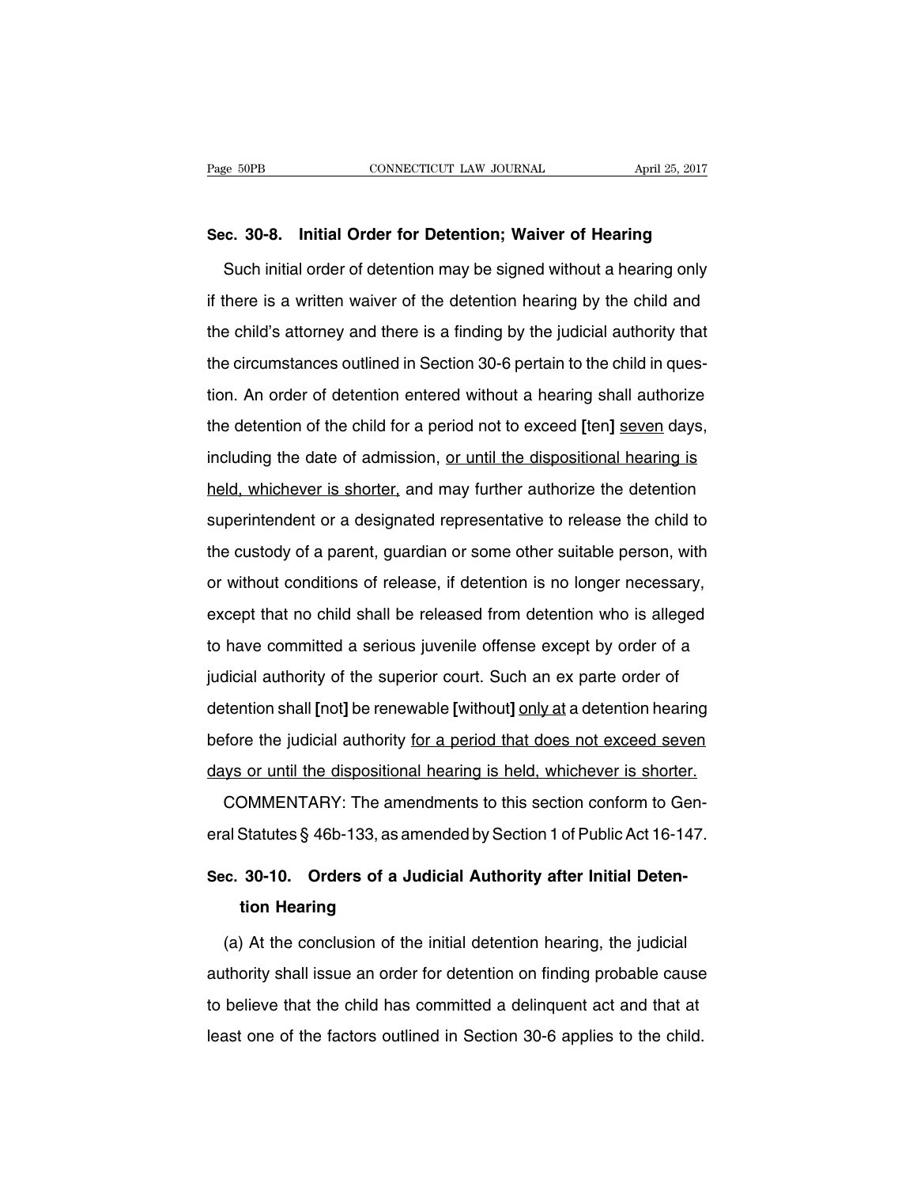**Sec. 30-8. Initial Order for Detention; Waiver of Hearing**

Such initial order of detention may be signed without a hearing only if there is a written waiver of the detention hearing by the child and the child's attorney and there is a finding by the judicial authority that the circumstances outlined in Section 30-6 pertain to the child in question. An order of detention entered without a hearing shall authorize the detention of the child for a period not to exceed [ten] <u>seven</u> days, including the date of admission, <u>or until the dispositional hearing is held, whichever is shorter,</u> and may further authorize the detention superintendent or a designated representative to release the child to the custody of a parent, guardian or some other suitable person, with or without conditions of release, if detention is no longer necessary, except that no child shall be released from detention who is alleged to have committed a serious juvenile offense except by order of a judicial authority of the superior court. Such an ex parte order of detention shall [not] be renewable [without] <u>only at</u> a detention hearing before the judicial authority <u>for a period that does not exceed seven days or until the dispositional hearing is held, whichever is shorter.</u>

COMMENTARY: The amendments to this section conform to General Statutes § 46b-133, as amended by Section 1 of Public Act 16-147.

**Sec. 30-10. Orders of a Judicial Authority after Initial Detention Hearing**

(a) At the conclusion of the initial detention hearing, the judicial authority shall issue an order for detention on finding probable cause to believe that the child has committed a delinquent act and that at least one of the factors outlined in Section 30-6 applies to the child.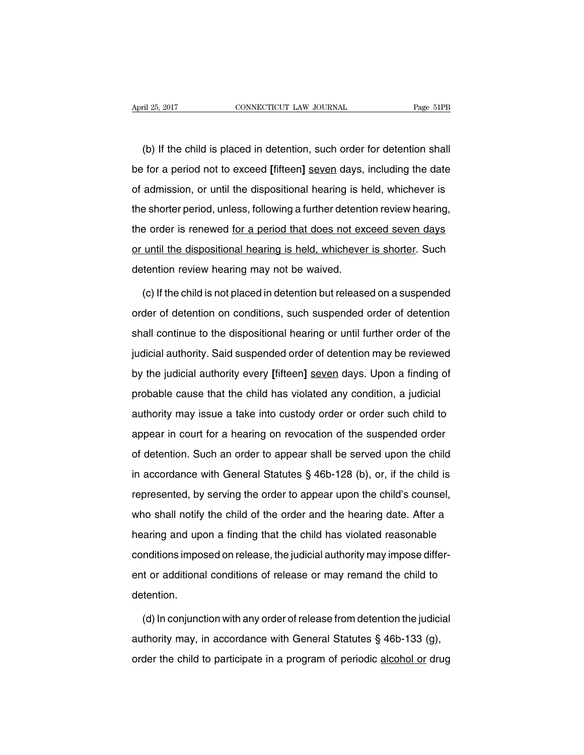(b) If the child is placed in detention, such order for detention shall be for a period not to exceed **[**fifteen**]** <u>seven</u> days, including the date of admission, or until the dispositional hearing is held, whichever is the shorter period, unless, following a further detention review hearing, the order is renewed <u>for a period that does not exceed seven days or until the dispositional hearing is held, whichever is shorter</u>. Such detention review hearing may not be waived.

(c) If the child is not placed in detention but released on a suspended order of detention on conditions, such suspended order of detention shall continue to the dispositional hearing or until further order of the judicial authority. Said suspended order of detention may be reviewed by the judicial authority every **[**fifteen**]** <u>seven</u> days. Upon a finding of probable cause that the child has violated any condition, a judicial authority may issue a take into custody order or order such child to appear in court for a hearing on revocation of the suspended order of detention. Such an order to appear shall be served upon the child in accordance with General Statutes § 46b-128 (b), or, if the child is represented, by serving the order to appear upon the child's counsel, who shall notify the child of the order and the hearing date. After a hearing and upon a finding that the child has violated reasonable conditions imposed on release, the judicial authority may impose different or additional conditions of release or may remand the child to detention.

(d) In conjunction with any order of release from detention the judicial authority may, in accordance with General Statutes § 46b-133 (g), order the child to participate in a program of periodic <u>alcohol or</u> drug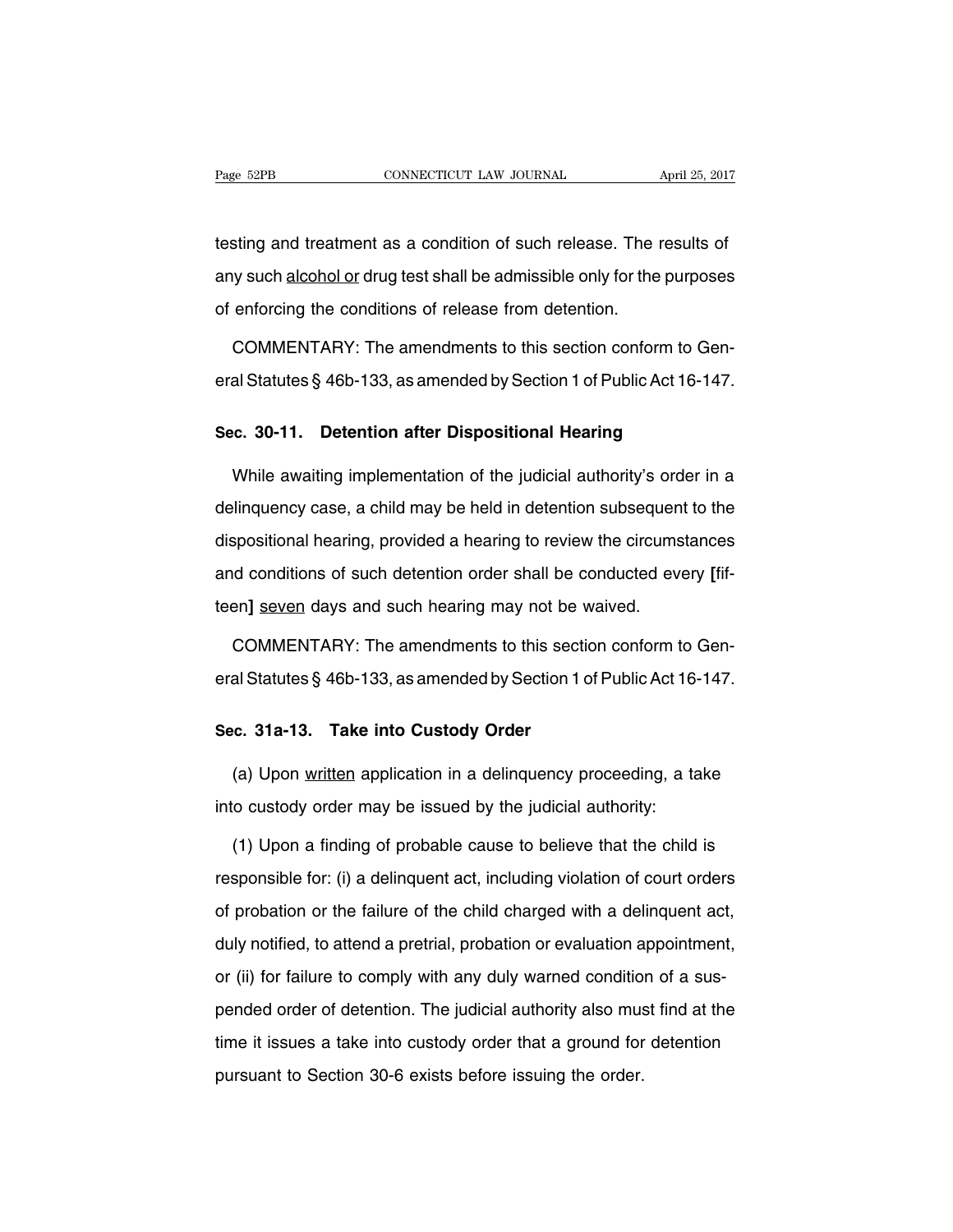testing and treatment as a condition of such release. The results of any such alcohol or drug test shall be admissible only for the purposes of enforcing the conditions of release from detention.

COMMENTARY: The amendments to this section conform to General Statutes § 46b-133, as amended by Section 1 of Public Act 16-147.

## Sec. 30-11. Detention after Dispositional Hearing

While awaiting implementation of the judicial authority's order in a delinquency case, a child may be held in detention subsequent to the dispositional hearing, provided a hearing to review the circumstances and conditions of such detention order shall be conducted every **[**fifteen**]** seven days and such hearing may not be waived.

COMMENTARY: The amendments to this section conform to General Statutes § 46b-133, as amended by Section 1 of Public Act 16-147.

## Sec. 31a-13. Take into Custody Order

(a) Upon written application in a delinquency proceeding, a take into custody order may be issued by the judicial authority:

(1) Upon a finding of probable cause to believe that the child is responsible for: (i) a delinquent act, including violation of court orders of probation or the failure of the child charged with a delinquent act, duly notified, to attend a pretrial, probation or evaluation appointment, or (ii) for failure to comply with any duly warned condition of a suspended order of detention. The judicial authority also must find at the time it issues a take into custody order that a ground for detention pursuant to Section 30-6 exists before issuing the order.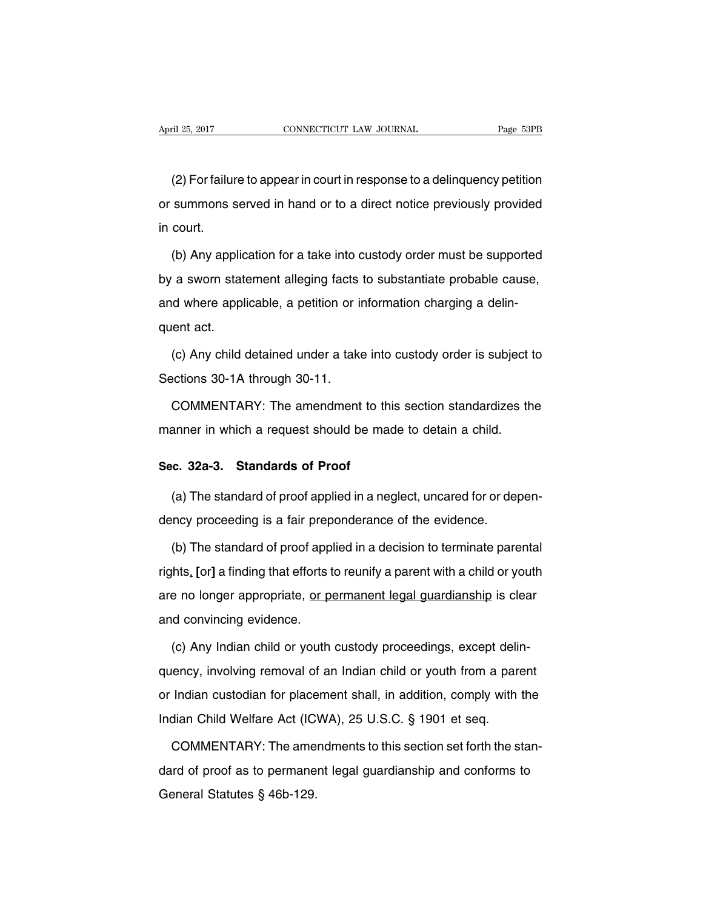(2) For failure to appear in court in response to a delinquency petition or summons served in hand or to a direct notice previously provided in court.

(b) Any application for a take into custody order must be supported by a sworn statement alleging facts to substantiate probable cause, and where applicable, a petition or information charging a delinquent act.

(c) Any child detained under a take into custody order is subject to Sections 30-1A through 30-11.

COMMENTARY: The amendment to this section standardizes the manner in which a request should be made to detain a child.

## Sec. 32a-3. Standards of Proof

(a) The standard of proof applied in a neglect, uncared for or dependency proceeding is a fair preponderance of the evidence.

(b) The standard of proof applied in a decision to terminate parental rights, [or] a finding that efforts to reunify a parent with a child or youth are no longer appropriate, <u>or permanent legal guardianship</u> is clear and convincing evidence.

(c) Any Indian child or youth custody proceedings, except delinquency, involving removal of an Indian child or youth from a parent or Indian custodian for placement shall, in addition, comply with the Indian Child Welfare Act (ICWA), 25 U.S.C. § 1901 et seq.

COMMENTARY: The amendments to this section set forth the standard of proof as to permanent legal guardianship and conforms to General Statutes § 46b-129.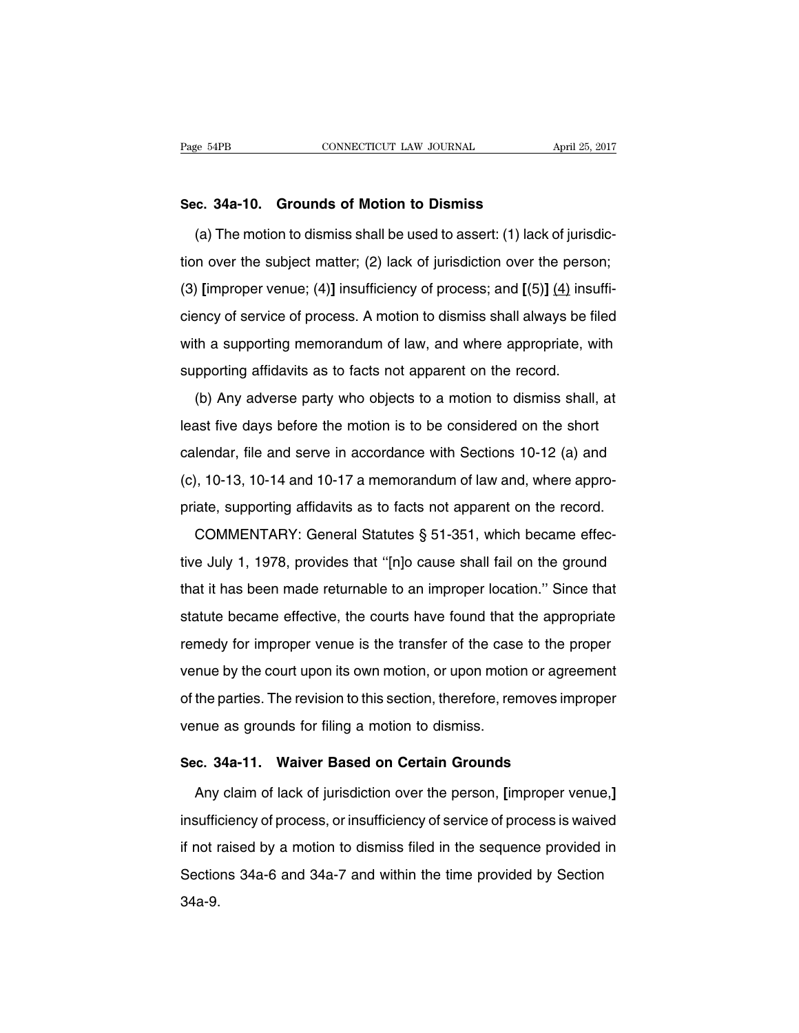### Sec. 34a-10. Grounds of Motion to Dismiss

(a) The motion to dismiss shall be used to assert: (1) lack of jurisdiction over the subject matter; (2) lack of jurisdiction over the person; (3) **[**improper venue; (4)**]** insufficiency of process; and **[**(5)**]** <u>(4)</u> insufficiency of service of process. A motion to dismiss shall always be filed with a supporting memorandum of law, and where appropriate, with supporting affidavits as to facts not apparent on the record.

(b) Any adverse party who objects to a motion to dismiss shall, at least five days before the motion is to be considered on the short calendar, file and serve in accordance with Sections 10-12 (a) and (c), 10-13, 10-14 and 10-17 a memorandum of law and, where appropriate, supporting affidavits as to facts not apparent on the record.

COMMENTARY: General Statutes § 51-351, which became effective July 1, 1978, provides that ''[n]o cause shall fail on the ground that it has been made returnable to an improper location.'' Since that statute became effective, the courts have found that the appropriate remedy for improper venue is the transfer of the case to the proper venue by the court upon its own motion, or upon motion or agreement of the parties. The revision to this section, therefore, removes improper venue as grounds for filing a motion to dismiss.

### Sec. 34a-11. Waiver Based on Certain Grounds

Any claim of lack of jurisdiction over the person, **[**improper venue,**]** insufficiency of process, or insufficiency of service of process is waived if not raised by a motion to dismiss filed in the sequence provided in Sections 34a-6 and 34a-7 and within the time provided by Section 34a-9.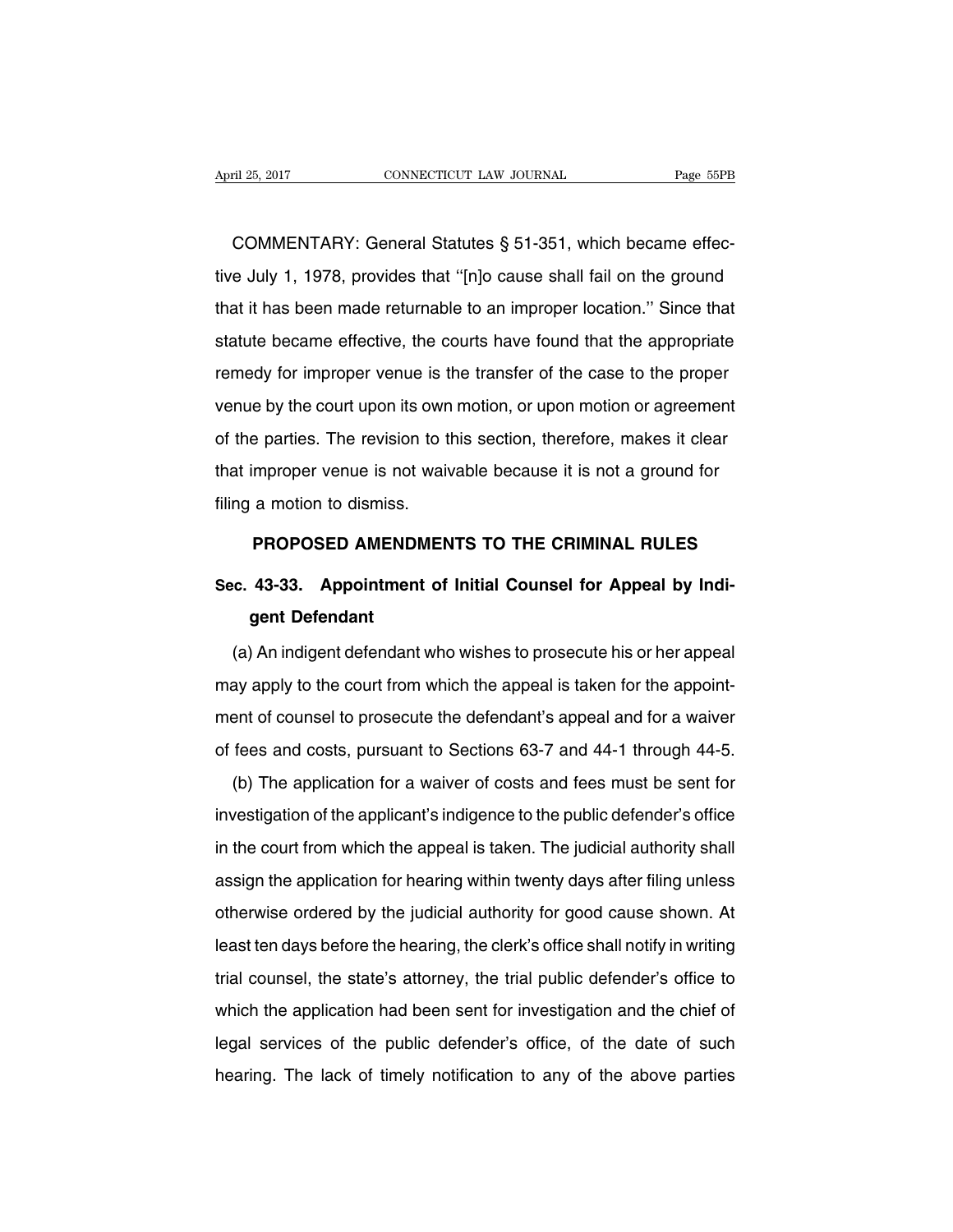COMMENTARY: General Statutes § 51-351, which became effective July 1, 1978, provides that ''[n]o cause shall fail on the ground that it has been made returnable to an improper location.'' Since that statute became effective, the courts have found that the appropriate remedy for improper venue is the transfer of the case to the proper venue by the court upon its own motion, or upon motion or agreement of the parties. The revision to this section, therefore, makes it clear that improper venue is not waivable because it is not a ground for filing a motion to dismiss.

## PROPOSED AMENDMENTS TO THE CRIMINAL RULES

### Sec. 43-33. Appointment of Initial Counsel for Appeal by Indigent Defendant

(a) An indigent defendant who wishes to prosecute his or her appeal may apply to the court from which the appeal is taken for the appointment of counsel to prosecute the defendant's appeal and for a waiver of fees and costs, pursuant to Sections 63-7 and 44-1 through 44-5.

(b) The application for a waiver of costs and fees must be sent for investigation of the applicant's indigence to the public defender's office in the court from which the appeal is taken. The judicial authority shall assign the application for hearing within twenty days after filing unless otherwise ordered by the judicial authority for good cause shown. At least ten days before the hearing, the clerk's office shall notify in writing trial counsel, the state's attorney, the trial public defender's office to which the application had been sent for investigation and the chief of legal services of the public defender's office, of the date of such hearing. The lack of timely notification to any of the above parties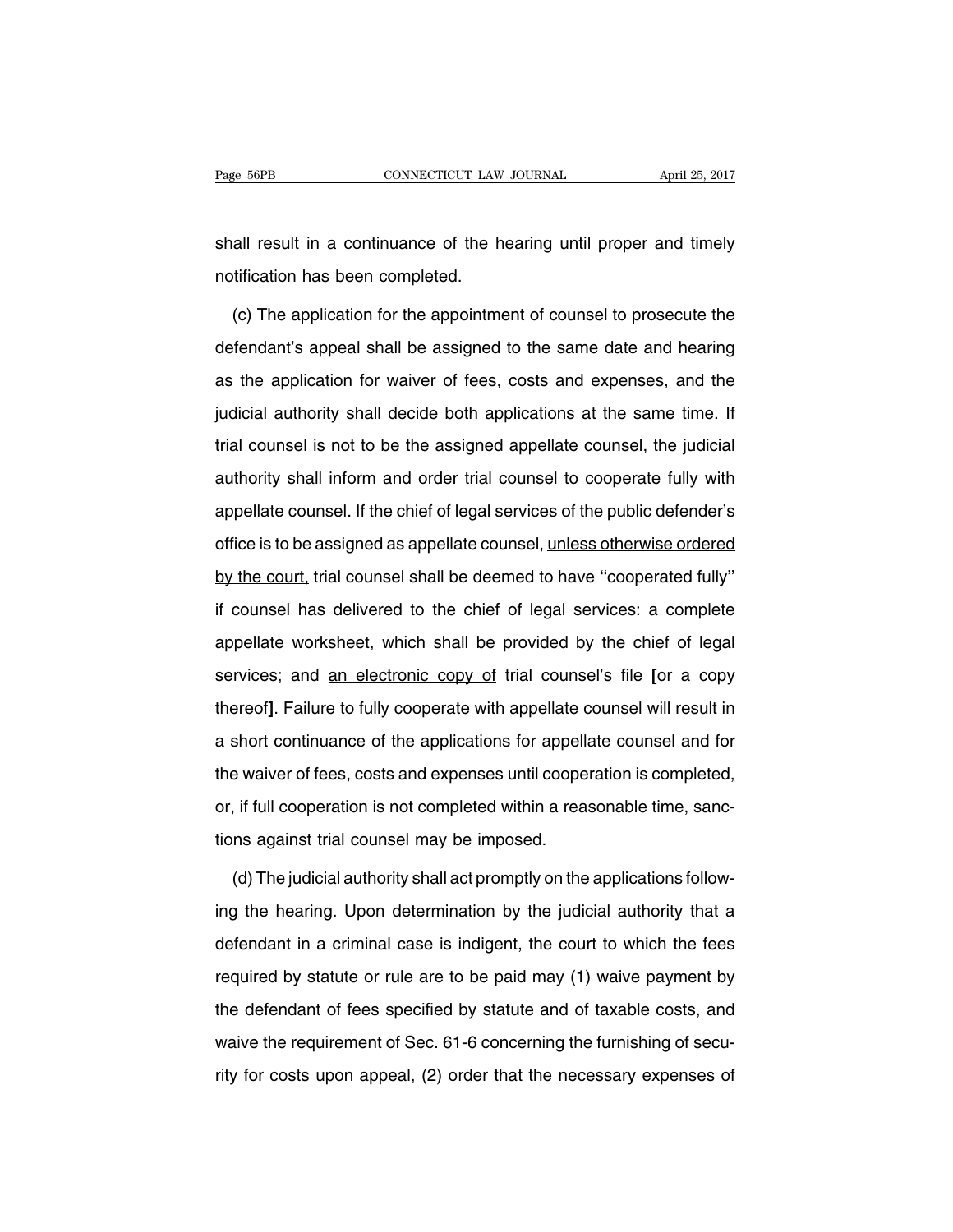shall result in a continuance of the hearing until proper and timely notification has been completed.

(c) The application for the appointment of counsel to prosecute the defendant's appeal shall be assigned to the same date and hearing as the application for waiver of fees, costs and expenses, and the judicial authority shall decide both applications at the same time. If trial counsel is not to be the assigned appellate counsel, the judicial authority shall inform and order trial counsel to cooperate fully with appellate counsel. If the chief of legal services of the public defender's office is to be assigned as appellate counsel, <u>unless otherwise ordered by the court,</u> trial counsel shall be deemed to have ''cooperated fully'' if counsel has delivered to the chief of legal services: a complete appellate worksheet, which shall be provided by the chief of legal services; and <u>an electronic copy of</u> trial counsel's file **[**or a copy thereof**]**. Failure to fully cooperate with appellate counsel will result in a short continuance of the applications for appellate counsel and for the waiver of fees, costs and expenses until cooperation is completed, or, if full cooperation is not completed within a reasonable time, sanctions against trial counsel may be imposed.

(d) The judicial authority shall act promptly on the applications following the hearing. Upon determination by the judicial authority that a defendant in a criminal case is indigent, the court to which the fees required by statute or rule are to be paid may (1) waive payment by the defendant of fees specified by statute and of taxable costs, and waive the requirement of Sec. 61-6 concerning the furnishing of security for costs upon appeal, (2) order that the necessary expenses of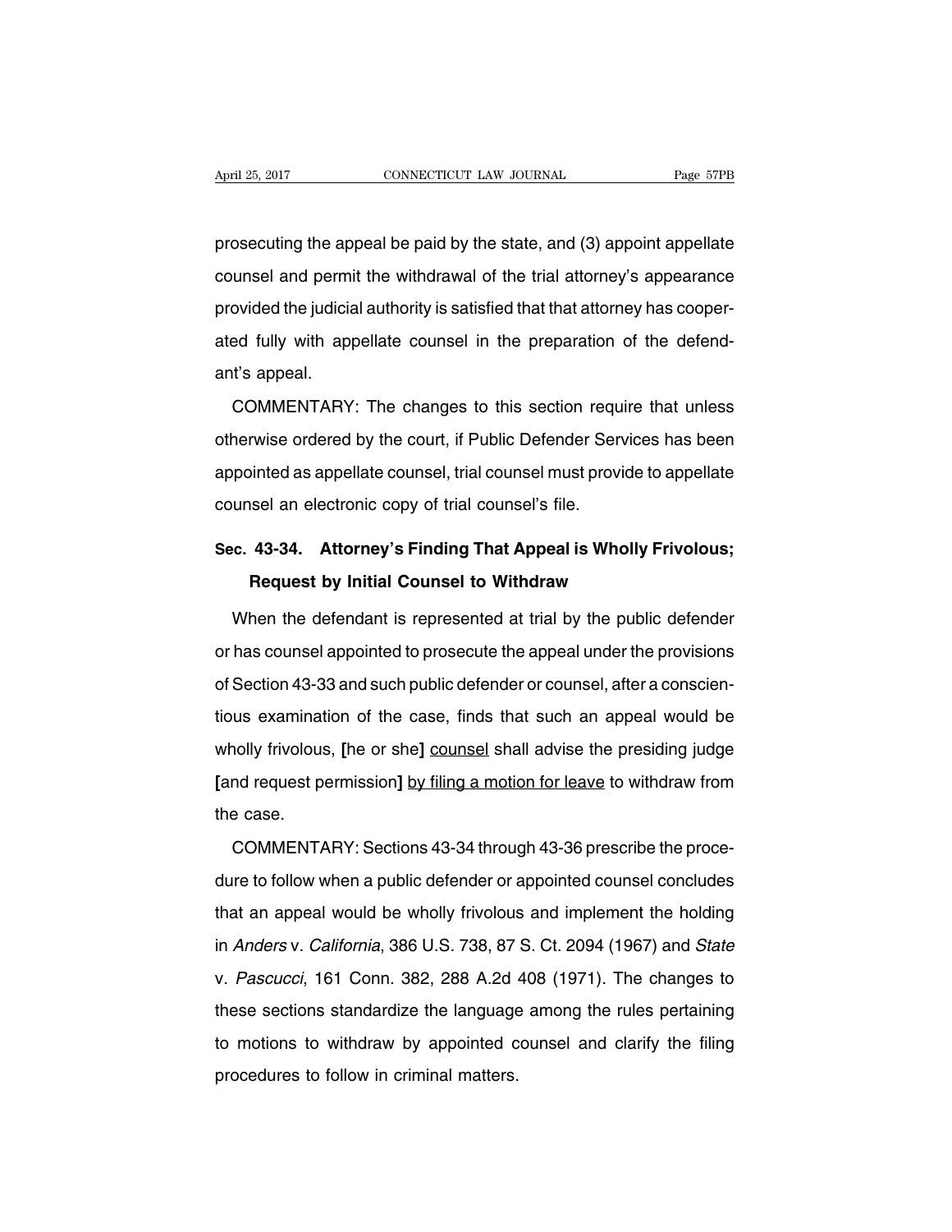prosecuting the appeal be paid by the state, and (3) appoint appellate counsel and permit the withdrawal of the trial attorney's appearance provided the judicial authority is satisfied that that attorney has cooperated fully with appellate counsel in the preparation of the defendant's appeal.

COMMENTARY: The changes to this section require that unless otherwise ordered by the court, if Public Defender Services has been appointed as appellate counsel, trial counsel must provide to appellate counsel an electronic copy of trial counsel's file.

### Sec. 43-34. Attorney's Finding That Appeal is Wholly Frivolous; Request by Initial Counsel to Withdraw

When the defendant is represented at trial by the public defender or has counsel appointed to prosecute the appeal under the provisions of Section 43-33 and such public defender or counsel, after a conscientious examination of the case, finds that such an appeal would be wholly frivolous, **[**he or she**]** <u>counsel</u> shall advise the presiding judge **[**and request permission**]** <u>by filing a motion for leave</u> to withdraw from the case.

COMMENTARY: Sections 43-34 through 43-36 prescribe the procedure to follow when a public defender or appointed counsel concludes that an appeal would be wholly frivolous and implement the holding in *Anders* v. *California*, 386 U.S. 738, 87 S. Ct. 2094 (1967) and *State* v. *Pascucci*, 161 Conn. 382, 288 A.2d 408 (1971). The changes to these sections standardize the language among the rules pertaining to motions to withdraw by appointed counsel and clarify the filing procedures to follow in criminal matters.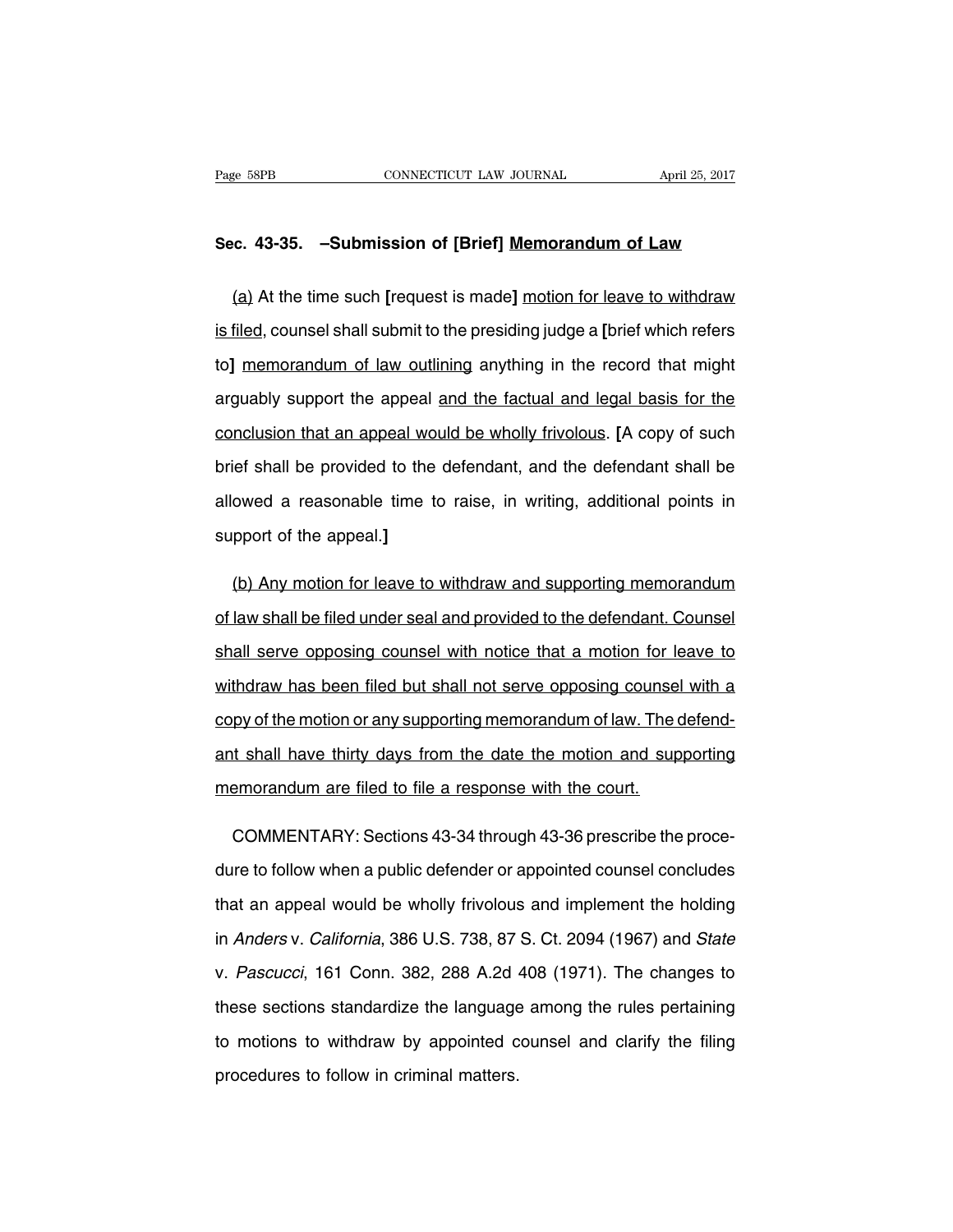### Sec. 43-35. –Submission of [Brief] <u>Memorandum of Law</u>

<u>(a)</u> At the time such **[**request is made**]** <u>motion for leave to withdraw is filed</u>, counsel shall submit to the presiding judge a **[**brief which refers to**]** <u>memorandum of law outlining</u> anything in the record that might arguably support the appeal <u>and the factual and legal basis for the conclusion that an appeal would be wholly frivolous</u>. **[**A copy of such brief shall be provided to the defendant, and the defendant shall be allowed a reasonable time to raise, in writing, additional points in support of the appeal.**]**

<u>(b) Any motion for leave to withdraw and supporting memorandum of law shall be filed under seal and provided to the defendant. Counsel shall serve opposing counsel with notice that a motion for leave to withdraw has been filed but shall not serve opposing counsel with a copy of the motion or any supporting memorandum of law. The defendant shall have thirty days from the date the motion and supporting memorandum are filed to file a response with the court.</u>

COMMENTARY: Sections 43-34 through 43-36 prescribe the procedure to follow when a public defender or appointed counsel concludes that an appeal would be wholly frivolous and implement the holding in *Anders* v. *California*, 386 U.S. 738, 87 S. Ct. 2094 (1967) and *State* v. *Pascucci*, 161 Conn. 382, 288 A.2d 408 (1971). The changes to these sections standardize the language among the rules pertaining to motions to withdraw by appointed counsel and clarify the filing procedures to follow in criminal matters.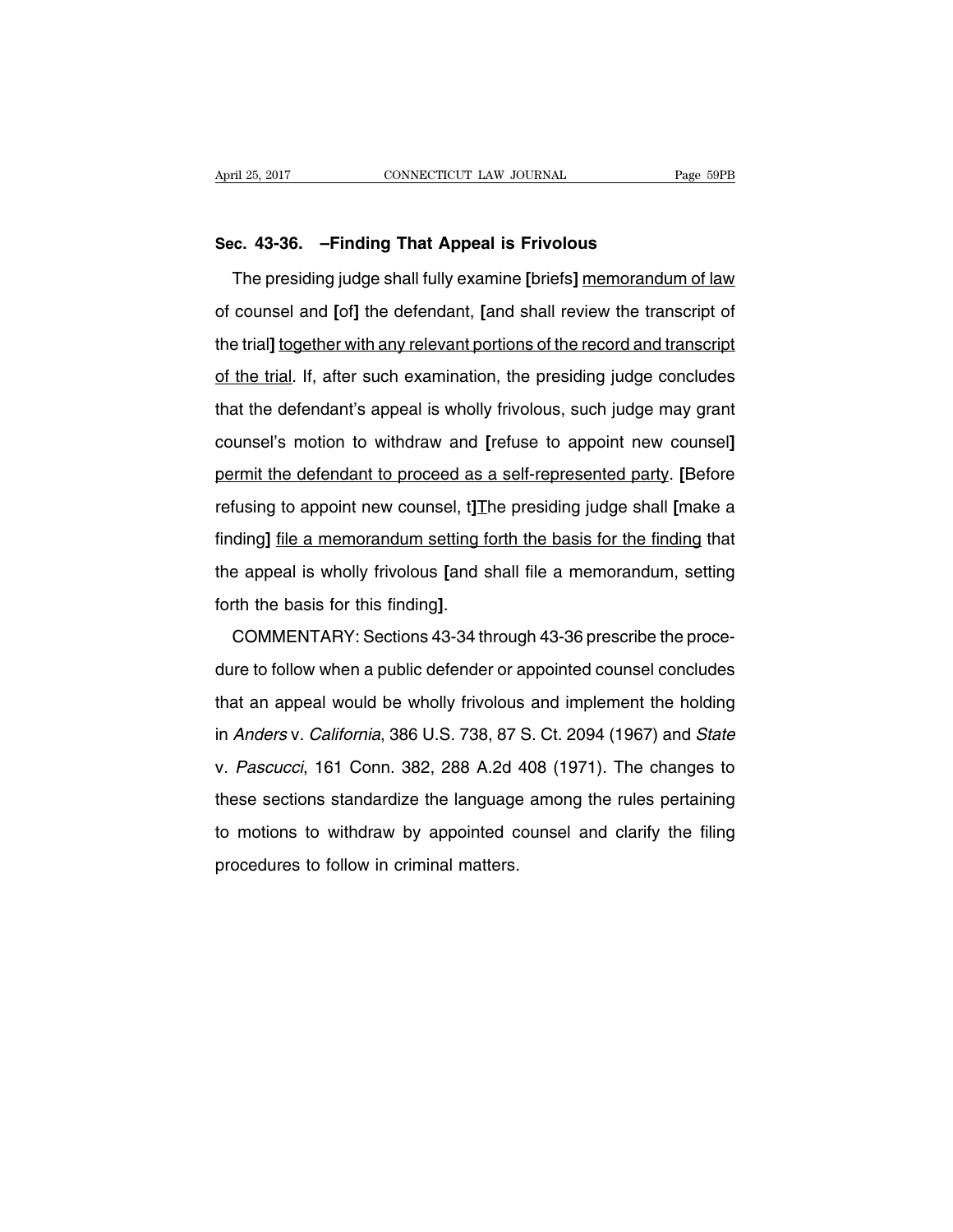**Sec. 43-36. –Finding That Appeal is Frivolous**

The presiding judge shall fully examine [briefs] <u>memorandum of law</u> of counsel and [of] the defendant, [and shall review the transcript of the trial] <u>together with any relevant portions of the record and transcript of the trial</u>. If, after such examination, the presiding judge concludes that the defendant's appeal is wholly frivolous, such judge may grant counsel's motion to withdraw and [refuse to appoint new counsel] <u>permit the defendant to proceed as a self-represented party</u>. [Before refusing to appoint new counsel, t]<u>T</u>he presiding judge shall [make a finding] <u>file a memorandum setting forth the basis for the finding</u> that the appeal is wholly frivolous [and shall file a memorandum, setting forth the basis for this finding].

COMMENTARY: Sections 43-34 through 43-36 prescribe the procedure to follow when a public defender or appointed counsel concludes that an appeal would be wholly frivolous and implement the holding in *Anders* v. *California*, 386 U.S. 738, 87 S. Ct. 2094 (1967) and *State* v. *Pascucci*, 161 Conn. 382, 288 A.2d 408 (1971). The changes to these sections standardize the language among the rules pertaining to motions to withdraw by appointed counsel and clarify the filing procedures to follow in criminal matters.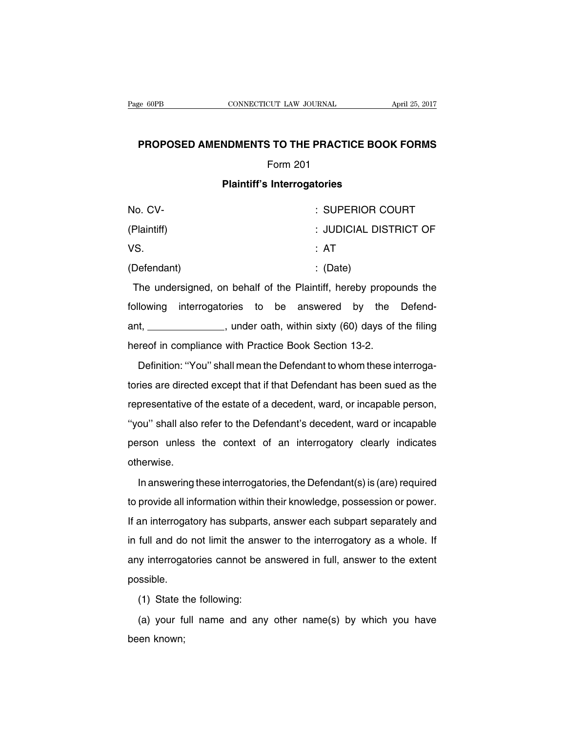## PROPOSED AMENDMENTS TO THE PRACTICE BOOK FORMS

Form 201

### Plaintiff's Interrogatories

| | |
|---|---|
| No. CV- | : SUPERIOR COURT |
| (Plaintiff) | : JUDICIAL DISTRICT OF |
| VS. | : AT |
| (Defendant) | : (Date) |

The undersigned, on behalf of the Plaintiff, hereby propounds the following interrogatories to be answered by the Defendant, ______________, under oath, within sixty (60) days of the filing hereof in compliance with Practice Book Section 13-2.

Definition: ''You'' shall mean the Defendant to whom these interrogatories are directed except that if that Defendant has been sued as the representative of the estate of a decedent, ward, or incapable person, ''you'' shall also refer to the Defendant's decedent, ward or incapable person unless the context of an interrogatory clearly indicates otherwise.

In answering these interrogatories, the Defendant(s) is (are) required to provide all information within their knowledge, possession or power. If an interrogatory has subparts, answer each subpart separately and in full and do not limit the answer to the interrogatory as a whole. If any interrogatories cannot be answered in full, answer to the extent possible.

(1) State the following:

(a) your full name and any other name(s) by which you have been known;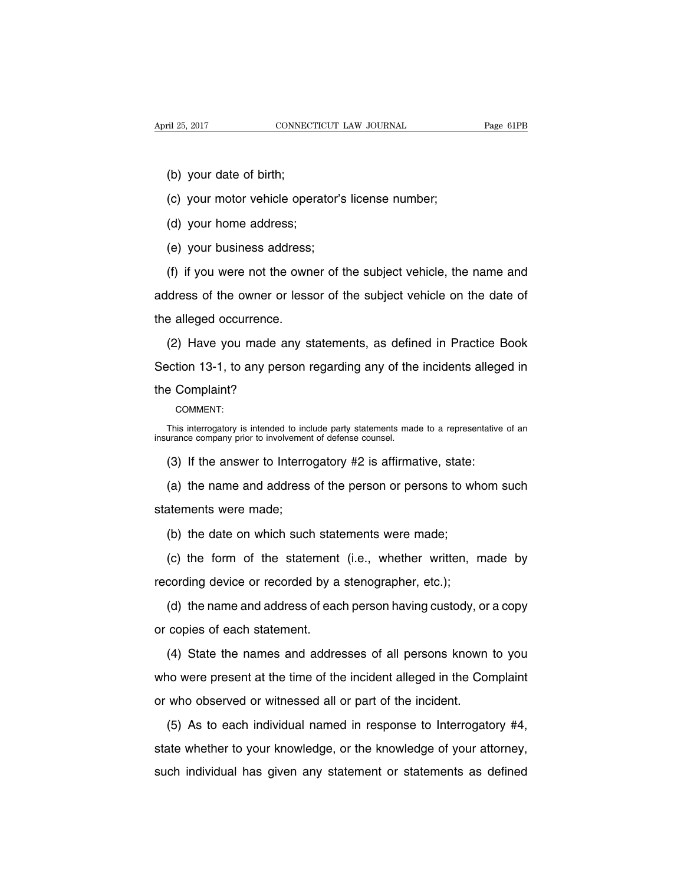(b) your date of birth;

(c) your motor vehicle operator's license number;

(d) your home address;

(e) your business address;

(f) if you were not the owner of the subject vehicle, the name and address of the owner or lessor of the subject vehicle on the date of the alleged occurrence.

(2) Have you made any statements, as defined in Practice Book Section 13-1, to any person regarding any of the incidents alleged in the Complaint?

COMMENT:

This interrogatory is intended to include party statements made to a representative of an insurance company prior to involvement of defense counsel.

(3) If the answer to Interrogatory #2 is affirmative, state:

(a) the name and address of the person or persons to whom such statements were made;

(b) the date on which such statements were made;

(c) the form of the statement (i.e., whether written, made by recording device or recorded by a stenographer, etc.);

(d) the name and address of each person having custody, or a copy or copies of each statement.

(4) State the names and addresses of all persons known to you who were present at the time of the incident alleged in the Complaint or who observed or witnessed all or part of the incident.

(5) As to each individual named in response to Interrogatory #4, state whether to your knowledge, or the knowledge of your attorney, such individual has given any statement or statements as defined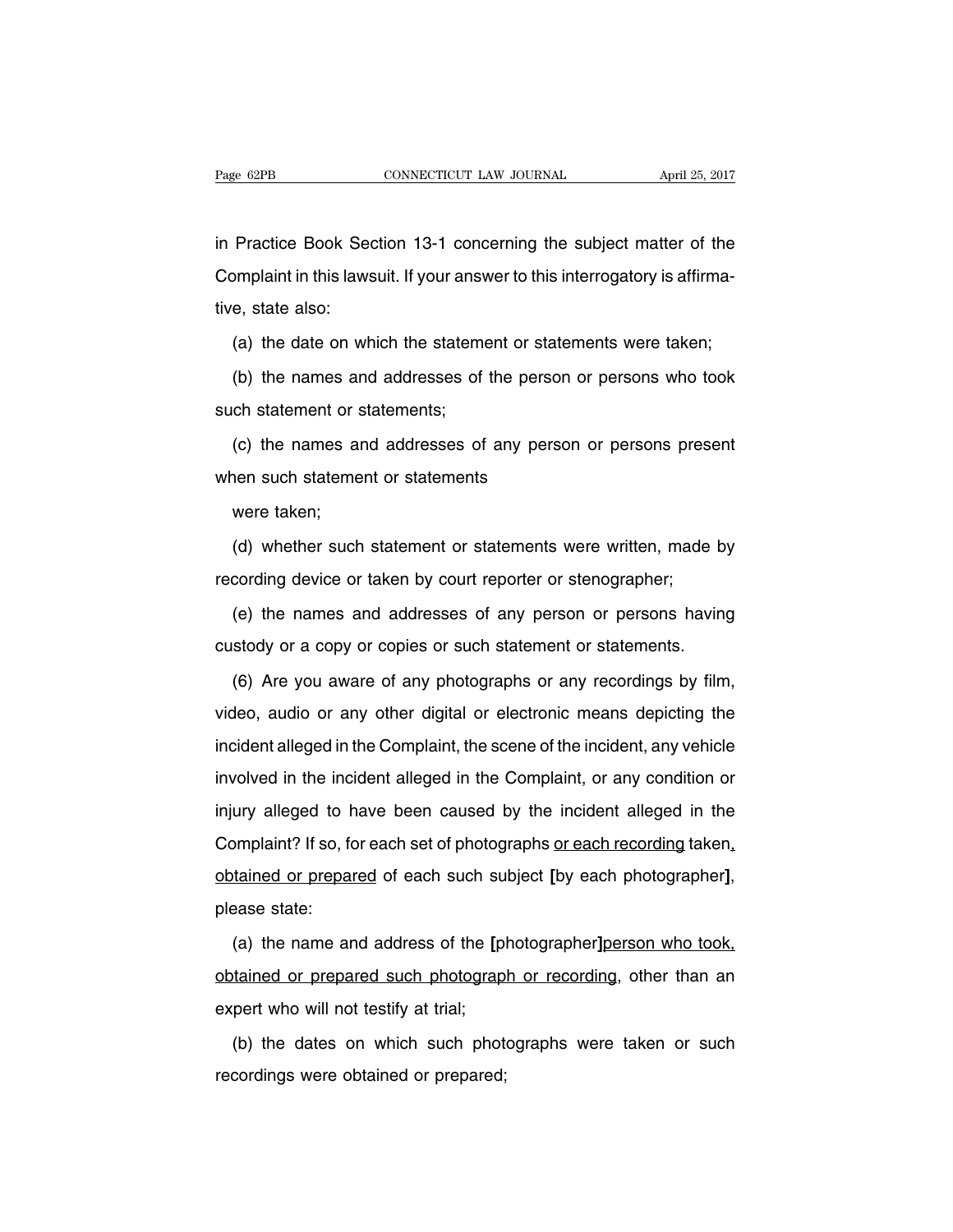in Practice Book Section 13-1 concerning the subject matter of the Complaint in this lawsuit. If your answer to this interrogatory is affirmative, state also:

(a) the date on which the statement or statements were taken;

(b) the names and addresses of the person or persons who took such statement or statements;

(c) the names and addresses of any person or persons present when such statement or statements

were taken;

(d) whether such statement or statements were written, made by recording device or taken by court reporter or stenographer;

(e) the names and addresses of any person or persons having custody or a copy or copies or such statement or statements.

(6) Are you aware of any photographs or any recordings by film, video, audio or any other digital or electronic means depicting the incident alleged in the Complaint, the scene of the incident, any vehicle involved in the incident alleged in the Complaint, or any condition or injury alleged to have been caused by the incident alleged in the Complaint? If so, for each set of photographs <u>or each recording</u> taken<u>,</u> <u>obtained or prepared</u> of each such subject **[**by each photographer**]**, please state:

(a) the name and address of the **[**photographer**]**<u>person who took, obtained or prepared such photograph or recording</u>, other than an expert who will not testify at trial;

(b) the dates on which such photographs were taken or such recordings were obtained or prepared;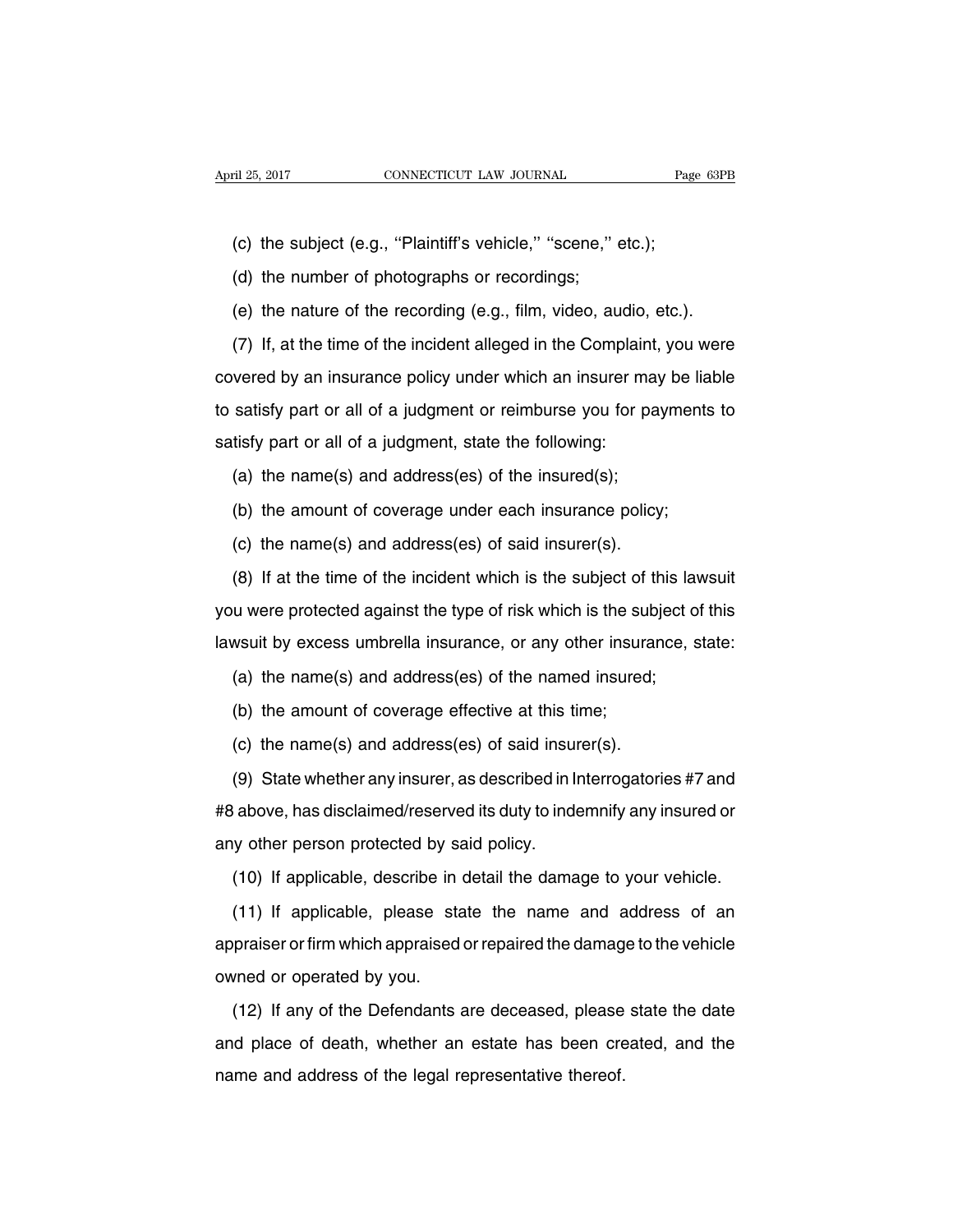(c) the subject (e.g., ''Plaintiff's vehicle,'' ''scene,'' etc.);

(d) the number of photographs or recordings;

(e) the nature of the recording (e.g., film, video, audio, etc.).

(7) If, at the time of the incident alleged in the Complaint, you were covered by an insurance policy under which an insurer may be liable to satisfy part or all of a judgment or reimburse you for payments to satisfy part or all of a judgment, state the following:

(a) the name(s) and address(es) of the insured(s);

(b) the amount of coverage under each insurance policy;

(c) the name(s) and address(es) of said insurer(s).

(8) If at the time of the incident which is the subject of this lawsuit you were protected against the type of risk which is the subject of this lawsuit by excess umbrella insurance, or any other insurance, state:

(a) the name(s) and address(es) of the named insured;

(b) the amount of coverage effective at this time;

(c) the name(s) and address(es) of said insurer(s).

(9) State whether any insurer, as described in Interrogatories #7 and #8 above, has disclaimed/reserved its duty to indemnify any insured or any other person protected by said policy.

(10) If applicable, describe in detail the damage to your vehicle.

(11) If applicable, please state the name and address of an appraiser or firm which appraised or repaired the damage to the vehicle owned or operated by you.

(12) If any of the Defendants are deceased, please state the date and place of death, whether an estate has been created, and the name and address of the legal representative thereof.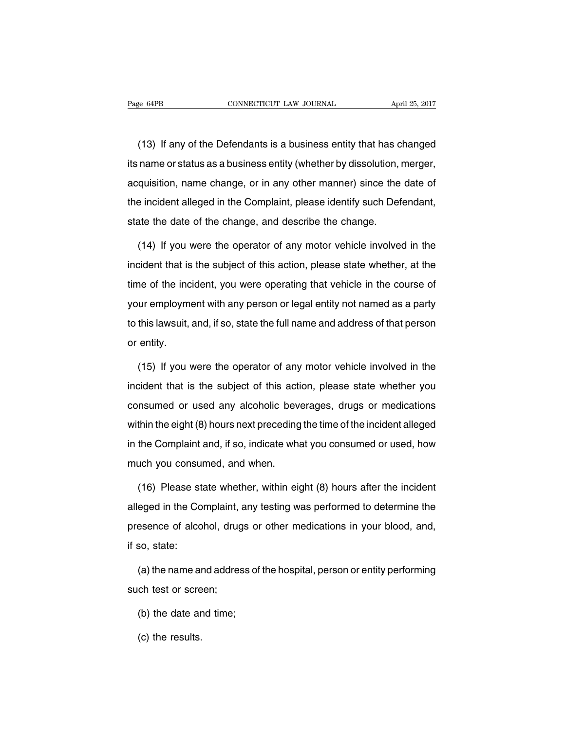(13) If any of the Defendants is a business entity that has changed its name or status as a business entity (whether by dissolution, merger, acquisition, name change, or in any other manner) since the date of the incident alleged in the Complaint, please identify such Defendant, state the date of the change, and describe the change.

(14) If you were the operator of any motor vehicle involved in the incident that is the subject of this action, please state whether, at the time of the incident, you were operating that vehicle in the course of your employment with any person or legal entity not named as a party to this lawsuit, and, if so, state the full name and address of that person or entity.

(15) If you were the operator of any motor vehicle involved in the incident that is the subject of this action, please state whether you consumed or used any alcoholic beverages, drugs or medications within the eight (8) hours next preceding the time of the incident alleged in the Complaint and, if so, indicate what you consumed or used, how much you consumed, and when.

(16) Please state whether, within eight (8) hours after the incident alleged in the Complaint, any testing was performed to determine the presence of alcohol, drugs or other medications in your blood, and, if so, state:

(a) the name and address of the hospital, person or entity performing such test or screen;

(b) the date and time;

(c) the results.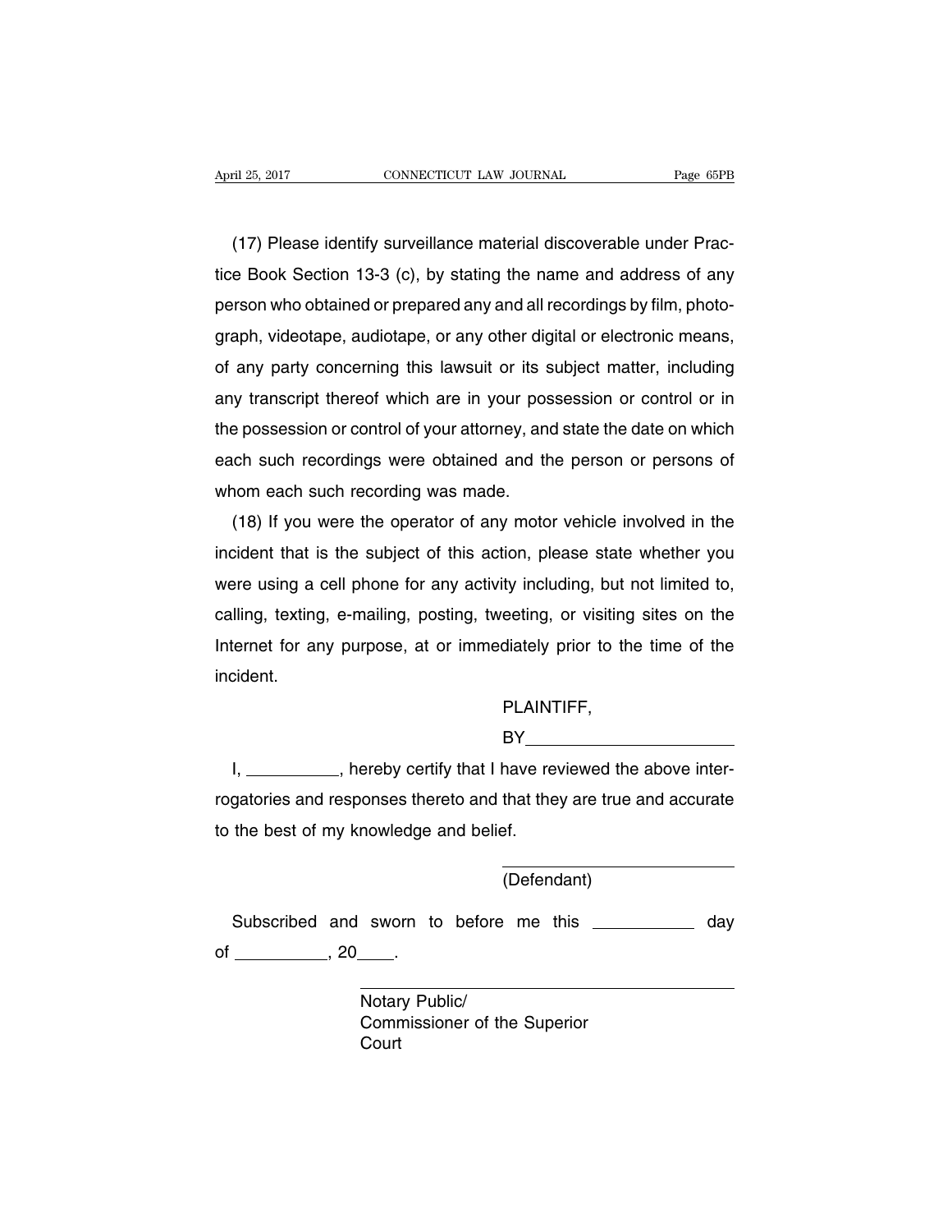(17) Please identify surveillance material discoverable under Practice Book Section 13-3 (c), by stating the name and address of any person who obtained or prepared any and all recordings by film, photograph, videotape, audiotape, or any other digital or electronic means, of any party concerning this lawsuit or its subject matter, including any transcript thereof which are in your possession or control or in the possession or control of your attorney, and state the date on which each such recordings were obtained and the person or persons of whom each such recording was made.

(18) If you were the operator of any motor vehicle involved in the incident that is the subject of this action, please state whether you were using a cell phone for any activity including, but not limited to, calling, texting, e-mailing, posting, tweeting, or visiting sites on the Internet for any purpose, at or immediately prior to the time of the incident.

PLAINTIFF,

BY\_\_\_\_\_\_\_\_\_\_\_\_\_\_\_\_\_\_\_\_\_\_

I, \_\_\_\_\_\_\_\_\_\_, hereby certify that I have reviewed the above interrogatories and responses thereto and that they are true and accurate to the best of my knowledge and belief.

\_\_\_\_\_\_\_\_\_\_\_\_\_\_\_\_\_\_\_\_\_\_\_\_\_\_

(Defendant)

Subscribed and sworn to before me this \_\_\_\_\_\_\_\_\_\_\_ day of \_\_\_\_\_\_\_\_\_\_, 20\_\_\_\_.

\_\_\_\_\_\_\_\_\_\_\_\_\_\_\_\_\_\_\_\_\_\_\_\_\_\_\_\_\_\_\_\_\_\_\_\_\_\_\_\_

Notary Public/
Commissioner of the Superior Court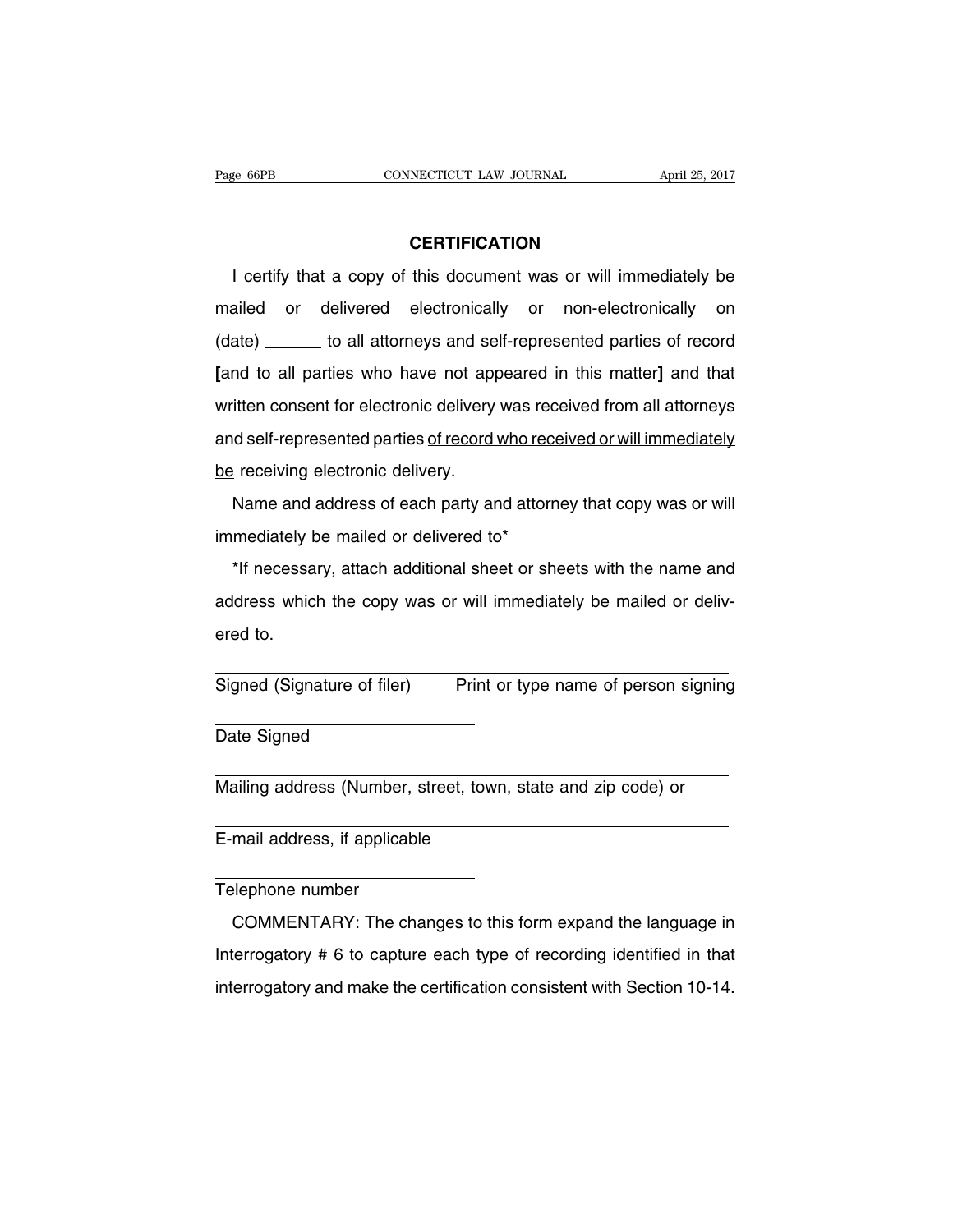## CERTIFICATION

I certify that a copy of this document was or will immediately be mailed or delivered electronically or non-electronically on (date) ______ to all attorneys and self-represented parties of record **[**and to all parties who have not appeared in this matter**]** and that written consent for electronic delivery was received from all attorneys and self-represented parties <u>of record who received or will immediately be</u> receiving electronic delivery.

Name and address of each party and attorney that copy was or will immediately be mailed or delivered to*

*If necessary, attach additional sheet or sheets with the name and address which the copy was or will immediately be mailed or delivered to.

______________________________________________

Signed (Signature of filer)      Print or type name of person signing

______________________

Date Signed

______________________________________________

Mailing address (Number, street, town, state and zip code) or

______________________________________________

E-mail address, if applicable

______________________

Telephone number

COMMENTARY: The changes to this form expand the language in Interrogatory # 6 to capture each type of recording identified in that interrogatory and make the certification consistent with Section 10-14.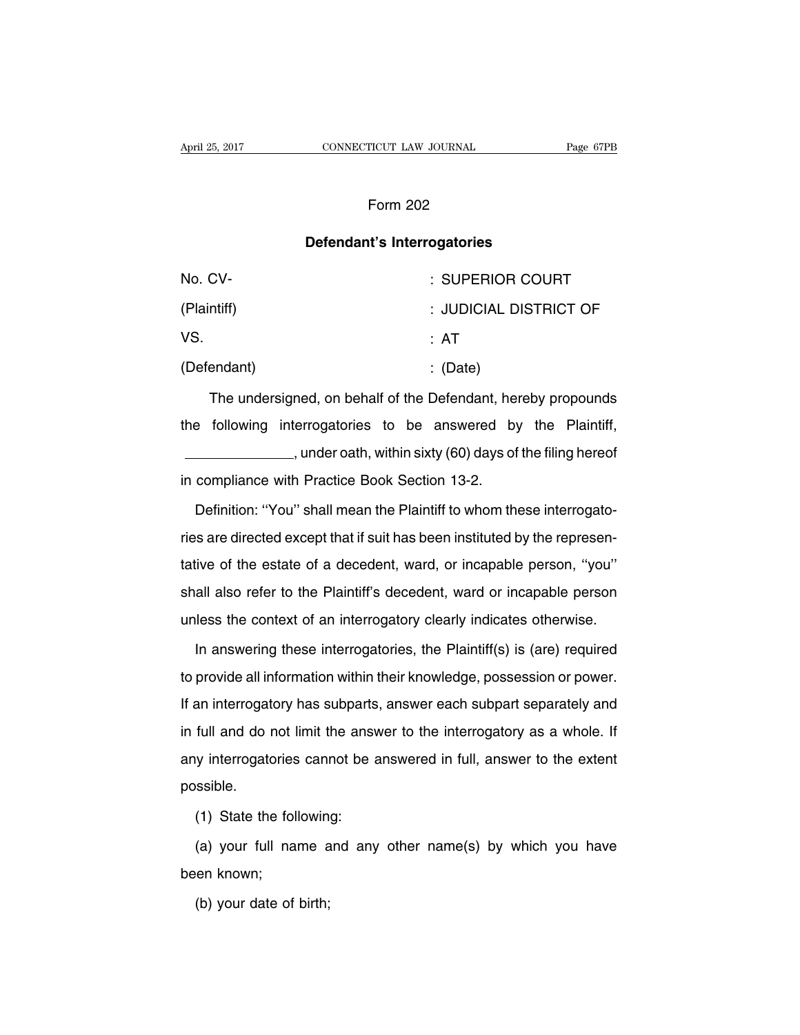Form 202

## Defendant's Interrogatories

| | |
|---|---|
| No. CV- | : SUPERIOR COURT |
| (Plaintiff) | : JUDICIAL DISTRICT OF |
| VS. | : AT |
| (Defendant) | : (Date) |

The undersigned, on behalf of the Defendant, hereby propounds the following interrogatories to be answered by the Plaintiff, ______________, under oath, within sixty (60) days of the filing hereof in compliance with Practice Book Section 13-2.

Definition: ''You'' shall mean the Plaintiff to whom these interrogatories are directed except that if suit has been instituted by the representative of the estate of a decedent, ward, or incapable person, ''you'' shall also refer to the Plaintiff's decedent, ward or incapable person unless the context of an interrogatory clearly indicates otherwise.

In answering these interrogatories, the Plaintiff(s) is (are) required to provide all information within their knowledge, possession or power. If an interrogatory has subparts, answer each subpart separately and in full and do not limit the answer to the interrogatory as a whole. If any interrogatories cannot be answered in full, answer to the extent possible.

(1) State the following:

(a) your full name and any other name(s) by which you have been known;

(b) your date of birth;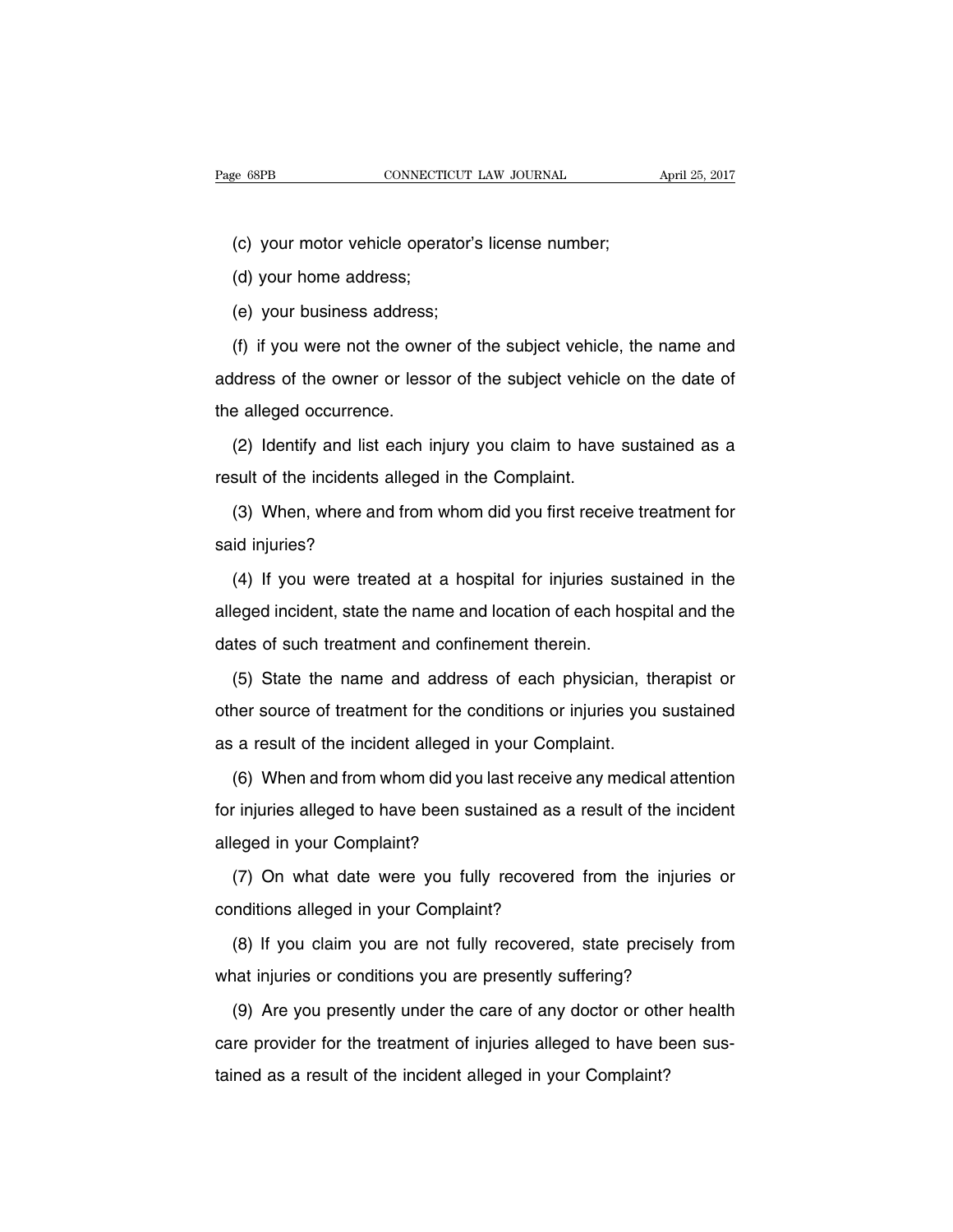(c) your motor vehicle operator's license number;

(d) your home address;

(e) your business address;

(f) if you were not the owner of the subject vehicle, the name and address of the owner or lessor of the subject vehicle on the date of the alleged occurrence.

(2) Identify and list each injury you claim to have sustained as a result of the incidents alleged in the Complaint.

(3) When, where and from whom did you first receive treatment for said injuries?

(4) If you were treated at a hospital for injuries sustained in the alleged incident, state the name and location of each hospital and the dates of such treatment and confinement therein.

(5) State the name and address of each physician, therapist or other source of treatment for the conditions or injuries you sustained as a result of the incident alleged in your Complaint.

(6) When and from whom did you last receive any medical attention for injuries alleged to have been sustained as a result of the incident alleged in your Complaint?

(7) On what date were you fully recovered from the injuries or conditions alleged in your Complaint?

(8) If you claim you are not fully recovered, state precisely from what injuries or conditions you are presently suffering?

(9) Are you presently under the care of any doctor or other health care provider for the treatment of injuries alleged to have been sustained as a result of the incident alleged in your Complaint?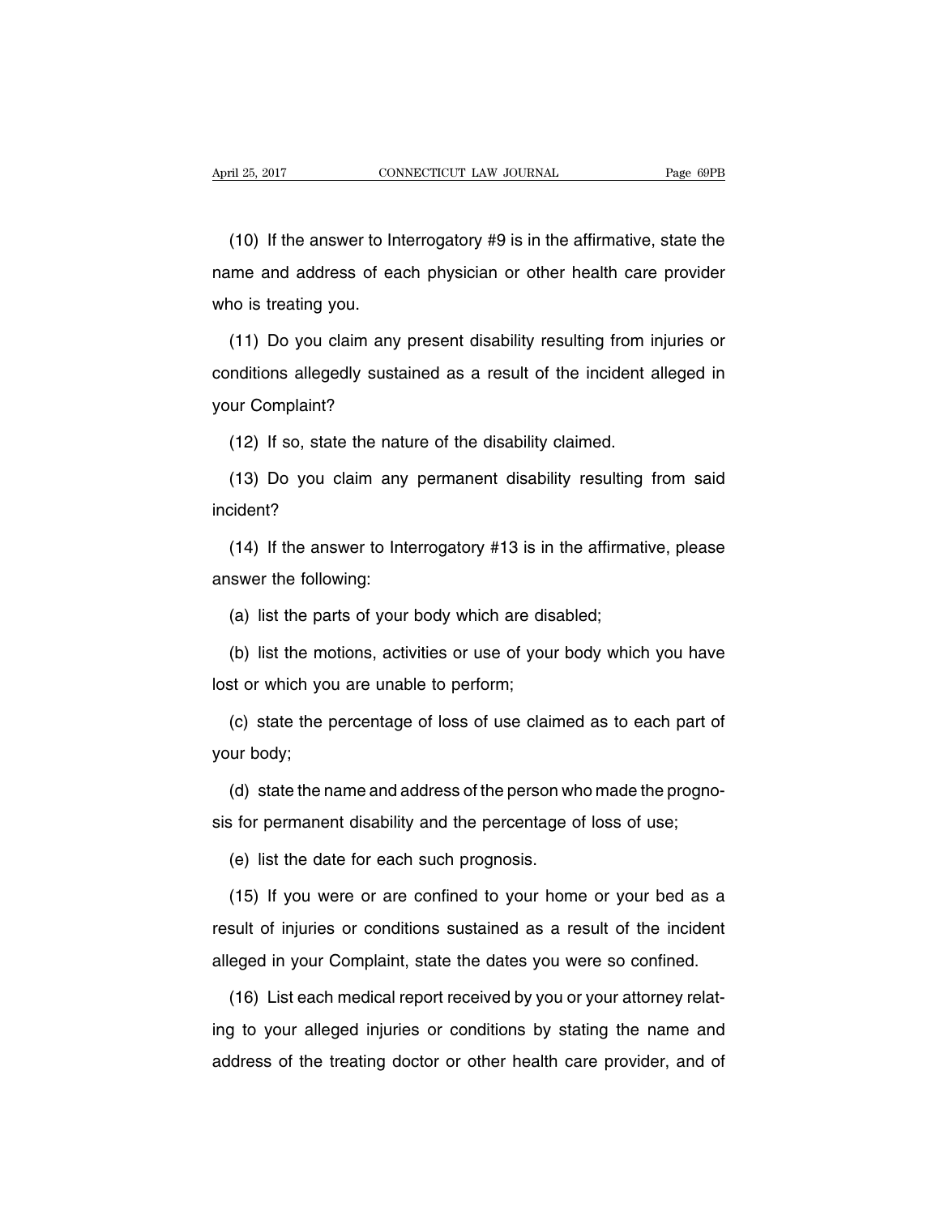(10) If the answer to Interrogatory #9 is in the affirmative, state the name and address of each physician or other health care provider who is treating you.

(11) Do you claim any present disability resulting from injuries or conditions allegedly sustained as a result of the incident alleged in your Complaint?

(12) If so, state the nature of the disability claimed.

(13) Do you claim any permanent disability resulting from said incident?

(14) If the answer to Interrogatory #13 is in the affirmative, please answer the following:

(a) list the parts of your body which are disabled;

(b) list the motions, activities or use of your body which you have lost or which you are unable to perform;

(c) state the percentage of loss of use claimed as to each part of your body;

(d) state the name and address of the person who made the prognosis for permanent disability and the percentage of loss of use;

(e) list the date for each such prognosis.

(15) If you were or are confined to your home or your bed as a result of injuries or conditions sustained as a result of the incident alleged in your Complaint, state the dates you were so confined.

(16) List each medical report received by you or your attorney relating to your alleged injuries or conditions by stating the name and address of the treating doctor or other health care provider, and of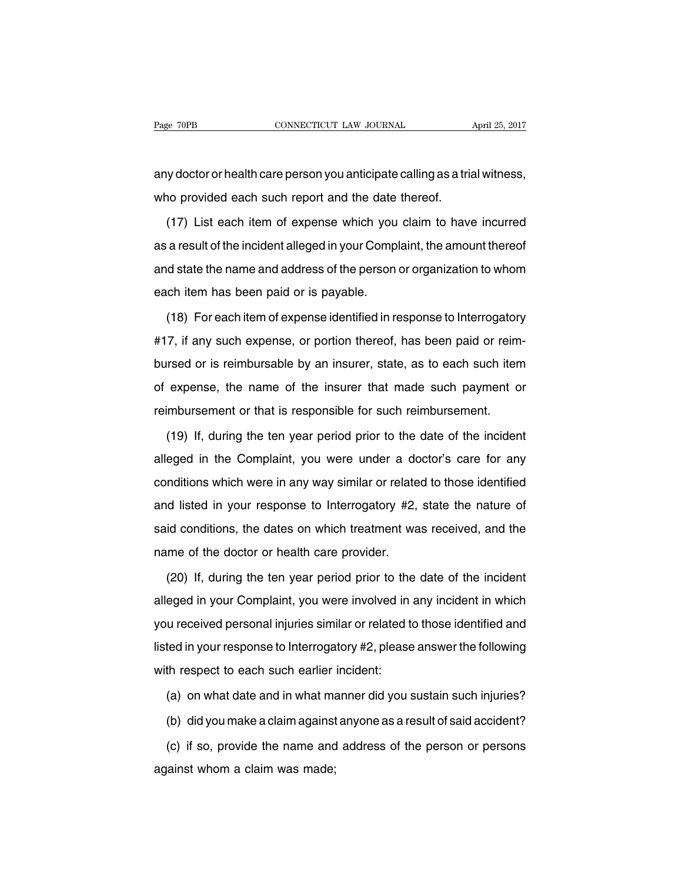any doctor or health care person you anticipate calling as a trial witness, who provided each such report and the date thereof.

(17) List each item of expense which you claim to have incurred as a result of the incident alleged in your Complaint, the amount thereof and state the name and address of the person or organization to whom each item has been paid or is payable.

(18) For each item of expense identified in response to Interrogatory #17, if any such expense, or portion thereof, has been paid or reimbursed or is reimbursable by an insurer, state, as to each such item of expense, the name of the insurer that made such payment or reimbursement or that is responsible for such reimbursement.

(19) If, during the ten year period prior to the date of the incident alleged in the Complaint, you were under a doctor's care for any conditions which were in any way similar or related to those identified and listed in your response to Interrogatory #2, state the nature of said conditions, the dates on which treatment was received, and the name of the doctor or health care provider.

(20) If, during the ten year period prior to the date of the incident alleged in your Complaint, you were involved in any incident in which you received personal injuries similar or related to those identified and listed in your response to Interrogatory #2, please answer the following with respect to each such earlier incident:

(a) on what date and in what manner did you sustain such injuries?

(b) did you make a claim against anyone as a result of said accident?

(c) if so, provide the name and address of the person or persons against whom a claim was made;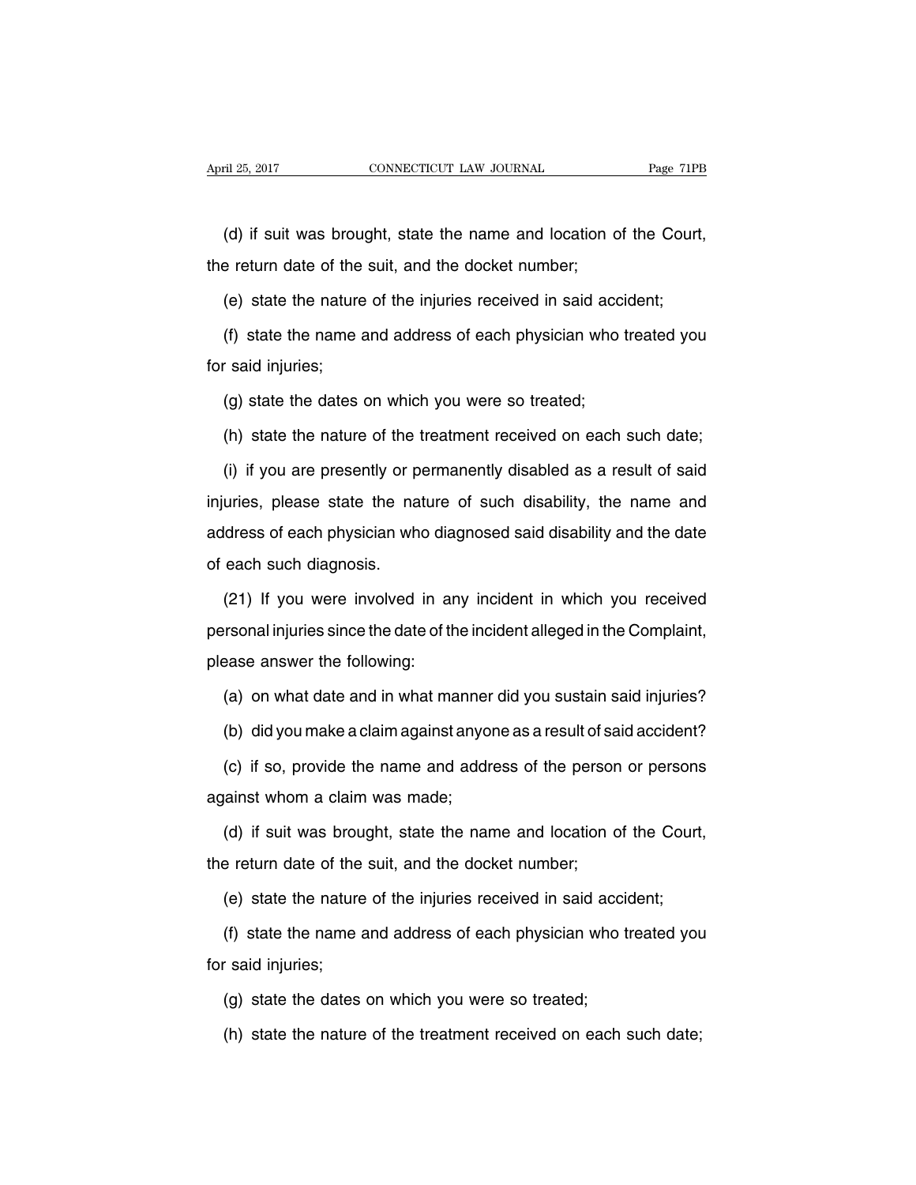(d) if suit was brought, state the name and location of the Court, the return date of the suit, and the docket number;

(e) state the nature of the injuries received in said accident;

(f) state the name and address of each physician who treated you for said injuries;

(g) state the dates on which you were so treated;

(h) state the nature of the treatment received on each such date;

(i) if you are presently or permanently disabled as a result of said injuries, please state the nature of such disability, the name and address of each physician who diagnosed said disability and the date of each such diagnosis.

(21) If you were involved in any incident in which you received personal injuries since the date of the incident alleged in the Complaint, please answer the following:

(a) on what date and in what manner did you sustain said injuries?

(b) did you make a claim against anyone as a result of said accident?

(c) if so, provide the name and address of the person or persons against whom a claim was made;

(d) if suit was brought, state the name and location of the Court, the return date of the suit, and the docket number;

(e) state the nature of the injuries received in said accident;

(f) state the name and address of each physician who treated you for said injuries;

(g) state the dates on which you were so treated;

(h) state the nature of the treatment received on each such date;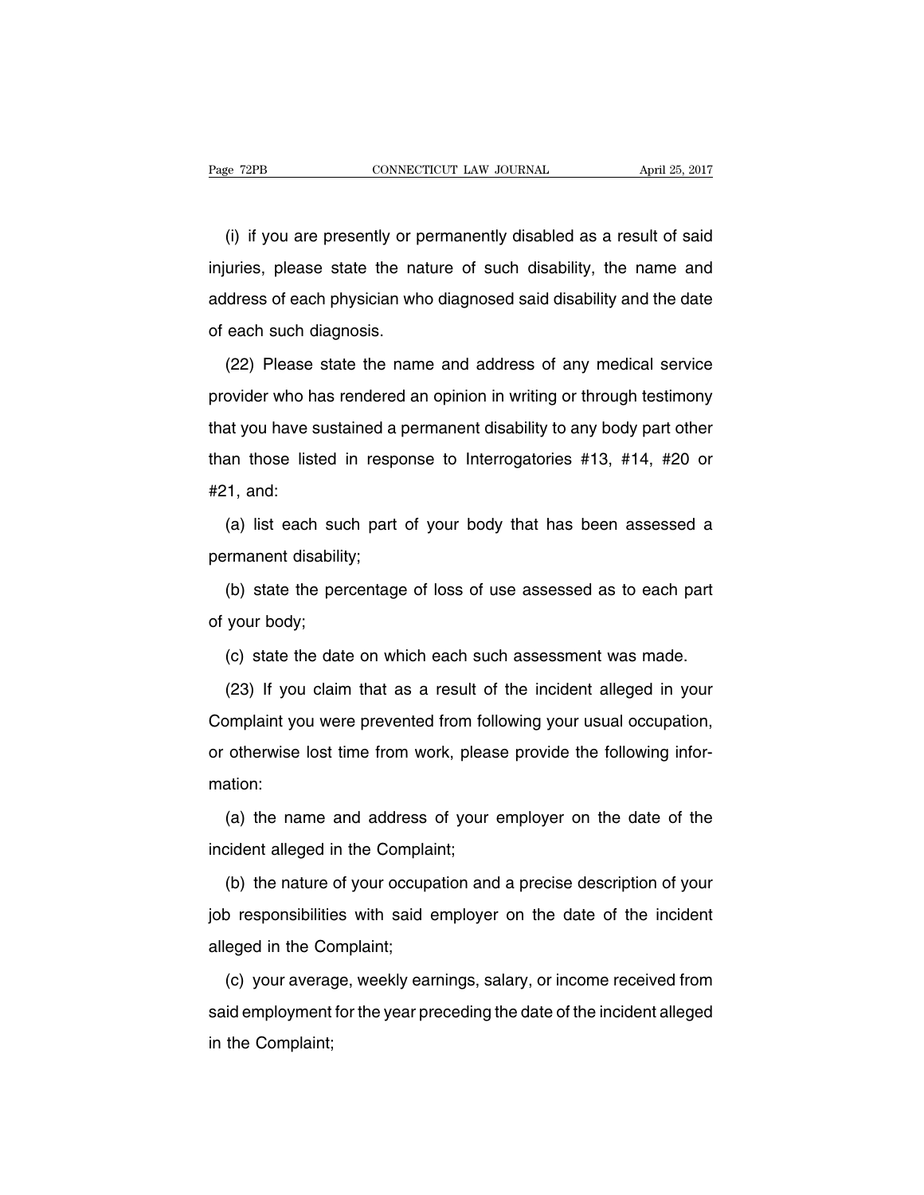(i) if you are presently or permanently disabled as a result of said injuries, please state the nature of such disability, the name and address of each physician who diagnosed said disability and the date of each such diagnosis.

(22) Please state the name and address of any medical service provider who has rendered an opinion in writing or through testimony that you have sustained a permanent disability to any body part other than those listed in response to Interrogatories #13, #14, #20 or #21, and:

(a) list each such part of your body that has been assessed a permanent disability;

(b) state the percentage of loss of use assessed as to each part of your body;

(c) state the date on which each such assessment was made.

(23) If you claim that as a result of the incident alleged in your Complaint you were prevented from following your usual occupation, or otherwise lost time from work, please provide the following information:

(a) the name and address of your employer on the date of the incident alleged in the Complaint;

(b) the nature of your occupation and a precise description of your job responsibilities with said employer on the date of the incident alleged in the Complaint;

(c) your average, weekly earnings, salary, or income received from said employment for the year preceding the date of the incident alleged in the Complaint;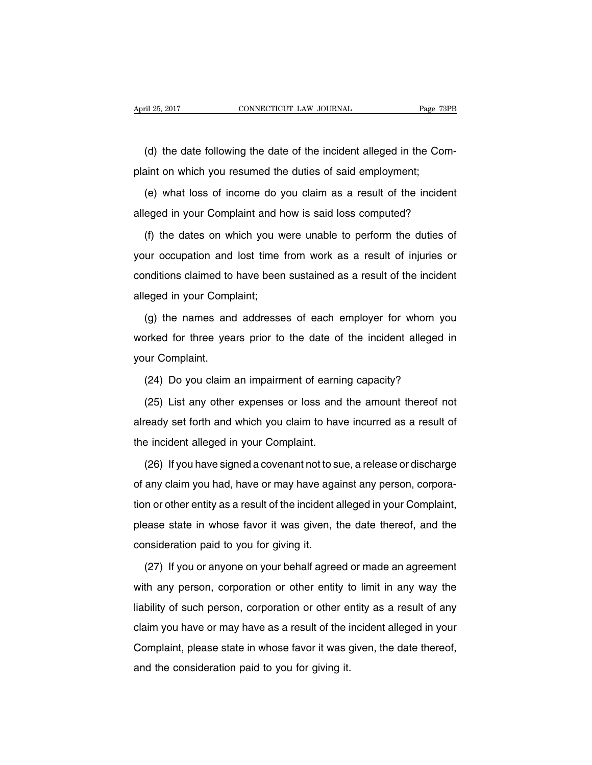(d) the date following the date of the incident alleged in the Complaint on which you resumed the duties of said employment;

(e) what loss of income do you claim as a result of the incident alleged in your Complaint and how is said loss computed?

(f) the dates on which you were unable to perform the duties of your occupation and lost time from work as a result of injuries or conditions claimed to have been sustained as a result of the incident alleged in your Complaint;

(g) the names and addresses of each employer for whom you worked for three years prior to the date of the incident alleged in your Complaint.

(24) Do you claim an impairment of earning capacity?

(25) List any other expenses or loss and the amount thereof not already set forth and which you claim to have incurred as a result of the incident alleged in your Complaint.

(26) If you have signed a covenant not to sue, a release or discharge of any claim you had, have or may have against any person, corporation or other entity as a result of the incident alleged in your Complaint, please state in whose favor it was given, the date thereof, and the consideration paid to you for giving it.

(27) If you or anyone on your behalf agreed or made an agreement with any person, corporation or other entity to limit in any way the liability of such person, corporation or other entity as a result of any claim you have or may have as a result of the incident alleged in your Complaint, please state in whose favor it was given, the date thereof, and the consideration paid to you for giving it.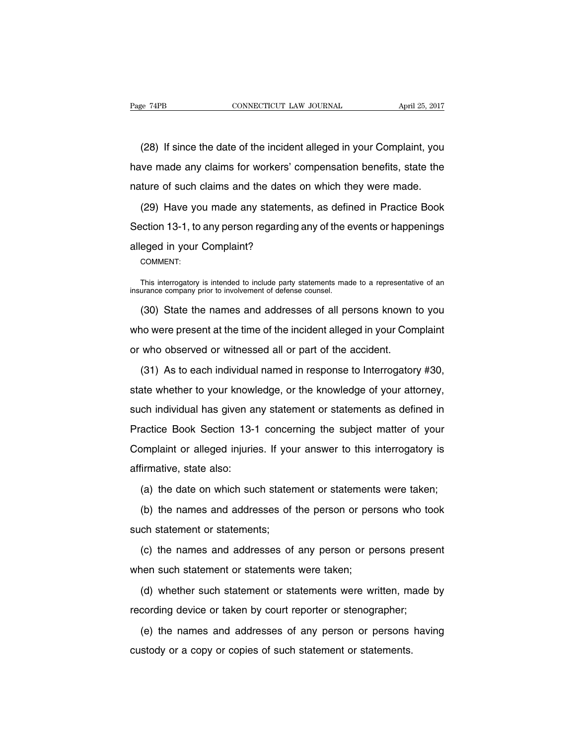(28) If since the date of the incident alleged in your Complaint, you have made any claims for workers' compensation benefits, state the nature of such claims and the dates on which they were made.

(29) Have you made any statements, as defined in Practice Book Section 13-1, to any person regarding any of the events or happenings alleged in your Complaint?

COMMENT:

This interrogatory is intended to include party statements made to a representative of an insurance company prior to involvement of defense counsel.

(30) State the names and addresses of all persons known to you who were present at the time of the incident alleged in your Complaint or who observed or witnessed all or part of the accident.

(31) As to each individual named in response to Interrogatory #30, state whether to your knowledge, or the knowledge of your attorney, such individual has given any statement or statements as defined in Practice Book Section 13-1 concerning the subject matter of your Complaint or alleged injuries. If your answer to this interrogatory is affirmative, state also:

(a) the date on which such statement or statements were taken;

(b) the names and addresses of the person or persons who took such statement or statements;

(c) the names and addresses of any person or persons present when such statement or statements were taken;

(d) whether such statement or statements were written, made by recording device or taken by court reporter or stenographer;

(e) the names and addresses of any person or persons having custody or a copy or copies of such statement or statements.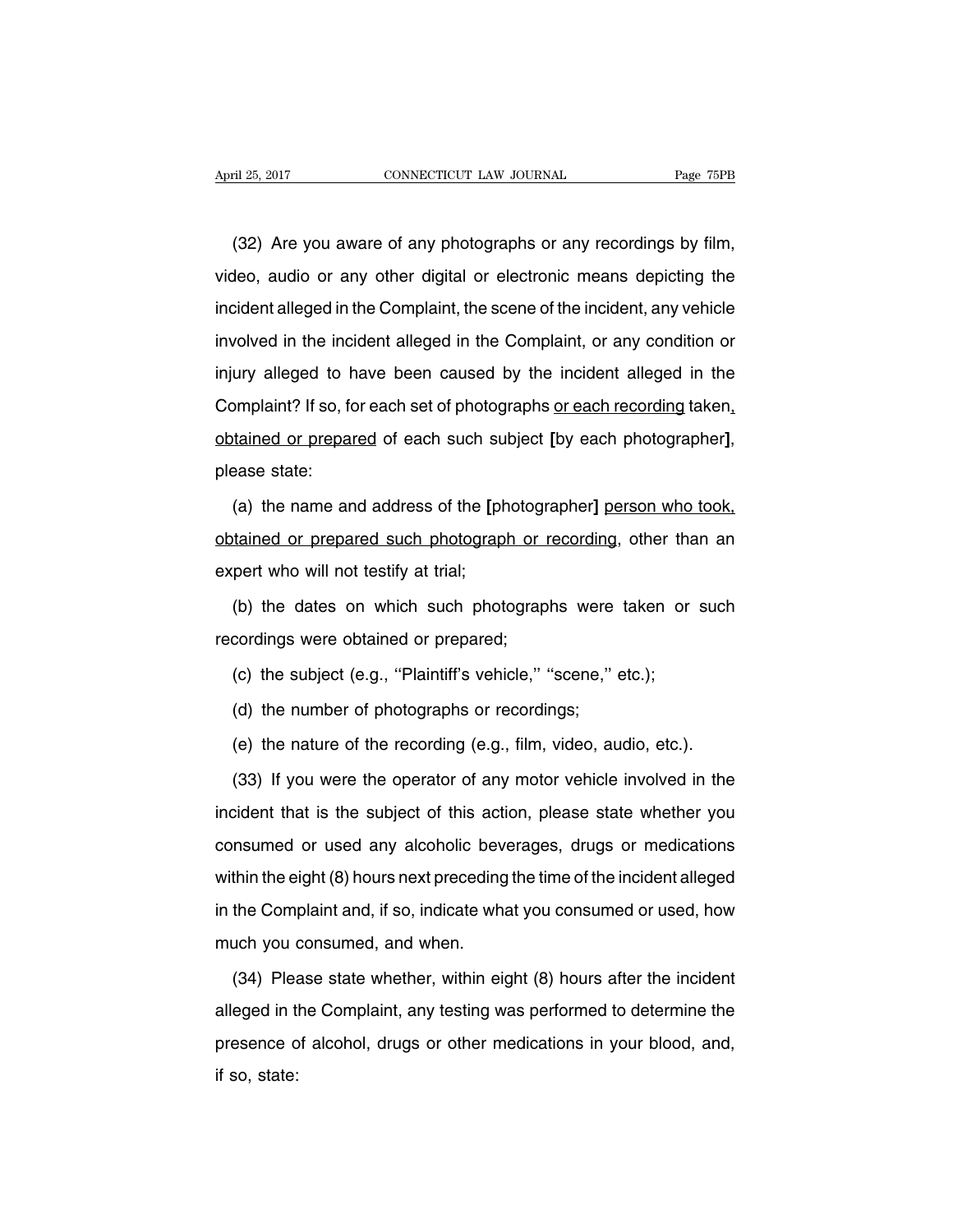(32) Are you aware of any photographs or any recordings by film, video, audio or any other digital or electronic means depicting the incident alleged in the Complaint, the scene of the incident, any vehicle involved in the incident alleged in the Complaint, or any condition or injury alleged to have been caused by the incident alleged in the Complaint? If so, for each set of photographs <u>or each recording</u> taken<u>,</u> <u>obtained or prepared</u> of each such subject **[**by each photographer**]**, please state:

(a) the name and address of the **[**photographer**]** <u>person who took,</u> <u>obtained or prepared such photograph or recording</u>, other than an expert who will not testify at trial;

(b) the dates on which such photographs were taken or such recordings were obtained or prepared;

(c) the subject (e.g., ''Plaintiff's vehicle,'' ''scene,'' etc.);

(d) the number of photographs or recordings;

(e) the nature of the recording (e.g., film, video, audio, etc.).

(33) If you were the operator of any motor vehicle involved in the incident that is the subject of this action, please state whether you consumed or used any alcoholic beverages, drugs or medications within the eight (8) hours next preceding the time of the incident alleged in the Complaint and, if so, indicate what you consumed or used, how much you consumed, and when.

(34) Please state whether, within eight (8) hours after the incident alleged in the Complaint, any testing was performed to determine the presence of alcohol, drugs or other medications in your blood, and, if so, state: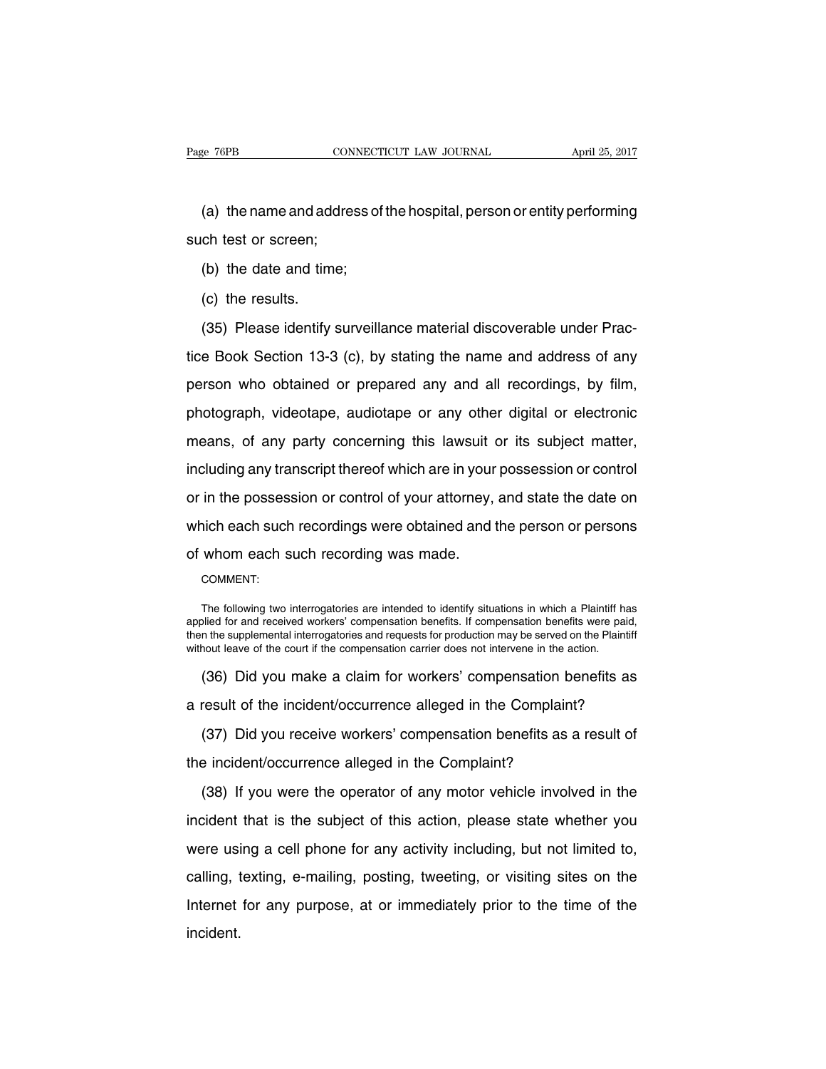(a) the name and address of the hospital, person or entity performing such test or screen;

(b) the date and time;

(c) the results.

(35) Please identify surveillance material discoverable under Practice Book Section 13-3 (c), by stating the name and address of any person who obtained or prepared any and all recordings, by film, photograph, videotape, audiotape or any other digital or electronic means, of any party concerning this lawsuit or its subject matter, including any transcript thereof which are in your possession or control or in the possession or control of your attorney, and state the date on which each such recordings were obtained and the person or persons of whom each such recording was made.

COMMENT:

The following two interrogatories are intended to identify situations in which a Plaintiff has applied for and received workers' compensation benefits. If compensation benefits were paid, then the supplemental interrogatories and requests for production may be served on the Plaintiff without leave of the court if the compensation carrier does not intervene in the action.

(36) Did you make a claim for workers' compensation benefits as a result of the incident/occurrence alleged in the Complaint?

(37) Did you receive workers' compensation benefits as a result of the incident/occurrence alleged in the Complaint?

(38) If you were the operator of any motor vehicle involved in the incident that is the subject of this action, please state whether you were using a cell phone for any activity including, but not limited to, calling, texting, e-mailing, posting, tweeting, or visiting sites on the Internet for any purpose, at or immediately prior to the time of the incident.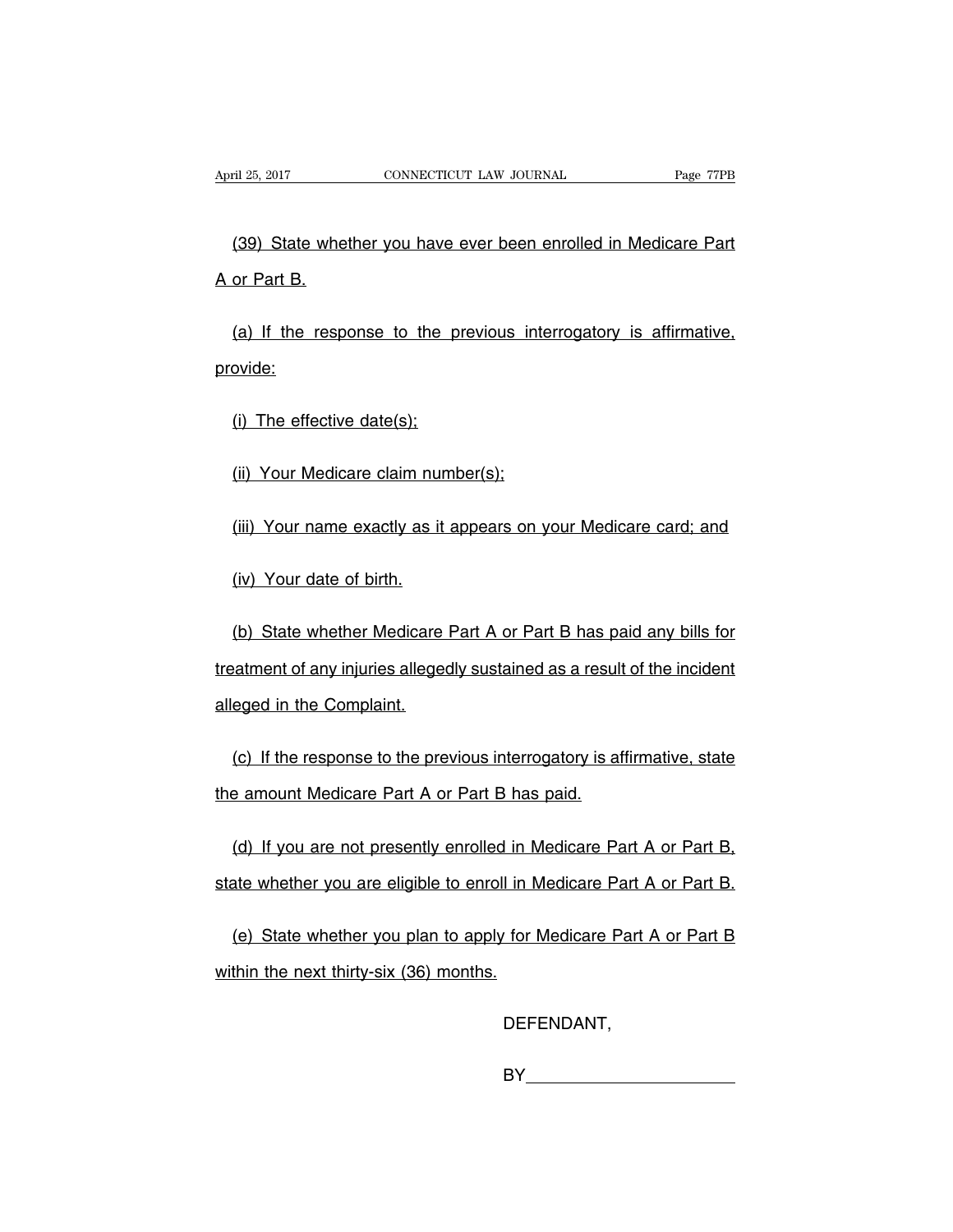(39) State whether you have ever been enrolled in Medicare Part A or Part B.

(a) If the response to the previous interrogatory is affirmative, provide:

(i) The effective date(s);

(ii) Your Medicare claim number(s);

(iii) Your name exactly as it appears on your Medicare card; and

(iv) Your date of birth.

(b) State whether Medicare Part A or Part B has paid any bills for treatment of any injuries allegedly sustained as a result of the incident alleged in the Complaint.

(c) If the response to the previous interrogatory is affirmative, state the amount Medicare Part A or Part B has paid.

(d) If you are not presently enrolled in Medicare Part A or Part B, state whether you are eligible to enroll in Medicare Part A or Part B.

(e) State whether you plan to apply for Medicare Part A or Part B within the next thirty-six (36) months.

DEFENDANT,

BY______________________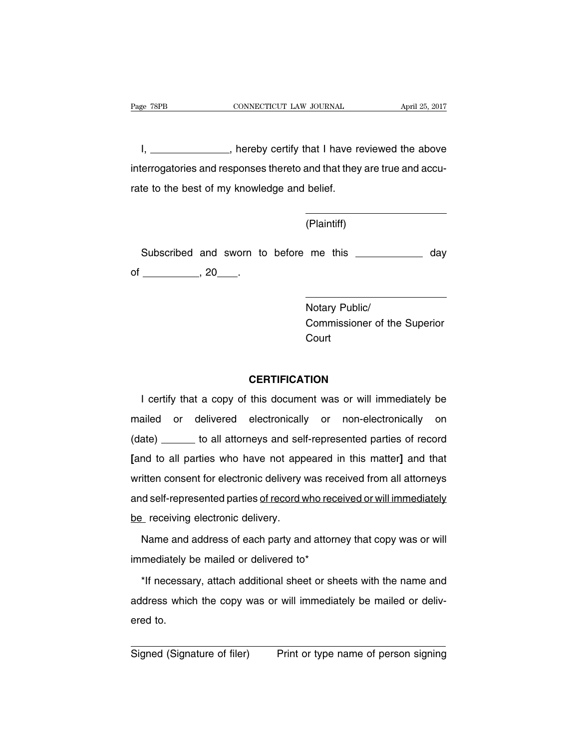I, _______________, hereby certify that I have reviewed the above interrogatories and responses thereto and that they are true and accurate to the best of my knowledge and belief.

_________________________
(Plaintiff)

Subscribed and sworn to before me this ____________ day of __________, 20____.

_________________________
Notary Public/
Commissioner of the Superior Court

**CERTIFICATION**

I certify that a copy of this document was or will immediately be mailed or delivered electronically or non-electronically on (date) ______ to all attorneys and self-represented parties of record **[**and to all parties who have not appeared in this matter**]** and that written consent for electronic delivery was received from all attorneys and self-represented parties <u>of record who received or will immediately be</u> receiving electronic delivery.

Name and address of each party and attorney that copy was or will immediately be mailed or delivered to*

*If necessary, attach additional sheet or sheets with the name and address which the copy was or will immediately be mailed or delivered to.

_________________________ _________________________
Signed (Signature of filer) Print or type name of person signing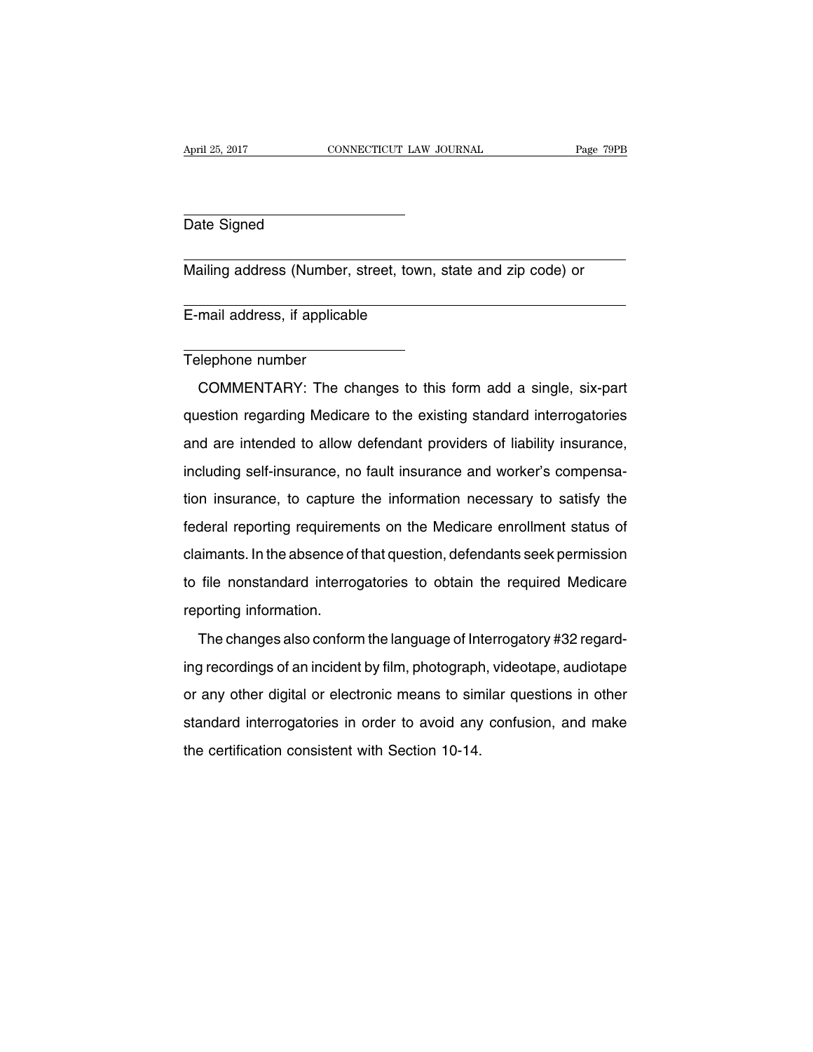Date Signed

Mailing address (Number, street, town, state and zip code) or

E-mail address, if applicable

Telephone number

COMMENTARY: The changes to this form add a single, six-part question regarding Medicare to the existing standard interrogatories and are intended to allow defendant providers of liability insurance, including self-insurance, no fault insurance and worker's compensation insurance, to capture the information necessary to satisfy the federal reporting requirements on the Medicare enrollment status of claimants. In the absence of that question, defendants seek permission to file nonstandard interrogatories to obtain the required Medicare reporting information.

The changes also conform the language of Interrogatory #32 regarding recordings of an incident by film, photograph, videotape, audiotape or any other digital or electronic means to similar questions in other standard interrogatories in order to avoid any confusion, and make the certification consistent with Section 10-14.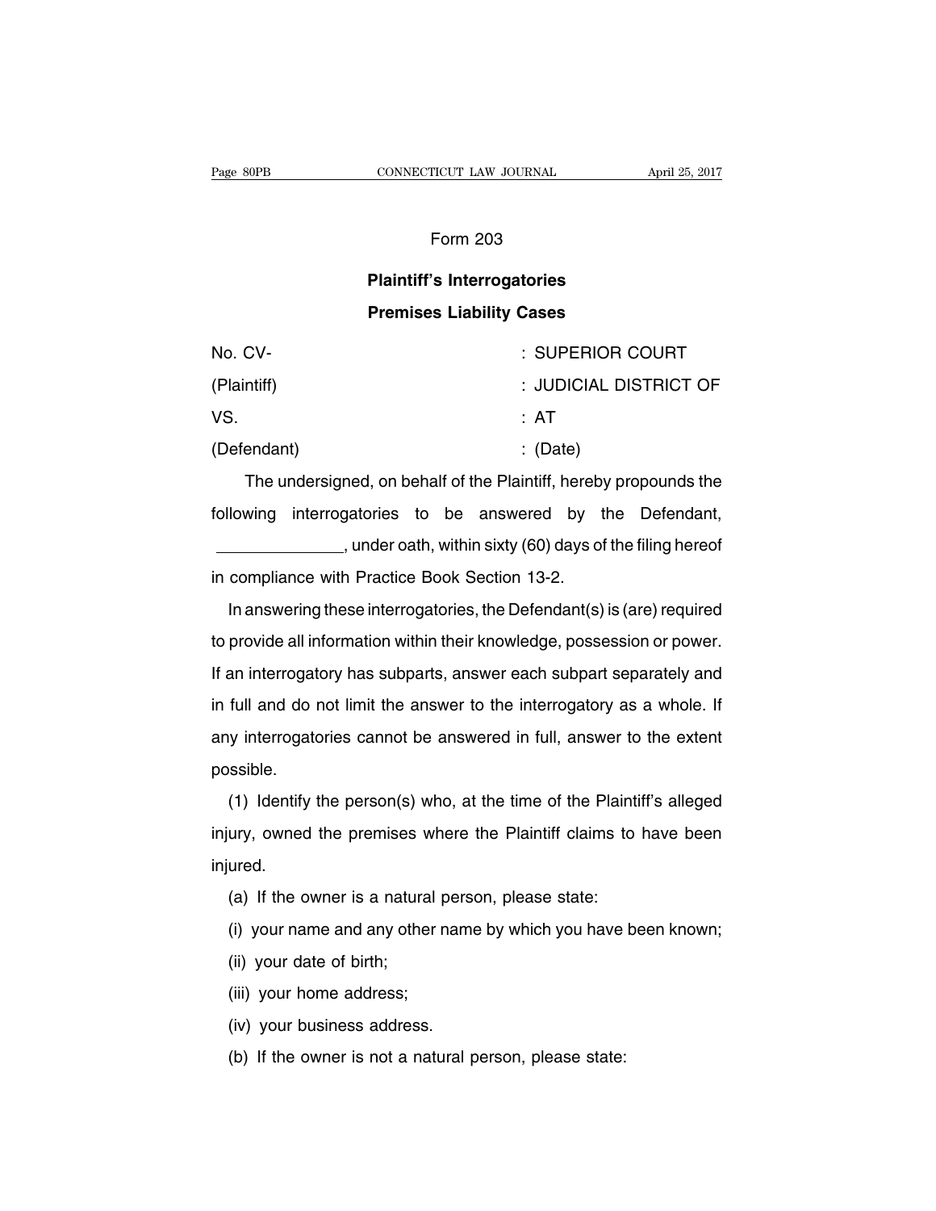Form 203

## Plaintiff's Interrogatories

## Premises Liability Cases

| | |
|---|---|
| No. CV- | : SUPERIOR COURT |
| (Plaintiff) | : JUDICIAL DISTRICT OF |
| VS. | : AT |
| (Defendant) | : (Date) |

The undersigned, on behalf of the Plaintiff, hereby propounds the following interrogatories to be answered by the Defendant, \_\_\_\_\_\_\_\_\_\_\_\_\_\_, under oath, within sixty (60) days of the filing hereof in compliance with Practice Book Section 13-2.

In answering these interrogatories, the Defendant(s) is (are) required to provide all information within their knowledge, possession or power. If an interrogatory has subparts, answer each subpart separately and in full and do not limit the answer to the interrogatory as a whole. If any interrogatories cannot be answered in full, answer to the extent possible.

(1) Identify the person(s) who, at the time of the Plaintiff's alleged injury, owned the premises where the Plaintiff claims to have been injured.

(a) If the owner is a natural person, please state:

(i) your name and any other name by which you have been known;

(ii) your date of birth;

(iii) your home address;

(iv) your business address.

(b) If the owner is not a natural person, please state: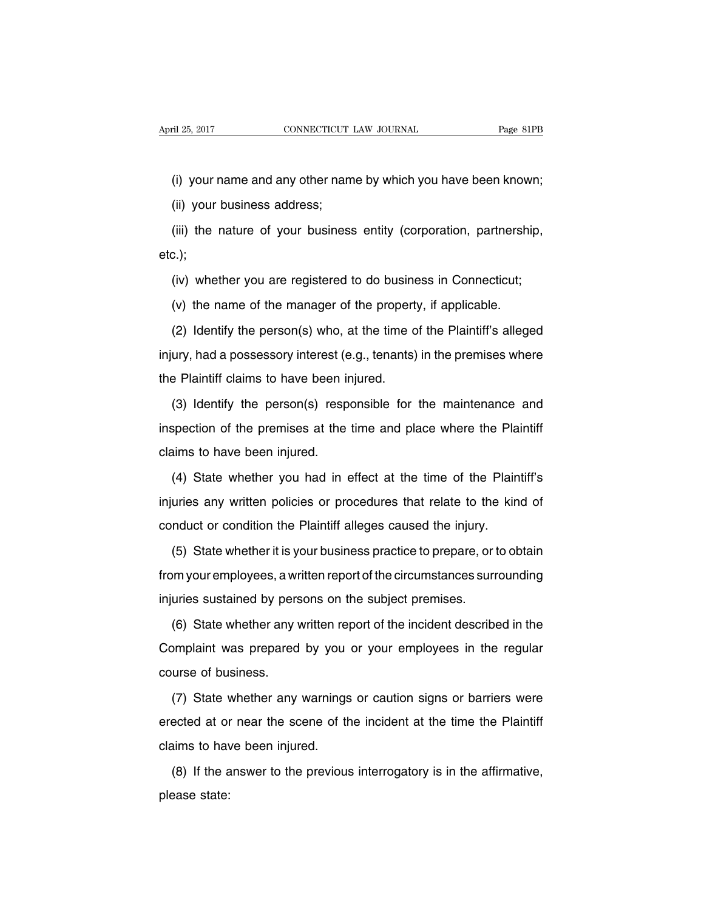(i) your name and any other name by which you have been known;

(ii) your business address;

(iii) the nature of your business entity (corporation, partnership, etc.);

(iv) whether you are registered to do business in Connecticut;

(v) the name of the manager of the property, if applicable.

(2) Identify the person(s) who, at the time of the Plaintiff's alleged injury, had a possessory interest (e.g., tenants) in the premises where the Plaintiff claims to have been injured.

(3) Identify the person(s) responsible for the maintenance and inspection of the premises at the time and place where the Plaintiff claims to have been injured.

(4) State whether you had in effect at the time of the Plaintiff's injuries any written policies or procedures that relate to the kind of conduct or condition the Plaintiff alleges caused the injury.

(5) State whether it is your business practice to prepare, or to obtain from your employees, a written report of the circumstances surrounding injuries sustained by persons on the subject premises.

(6) State whether any written report of the incident described in the Complaint was prepared by you or your employees in the regular course of business.

(7) State whether any warnings or caution signs or barriers were erected at or near the scene of the incident at the time the Plaintiff claims to have been injured.

(8) If the answer to the previous interrogatory is in the affirmative, please state: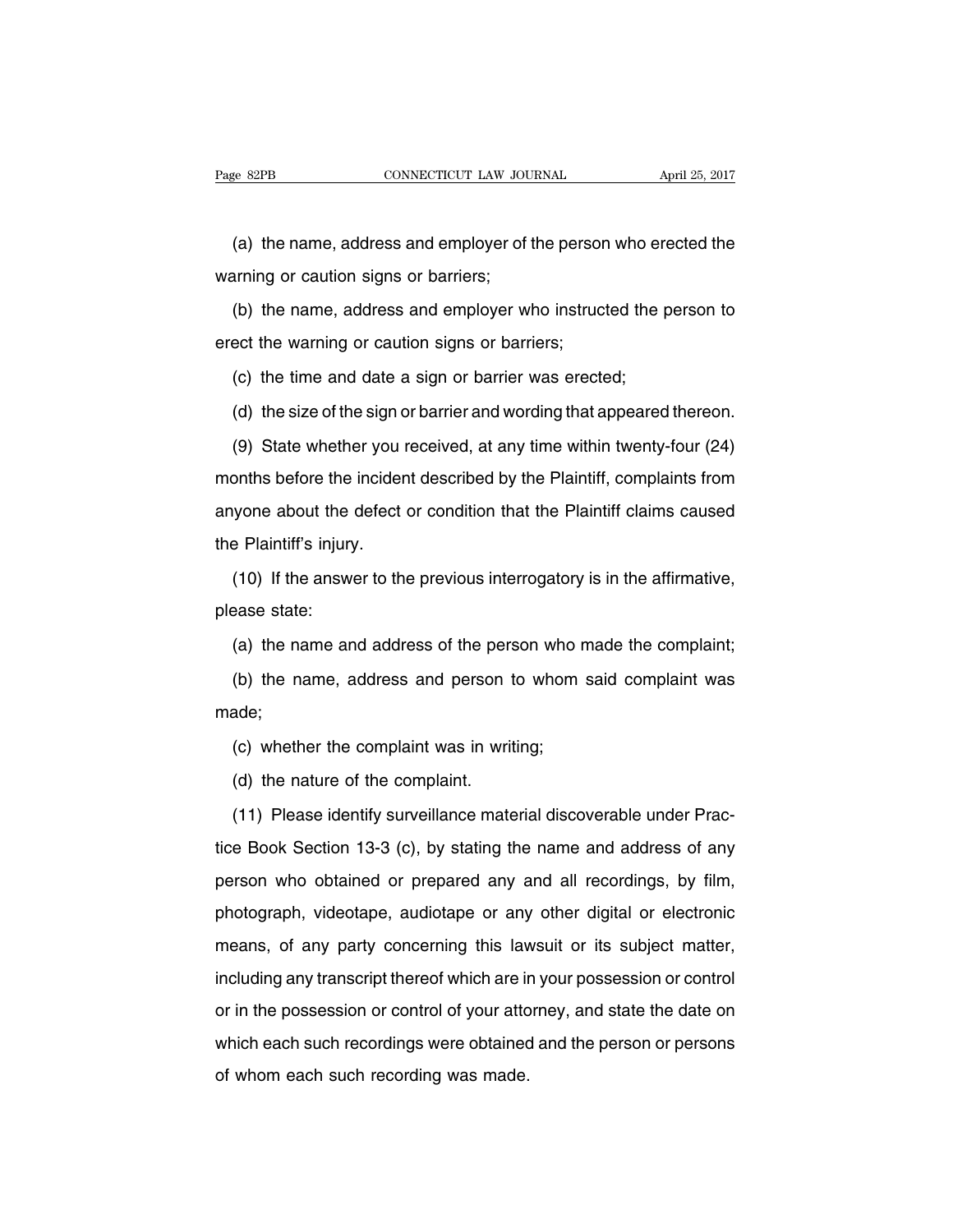(a) the name, address and employer of the person who erected the warning or caution signs or barriers;

(b) the name, address and employer who instructed the person to erect the warning or caution signs or barriers;

(c) the time and date a sign or barrier was erected;

(d) the size of the sign or barrier and wording that appeared thereon.

(9) State whether you received, at any time within twenty-four (24) months before the incident described by the Plaintiff, complaints from anyone about the defect or condition that the Plaintiff claims caused the Plaintiff's injury.

(10) If the answer to the previous interrogatory is in the affirmative, please state:

(a) the name and address of the person who made the complaint;

(b) the name, address and person to whom said complaint was made;

(c) whether the complaint was in writing;

(d) the nature of the complaint.

(11) Please identify surveillance material discoverable under Practice Book Section 13-3 (c), by stating the name and address of any person who obtained or prepared any and all recordings, by film, photograph, videotape, audiotape or any other digital or electronic means, of any party concerning this lawsuit or its subject matter, including any transcript thereof which are in your possession or control or in the possession or control of your attorney, and state the date on which each such recordings were obtained and the person or persons of whom each such recording was made.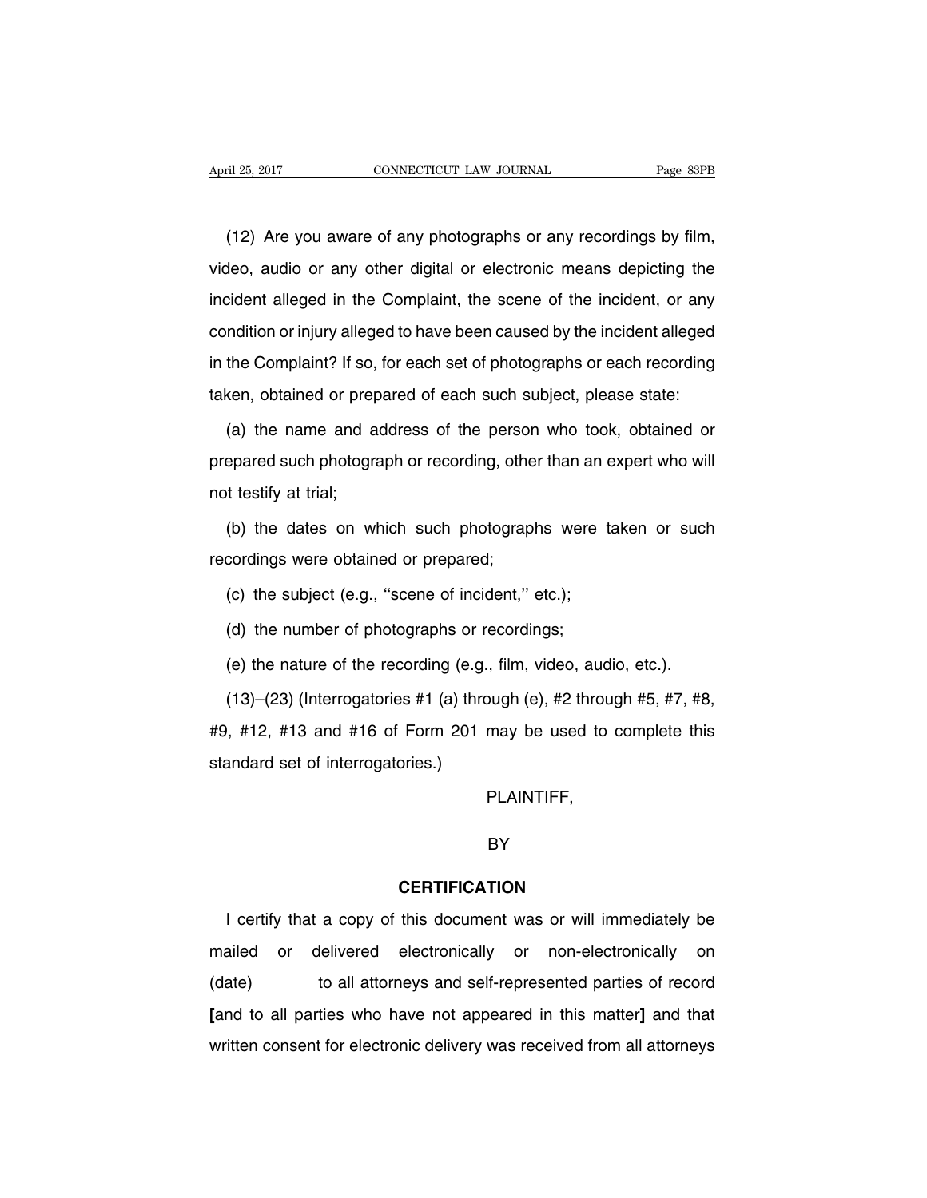(12) Are you aware of any photographs or any recordings by film, video, audio or any other digital or electronic means depicting the incident alleged in the Complaint, the scene of the incident, or any condition or injury alleged to have been caused by the incident alleged in the Complaint? If so, for each set of photographs or each recording taken, obtained or prepared of each such subject, please state:

(a) the name and address of the person who took, obtained or prepared such photograph or recording, other than an expert who will not testify at trial;

(b) the dates on which such photographs were taken or such recordings were obtained or prepared;

(c) the subject (e.g., ''scene of incident,'' etc.);

(d) the number of photographs or recordings;

(e) the nature of the recording (e.g., film, video, audio, etc.).

(13)–(23) (Interrogatories #1 (a) through (e), #2 through #5, #7, #8, #9, #12, #13 and #16 of Form 201 may be used to complete this standard set of interrogatories.)

PLAINTIFF,

BY ______________________

**CERTIFICATION**

I certify that a copy of this document was or will immediately be mailed or delivered electronically or non-electronically on (date) ______ to all attorneys and self-represented parties of record **[**and to all parties who have not appeared in this matter**]** and that written consent for electronic delivery was received from all attorneys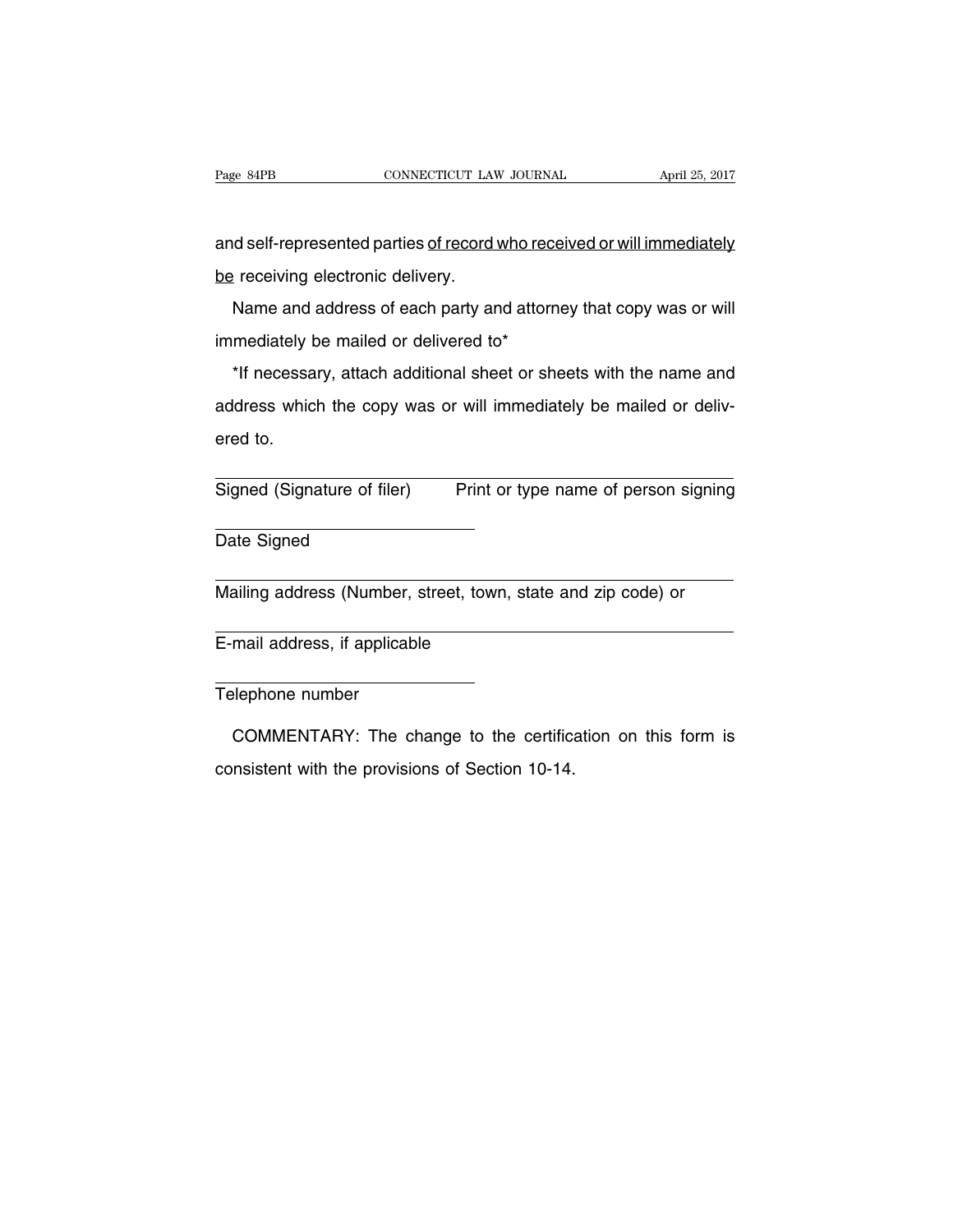and self-represented parties <u>of record who received or will immediately be</u> receiving electronic delivery.

Name and address of each party and attorney that copy was or will immediately be mailed or delivered to*

*If necessary, attach additional sheet or sheets with the name and address which the copy was or will immediately be mailed or delivered to.

________________________________________________
Signed (Signature of filer)    Print or type name of person signing

________________________
Date Signed

________________________________________________
Mailing address (Number, street, town, state and zip code) or

________________________________________________
E-mail address, if applicable

________________________
Telephone number

COMMENTARY: The change to the certification on this form is consistent with the provisions of Section 10-14.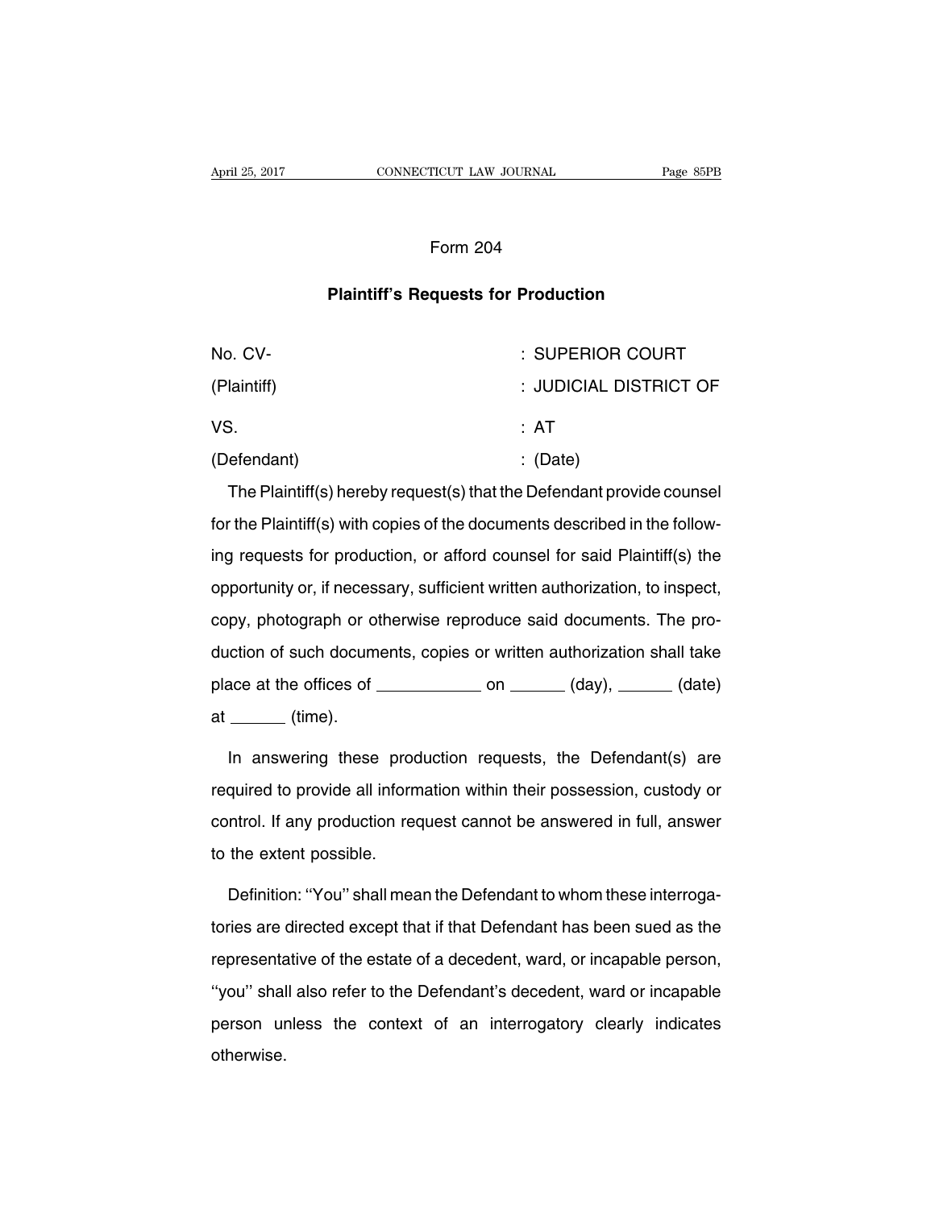Form 204

## Plaintiff's Requests for Production

| | |
|---|---|
| No. CV- | : SUPERIOR COURT |
| (Plaintiff) | : JUDICIAL DISTRICT OF |
| VS. | : AT |
| (Defendant) | : (Date) |

The Plaintiff(s) hereby request(s) that the Defendant provide counsel for the Plaintiff(s) with copies of the documents described in the following requests for production, or afford counsel for said Plaintiff(s) the opportunity or, if necessary, sufficient written authorization, to inspect, copy, photograph or otherwise reproduce said documents. The production of such documents, copies or written authorization shall take place at the offices of ____________ on ______ (day), ______ (date) at ______ (time).

In answering these production requests, the Defendant(s) are required to provide all information within their possession, custody or control. If any production request cannot be answered in full, answer to the extent possible.

Definition: ''You'' shall mean the Defendant to whom these interrogatories are directed except that if that Defendant has been sued as the representative of the estate of a decedent, ward, or incapable person, ''you'' shall also refer to the Defendant's decedent, ward or incapable person unless the context of an interrogatory clearly indicates otherwise.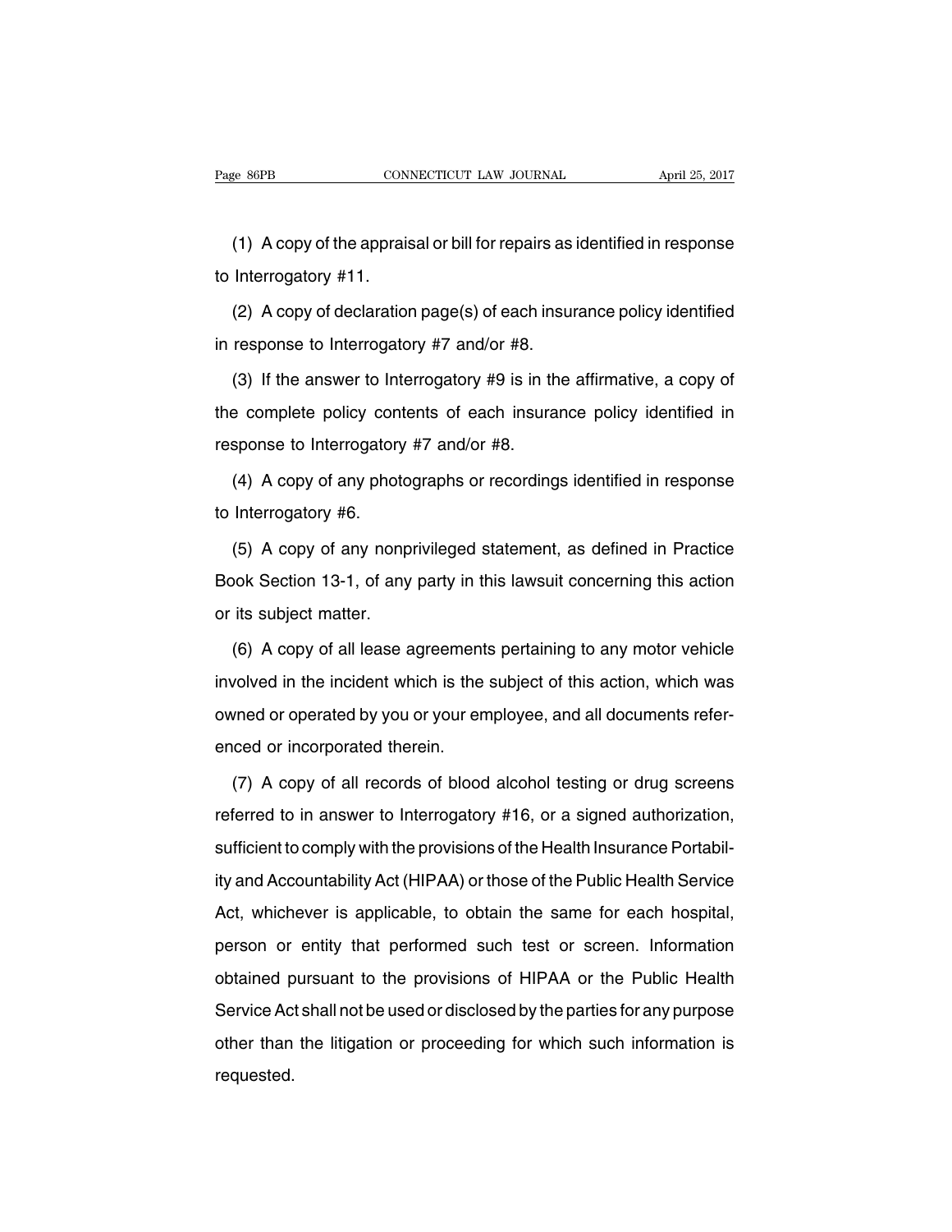(1) A copy of the appraisal or bill for repairs as identified in response to Interrogatory #11.

(2) A copy of declaration page(s) of each insurance policy identified in response to Interrogatory #7 and/or #8.

(3) If the answer to Interrogatory #9 is in the affirmative, a copy of the complete policy contents of each insurance policy identified in response to Interrogatory #7 and/or #8.

(4) A copy of any photographs or recordings identified in response to Interrogatory #6.

(5) A copy of any nonprivileged statement, as defined in Practice Book Section 13-1, of any party in this lawsuit concerning this action or its subject matter.

(6) A copy of all lease agreements pertaining to any motor vehicle involved in the incident which is the subject of this action, which was owned or operated by you or your employee, and all documents referenced or incorporated therein.

(7) A copy of all records of blood alcohol testing or drug screens referred to in answer to Interrogatory #16, or a signed authorization, sufficient to comply with the provisions of the Health Insurance Portability and Accountability Act (HIPAA) or those of the Public Health Service Act, whichever is applicable, to obtain the same for each hospital, person or entity that performed such test or screen. Information obtained pursuant to the provisions of HIPAA or the Public Health Service Act shall not be used or disclosed by the parties for any purpose other than the litigation or proceeding for which such information is requested.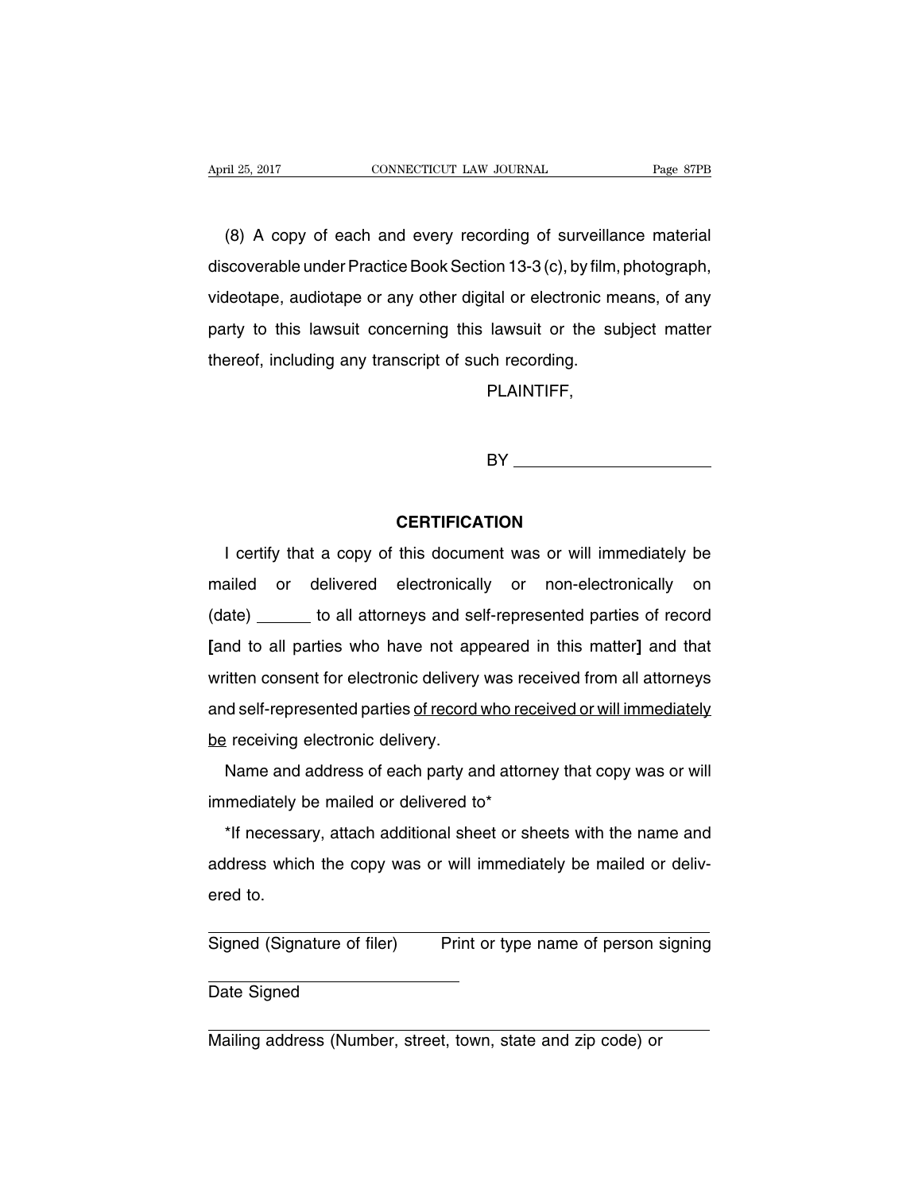(8) A copy of each and every recording of surveillance material discoverable under Practice Book Section 13-3 (c), by film, photograph, videotape, audiotape or any other digital or electronic means, of any party to this lawsuit concerning this lawsuit or the subject matter thereof, including any transcript of such recording.

PLAINTIFF,

BY ______________________

**CERTIFICATION**

I certify that a copy of this document was or will immediately be mailed or delivered electronically or non-electronically on (date) ______ to all attorneys and self-represented parties of record [and to all parties who have not appeared in this matter] and that written consent for electronic delivery was received from all attorneys and self-represented parties <u>of record who received or will immediately be</u> receiving electronic delivery.

Name and address of each party and attorney that copy was or will immediately be mailed or delivered to*

*If necessary, attach additional sheet or sheets with the name and address which the copy was or will immediately be mailed or delivered to.

______________________ ______________________
Signed (Signature of filer) Print or type name of person signing

______________________
Date Signed

______________________
Mailing address (Number, street, town, state and zip code) or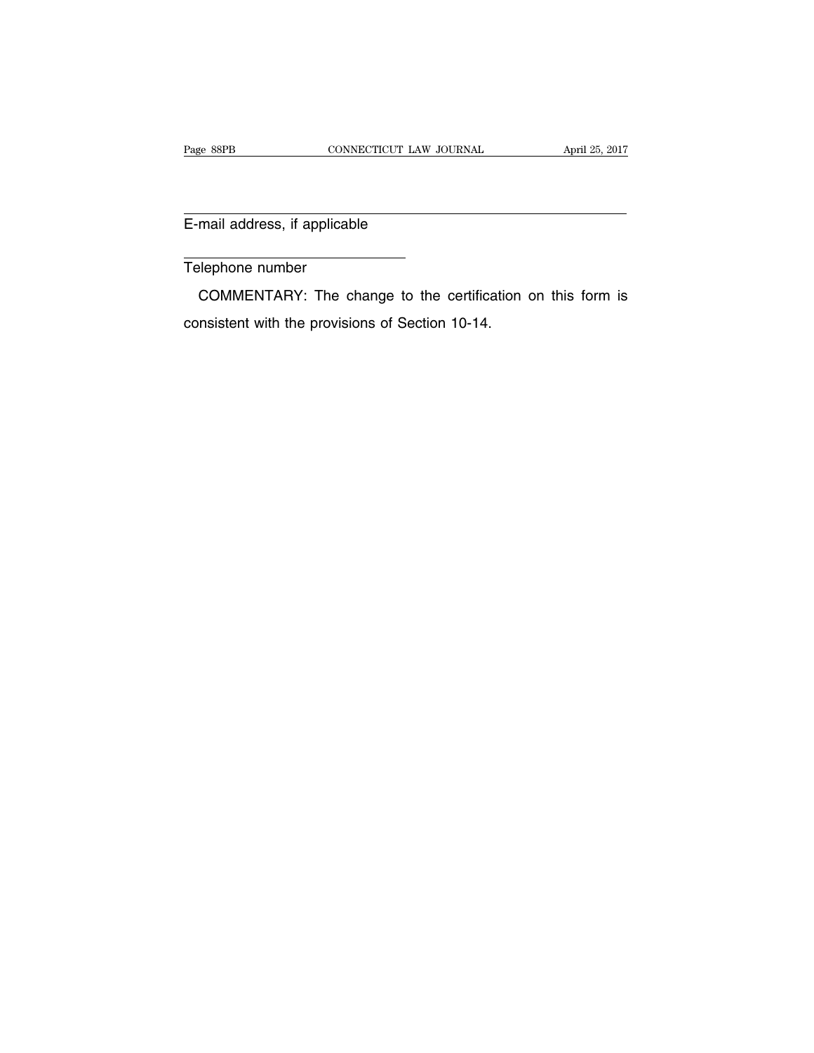\_\_\_\_\_\_\_\_\_\_\_\_\_\_\_\_\_\_\_\_\_\_\_\_\_\_\_\_\_\_\_\_\_\_\_\_\_\_\_\_\_\_\_\_\_\_\_\_\_\_\_\_

E-mail address, if applicable

\_\_\_\_\_\_\_\_\_\_\_\_\_\_\_\_\_\_\_\_\_\_\_\_\_\_

Telephone number

COMMENTARY: The change to the certification on this form is consistent with the provisions of Section 10-14.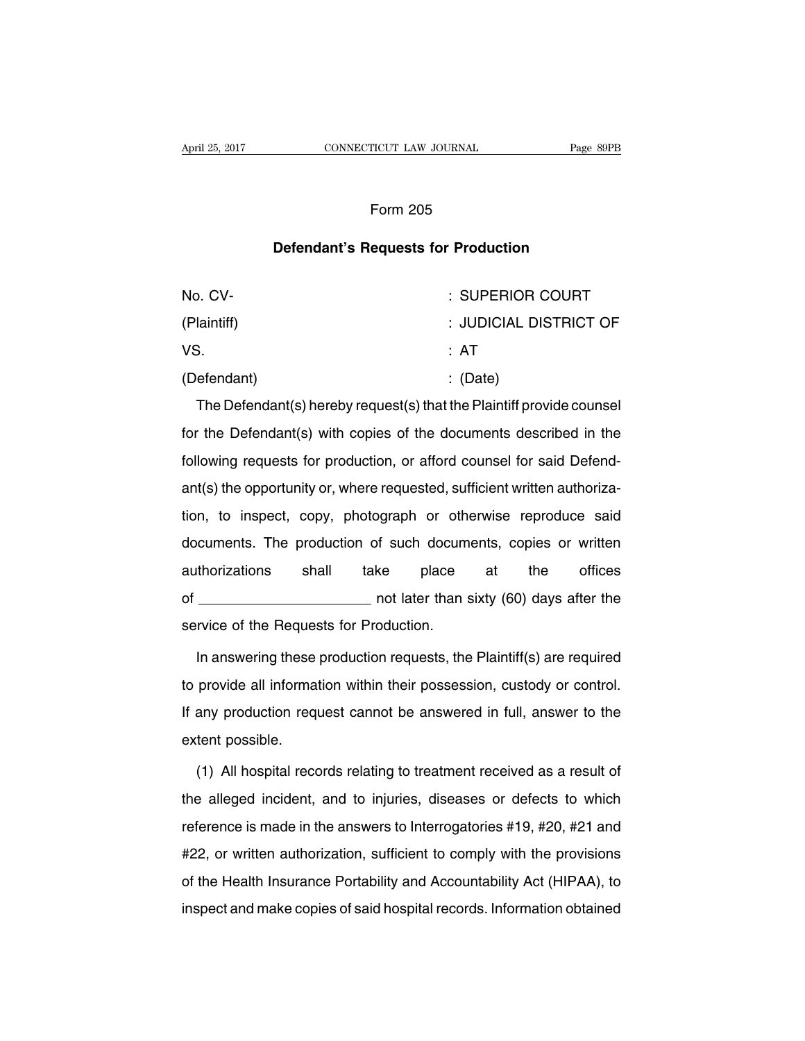Form 205

## Defendant's Requests for Production

| | |
|---|---|
| No. CV- | : SUPERIOR COURT |
| (Plaintiff) | : JUDICIAL DISTRICT OF |
| VS. | : AT |
| (Defendant) | : (Date) |

The Defendant(s) hereby request(s) that the Plaintiff provide counsel for the Defendant(s) with copies of the documents described in the following requests for production, or afford counsel for said Defendant(s) the opportunity or, where requested, sufficient written authorization, to inspect, copy, photograph or otherwise reproduce said documents. The production of such documents, copies or written authorizations shall take place at the offices of ______________________ not later than sixty (60) days after the service of the Requests for Production.

In answering these production requests, the Plaintiff(s) are required to provide all information within their possession, custody or control. If any production request cannot be answered in full, answer to the extent possible.

(1) All hospital records relating to treatment received as a result of the alleged incident, and to injuries, diseases or defects to which reference is made in the answers to Interrogatories #19, #20, #21 and #22, or written authorization, sufficient to comply with the provisions of the Health Insurance Portability and Accountability Act (HIPAA), to inspect and make copies of said hospital records. Information obtained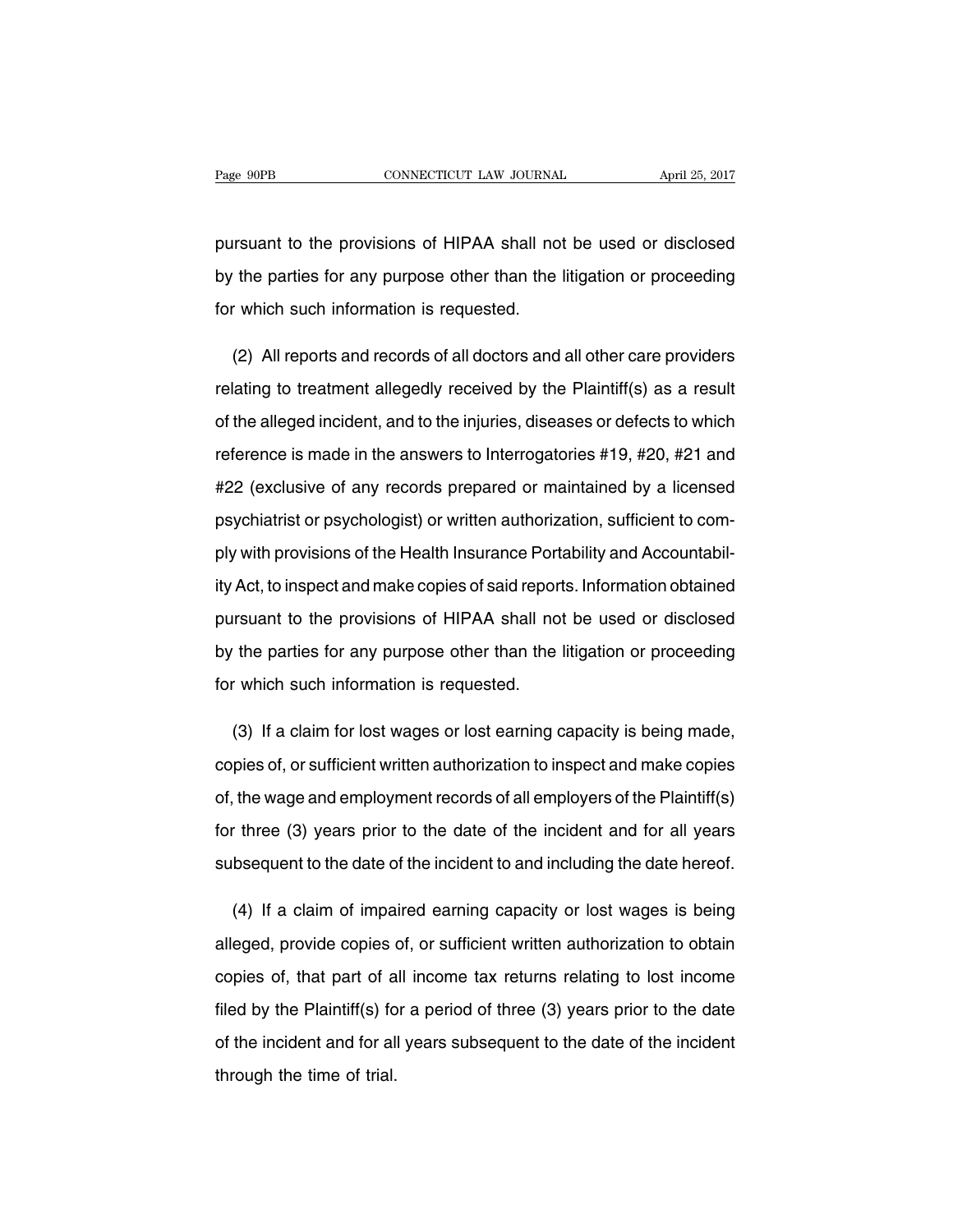pursuant to the provisions of HIPAA shall not be used or disclosed by the parties for any purpose other than the litigation or proceeding for which such information is requested.

(2) All reports and records of all doctors and all other care providers relating to treatment allegedly received by the Plaintiff(s) as a result of the alleged incident, and to the injuries, diseases or defects to which reference is made in the answers to Interrogatories #19, #20, #21 and #22 (exclusive of any records prepared or maintained by a licensed psychiatrist or psychologist) or written authorization, sufficient to comply with provisions of the Health Insurance Portability and Accountability Act, to inspect and make copies of said reports. Information obtained pursuant to the provisions of HIPAA shall not be used or disclosed by the parties for any purpose other than the litigation or proceeding for which such information is requested.

(3) If a claim for lost wages or lost earning capacity is being made, copies of, or sufficient written authorization to inspect and make copies of, the wage and employment records of all employers of the Plaintiff(s) for three (3) years prior to the date of the incident and for all years subsequent to the date of the incident to and including the date hereof.

(4) If a claim of impaired earning capacity or lost wages is being alleged, provide copies of, or sufficient written authorization to obtain copies of, that part of all income tax returns relating to lost income filed by the Plaintiff(s) for a period of three (3) years prior to the date of the incident and for all years subsequent to the date of the incident through the time of trial.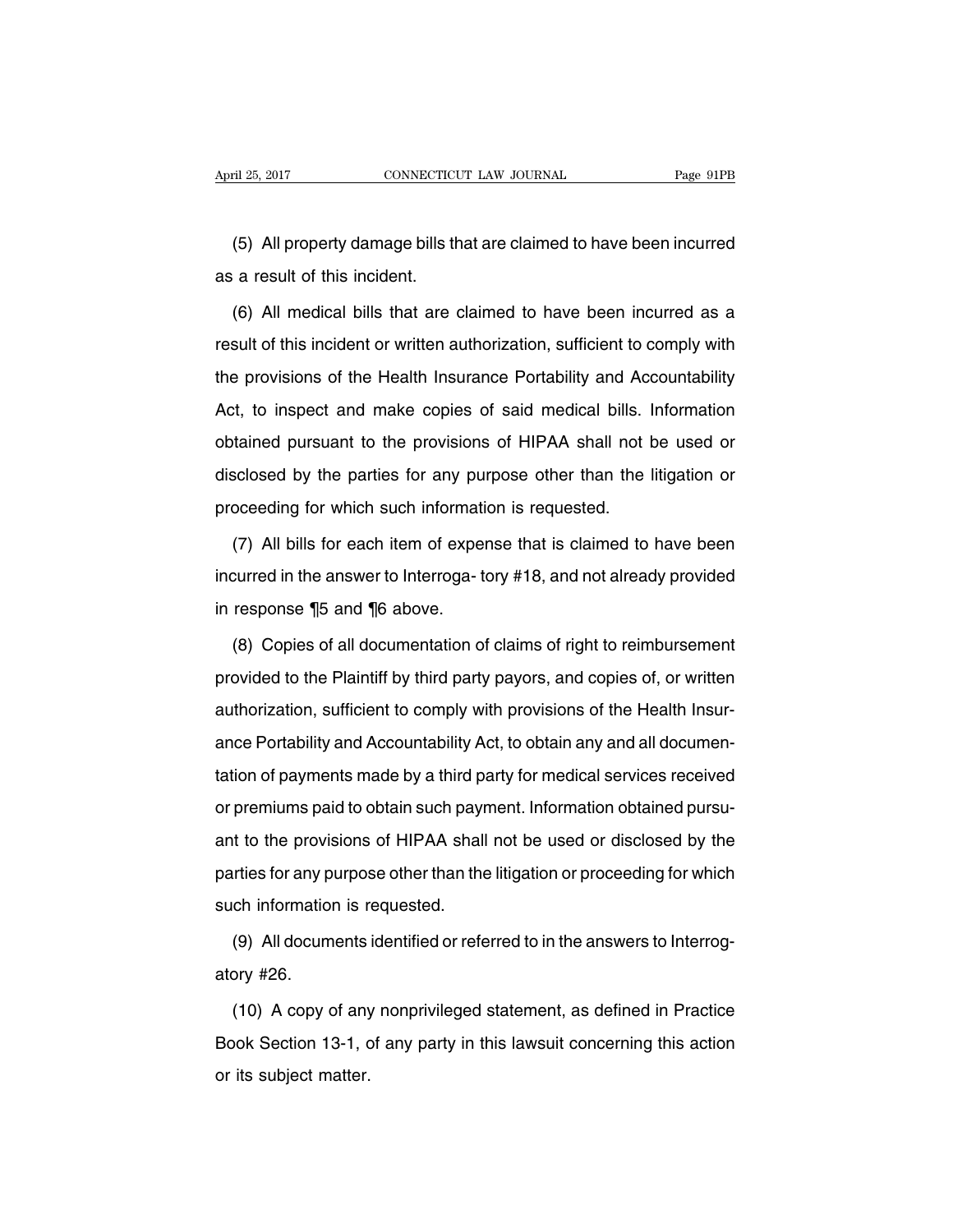(5) All property damage bills that are claimed to have been incurred as a result of this incident.

(6) All medical bills that are claimed to have been incurred as a result of this incident or written authorization, sufficient to comply with the provisions of the Health Insurance Portability and Accountability Act, to inspect and make copies of said medical bills. Information obtained pursuant to the provisions of HIPAA shall not be used or disclosed by the parties for any purpose other than the litigation or proceeding for which such information is requested.

(7) All bills for each item of expense that is claimed to have been incurred in the answer to Interroga- tory #18, and not already provided in response ¶5 and ¶6 above.

(8) Copies of all documentation of claims of right to reimbursement provided to the Plaintiff by third party payors, and copies of, or written authorization, sufficient to comply with provisions of the Health Insurance Portability and Accountability Act, to obtain any and all documentation of payments made by a third party for medical services received or premiums paid to obtain such payment. Information obtained pursuant to the provisions of HIPAA shall not be used or disclosed by the parties for any purpose other than the litigation or proceeding for which such information is requested.

(9) All documents identified or referred to in the answers to Interrogatory #26.

(10) A copy of any nonprivileged statement, as defined in Practice Book Section 13-1, of any party in this lawsuit concerning this action or its subject matter.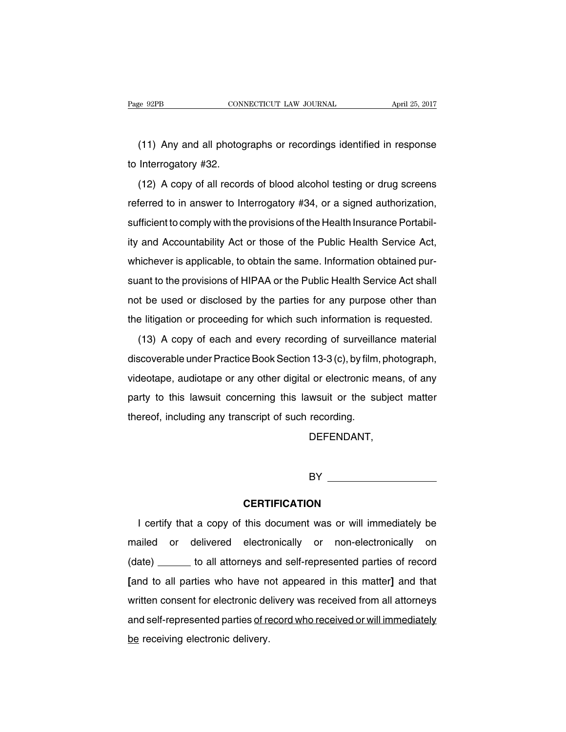(11) Any and all photographs or recordings identified in response to Interrogatory #32.

(12) A copy of all records of blood alcohol testing or drug screens referred to in answer to Interrogatory #34, or a signed authorization, sufficient to comply with the provisions of the Health Insurance Portability and Accountability Act or those of the Public Health Service Act, whichever is applicable, to obtain the same. Information obtained pursuant to the provisions of HIPAA or the Public Health Service Act shall not be used or disclosed by the parties for any purpose other than the litigation or proceeding for which such information is requested.

(13) A copy of each and every recording of surveillance material discoverable under Practice Book Section 13-3 (c), by film, photograph, videotape, audiotape or any other digital or electronic means, of any party to this lawsuit concerning this lawsuit or the subject matter thereof, including any transcript of such recording.

DEFENDANT,

BY ____________________

**CERTIFICATION**

I certify that a copy of this document was or will immediately be mailed or delivered electronically or non-electronically on (date) ______ to all attorneys and self-represented parties of record [and to all parties who have not appeared in this matter] and that written consent for electronic delivery was received from all attorneys and self-represented parties <u>of record who received or will immediately be</u> receiving electronic delivery.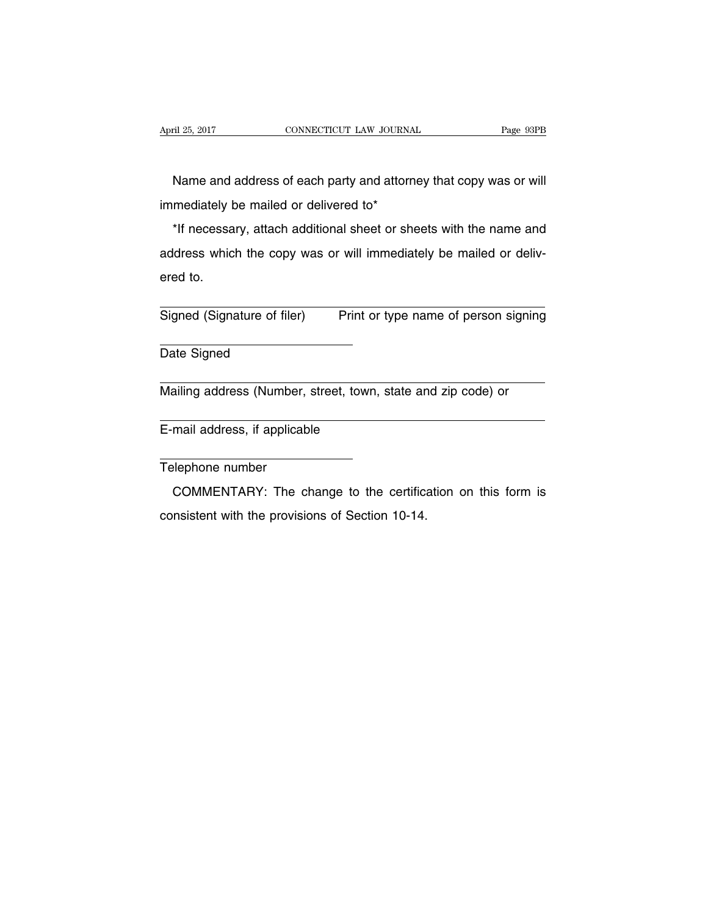Name and address of each party and attorney that copy was or will immediately be mailed or delivered to*

*If necessary, attach additional sheet or sheets with the name and address which the copy was or will immediately be mailed or delivered to.

Signed (Signature of filer) Print or type name of person signing

Date Signed

Mailing address (Number, street, town, state and zip code) or

E-mail address, if applicable

Telephone number

COMMENTARY: The change to the certification on this form is consistent with the provisions of Section 10-14.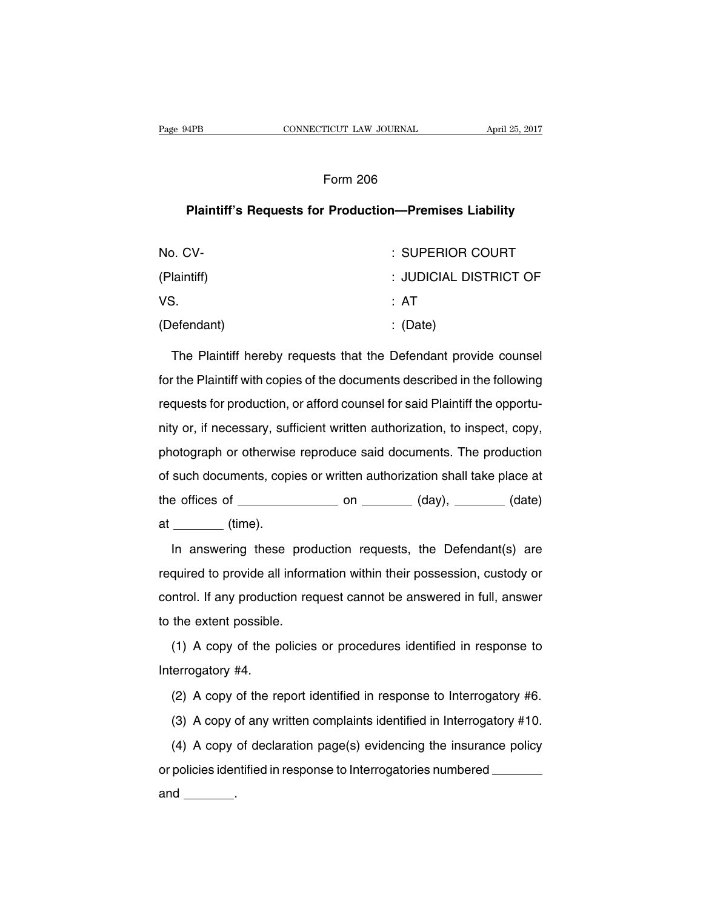# Form 206

## Plaintiff's Requests for Production—Premises Liability

| | |
|---|---|
| No. CV- | : SUPERIOR COURT |
| (Plaintiff) | : JUDICIAL DISTRICT OF |
| VS. | : AT |
| (Defendant) | : (Date) |

The Plaintiff hereby requests that the Defendant provide counsel for the Plaintiff with copies of the documents described in the following requests for production, or afford counsel for said Plaintiff the opportunity or, if necessary, sufficient written authorization, to inspect, copy, photograph or otherwise reproduce said documents. The production of such documents, copies or written authorization shall take place at the offices of ______________ on _______ (day), _______ (date) at _______ (time).

In answering these production requests, the Defendant(s) are required to provide all information within their possession, custody or control. If any production request cannot be answered in full, answer to the extent possible.

(1) A copy of the policies or procedures identified in response to Interrogatory #4.

(2) A copy of the report identified in response to Interrogatory #6.

(3) A copy of any written complaints identified in Interrogatory #10.

(4) A copy of declaration page(s) evidencing the insurance policy or policies identified in response to Interrogatories numbered _______ and _______.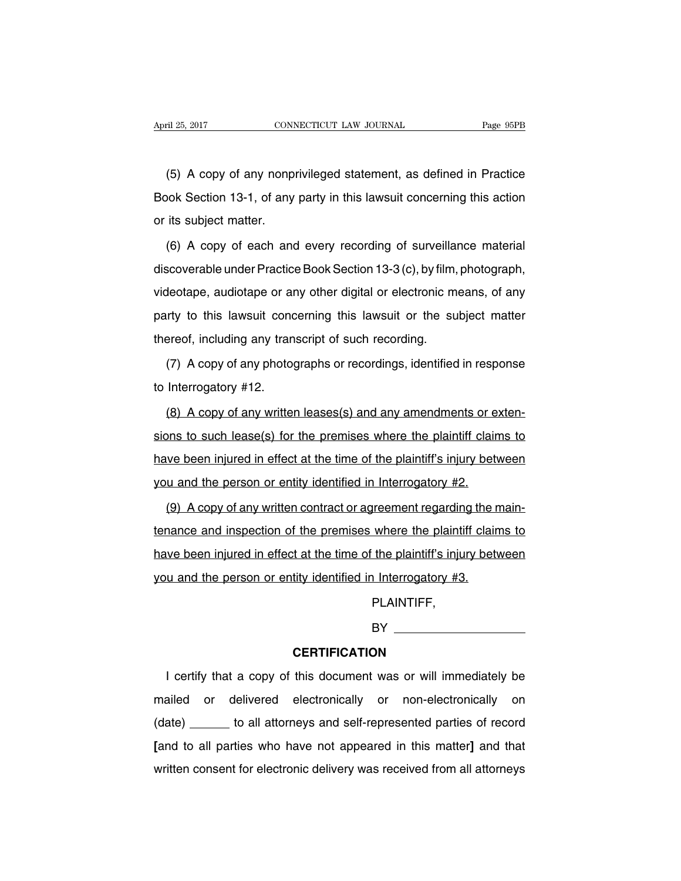(5) A copy of any nonprivileged statement, as defined in Practice Book Section 13-1, of any party in this lawsuit concerning this action or its subject matter.

(6) A copy of each and every recording of surveillance material discoverable under Practice Book Section 13-3 (c), by film, photograph, videotape, audiotape or any other digital or electronic means, of any party to this lawsuit concerning this lawsuit or the subject matter thereof, including any transcript of such recording.

(7) A copy of any photographs or recordings, identified in response to Interrogatory #12.

<u>(8) A copy of any written leases(s) and any amendments or extensions to such lease(s) for the premises where the plaintiff claims to have been injured in effect at the time of the plaintiff's injury between you and the person or entity identified in Interrogatory #2.</u>

<u>(9) A copy of any written contract or agreement regarding the maintenance and inspection of the premises where the plaintiff claims to have been injured in effect at the time of the plaintiff's injury between you and the person or entity identified in Interrogatory #3.</u>

PLAINTIFF,

BY ____________________

**CERTIFICATION**

I certify that a copy of this document was or will immediately be mailed or delivered electronically or non-electronically on (date) ______ to all attorneys and self-represented parties of record [and to all parties who have not appeared in this matter] and that written consent for electronic delivery was received from all attorneys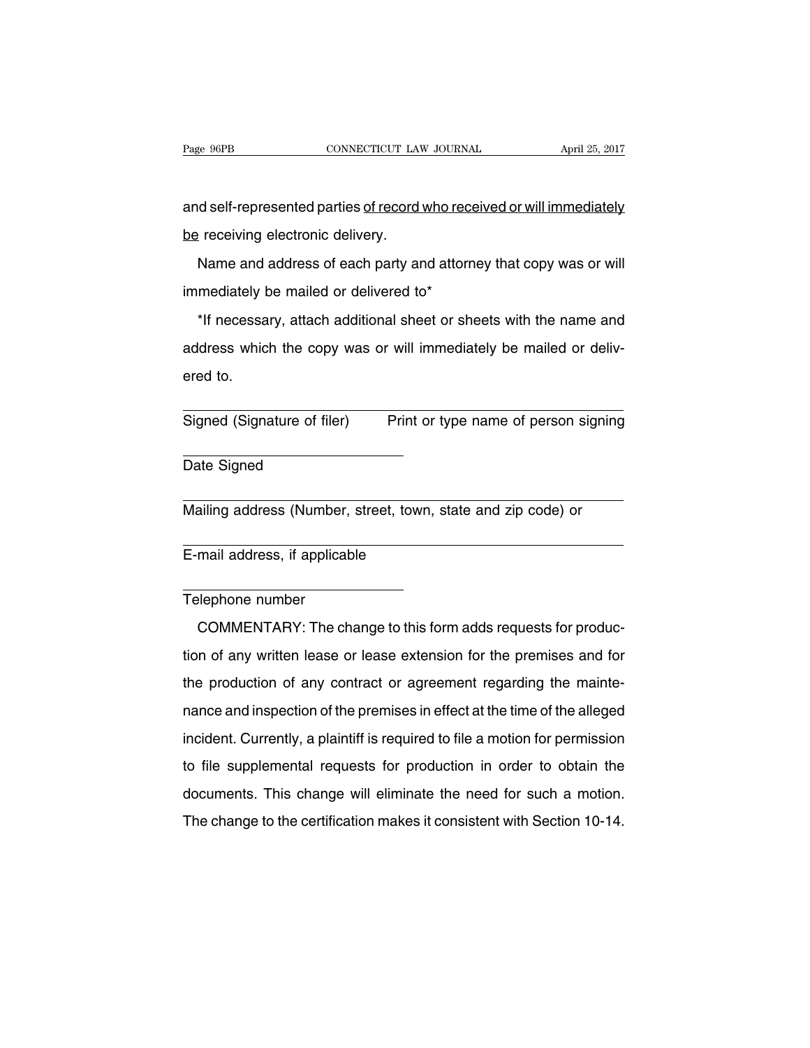and self-represented parties <u>of record who received or will immediately be</u> receiving electronic delivery.

Name and address of each party and attorney that copy was or will immediately be mailed or delivered to*

*If necessary, attach additional sheet or sheets with the name and address which the copy was or will immediately be mailed or delivered to.

| Signed (Signature of filer) | Print or type name of person signing |
|---|---|

Date Signed

Mailing address (Number, street, town, state and zip code) or

E-mail address, if applicable

Telephone number

COMMENTARY: The change to this form adds requests for production of any written lease or lease extension for the premises and for the production of any contract or agreement regarding the maintenance and inspection of the premises in effect at the time of the alleged incident. Currently, a plaintiff is required to file a motion for permission to file supplemental requests for production in order to obtain the documents. This change will eliminate the need for such a motion. The change to the certification makes it consistent with Section 10-14.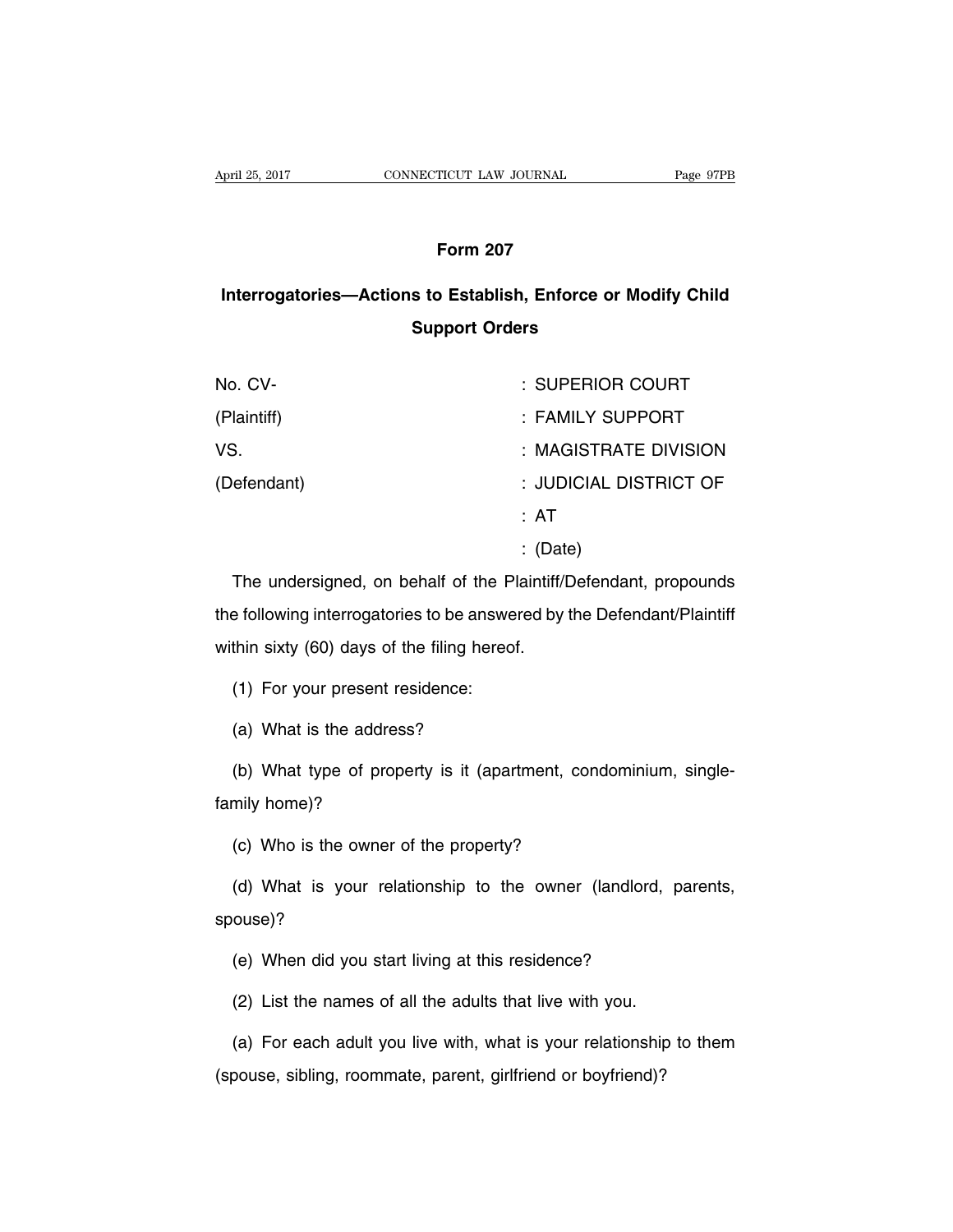## Form 207

## Interrogatories—Actions to Establish, Enforce or Modify Child Support Orders

| | |
|---|---|
| No. CV- | : SUPERIOR COURT |
| (Plaintiff) | : FAMILY SUPPORT |
| VS. | : MAGISTRATE DIVISION |
| (Defendant) | : JUDICIAL DISTRICT OF |
| | : AT |
| | : (Date) |

The undersigned, on behalf of the Plaintiff/Defendant, propounds the following interrogatories to be answered by the Defendant/Plaintiff within sixty (60) days of the filing hereof.

(1) For your present residence:

(a) What is the address?

(b) What type of property is it (apartment, condominium, single-family home)?

(c) Who is the owner of the property?

(d) What is your relationship to the owner (landlord, parents, spouse)?

(e) When did you start living at this residence?

(2) List the names of all the adults that live with you.

(a) For each adult you live with, what is your relationship to them (spouse, sibling, roommate, parent, girlfriend or boyfriend)?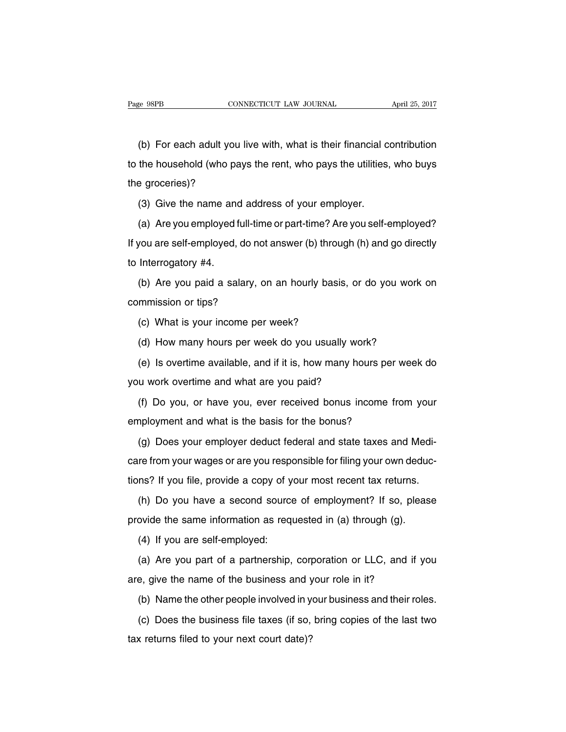(b) For each adult you live with, what is their financial contribution to the household (who pays the rent, who pays the utilities, who buys the groceries)?

(3) Give the name and address of your employer.

(a) Are you employed full-time or part-time? Are you self-employed? If you are self-employed, do not answer (b) through (h) and go directly to Interrogatory #4.

(b) Are you paid a salary, on an hourly basis, or do you work on commission or tips?

(c) What is your income per week?

(d) How many hours per week do you usually work?

(e) Is overtime available, and if it is, how many hours per week do you work overtime and what are you paid?

(f) Do you, or have you, ever received bonus income from your employment and what is the basis for the bonus?

(g) Does your employer deduct federal and state taxes and Medicare from your wages or are you responsible for filing your own deductions? If you file, provide a copy of your most recent tax returns.

(h) Do you have a second source of employment? If so, please provide the same information as requested in (a) through (g).

(4) If you are self-employed:

(a) Are you part of a partnership, corporation or LLC, and if you are, give the name of the business and your role in it?

(b) Name the other people involved in your business and their roles.

(c) Does the business file taxes (if so, bring copies of the last two tax returns filed to your next court date)?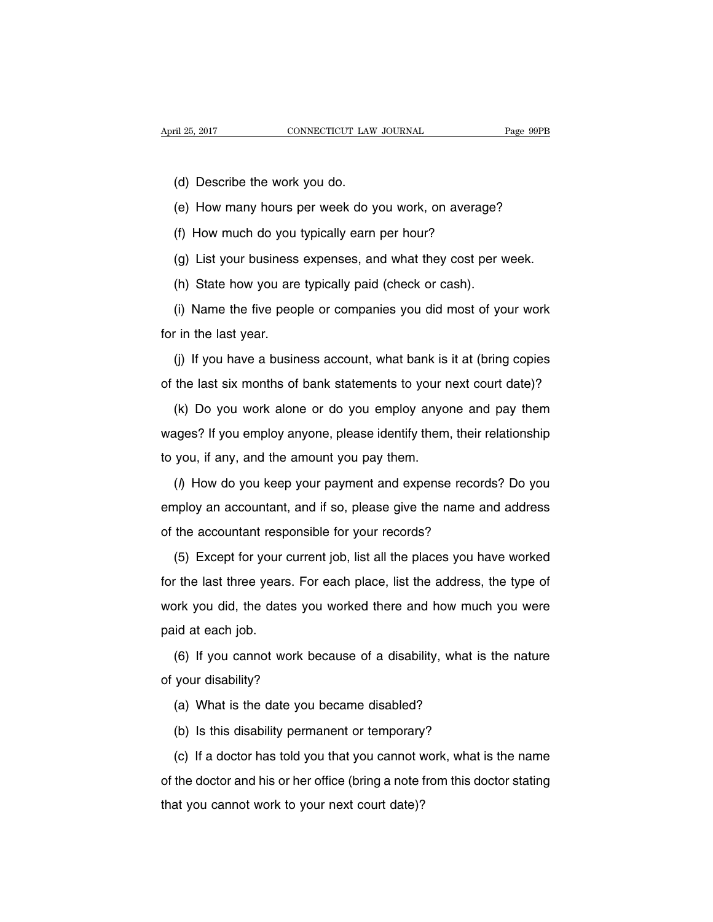(d) Describe the work you do.

(e) How many hours per week do you work, on average?

(f) How much do you typically earn per hour?

(g) List your business expenses, and what they cost per week.

(h) State how you are typically paid (check or cash).

(i) Name the five people or companies you did most of your work for in the last year.

(j) If you have a business account, what bank is it at (bring copies of the last six months of bank statements to your next court date)?

(k) Do you work alone or do you employ anyone and pay them wages? If you employ anyone, please identify them, their relationship to you, if any, and the amount you pay them.

(*l*) How do you keep your payment and expense records? Do you employ an accountant, and if so, please give the name and address of the accountant responsible for your records?

(5) Except for your current job, list all the places you have worked for the last three years. For each place, list the address, the type of work you did, the dates you worked there and how much you were paid at each job.

(6) If you cannot work because of a disability, what is the nature of your disability?

(a) What is the date you became disabled?

(b) Is this disability permanent or temporary?

(c) If a doctor has told you that you cannot work, what is the name of the doctor and his or her office (bring a note from this doctor stating that you cannot work to your next court date)?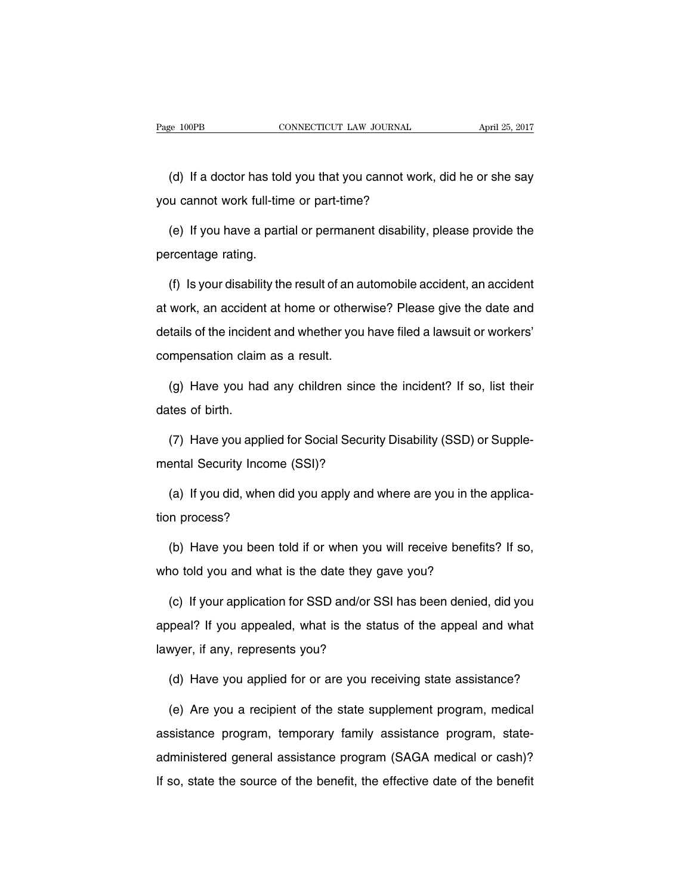(d) If a doctor has told you that you cannot work, did he or she say you cannot work full-time or part-time?

(e) If you have a partial or permanent disability, please provide the percentage rating.

(f) Is your disability the result of an automobile accident, an accident at work, an accident at home or otherwise? Please give the date and details of the incident and whether you have filed a lawsuit or workers' compensation claim as a result.

(g) Have you had any children since the incident? If so, list their dates of birth.

(7) Have you applied for Social Security Disability (SSD) or Supplemental Security Income (SSI)?

(a) If you did, when did you apply and where are you in the application process?

(b) Have you been told if or when you will receive benefits? If so, who told you and what is the date they gave you?

(c) If your application for SSD and/or SSI has been denied, did you appeal? If you appealed, what is the status of the appeal and what lawyer, if any, represents you?

(d) Have you applied for or are you receiving state assistance?

(e) Are you a recipient of the state supplement program, medical assistance program, temporary family assistance program, state-administered general assistance program (SAGA medical or cash)? If so, state the source of the benefit, the effective date of the benefit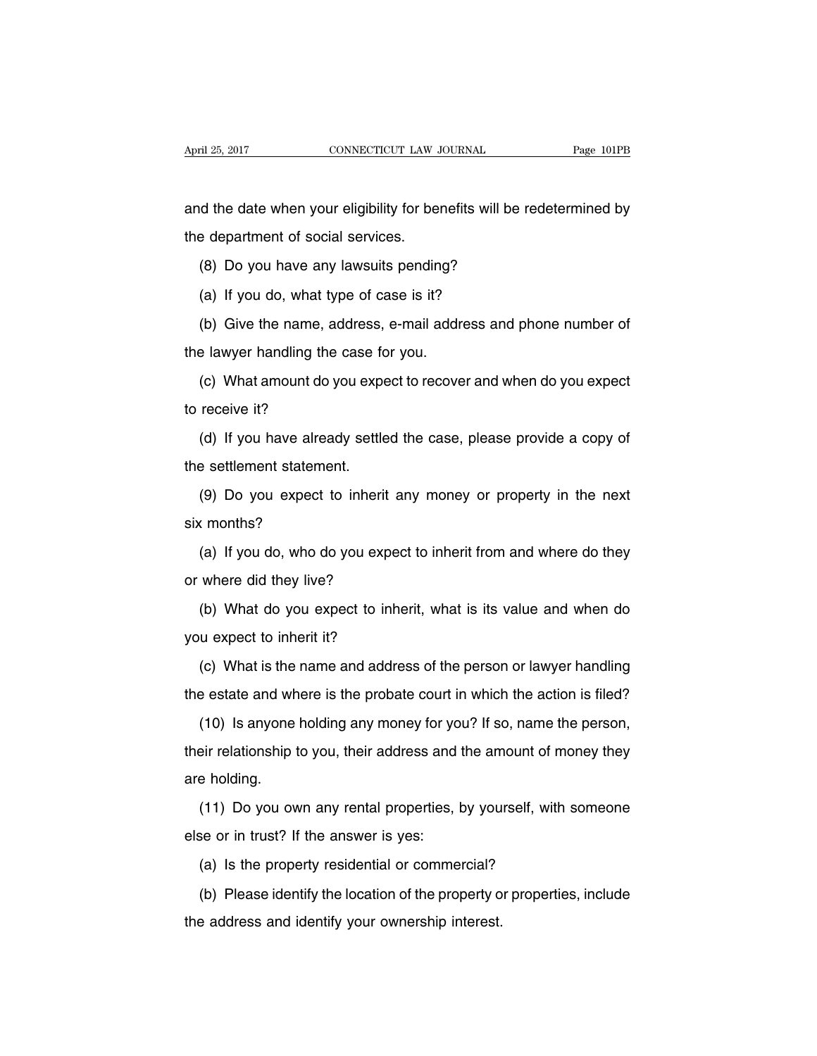and the date when your eligibility for benefits will be redetermined by the department of social services.

(8) Do you have any lawsuits pending?

(a) If you do, what type of case is it?

(b) Give the name, address, e-mail address and phone number of the lawyer handling the case for you.

(c) What amount do you expect to recover and when do you expect to receive it?

(d) If you have already settled the case, please provide a copy of the settlement statement.

(9) Do you expect to inherit any money or property in the next six months?

(a) If you do, who do you expect to inherit from and where do they or where did they live?

(b) What do you expect to inherit, what is its value and when do you expect to inherit it?

(c) What is the name and address of the person or lawyer handling the estate and where is the probate court in which the action is filed?

(10) Is anyone holding any money for you? If so, name the person, their relationship to you, their address and the amount of money they are holding.

(11) Do you own any rental properties, by yourself, with someone else or in trust? If the answer is yes:

(a) Is the property residential or commercial?

(b) Please identify the location of the property or properties, include the address and identify your ownership interest.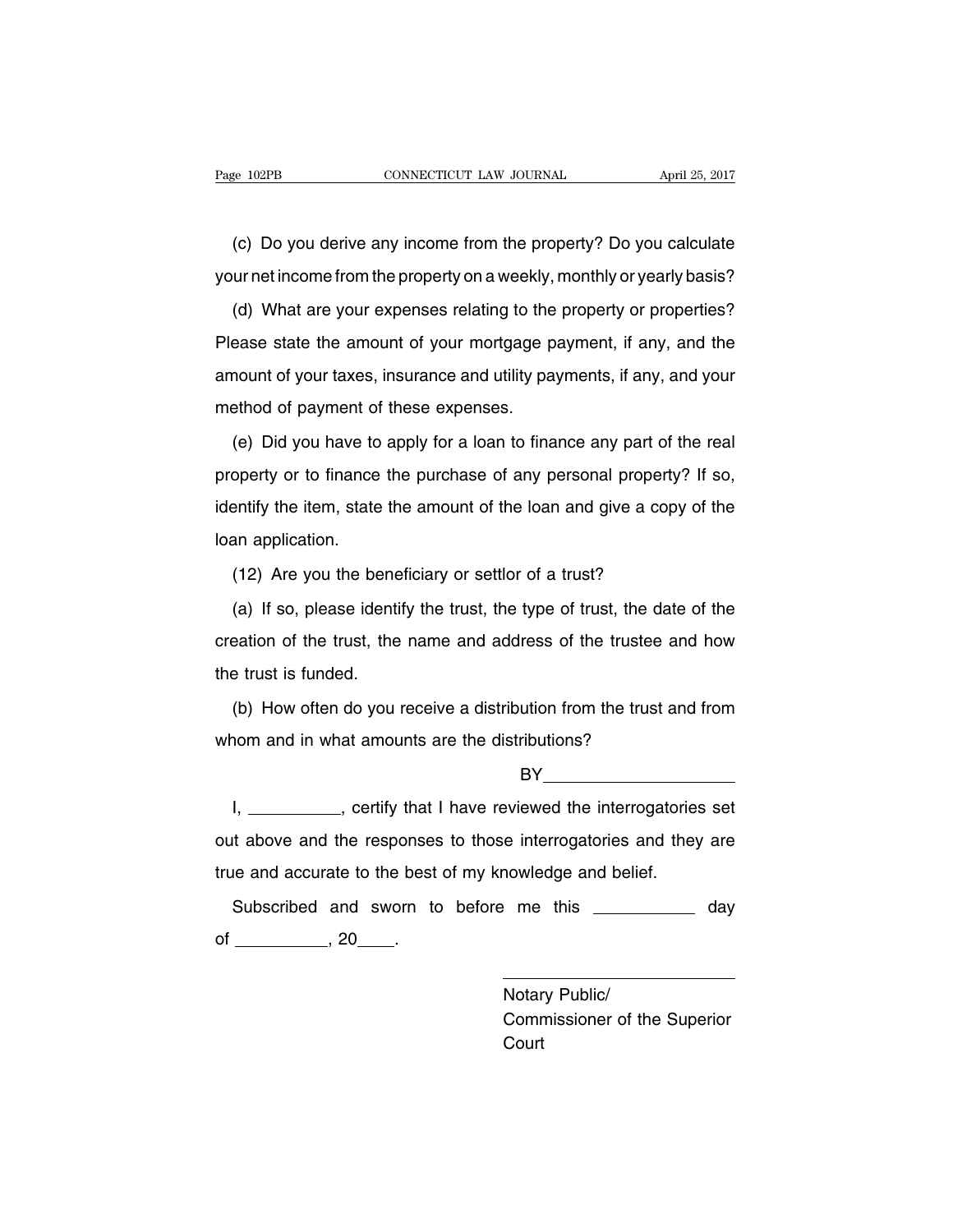(c) Do you derive any income from the property? Do you calculate your net income from the property on a weekly, monthly or yearly basis?

(d) What are your expenses relating to the property or properties? Please state the amount of your mortgage payment, if any, and the amount of your taxes, insurance and utility payments, if any, and your method of payment of these expenses.

(e) Did you have to apply for a loan to finance any part of the real property or to finance the purchase of any personal property? If so, identify the item, state the amount of the loan and give a copy of the loan application.

(12) Are you the beneficiary or settlor of a trust?

(a) If so, please identify the trust, the type of trust, the date of the creation of the trust, the name and address of the trustee and how the trust is funded.

(b) How often do you receive a distribution from the trust and from whom and in what amounts are the distributions?

BY____________________

I, __________, certify that I have reviewed the interrogatories set out above and the responses to those interrogatories and they are true and accurate to the best of my knowledge and belief.

Subscribed and sworn to before me this ___________ day of __________, 20____.

__________________________
Notary Public/
Commissioner of the Superior Court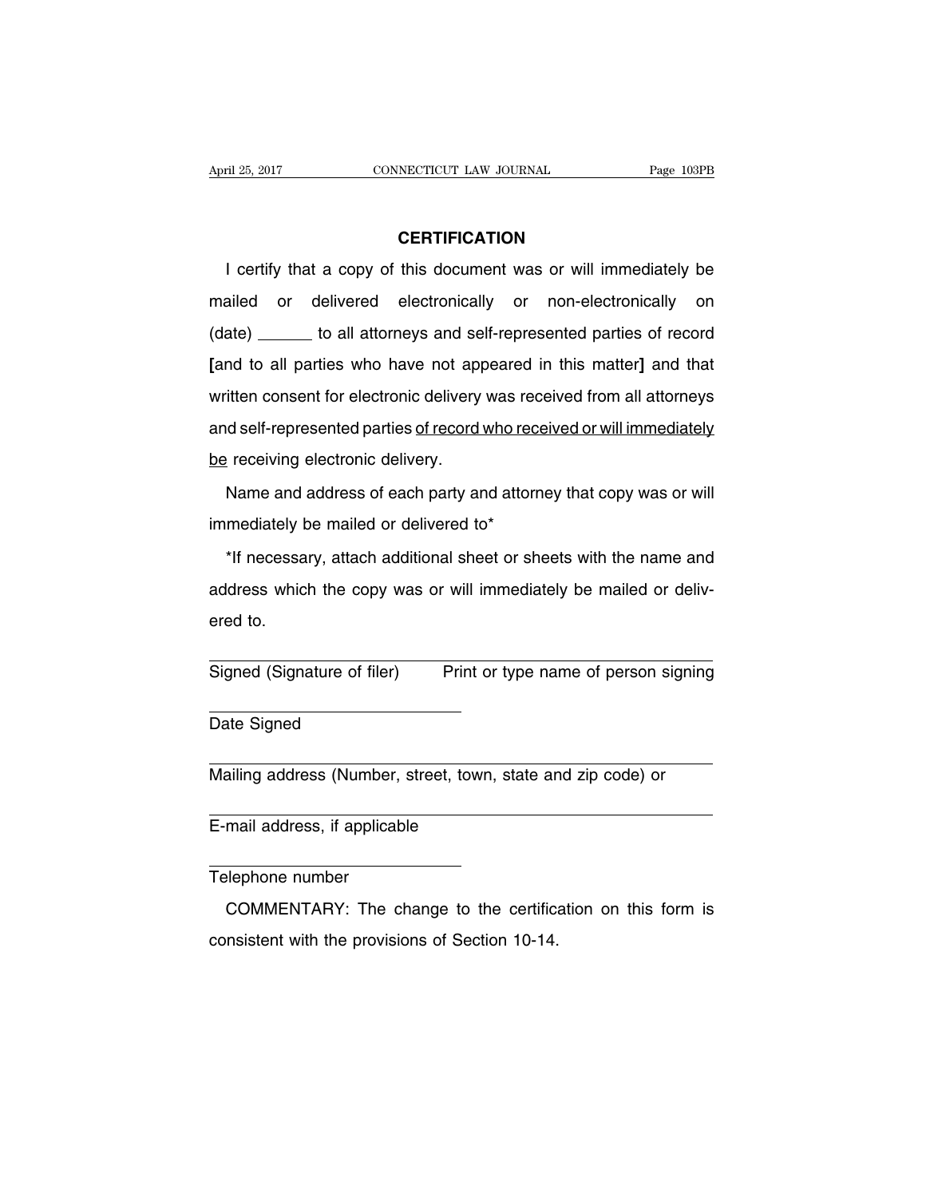## CERTIFICATION

I certify that a copy of this document was or will immediately be mailed or delivered electronically or non-electronically on (date) ______ to all attorneys and self-represented parties of record [and to all parties who have not appeared in this matter] and that written consent for electronic delivery was received from all attorneys and self-represented parties <u>of record who received or will immediately be</u> receiving electronic delivery.

Name and address of each party and attorney that copy was or will immediately be mailed or delivered to*

*If necessary, attach additional sheet or sheets with the name and address which the copy was or will immediately be mailed or delivered to.

| Signed (Signature of filer) | Print or type name of person signing |
|---|---|

______________________________
Date Signed

______________________________
Mailing address (Number, street, town, state and zip code) or

______________________________
E-mail address, if applicable

______________________________
Telephone number

COMMENTARY: The change to the certification on this form is consistent with the provisions of Section 10-14.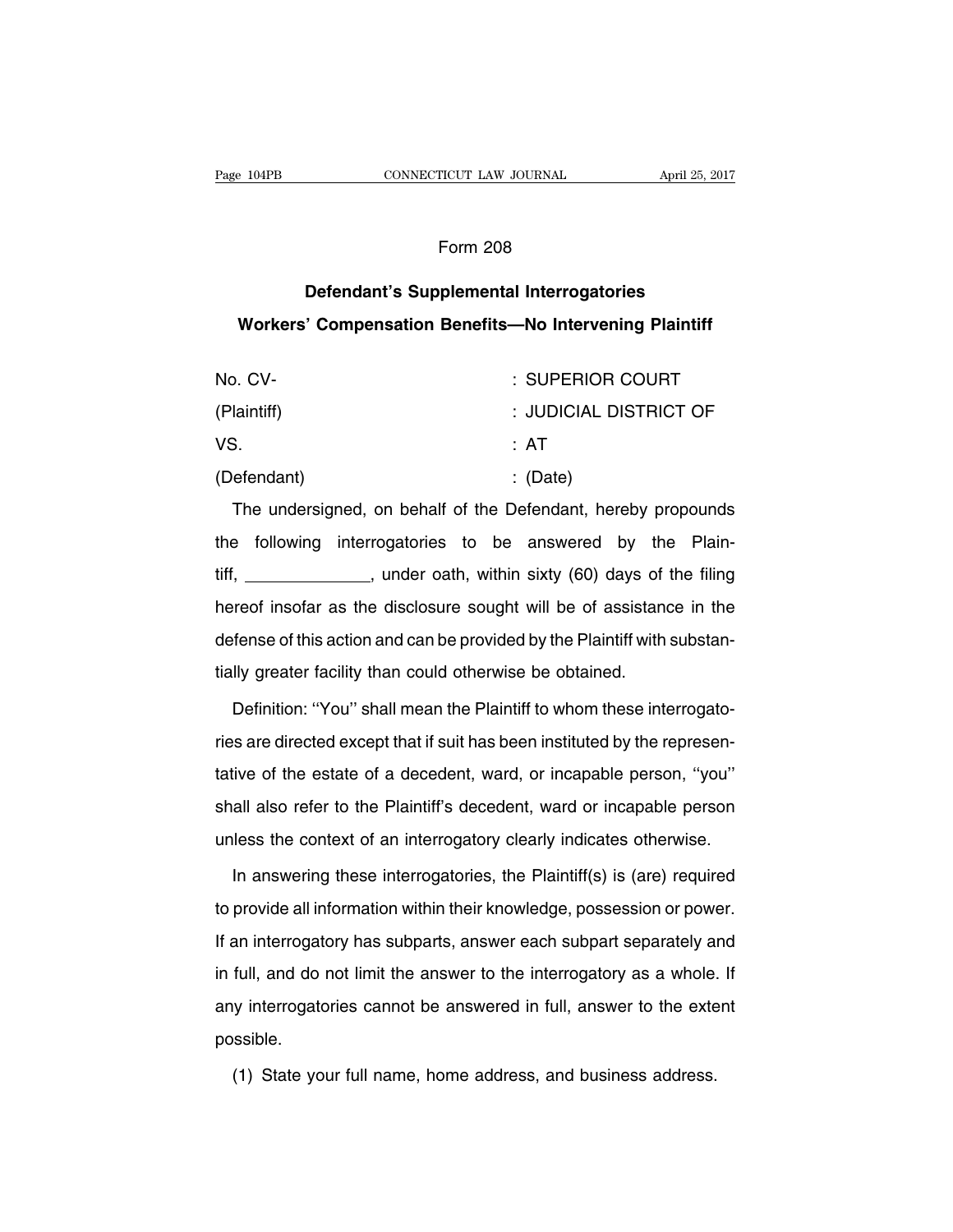Form 208

## Defendant's Supplemental Interrogatories

## Workers' Compensation Benefits—No Intervening Plaintiff

| | |
|---|---|
| No. CV- | : SUPERIOR COURT |
| (Plaintiff) | : JUDICIAL DISTRICT OF |
| VS. | : AT |
| (Defendant) | : (Date) |

The undersigned, on behalf of the Defendant, hereby propounds the following interrogatories to be answered by the Plaintiff, \_\_\_\_\_\_\_\_\_\_\_\_\_, under oath, within sixty (60) days of the filing hereof insofar as the disclosure sought will be of assistance in the defense of this action and can be provided by the Plaintiff with substantially greater facility than could otherwise be obtained.

Definition: ''You'' shall mean the Plaintiff to whom these interrogatories are directed except that if suit has been instituted by the representative of the estate of a decedent, ward, or incapable person, ''you'' shall also refer to the Plaintiff's decedent, ward or incapable person unless the context of an interrogatory clearly indicates otherwise.

In answering these interrogatories, the Plaintiff(s) is (are) required to provide all information within their knowledge, possession or power. If an interrogatory has subparts, answer each subpart separately and in full, and do not limit the answer to the interrogatory as a whole. If any interrogatories cannot be answered in full, answer to the extent possible.

(1) State your full name, home address, and business address.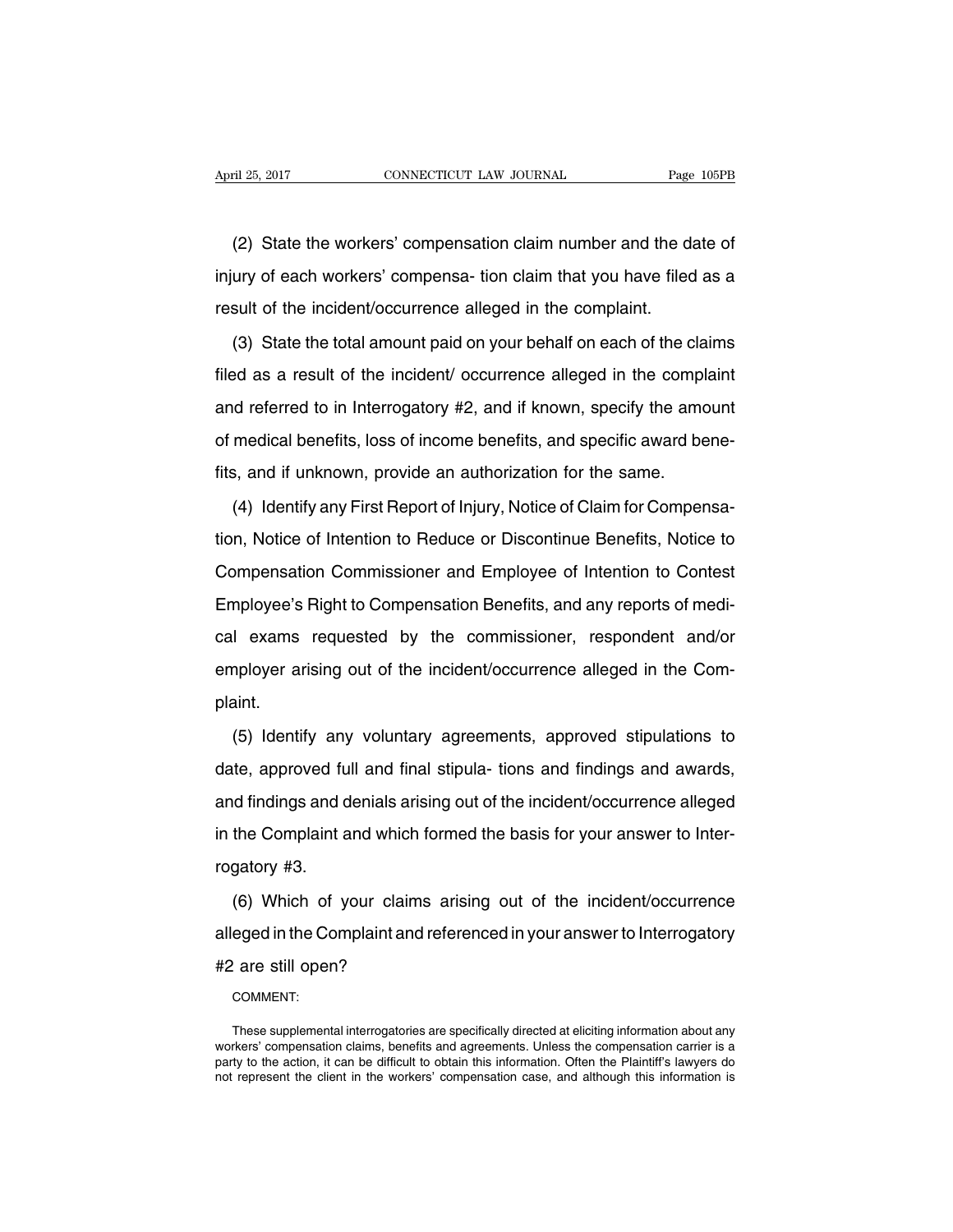(2) State the workers' compensation claim number and the date of injury of each workers' compensa- tion claim that you have filed as a result of the incident/occurrence alleged in the complaint.

(3) State the total amount paid on your behalf on each of the claims filed as a result of the incident/ occurrence alleged in the complaint and referred to in Interrogatory #2, and if known, specify the amount of medical benefits, loss of income benefits, and specific award benefits, and if unknown, provide an authorization for the same.

(4) Identify any First Report of Injury, Notice of Claim for Compensation, Notice of Intention to Reduce or Discontinue Benefits, Notice to Compensation Commissioner and Employee of Intention to Contest Employee's Right to Compensation Benefits, and any reports of medical exams requested by the commissioner, respondent and/or employer arising out of the incident/occurrence alleged in the Complaint.

(5) Identify any voluntary agreements, approved stipulations to date, approved full and final stipula- tions and findings and awards, and findings and denials arising out of the incident/occurrence alleged in the Complaint and which formed the basis for your answer to Interrogatory #3.

(6) Which of your claims arising out of the incident/occurrence alleged in the Complaint and referenced in your answer to Interrogatory #2 are still open?

COMMENT:

These supplemental interrogatories are specifically directed at eliciting information about any workers' compensation claims, benefits and agreements. Unless the compensation carrier is a party to the action, it can be difficult to obtain this information. Often the Plaintiff's lawyers do not represent the client in the workers' compensation case, and although this information is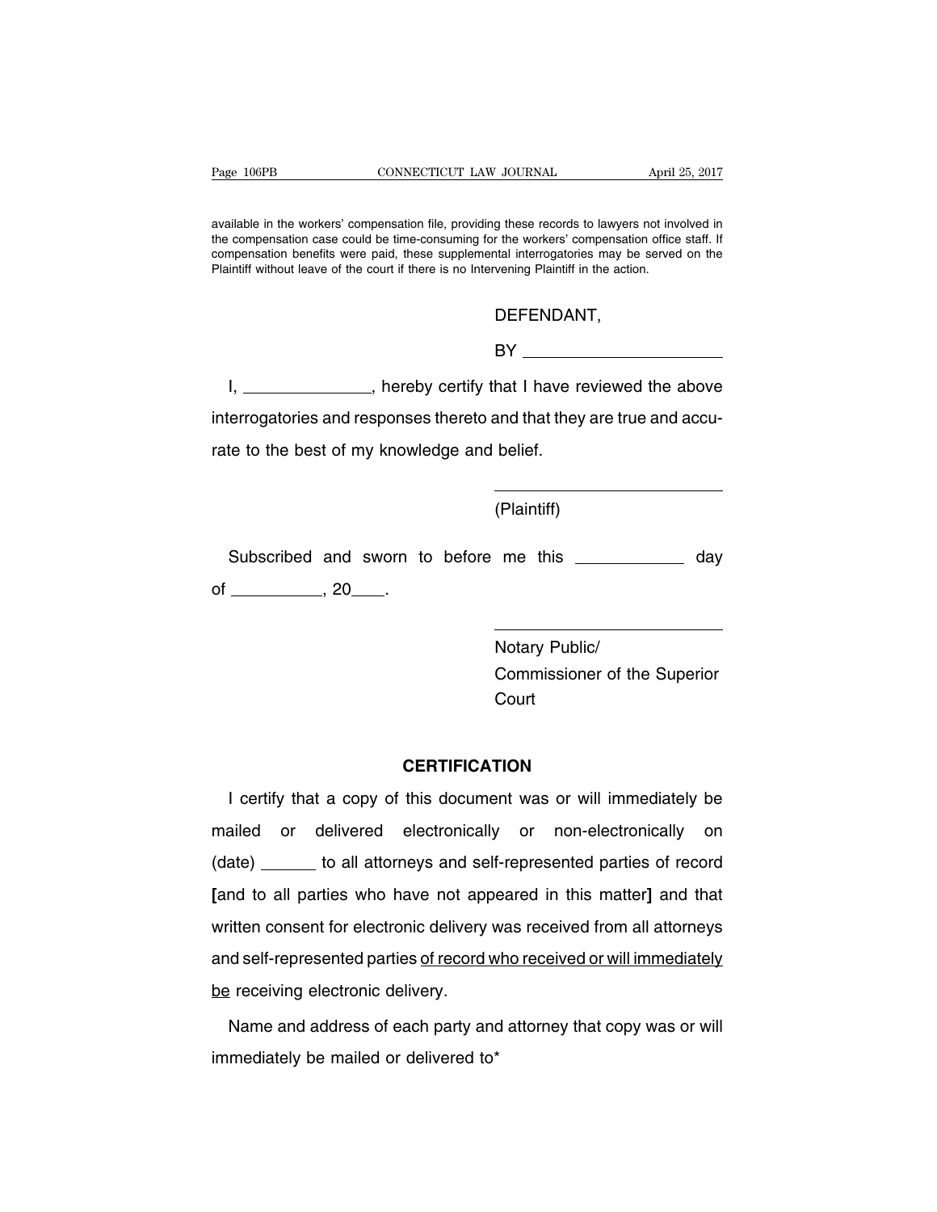available in the workers' compensation file, providing these records to lawyers not involved in the compensation case could be time-consuming for the workers' compensation office staff. If compensation benefits were paid, these supplemental interrogatories may be served on the Plaintiff without leave of the court if there is no Intervening Plaintiff in the action.

DEFENDANT,

BY ______________________

I, ______________, hereby certify that I have reviewed the above interrogatories and responses thereto and that they are true and accurate to the best of my knowledge and belief.

__________________________

(Plaintiff)

Subscribed and sworn to before me this ___________ day of __________, 20____.

__________________________

Notary Public/
Commissioner of the Superior Court

**CERTIFICATION**

I certify that a copy of this document was or will immediately be mailed or delivered electronically or non-electronically on (date) ______ to all attorneys and self-represented parties of record [and to all parties who have not appeared in this matter] and that written consent for electronic delivery was received from all attorneys and self-represented parties <u>of record who received or will immediately be</u> receiving electronic delivery.

Name and address of each party and attorney that copy was or will immediately be mailed or delivered to*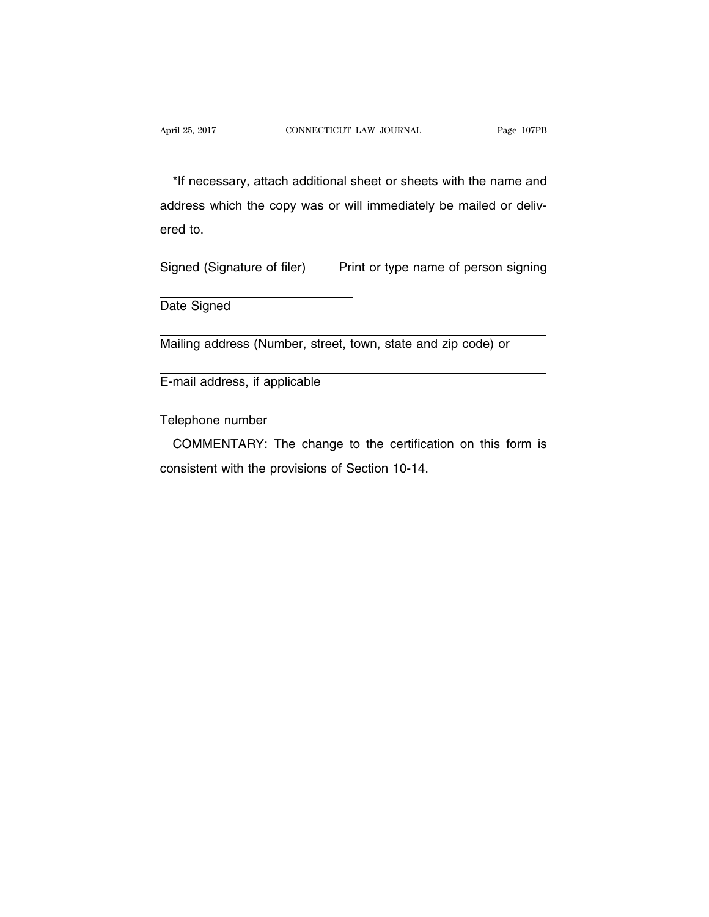*If necessary, attach additional sheet or sheets with the name and address which the copy was or will immediately be mailed or delivered to.

_______________________________________________
Signed (Signature of filer) Print or type name of person signing

_______________________
Date Signed

_______________________________________________
Mailing address (Number, street, town, state and zip code) or

_______________________________________________
E-mail address, if applicable

_______________________
Telephone number

COMMENTARY: The change to the certification on this form is consistent with the provisions of Section 10-14.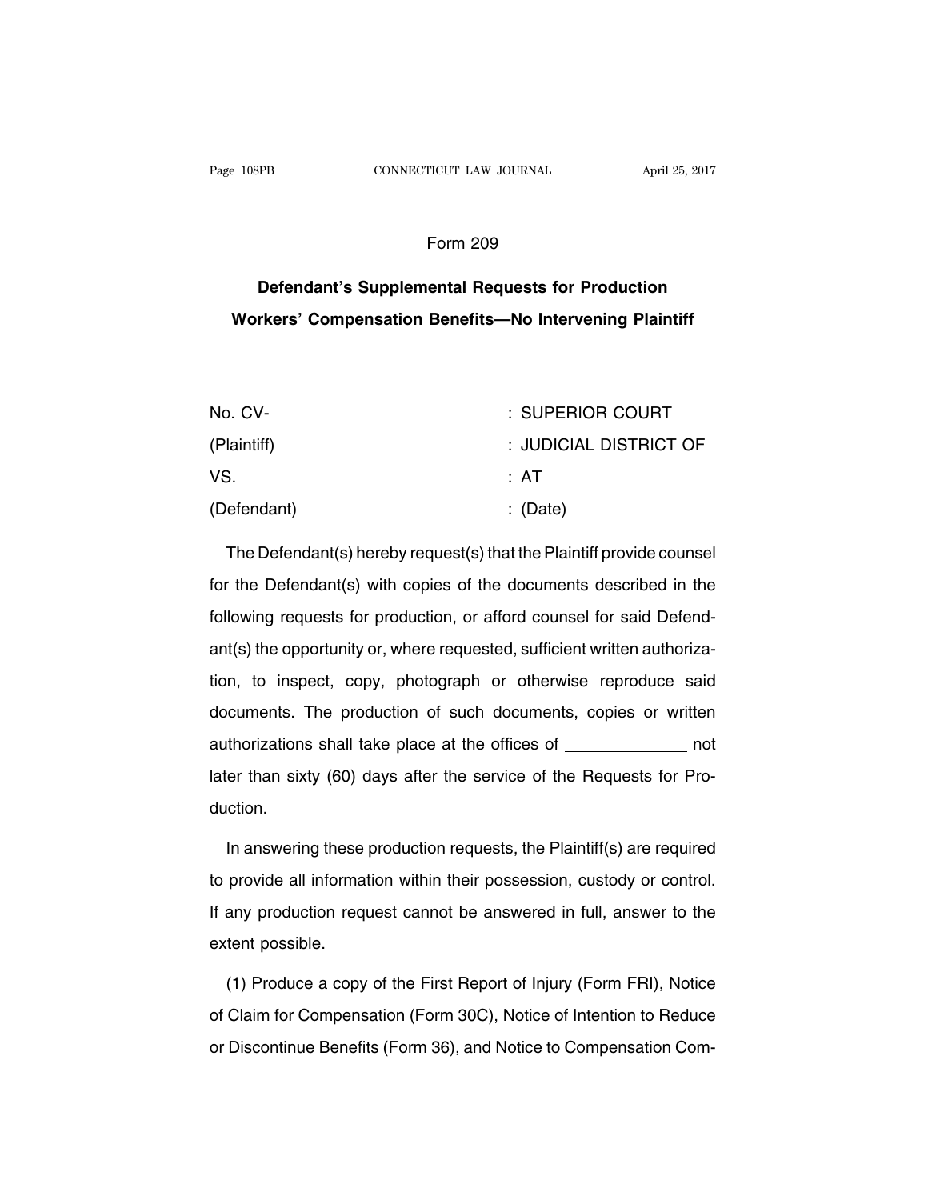Form 209

## Defendant's Supplemental Requests for Production Workers' Compensation Benefits—No Intervening Plaintiff

| | |
|---|---|
| No. CV- | : SUPERIOR COURT |
| (Plaintiff) | : JUDICIAL DISTRICT OF |
| VS. | : AT |
| (Defendant) | : (Date) |

The Defendant(s) hereby request(s) that the Plaintiff provide counsel for the Defendant(s) with copies of the documents described in the following requests for production, or afford counsel for said Defendant(s) the opportunity or, where requested, sufficient written authorization, to inspect, copy, photograph or otherwise reproduce said documents. The production of such documents, copies or written authorizations shall take place at the offices of _____________ not later than sixty (60) days after the service of the Requests for Production.

In answering these production requests, the Plaintiff(s) are required to provide all information within their possession, custody or control. If any production request cannot be answered in full, answer to the extent possible.

(1) Produce a copy of the First Report of Injury (Form FRI), Notice of Claim for Compensation (Form 30C), Notice of Intention to Reduce or Discontinue Benefits (Form 36), and Notice to Compensation Com-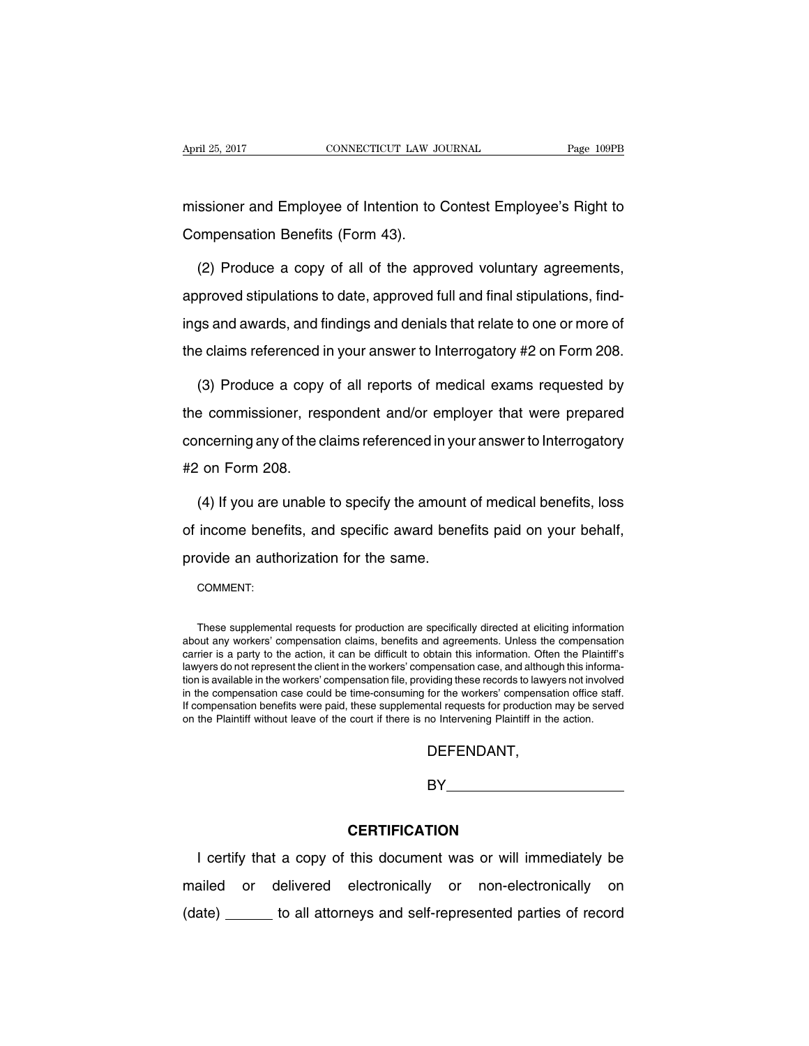missioner and Employee of Intention to Contest Employee's Right to Compensation Benefits (Form 43).

(2) Produce a copy of all of the approved voluntary agreements, approved stipulations to date, approved full and final stipulations, findings and awards, and findings and denials that relate to one or more of the claims referenced in your answer to Interrogatory #2 on Form 208.

(3) Produce a copy of all reports of medical exams requested by the commissioner, respondent and/or employer that were prepared concerning any of the claims referenced in your answer to Interrogatory #2 on Form 208.

(4) If you are unable to specify the amount of medical benefits, loss of income benefits, and specific award benefits paid on your behalf, provide an authorization for the same.

COMMENT:

These supplemental requests for production are specifically directed at eliciting information about any workers' compensation claims, benefits and agreements. Unless the compensation carrier is a party to the action, it can be difficult to obtain this information. Often the Plaintiff's lawyers do not represent the client in the workers' compensation case, and although this information is available in the workers' compensation file, providing these records to lawyers not involved in the compensation case could be time-consuming for the workers' compensation office staff. If compensation benefits were paid, these supplemental requests for production may be served on the Plaintiff without leave of the court if there is no Intervening Plaintiff in the action.

DEFENDANT,

BY______________________

**CERTIFICATION**

I certify that a copy of this document was or will immediately be mailed or delivered electronically or non-electronically on (date) ______ to all attorneys and self-represented parties of record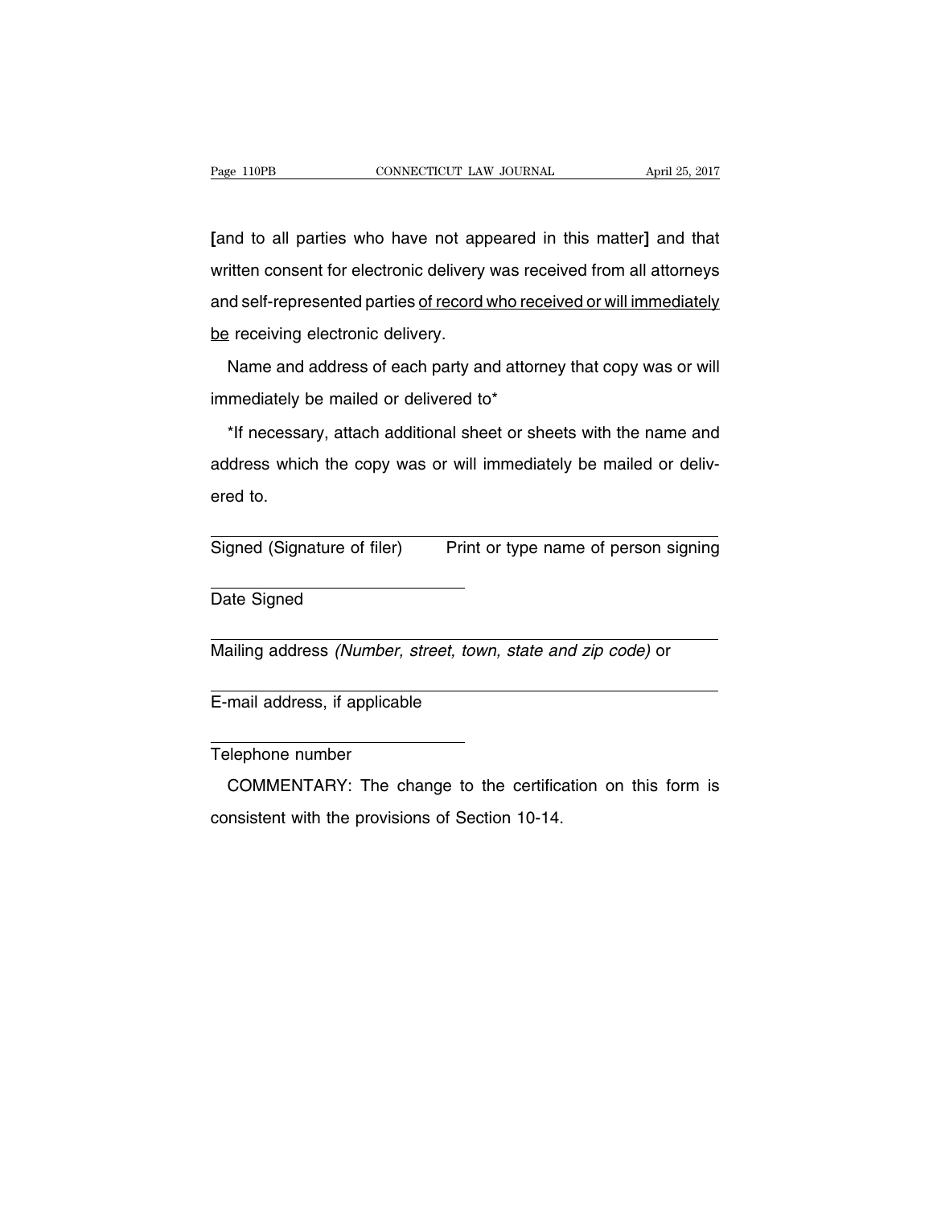[and to all parties who have not appeared in this matter] and that written consent for electronic delivery was received from all attorneys and self-represented parties <u>of record who received or will immediately be</u> receiving electronic delivery.

Name and address of each party and attorney that copy was or will immediately be mailed or delivered to*

*If necessary, attach additional sheet or sheets with the name and address which the copy was or will immediately be mailed or delivered to.

______________________________________________
Signed (Signature of filer)     Print or type name of person signing

______________________
Date Signed

______________________________________________
Mailing address *(Number, street, town, state and zip code)* or

______________________________________________
E-mail address, if applicable

______________________
Telephone number

COMMENTARY: The change to the certification on this form is consistent with the provisions of Section 10-14.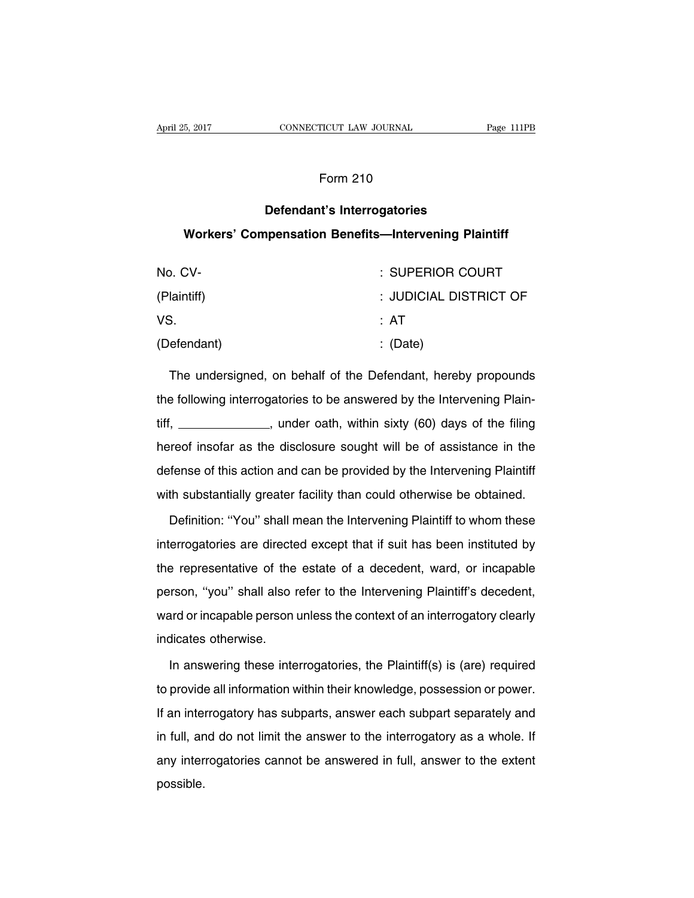Form 210

**Defendant's Interrogatories**

**Workers' Compensation Benefits—Intervening Plaintiff**

| | |
|---|---|
| No. CV- | : SUPERIOR COURT |
| (Plaintiff) | : JUDICIAL DISTRICT OF |
| VS. | : AT |
| (Defendant) | : (Date) |

The undersigned, on behalf of the Defendant, hereby propounds the following interrogatories to be answered by the Intervening Plaintiff, \_\_\_\_\_\_\_\_\_\_\_\_\_\_, under oath, within sixty (60) days of the filing hereof insofar as the disclosure sought will be of assistance in the defense of this action and can be provided by the Intervening Plaintiff with substantially greater facility than could otherwise be obtained.

Definition: ''You'' shall mean the Intervening Plaintiff to whom these interrogatories are directed except that if suit has been instituted by the representative of the estate of a decedent, ward, or incapable person, ''you'' shall also refer to the Intervening Plaintiff's decedent, ward or incapable person unless the context of an interrogatory clearly indicates otherwise.

In answering these interrogatories, the Plaintiff(s) is (are) required to provide all information within their knowledge, possession or power. If an interrogatory has subparts, answer each subpart separately and in full, and do not limit the answer to the interrogatory as a whole. If any interrogatories cannot be answered in full, answer to the extent possible.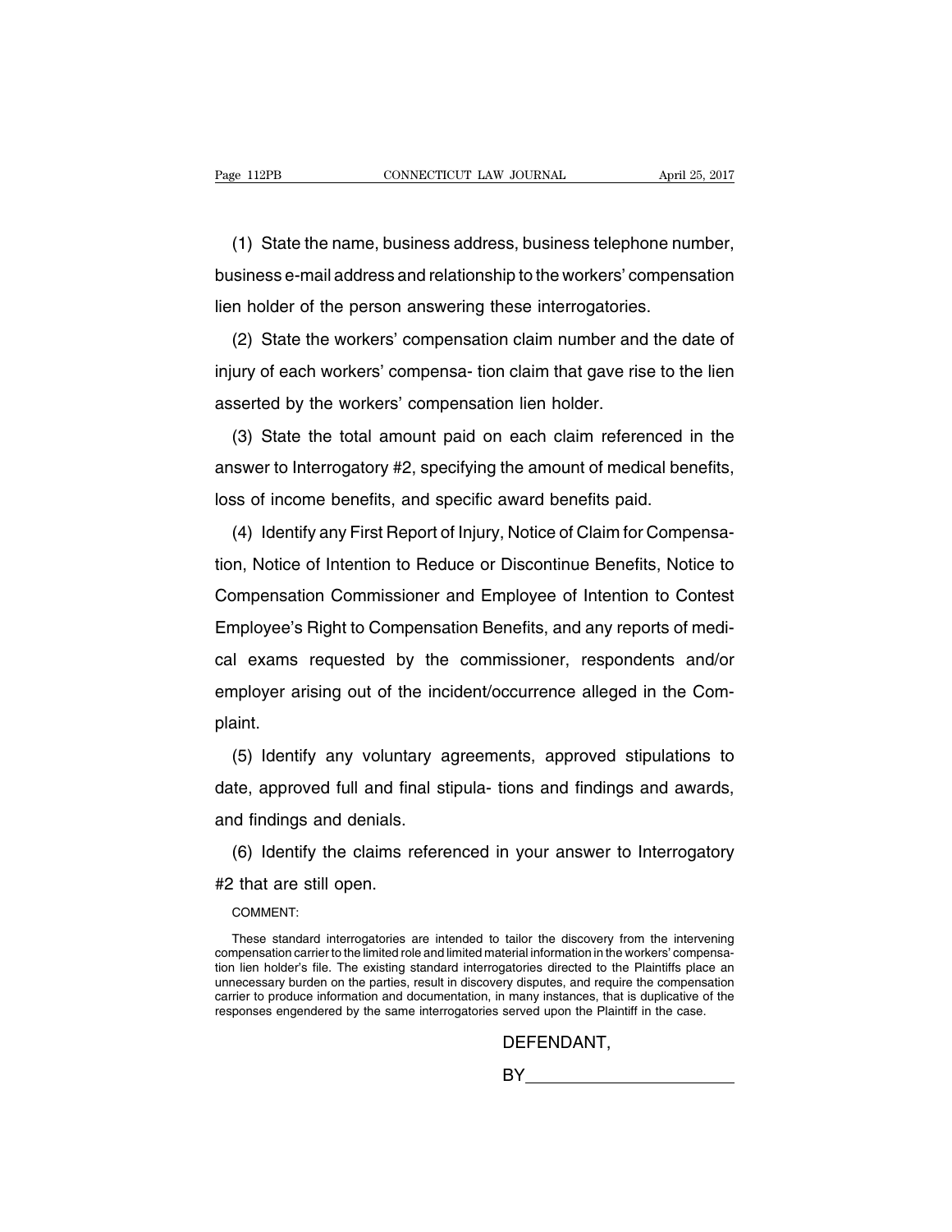(1) State the name, business address, business telephone number, business e-mail address and relationship to the workers' compensation lien holder of the person answering these interrogatories.

(2) State the workers' compensation claim number and the date of injury of each workers' compensa- tion claim that gave rise to the lien asserted by the workers' compensation lien holder.

(3) State the total amount paid on each claim referenced in the answer to Interrogatory #2, specifying the amount of medical benefits, loss of income benefits, and specific award benefits paid.

(4) Identify any First Report of Injury, Notice of Claim for Compensation, Notice of Intention to Reduce or Discontinue Benefits, Notice to Compensation Commissioner and Employee of Intention to Contest Employee's Right to Compensation Benefits, and any reports of medical exams requested by the commissioner, respondents and/or employer arising out of the incident/occurrence alleged in the Complaint.

(5) Identify any voluntary agreements, approved stipulations to date, approved full and final stipula- tions and findings and awards, and findings and denials.

(6) Identify the claims referenced in your answer to Interrogatory #2 that are still open.

COMMENT:

These standard interrogatories are intended to tailor the discovery from the intervening compensation carrier to the limited role and limited material information in the workers' compensation lien holder's file. The existing standard interrogatories directed to the Plaintiffs place an unnecessary burden on the parties, result in discovery disputes, and require the compensation carrier to produce information and documentation, in many instances, that is duplicative of the responses engendered by the same interrogatories served upon the Plaintiff in the case.

DEFENDANT,

BY______________________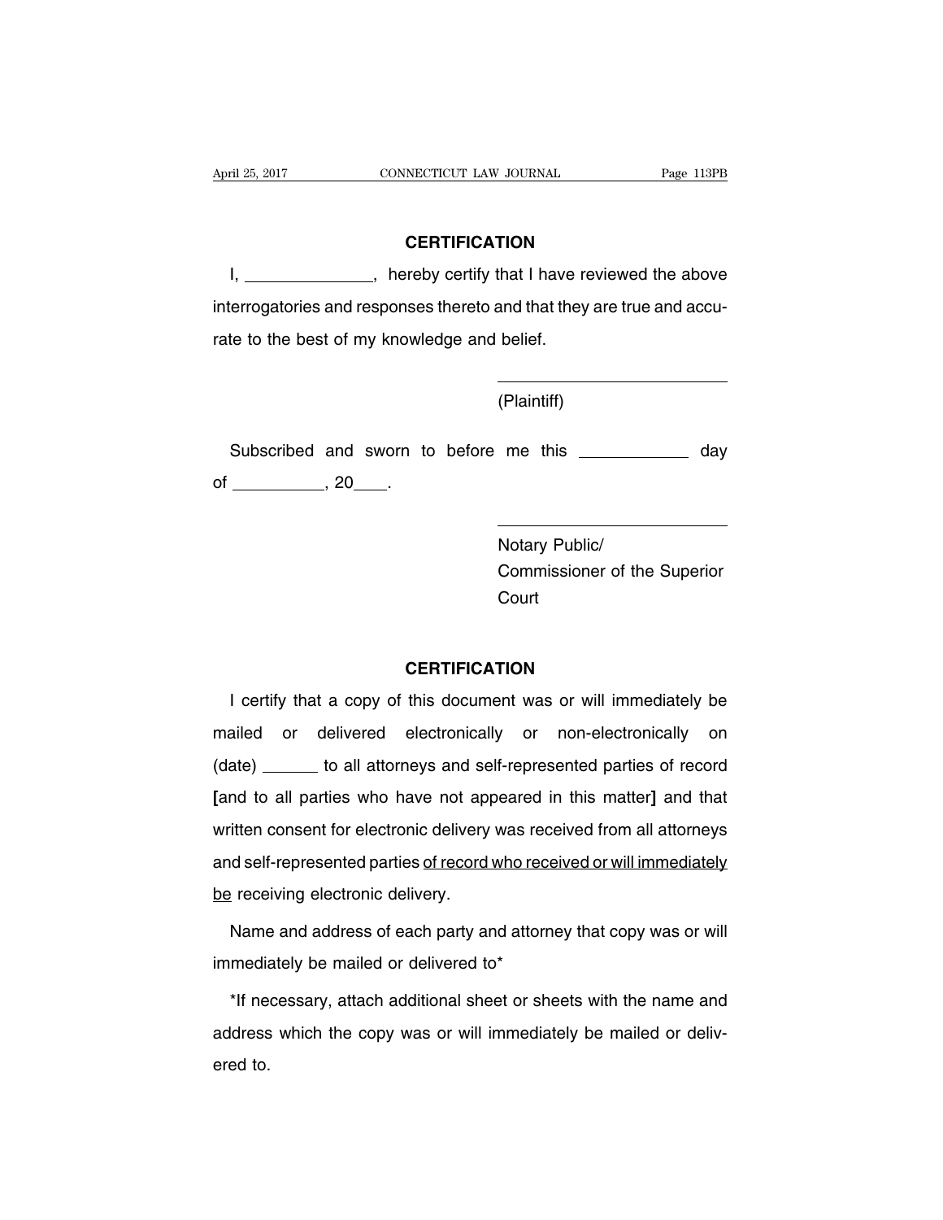**CERTIFICATION**

I, \_\_\_\_\_\_\_\_\_\_\_\_\_\_, hereby certify that I have reviewed the above interrogatories and responses thereto and that they are true and accurate to the best of my knowledge and belief.

\_\_\_\_\_\_\_\_\_\_\_\_\_\_\_\_\_\_\_\_\_\_\_\_\_\_

(Plaintiff)

Subscribed and sworn to before me this \_\_\_\_\_\_\_\_\_\_\_\_ day of \_\_\_\_\_\_\_\_\_\_, 20\_\_\_\_.

\_\_\_\_\_\_\_\_\_\_\_\_\_\_\_\_\_\_\_\_\_\_\_\_\_\_

Notary Public/
Commissioner of the Superior Court

**CERTIFICATION**

I certify that a copy of this document was or will immediately be mailed or delivered electronically or non-electronically on (date) \_\_\_\_\_\_ to all attorneys and self-represented parties of record **[**and to all parties who have not appeared in this matter**]** and that written consent for electronic delivery was received from all attorneys and self-represented parties <u>of record who received or will immediately be</u> receiving electronic delivery.

Name and address of each party and attorney that copy was or will immediately be mailed or delivered to*

*If necessary, attach additional sheet or sheets with the name and address which the copy was or will immediately be mailed or delivered to.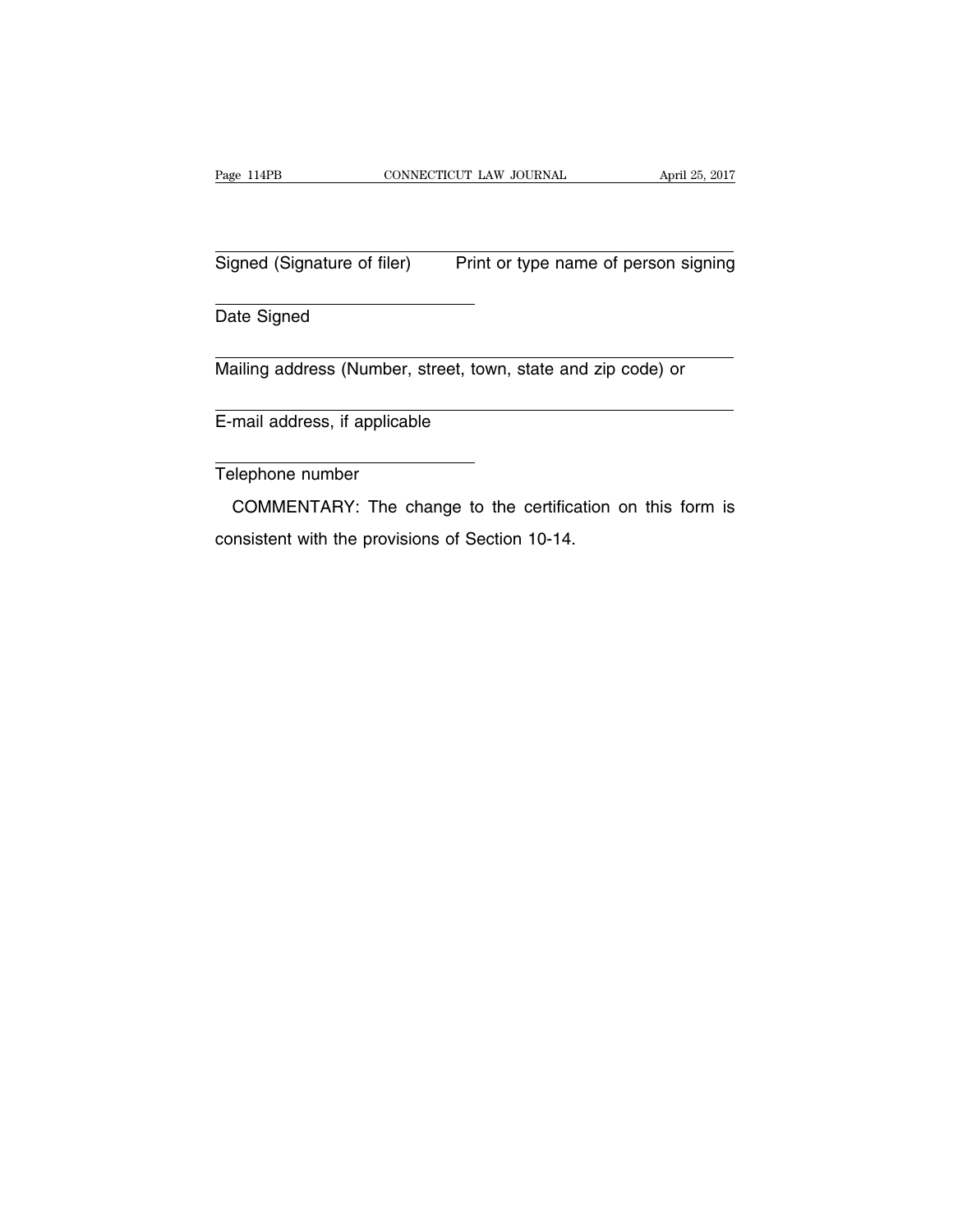\_\_\_\_\_\_\_\_\_\_\_\_\_\_\_\_\_\_\_\_\_\_\_\_\_\_\_\_\_\_\_\_\_\_\_\_\_\_\_\_\_\_\_\_\_\_\_\_\_\_\_\_\_\_\_\_\_\_\_\_

Signed (Signature of filer)      Print or type name of person signing

\_\_\_\_\_\_\_\_\_\_\_\_\_\_\_\_\_\_\_\_\_\_\_\_\_\_\_\_\_\_

Date Signed

\_\_\_\_\_\_\_\_\_\_\_\_\_\_\_\_\_\_\_\_\_\_\_\_\_\_\_\_\_\_\_\_\_\_\_\_\_\_\_\_\_\_\_\_\_\_\_\_\_\_\_\_\_\_\_\_\_\_\_\_

Mailing address (Number, street, town, state and zip code) or

\_\_\_\_\_\_\_\_\_\_\_\_\_\_\_\_\_\_\_\_\_\_\_\_\_\_\_\_\_\_\_\_\_\_\_\_\_\_\_\_\_\_\_\_\_\_\_\_\_\_\_\_\_\_\_\_\_\_\_\_

E-mail address, if applicable

\_\_\_\_\_\_\_\_\_\_\_\_\_\_\_\_\_\_\_\_\_\_\_\_\_\_\_\_\_\_

Telephone number

COMMENTARY: The change to the certification on this form is consistent with the provisions of Section 10-14.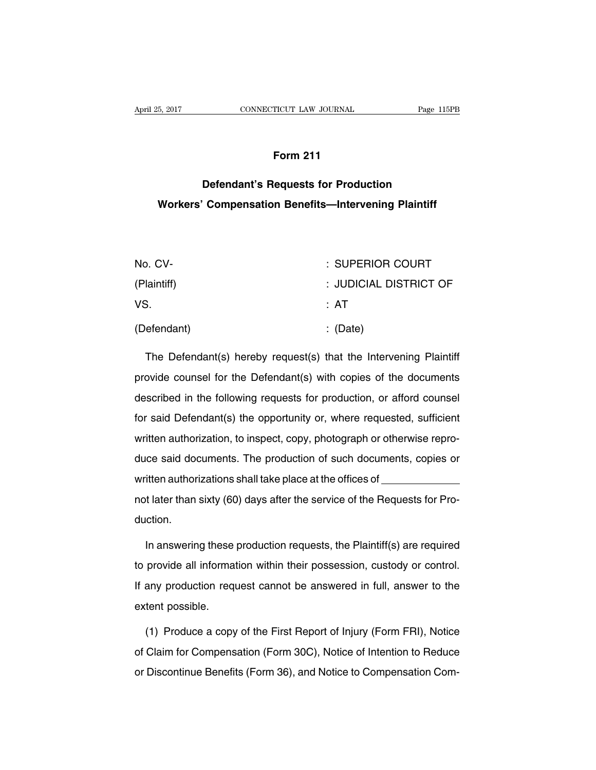## Form 211

### Defendant's Requests for Production
### Workers' Compensation Benefits—Intervening Plaintiff

| | |
|---|---|
| No. CV- | : SUPERIOR COURT |
| (Plaintiff) | : JUDICIAL DISTRICT OF |
| VS. | : AT |
| (Defendant) | : (Date) |

The Defendant(s) hereby request(s) that the Intervening Plaintiff provide counsel for the Defendant(s) with copies of the documents described in the following requests for production, or afford counsel for said Defendant(s) the opportunity or, where requested, sufficient written authorization, to inspect, copy, photograph or otherwise reproduce said documents. The production of such documents, copies or written authorizations shall take place at the offices of \_\_\_\_\_\_\_\_\_\_\_\_\_ not later than sixty (60) days after the service of the Requests for Production.

In answering these production requests, the Plaintiff(s) are required to provide all information within their possession, custody or control. If any production request cannot be answered in full, answer to the extent possible.

(1) Produce a copy of the First Report of Injury (Form FRI), Notice of Claim for Compensation (Form 30C), Notice of Intention to Reduce or Discontinue Benefits (Form 36), and Notice to Compensation Com-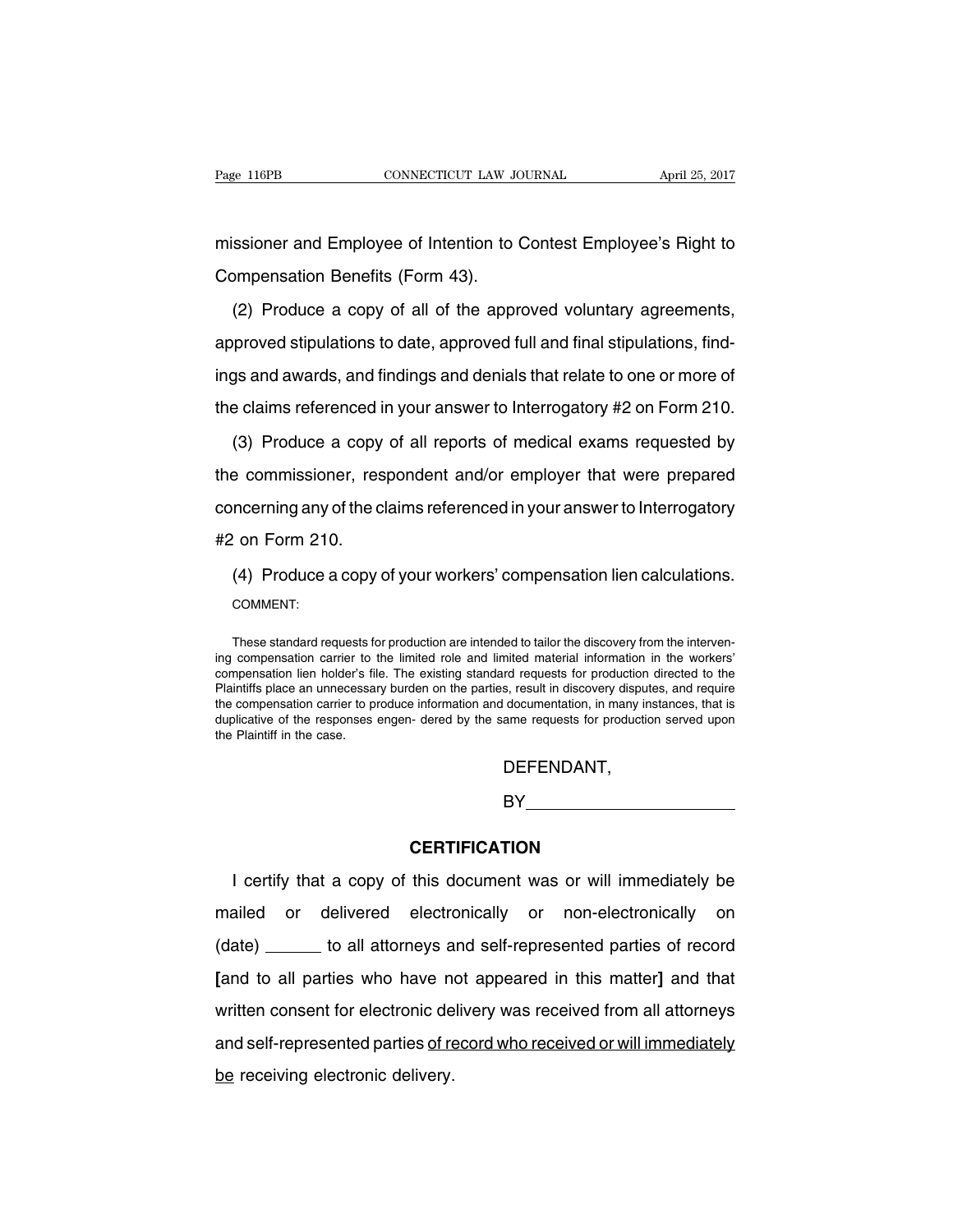missioner and Employee of Intention to Contest Employee's Right to Compensation Benefits (Form 43).

(2) Produce a copy of all of the approved voluntary agreements, approved stipulations to date, approved full and final stipulations, findings and awards, and findings and denials that relate to one or more of the claims referenced in your answer to Interrogatory #2 on Form 210.

(3) Produce a copy of all reports of medical exams requested by the commissioner, respondent and/or employer that were prepared concerning any of the claims referenced in your answer to Interrogatory #2 on Form 210.

(4) Produce a copy of your workers' compensation lien calculations.

COMMENT:

These standard requests for production are intended to tailor the discovery from the intervening compensation carrier to the limited role and limited material information in the workers' compensation lien holder's file. The existing standard requests for production directed to the Plaintiffs place an unnecessary burden on the parties, result in discovery disputes, and require the compensation carrier to produce information and documentation, in many instances, that is duplicative of the responses engen- dered by the same requests for production served upon the Plaintiff in the case.

DEFENDANT,

BY______________________

**CERTIFICATION**

I certify that a copy of this document was or will immediately be mailed or delivered electronically or non-electronically on (date) ______ to all attorneys and self-represented parties of record **[**and to all parties who have not appeared in this matter**]** and that written consent for electronic delivery was received from all attorneys and self-represented parties <u>of record who received or will immediately be</u> receiving electronic delivery.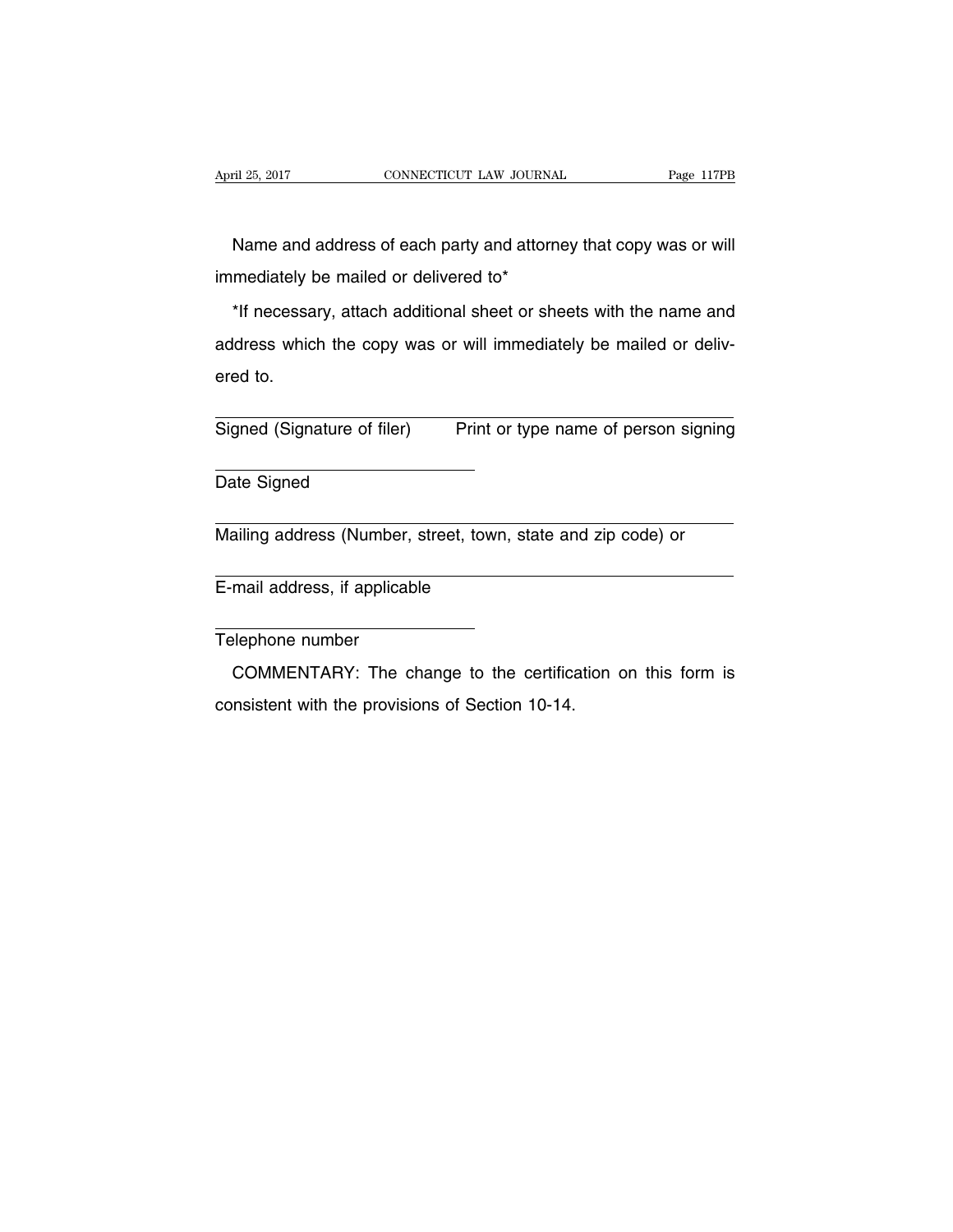Name and address of each party and attorney that copy was or will immediately be mailed or delivered to*

*If necessary, attach additional sheet or sheets with the name and address which the copy was or will immediately be mailed or delivered to.

______________________________ ______________________________
Signed (Signature of filer) Print or type name of person signing

______________________________
Date Signed

____________________________________________________________
Mailing address (Number, street, town, state and zip code) or

____________________________________________________________
E-mail address, if applicable

______________________________
Telephone number

COMMENTARY: The change to the certification on this form is consistent with the provisions of Section 10-14.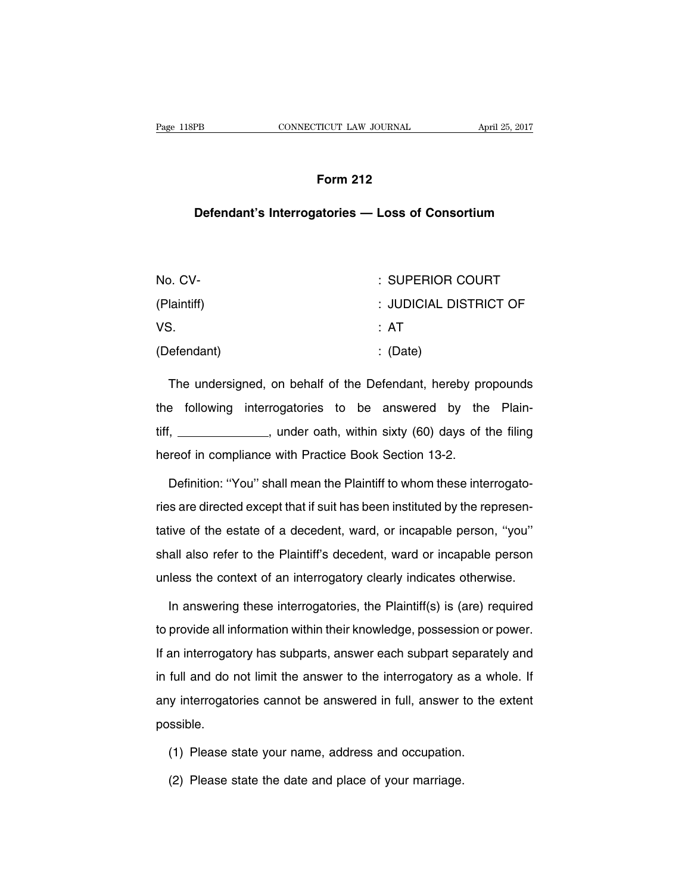## Form 212

### Defendant's Interrogatories — Loss of Consortium

| | |
|---|---|
| No. CV- | : SUPERIOR COURT |
| (Plaintiff) | : JUDICIAL DISTRICT OF |
| VS. | : AT |
| (Defendant) | : (Date) |

The undersigned, on behalf of the Defendant, hereby propounds the following interrogatories to be answered by the Plaintiff, ______________, under oath, within sixty (60) days of the filing hereof in compliance with Practice Book Section 13-2.

Definition: ''You'' shall mean the Plaintiff to whom these interrogatories are directed except that if suit has been instituted by the representative of the estate of a decedent, ward, or incapable person, ''you'' shall also refer to the Plaintiff's decedent, ward or incapable person unless the context of an interrogatory clearly indicates otherwise.

In answering these interrogatories, the Plaintiff(s) is (are) required to provide all information within their knowledge, possession or power. If an interrogatory has subparts, answer each subpart separately and in full and do not limit the answer to the interrogatory as a whole. If any interrogatories cannot be answered in full, answer to the extent possible.

(1) Please state your name, address and occupation.

(2) Please state the date and place of your marriage.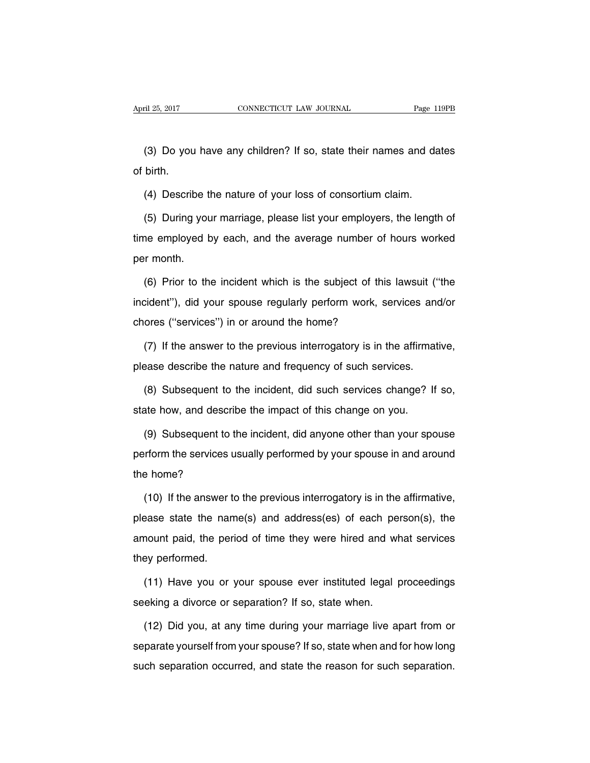(3) Do you have any children? If so, state their names and dates of birth.

(4) Describe the nature of your loss of consortium claim.

(5) During your marriage, please list your employers, the length of time employed by each, and the average number of hours worked per month.

(6) Prior to the incident which is the subject of this lawsuit (''the incident''), did your spouse regularly perform work, services and/or chores (''services'') in or around the home?

(7) If the answer to the previous interrogatory is in the affirmative, please describe the nature and frequency of such services.

(8) Subsequent to the incident, did such services change? If so, state how, and describe the impact of this change on you.

(9) Subsequent to the incident, did anyone other than your spouse perform the services usually performed by your spouse in and around the home?

(10) If the answer to the previous interrogatory is in the affirmative, please state the name(s) and address(es) of each person(s), the amount paid, the period of time they were hired and what services they performed.

(11) Have you or your spouse ever instituted legal proceedings seeking a divorce or separation? If so, state when.

(12) Did you, at any time during your marriage live apart from or separate yourself from your spouse? If so, state when and for how long such separation occurred, and state the reason for such separation.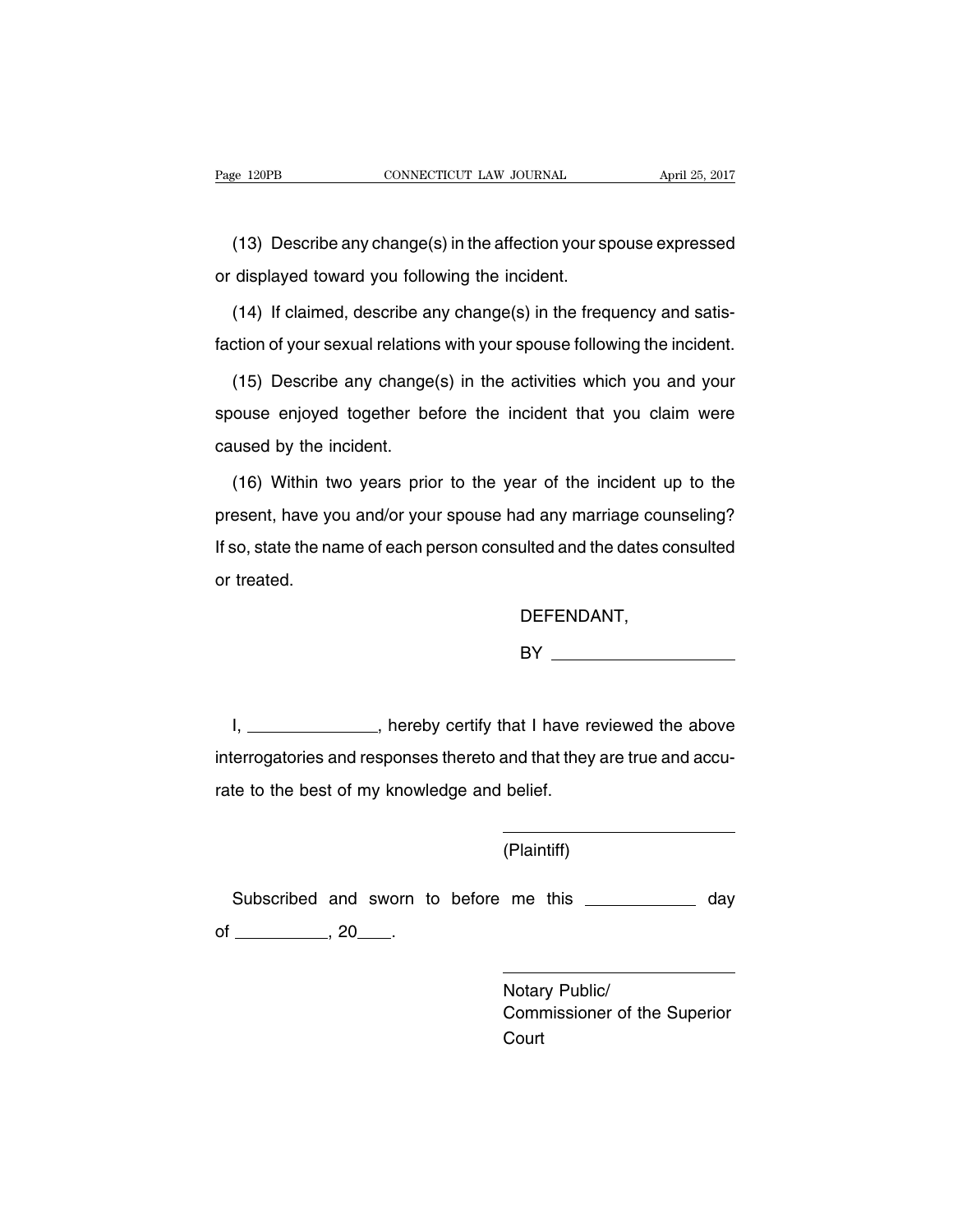(13) Describe any change(s) in the affection your spouse expressed or displayed toward you following the incident.

(14) If claimed, describe any change(s) in the frequency and satisfaction of your sexual relations with your spouse following the incident.

(15) Describe any change(s) in the activities which you and your spouse enjoyed together before the incident that you claim were caused by the incident.

(16) Within two years prior to the year of the incident up to the present, have you and/or your spouse had any marriage counseling? If so, state the name of each person consulted and the dates consulted or treated.

DEFENDANT,

BY ____________________

I, ______________, hereby certify that I have reviewed the above interrogatories and responses thereto and that they are true and accurate to the best of my knowledge and belief.

__________________________
(Plaintiff)

Subscribed and sworn to before me this ____________ day of __________, 20____.

__________________________
Notary Public/
Commissioner of the Superior Court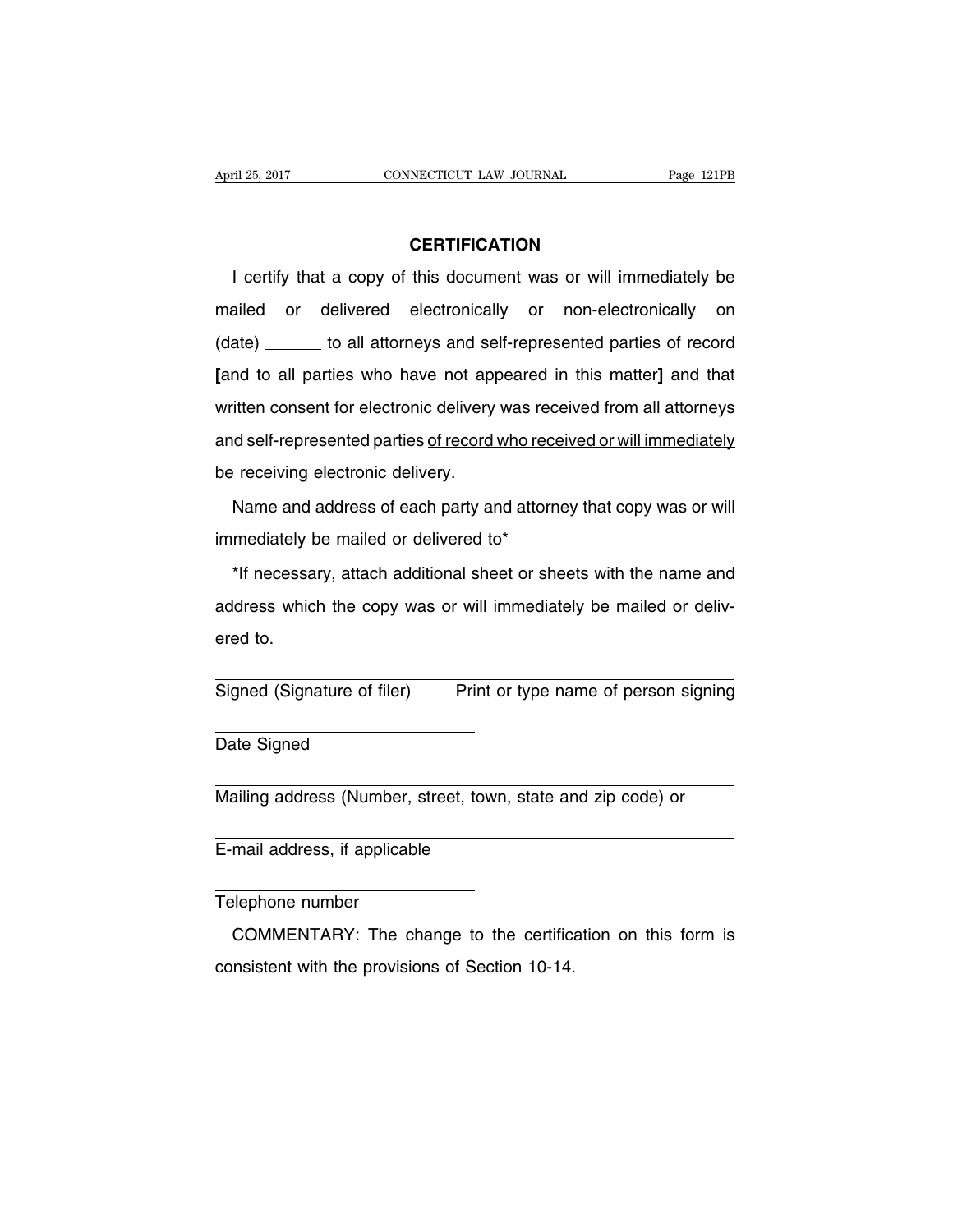**CERTIFICATION**

I certify that a copy of this document was or will immediately be mailed or delivered electronically or non-electronically on (date) ______ to all attorneys and self-represented parties of record **[**and to all parties who have not appeared in this matter**]** and that written consent for electronic delivery was received from all attorneys and self-represented parties <u>of record who received or will immediately be</u> receiving electronic delivery.

Name and address of each party and attorney that copy was or will immediately be mailed or delivered to*

*If necessary, attach additional sheet or sheets with the name and address which the copy was or will immediately be mailed or delivered to.

______________________________________________________________

Signed (Signature of filer) Print or type name of person signing

______________________________

Date Signed

______________________________________________________________

Mailing address (Number, street, town, state and zip code) or

______________________________________________________________

E-mail address, if applicable

______________________________

Telephone number

COMMENTARY: The change to the certification on this form is consistent with the provisions of Section 10-14.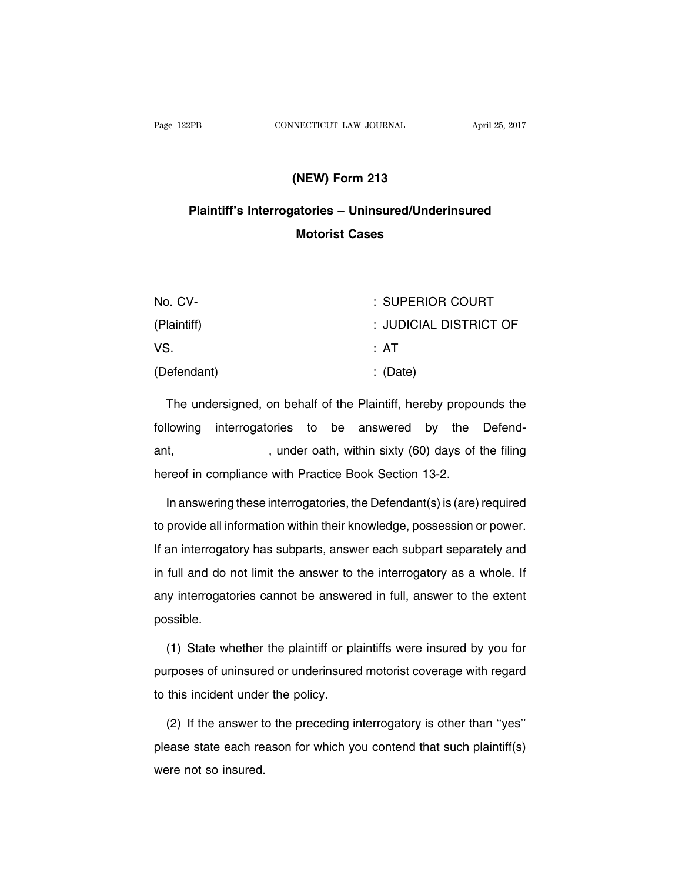# (NEW) Form 213

## Plaintiff's Interrogatories – Uninsured/Underinsured Motorist Cases

| | |
|---|---|
| No. CV- | : SUPERIOR COURT |
| (Plaintiff) | : JUDICIAL DISTRICT OF |
| VS. | : AT |
| (Defendant) | : (Date) |

The undersigned, on behalf of the Plaintiff, hereby propounds the following interrogatories to be answered by the Defendant, ______________, under oath, within sixty (60) days of the filing hereof in compliance with Practice Book Section 13-2.

In answering these interrogatories, the Defendant(s) is (are) required to provide all information within their knowledge, possession or power. If an interrogatory has subparts, answer each subpart separately and in full and do not limit the answer to the interrogatory as a whole. If any interrogatories cannot be answered in full, answer to the extent possible.

(1) State whether the plaintiff or plaintiffs were insured by you for purposes of uninsured or underinsured motorist coverage with regard to this incident under the policy.

(2) If the answer to the preceding interrogatory is other than ''yes'' please state each reason for which you contend that such plaintiff(s) were not so insured.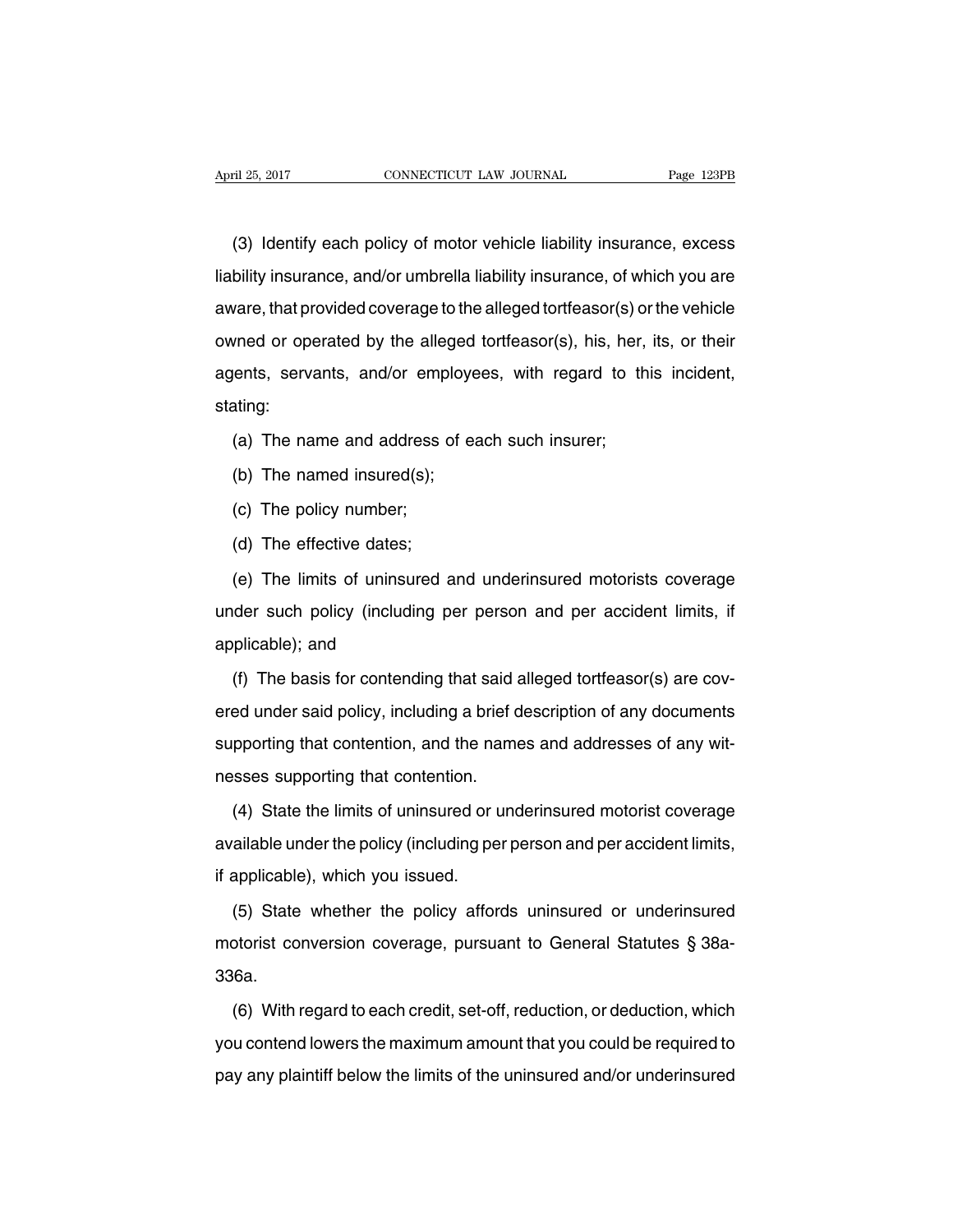(3) Identify each policy of motor vehicle liability insurance, excess liability insurance, and/or umbrella liability insurance, of which you are aware, that provided coverage to the alleged tortfeasor(s) or the vehicle owned or operated by the alleged tortfeasor(s), his, her, its, or their agents, servants, and/or employees, with regard to this incident, stating:

(a) The name and address of each such insurer;

(b) The named insured(s);

(c) The policy number;

(d) The effective dates;

(e) The limits of uninsured and underinsured motorists coverage under such policy (including per person and per accident limits, if applicable); and

(f) The basis for contending that said alleged tortfeasor(s) are covered under said policy, including a brief description of any documents supporting that contention, and the names and addresses of any witnesses supporting that contention.

(4) State the limits of uninsured or underinsured motorist coverage available under the policy (including per person and per accident limits, if applicable), which you issued.

(5) State whether the policy affords uninsured or underinsured motorist conversion coverage, pursuant to General Statutes § 38a-336a.

(6) With regard to each credit, set-off, reduction, or deduction, which you contend lowers the maximum amount that you could be required to pay any plaintiff below the limits of the uninsured and/or underinsured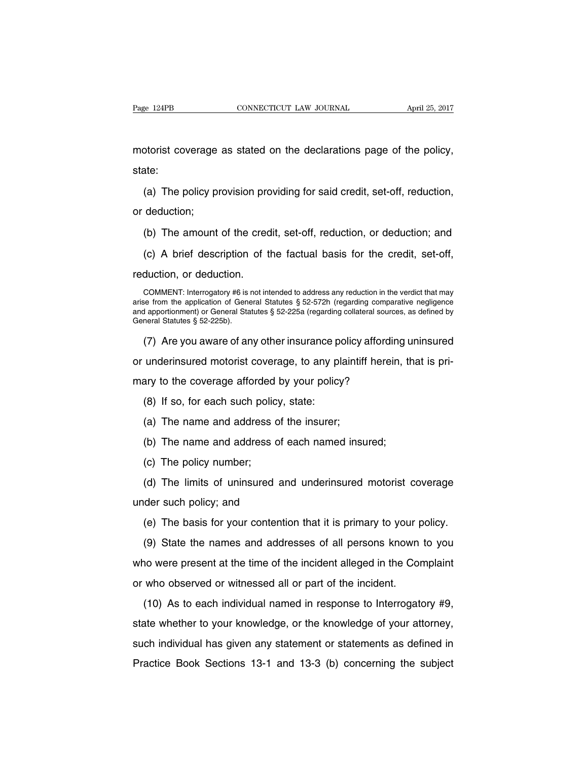motorist coverage as stated on the declarations page of the policy, state:

(a) The policy provision providing for said credit, set-off, reduction, or deduction;

(b) The amount of the credit, set-off, reduction, or deduction; and

(c) A brief description of the factual basis for the credit, set-off, reduction, or deduction.

COMMENT: Interrogatory #6 is not intended to address any reduction in the verdict that may arise from the application of General Statutes § 52-572h (regarding comparative negligence and apportionment) or General Statutes § 52-225a (regarding collateral sources, as defined by General Statutes § 52-225b).

(7) Are you aware of any other insurance policy affording uninsured or underinsured motorist coverage, to any plaintiff herein, that is primary to the coverage afforded by your policy?

(8) If so, for each such policy, state:

(a) The name and address of the insurer;

(b) The name and address of each named insured;

(c) The policy number;

(d) The limits of uninsured and underinsured motorist coverage under such policy; and

(e) The basis for your contention that it is primary to your policy.

(9) State the names and addresses of all persons known to you who were present at the time of the incident alleged in the Complaint or who observed or witnessed all or part of the incident.

(10) As to each individual named in response to Interrogatory #9, state whether to your knowledge, or the knowledge of your attorney, such individual has given any statement or statements as defined in Practice Book Sections 13-1 and 13-3 (b) concerning the subject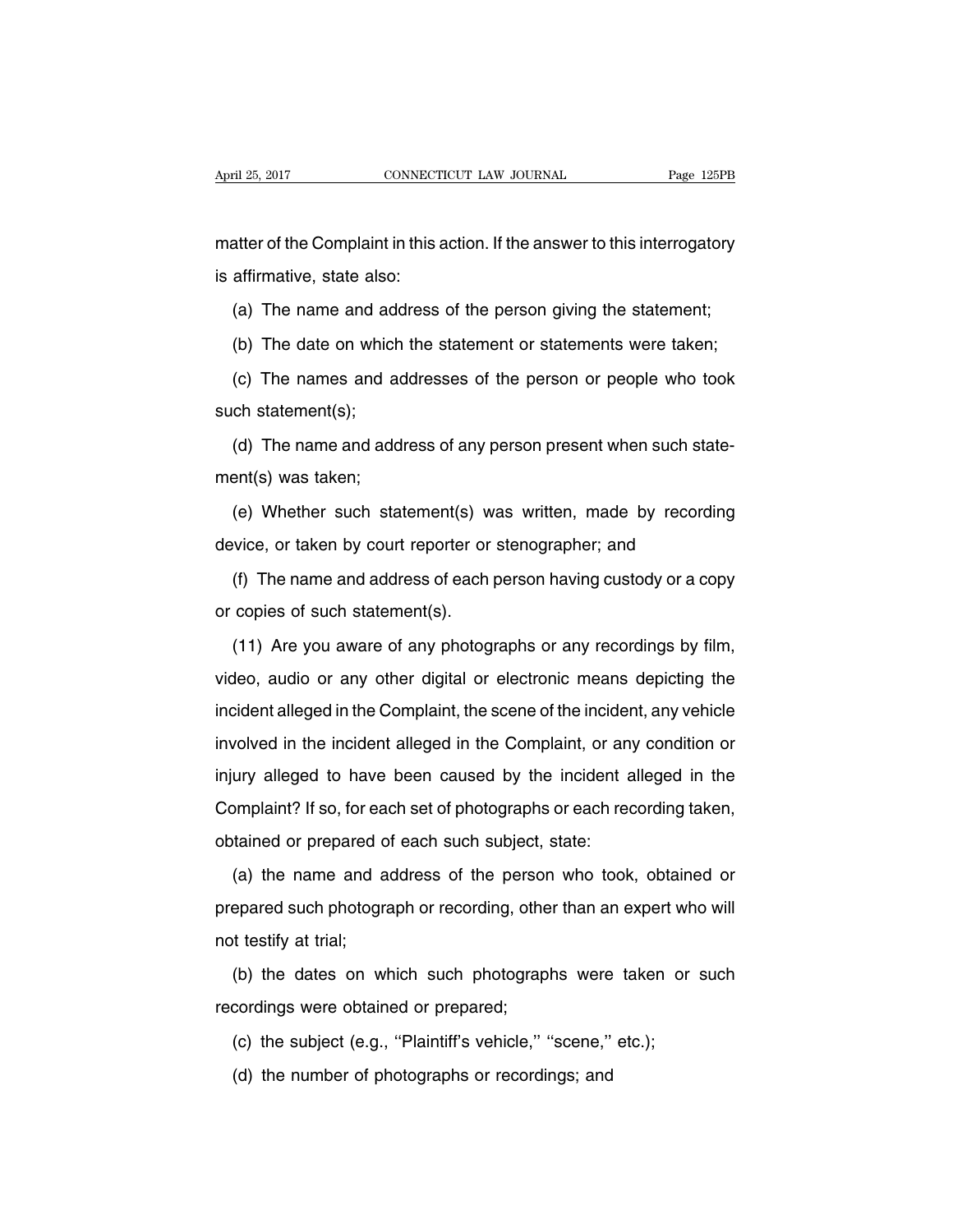matter of the Complaint in this action. If the answer to this interrogatory is affirmative, state also:

(a) The name and address of the person giving the statement;

(b) The date on which the statement or statements were taken;

(c) The names and addresses of the person or people who took such statement(s);

(d) The name and address of any person present when such statement(s) was taken;

(e) Whether such statement(s) was written, made by recording device, or taken by court reporter or stenographer; and

(f) The name and address of each person having custody or a copy or copies of such statement(s).

(11) Are you aware of any photographs or any recordings by film, video, audio or any other digital or electronic means depicting the incident alleged in the Complaint, the scene of the incident, any vehicle involved in the incident alleged in the Complaint, or any condition or injury alleged to have been caused by the incident alleged in the Complaint? If so, for each set of photographs or each recording taken, obtained or prepared of each such subject, state:

(a) the name and address of the person who took, obtained or prepared such photograph or recording, other than an expert who will not testify at trial;

(b) the dates on which such photographs were taken or such recordings were obtained or prepared;

(c) the subject (e.g., ''Plaintiff's vehicle,'' ''scene,'' etc.);

(d) the number of photographs or recordings; and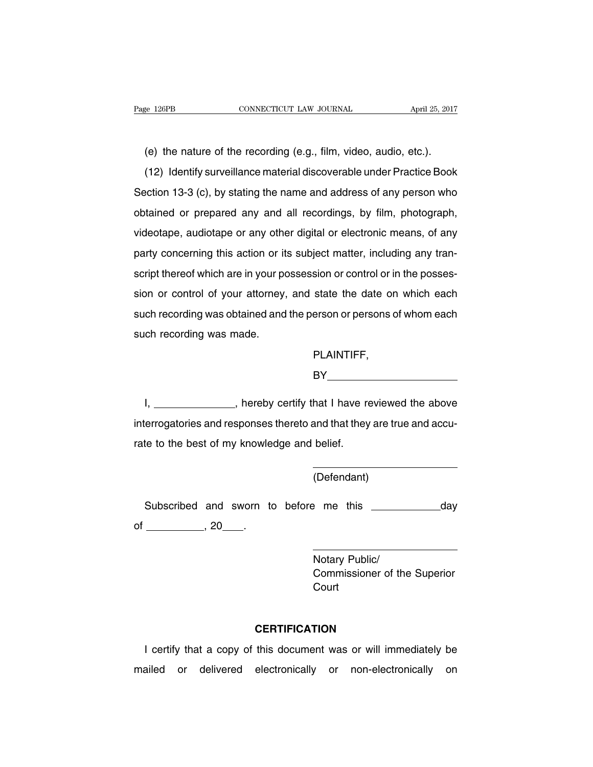(e) the nature of the recording (e.g., film, video, audio, etc.).

(12) Identify surveillance material discoverable under Practice Book Section 13-3 (c), by stating the name and address of any person who obtained or prepared any and all recordings, by film, photograph, videotape, audiotape or any other digital or electronic means, of any party concerning this action or its subject matter, including any transcript thereof which are in your possession or control or in the possession or control of your attorney, and state the date on which each such recording was obtained and the person or persons of whom each such recording was made.

PLAINTIFF,

BY\_\_\_\_\_\_\_\_\_\_\_\_\_\_\_\_\_\_\_\_\_\_

I, \_\_\_\_\_\_\_\_\_\_\_\_\_\_, hereby certify that I have reviewed the above interrogatories and responses thereto and that they are true and accurate to the best of my knowledge and belief.

\_\_\_\_\_\_\_\_\_\_\_\_\_\_\_\_\_\_\_\_\_\_\_\_\_

(Defendant)

Subscribed and sworn to before me this \_\_\_\_\_\_\_\_\_\_\_\_day of \_\_\_\_\_\_\_\_\_\_, 20\_\_\_\_.

\_\_\_\_\_\_\_\_\_\_\_\_\_\_\_\_\_\_\_\_\_\_\_\_\_

Notary Public/
Commissioner of the Superior Court

**CERTIFICATION**

I certify that a copy of this document was or will immediately be mailed or delivered electronically or non-electronically on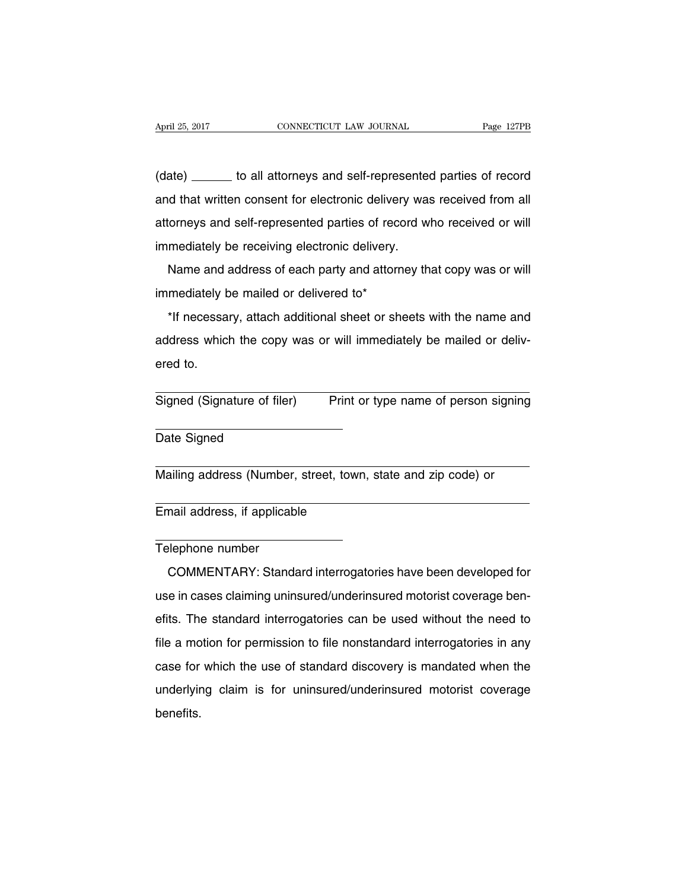(date) ______ to all attorneys and self-represented parties of record and that written consent for electronic delivery was received from all attorneys and self-represented parties of record who received or will immediately be receiving electronic delivery.

Name and address of each party and attorney that copy was or will immediately be mailed or delivered to*

*If necessary, attach additional sheet or sheets with the name and address which the copy was or will immediately be mailed or delivered to.

______________________________
Signed (Signature of filer)        Print or type name of person signing

______________________________
Date Signed

______________________________
Mailing address (Number, street, town, state and zip code) or

______________________________
Email address, if applicable

______________________________
Telephone number

COMMENTARY: Standard interrogatories have been developed for use in cases claiming uninsured/underinsured motorist coverage benefits. The standard interrogatories can be used without the need to file a motion for permission to file nonstandard interrogatories in any case for which the use of standard discovery is mandated when the underlying claim is for uninsured/underinsured motorist coverage benefits.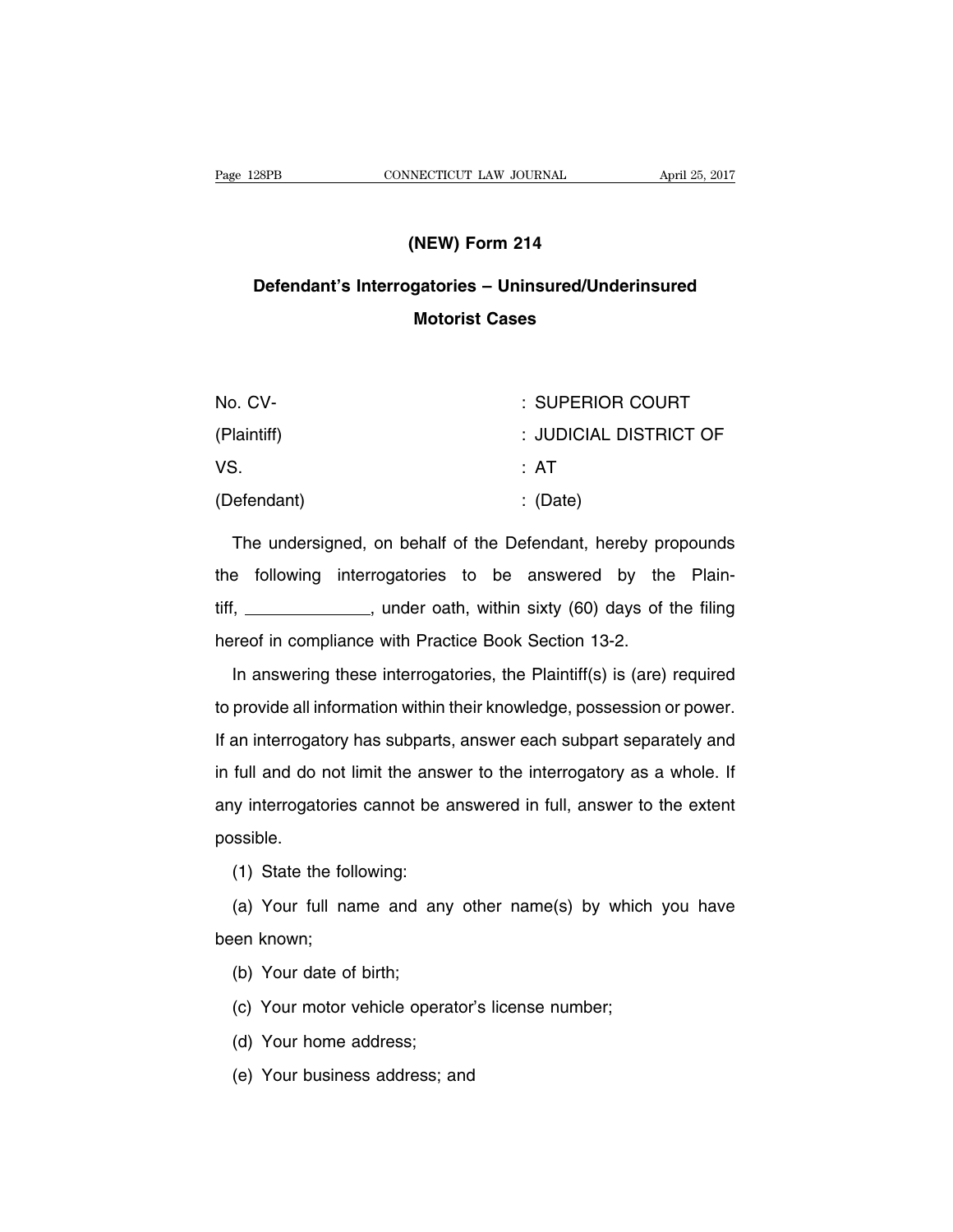## (NEW) Form 214

## Defendant's Interrogatories – Uninsured/Underinsured Motorist Cases

| | |
|---|---|
| No. CV- | : SUPERIOR COURT |
| (Plaintiff) | : JUDICIAL DISTRICT OF |
| VS. | : AT |
| (Defendant) | : (Date) |

The undersigned, on behalf of the Defendant, hereby propounds the following interrogatories to be answered by the Plaintiff, _____________, under oath, within sixty (60) days of the filing hereof in compliance with Practice Book Section 13-2.

In answering these interrogatories, the Plaintiff(s) is (are) required to provide all information within their knowledge, possession or power. If an interrogatory has subparts, answer each subpart separately and in full and do not limit the answer to the interrogatory as a whole. If any interrogatories cannot be answered in full, answer to the extent possible.

(1) State the following:

(a) Your full name and any other name(s) by which you have been known;

(b) Your date of birth;

(c) Your motor vehicle operator's license number;

(d) Your home address;

(e) Your business address; and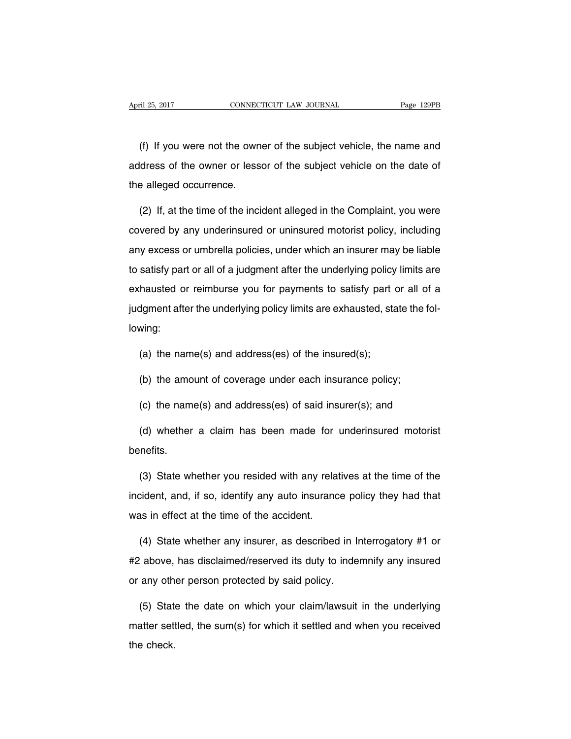(f) If you were not the owner of the subject vehicle, the name and address of the owner or lessor of the subject vehicle on the date of the alleged occurrence.

(2) If, at the time of the incident alleged in the Complaint, you were covered by any underinsured or uninsured motorist policy, including any excess or umbrella policies, under which an insurer may be liable to satisfy part or all of a judgment after the underlying policy limits are exhausted or reimburse you for payments to satisfy part or all of a judgment after the underlying policy limits are exhausted, state the following:

(a) the name(s) and address(es) of the insured(s);

(b) the amount of coverage under each insurance policy;

(c) the name(s) and address(es) of said insurer(s); and

(d) whether a claim has been made for underinsured motorist benefits.

(3) State whether you resided with any relatives at the time of the incident, and, if so, identify any auto insurance policy they had that was in effect at the time of the accident.

(4) State whether any insurer, as described in Interrogatory #1 or #2 above, has disclaimed/reserved its duty to indemnify any insured or any other person protected by said policy.

(5) State the date on which your claim/lawsuit in the underlying matter settled, the sum(s) for which it settled and when you received the check.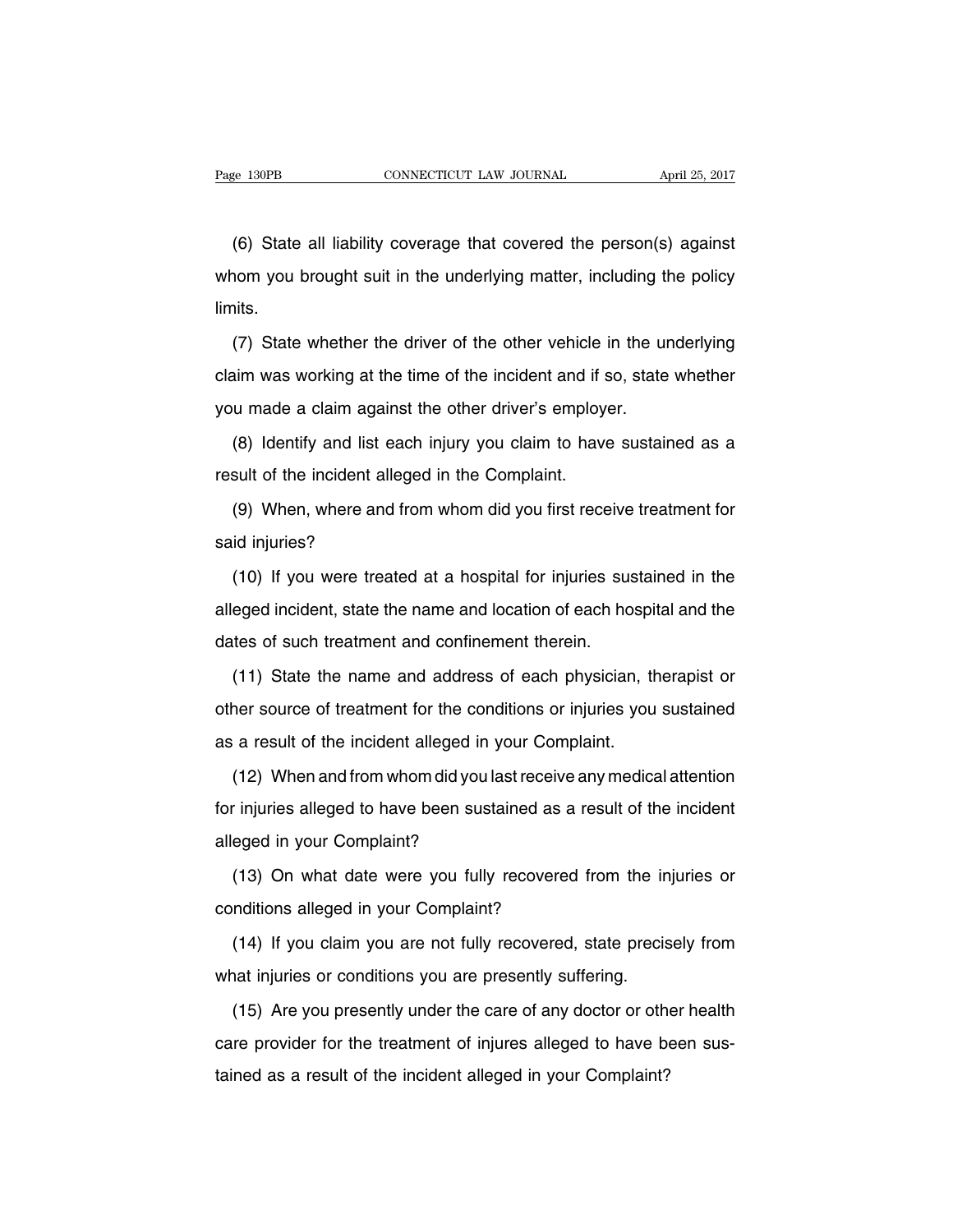(6) State all liability coverage that covered the person(s) against whom you brought suit in the underlying matter, including the policy limits.

(7) State whether the driver of the other vehicle in the underlying claim was working at the time of the incident and if so, state whether you made a claim against the other driver's employer.

(8) Identify and list each injury you claim to have sustained as a result of the incident alleged in the Complaint.

(9) When, where and from whom did you first receive treatment for said injuries?

(10) If you were treated at a hospital for injuries sustained in the alleged incident, state the name and location of each hospital and the dates of such treatment and confinement therein.

(11) State the name and address of each physician, therapist or other source of treatment for the conditions or injuries you sustained as a result of the incident alleged in your Complaint.

(12) When and from whom did you last receive any medical attention for injuries alleged to have been sustained as a result of the incident alleged in your Complaint?

(13) On what date were you fully recovered from the injuries or conditions alleged in your Complaint?

(14) If you claim you are not fully recovered, state precisely from what injuries or conditions you are presently suffering.

(15) Are you presently under the care of any doctor or other health care provider for the treatment of injures alleged to have been sustained as a result of the incident alleged in your Complaint?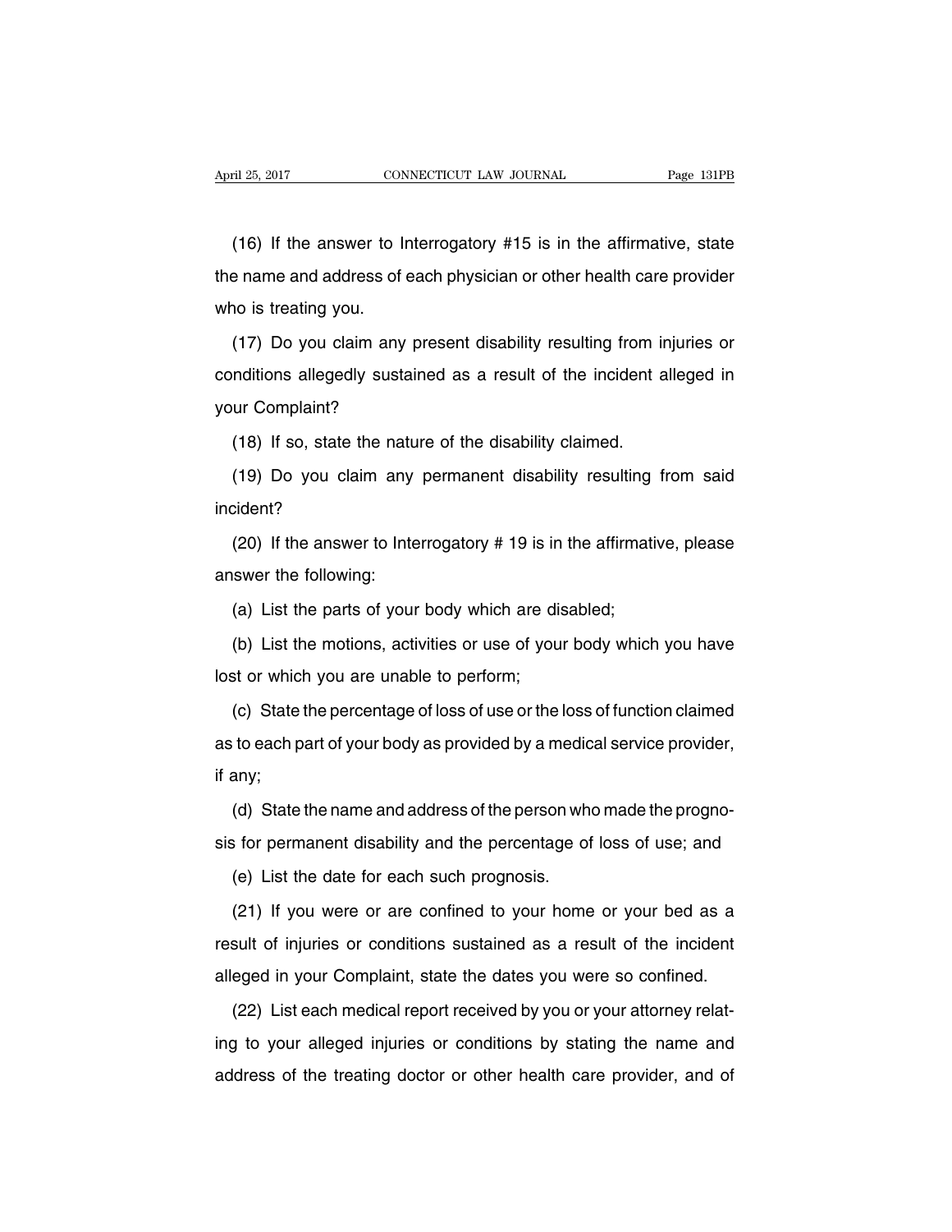(16) If the answer to Interrogatory #15 is in the affirmative, state the name and address of each physician or other health care provider who is treating you.

(17) Do you claim any present disability resulting from injuries or conditions allegedly sustained as a result of the incident alleged in your Complaint?

(18) If so, state the nature of the disability claimed.

(19) Do you claim any permanent disability resulting from said incident?

(20) If the answer to Interrogatory # 19 is in the affirmative, please answer the following:

(a) List the parts of your body which are disabled;

(b) List the motions, activities or use of your body which you have lost or which you are unable to perform;

(c) State the percentage of loss of use or the loss of function claimed as to each part of your body as provided by a medical service provider, if any;

(d) State the name and address of the person who made the prognosis for permanent disability and the percentage of loss of use; and

(e) List the date for each such prognosis.

(21) If you were or are confined to your home or your bed as a result of injuries or conditions sustained as a result of the incident alleged in your Complaint, state the dates you were so confined.

(22) List each medical report received by you or your attorney relating to your alleged injuries or conditions by stating the name and address of the treating doctor or other health care provider, and of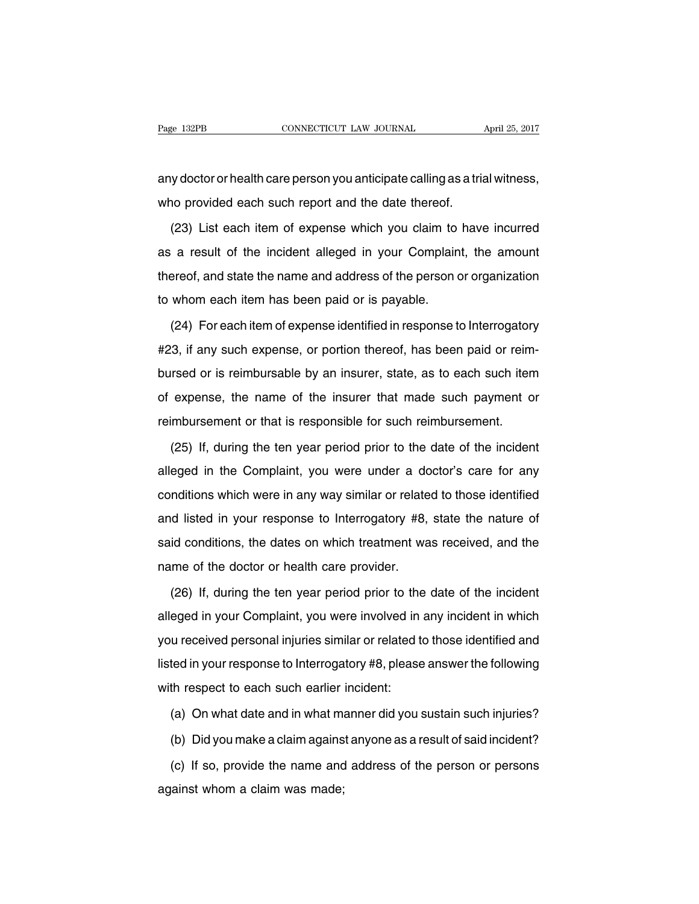any doctor or health care person you anticipate calling as a trial witness, who provided each such report and the date thereof.

(23) List each item of expense which you claim to have incurred as a result of the incident alleged in your Complaint, the amount thereof, and state the name and address of the person or organization to whom each item has been paid or is payable.

(24) For each item of expense identified in response to Interrogatory #23, if any such expense, or portion thereof, has been paid or reimbursed or is reimbursable by an insurer, state, as to each such item of expense, the name of the insurer that made such payment or reimbursement or that is responsible for such reimbursement.

(25) If, during the ten year period prior to the date of the incident alleged in the Complaint, you were under a doctor's care for any conditions which were in any way similar or related to those identified and listed in your response to Interrogatory #8, state the nature of said conditions, the dates on which treatment was received, and the name of the doctor or health care provider.

(26) If, during the ten year period prior to the date of the incident alleged in your Complaint, you were involved in any incident in which you received personal injuries similar or related to those identified and listed in your response to Interrogatory #8, please answer the following with respect to each such earlier incident:

(a) On what date and in what manner did you sustain such injuries?

(b) Did you make a claim against anyone as a result of said incident?

(c) If so, provide the name and address of the person or persons against whom a claim was made;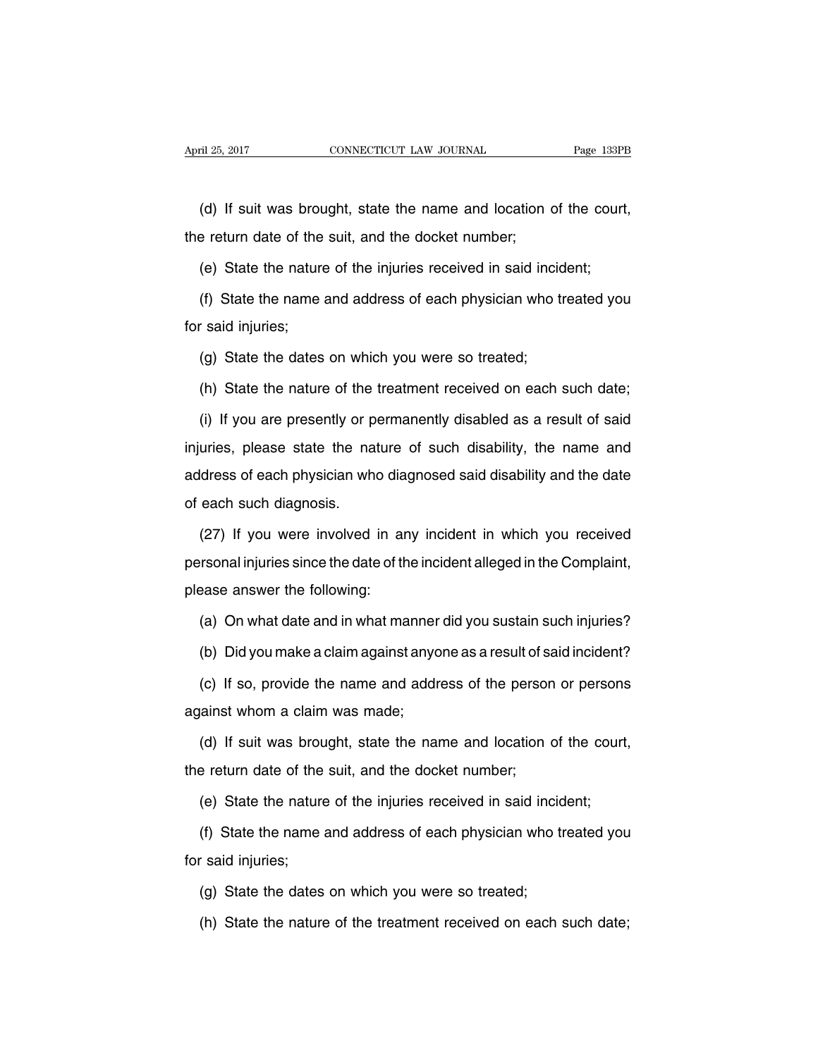(d) If suit was brought, state the name and location of the court, the return date of the suit, and the docket number;

(e) State the nature of the injuries received in said incident;

(f) State the name and address of each physician who treated you for said injuries;

(g) State the dates on which you were so treated;

(h) State the nature of the treatment received on each such date;

(i) If you are presently or permanently disabled as a result of said injuries, please state the nature of such disability, the name and address of each physician who diagnosed said disability and the date of each such diagnosis.

(27) If you were involved in any incident in which you received personal injuries since the date of the incident alleged in the Complaint, please answer the following:

(a) On what date and in what manner did you sustain such injuries?

(b) Did you make a claim against anyone as a result of said incident?

(c) If so, provide the name and address of the person or persons against whom a claim was made;

(d) If suit was brought, state the name and location of the court, the return date of the suit, and the docket number;

(e) State the nature of the injuries received in said incident;

(f) State the name and address of each physician who treated you for said injuries;

(g) State the dates on which you were so treated;

(h) State the nature of the treatment received on each such date;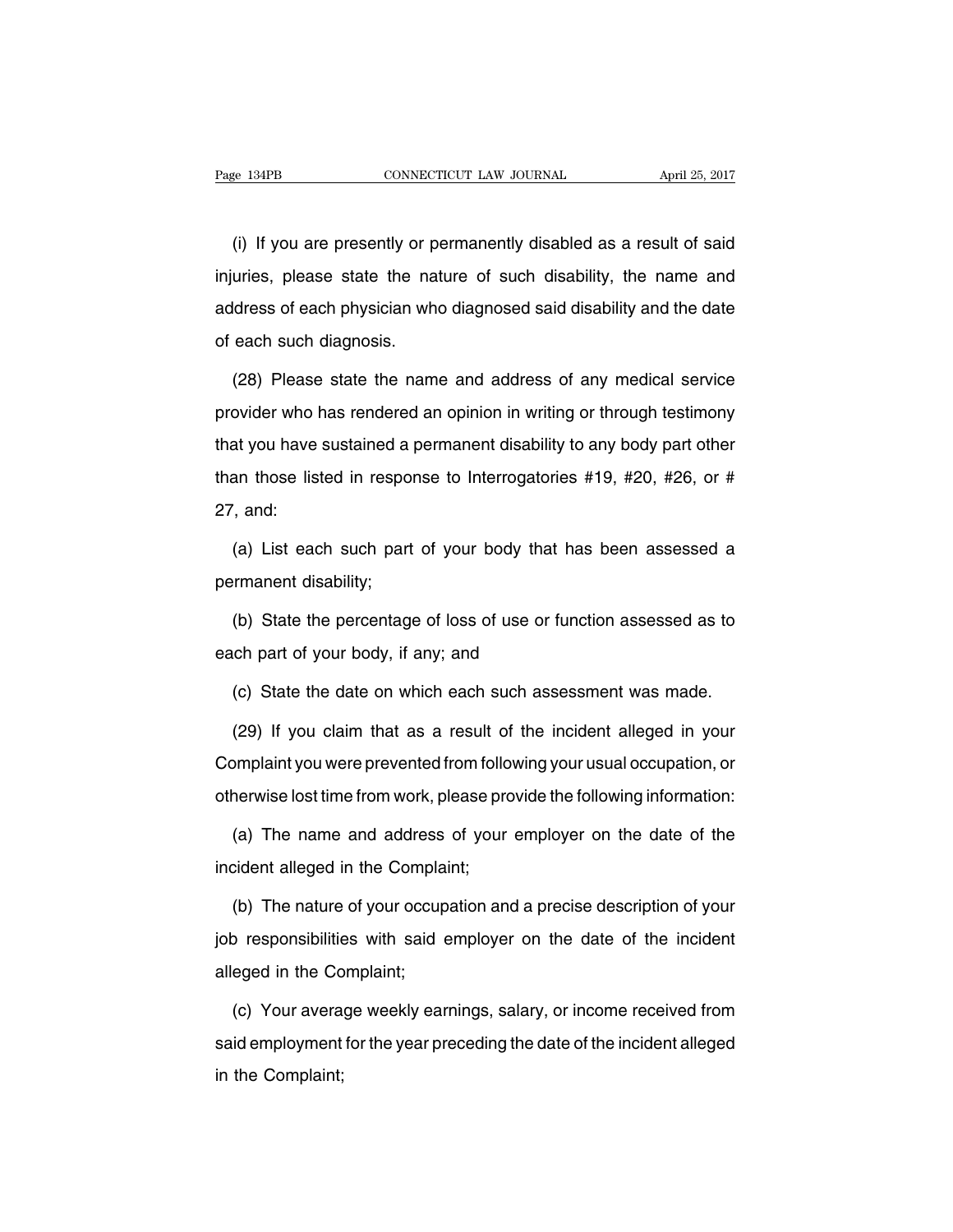(i) If you are presently or permanently disabled as a result of said injuries, please state the nature of such disability, the name and address of each physician who diagnosed said disability and the date of each such diagnosis.

(28) Please state the name and address of any medical service provider who has rendered an opinion in writing or through testimony that you have sustained a permanent disability to any body part other than those listed in response to Interrogatories #19, #20, #26, or # 27, and:

(a) List each such part of your body that has been assessed a permanent disability;

(b) State the percentage of loss of use or function assessed as to each part of your body, if any; and

(c) State the date on which each such assessment was made.

(29) If you claim that as a result of the incident alleged in your Complaint you were prevented from following your usual occupation, or otherwise lost time from work, please provide the following information:

(a) The name and address of your employer on the date of the incident alleged in the Complaint;

(b) The nature of your occupation and a precise description of your job responsibilities with said employer on the date of the incident alleged in the Complaint;

(c) Your average weekly earnings, salary, or income received from said employment for the year preceding the date of the incident alleged in the Complaint;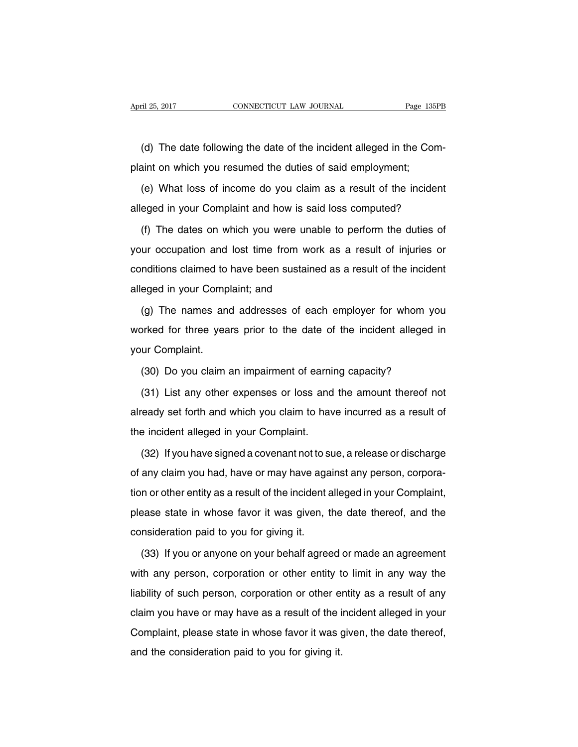(d) The date following the date of the incident alleged in the Complaint on which you resumed the duties of said employment;

(e) What loss of income do you claim as a result of the incident alleged in your Complaint and how is said loss computed?

(f) The dates on which you were unable to perform the duties of your occupation and lost time from work as a result of injuries or conditions claimed to have been sustained as a result of the incident alleged in your Complaint; and

(g) The names and addresses of each employer for whom you worked for three years prior to the date of the incident alleged in your Complaint.

(30) Do you claim an impairment of earning capacity?

(31) List any other expenses or loss and the amount thereof not already set forth and which you claim to have incurred as a result of the incident alleged in your Complaint.

(32) If you have signed a covenant not to sue, a release or discharge of any claim you had, have or may have against any person, corporation or other entity as a result of the incident alleged in your Complaint, please state in whose favor it was given, the date thereof, and the consideration paid to you for giving it.

(33) If you or anyone on your behalf agreed or made an agreement with any person, corporation or other entity to limit in any way the liability of such person, corporation or other entity as a result of any claim you have or may have as a result of the incident alleged in your Complaint, please state in whose favor it was given, the date thereof, and the consideration paid to you for giving it.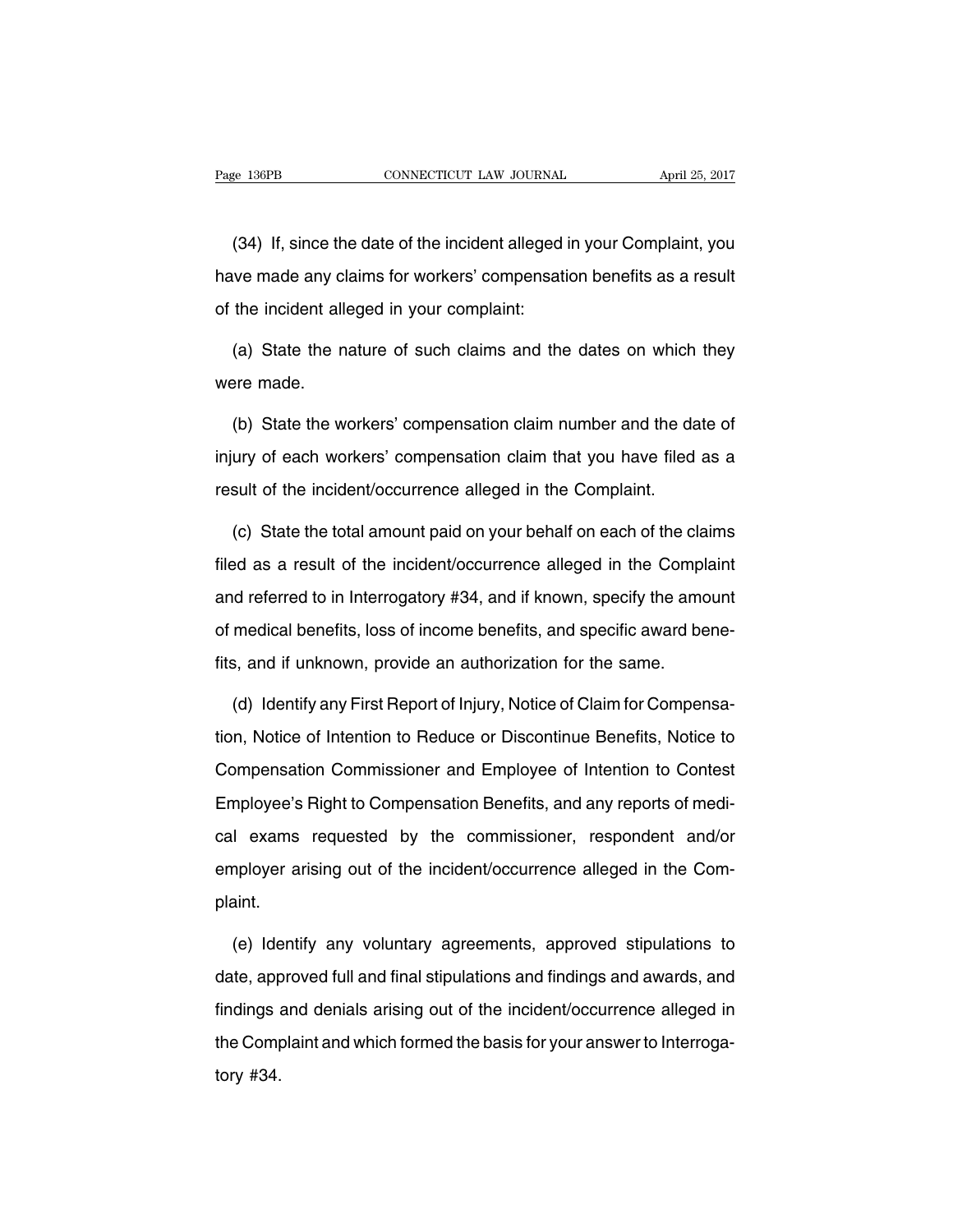(34) If, since the date of the incident alleged in your Complaint, you have made any claims for workers' compensation benefits as a result of the incident alleged in your complaint:

(a) State the nature of such claims and the dates on which they were made.

(b) State the workers' compensation claim number and the date of injury of each workers' compensation claim that you have filed as a result of the incident/occurrence alleged in the Complaint.

(c) State the total amount paid on your behalf on each of the claims filed as a result of the incident/occurrence alleged in the Complaint and referred to in Interrogatory #34, and if known, specify the amount of medical benefits, loss of income benefits, and specific award benefits, and if unknown, provide an authorization for the same.

(d) Identify any First Report of Injury, Notice of Claim for Compensation, Notice of Intention to Reduce or Discontinue Benefits, Notice to Compensation Commissioner and Employee of Intention to Contest Employee's Right to Compensation Benefits, and any reports of medical exams requested by the commissioner, respondent and/or employer arising out of the incident/occurrence alleged in the Complaint.

(e) Identify any voluntary agreements, approved stipulations to date, approved full and final stipulations and findings and awards, and findings and denials arising out of the incident/occurrence alleged in the Complaint and which formed the basis for your answer to Interrogatory #34.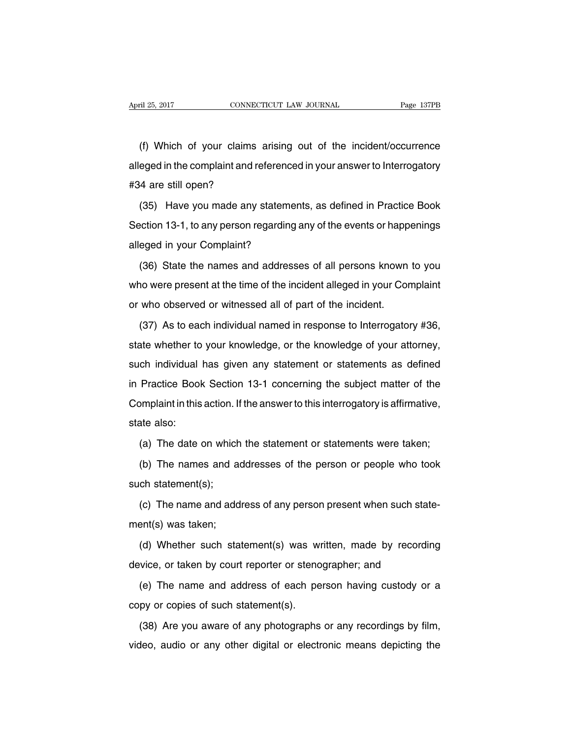(f) Which of your claims arising out of the incident/occurrence alleged in the complaint and referenced in your answer to Interrogatory #34 are still open?

(35) Have you made any statements, as defined in Practice Book Section 13-1, to any person regarding any of the events or happenings alleged in your Complaint?

(36) State the names and addresses of all persons known to you who were present at the time of the incident alleged in your Complaint or who observed or witnessed all of part of the incident.

(37) As to each individual named in response to Interrogatory #36, state whether to your knowledge, or the knowledge of your attorney, such individual has given any statement or statements as defined in Practice Book Section 13-1 concerning the subject matter of the Complaint in this action. If the answer to this interrogatory is affirmative, state also:

(a) The date on which the statement or statements were taken;

(b) The names and addresses of the person or people who took such statement(s);

(c) The name and address of any person present when such statement(s) was taken;

(d) Whether such statement(s) was written, made by recording device, or taken by court reporter or stenographer; and

(e) The name and address of each person having custody or a copy or copies of such statement(s).

(38) Are you aware of any photographs or any recordings by film, video, audio or any other digital or electronic means depicting the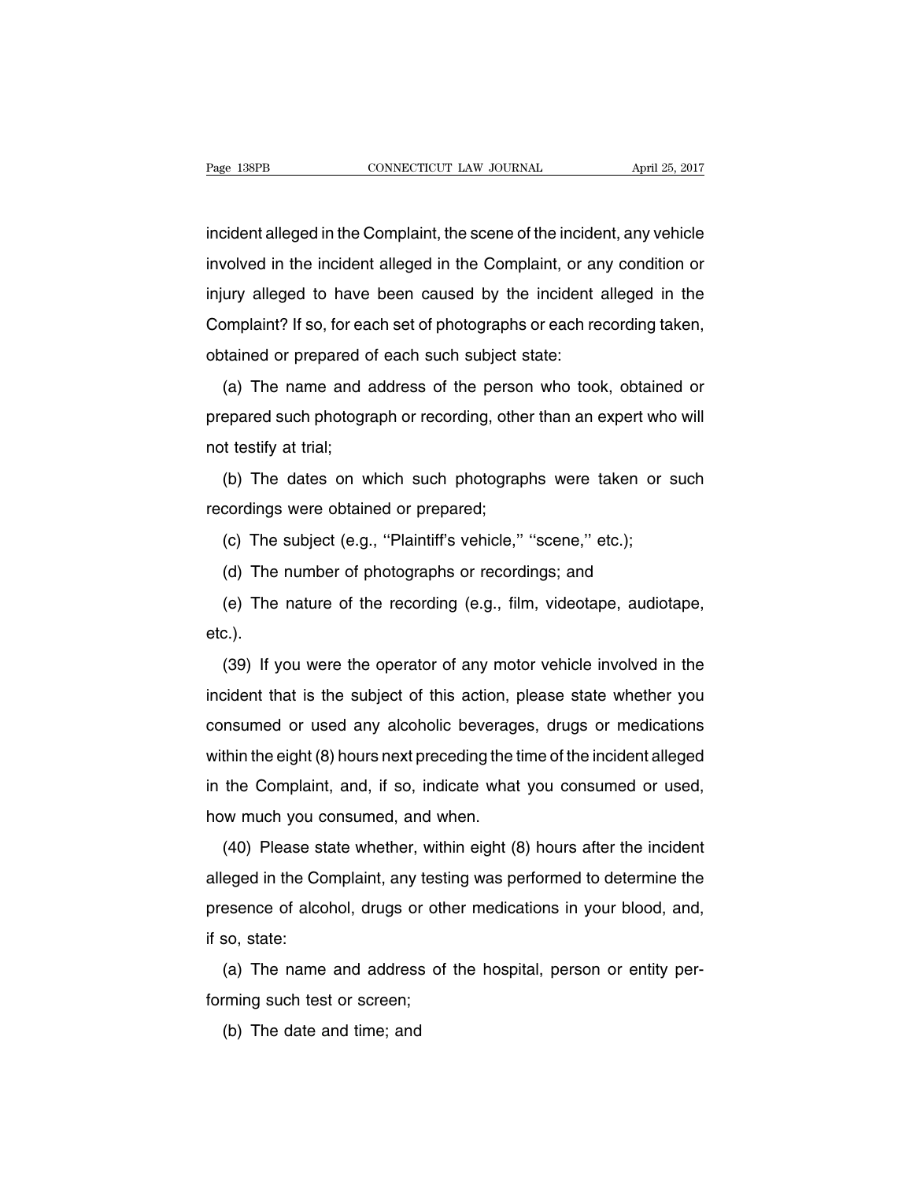incident alleged in the Complaint, the scene of the incident, any vehicle involved in the incident alleged in the Complaint, or any condition or injury alleged to have been caused by the incident alleged in the Complaint? If so, for each set of photographs or each recording taken, obtained or prepared of each such subject state:

(a) The name and address of the person who took, obtained or prepared such photograph or recording, other than an expert who will not testify at trial;

(b) The dates on which such photographs were taken or such recordings were obtained or prepared;

(c) The subject (e.g., ''Plaintiff's vehicle,'' ''scene,'' etc.);

(d) The number of photographs or recordings; and

(e) The nature of the recording (e.g., film, videotape, audiotape, etc.).

(39) If you were the operator of any motor vehicle involved in the incident that is the subject of this action, please state whether you consumed or used any alcoholic beverages, drugs or medications within the eight (8) hours next preceding the time of the incident alleged in the Complaint, and, if so, indicate what you consumed or used, how much you consumed, and when.

(40) Please state whether, within eight (8) hours after the incident alleged in the Complaint, any testing was performed to determine the presence of alcohol, drugs or other medications in your blood, and, if so, state:

(a) The name and address of the hospital, person or entity performing such test or screen;

(b) The date and time; and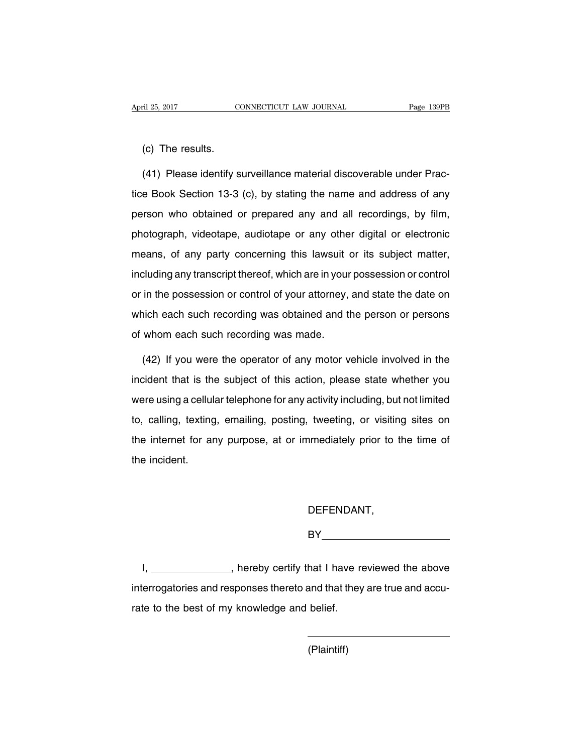(c) The results.

(41) Please identify surveillance material discoverable under Practice Book Section 13-3 (c), by stating the name and address of any person who obtained or prepared any and all recordings, by film, photograph, videotape, audiotape or any other digital or electronic means, of any party concerning this lawsuit or its subject matter, including any transcript thereof, which are in your possession or control or in the possession or control of your attorney, and state the date on which each such recording was obtained and the person or persons of whom each such recording was made.

(42) If you were the operator of any motor vehicle involved in the incident that is the subject of this action, please state whether you were using a cellular telephone for any activity including, but not limited to, calling, texting, emailing, posting, tweeting, or visiting sites on the internet for any purpose, at or immediately prior to the time of the incident.

DEFENDANT,

BY\_\_\_\_\_\_\_\_\_\_\_\_\_\_\_\_\_\_\_\_\_\_

I, \_\_\_\_\_\_\_\_\_\_\_\_\_\_, hereby certify that I have reviewed the above interrogatories and responses thereto and that they are true and accurate to the best of my knowledge and belief.

\_\_\_\_\_\_\_\_\_\_\_\_\_\_\_\_\_\_\_\_\_\_\_\_\_\_

(Plaintiff)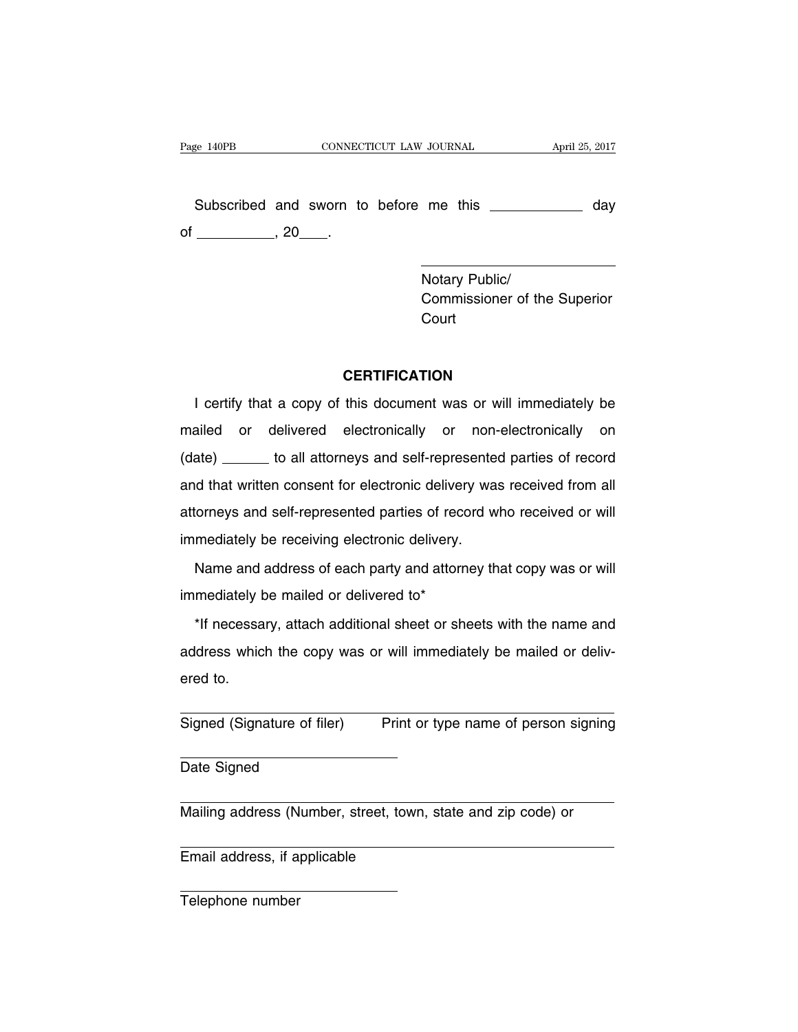Subscribed and sworn to before me this \_\_\_\_\_\_\_\_\_\_\_\_ day of \_\_\_\_\_\_\_\_\_\_\_, 20\_\_\_\_.

\_\_\_\_\_\_\_\_\_\_\_\_\_\_\_\_\_\_\_\_\_\_\_\_\_\_\_\_\_\_
Notary Public/
Commissioner of the Superior Court

**CERTIFICATION**

I certify that a copy of this document was or will immediately be mailed or delivered electronically or non-electronically on (date) \_\_\_\_\_\_\_ to all attorneys and self-represented parties of record and that written consent for electronic delivery was received from all attorneys and self-represented parties of record who received or will immediately be receiving electronic delivery.

Name and address of each party and attorney that copy was or will immediately be mailed or delivered to*

*If necessary, attach additional sheet or sheets with the name and address which the copy was or will immediately be mailed or delivered to.

\_\_\_\_\_\_\_\_\_\_\_\_\_\_\_\_\_\_\_\_\_\_\_\_\_\_\_\_\_\_\_\_\_\_\_\_\_\_\_\_\_\_\_\_\_\_\_\_\_\_\_\_\_\_\_\_\_\_\_\_
Signed (Signature of filer)     Print or type name of person signing

\_\_\_\_\_\_\_\_\_\_\_\_\_\_\_\_\_\_\_\_\_\_\_\_\_\_\_\_\_\_
Date Signed

\_\_\_\_\_\_\_\_\_\_\_\_\_\_\_\_\_\_\_\_\_\_\_\_\_\_\_\_\_\_\_\_\_\_\_\_\_\_\_\_\_\_\_\_\_\_\_\_\_\_\_\_\_\_\_\_\_\_\_\_
Mailing address (Number, street, town, state and zip code) or

\_\_\_\_\_\_\_\_\_\_\_\_\_\_\_\_\_\_\_\_\_\_\_\_\_\_\_\_\_\_\_\_\_\_\_\_\_\_\_\_\_\_\_\_\_\_\_\_\_\_\_\_\_\_\_\_\_\_\_\_
Email address, if applicable

\_\_\_\_\_\_\_\_\_\_\_\_\_\_\_\_\_\_\_\_\_\_\_\_\_\_\_\_\_\_
Telephone number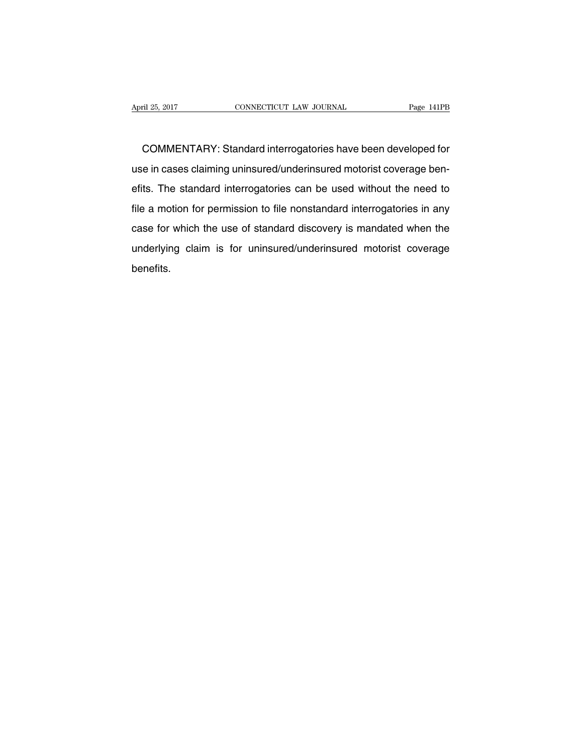COMMENTARY: Standard interrogatories have been developed for use in cases claiming uninsured/underinsured motorist coverage benefits. The standard interrogatories can be used without the need to file a motion for permission to file nonstandard interrogatories in any case for which the use of standard discovery is mandated when the underlying claim is for uninsured/underinsured motorist coverage benefits.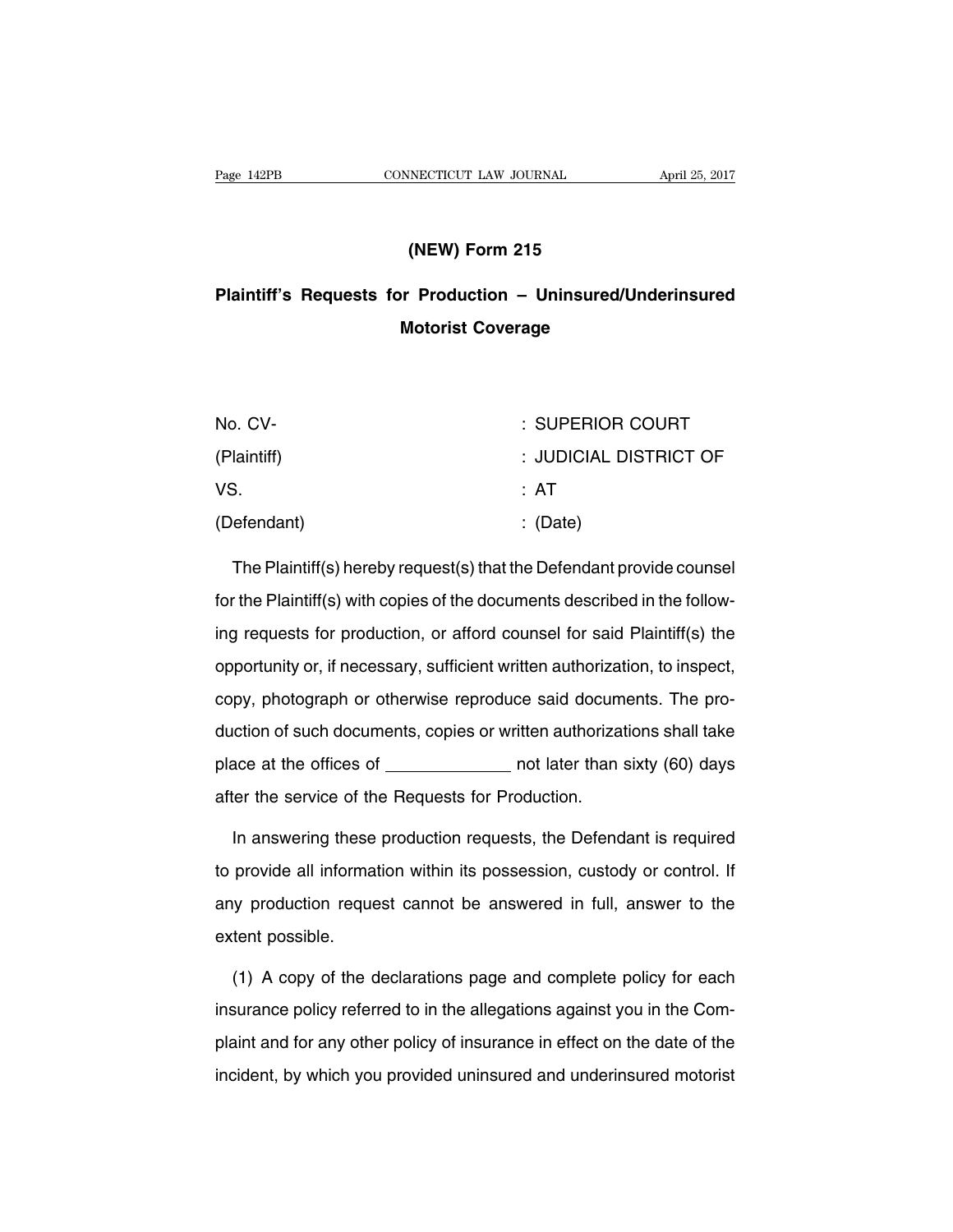## (NEW) Form 215

## Plaintiff's Requests for Production – Uninsured/Underinsured Motorist Coverage

| | |
|---|---|
| No. CV- | : SUPERIOR COURT |
| (Plaintiff) | : JUDICIAL DISTRICT OF |
| VS. | : AT |
| (Defendant) | : (Date) |

The Plaintiff(s) hereby request(s) that the Defendant provide counsel for the Plaintiff(s) with copies of the documents described in the following requests for production, or afford counsel for said Plaintiff(s) the opportunity or, if necessary, sufficient written authorization, to inspect, copy, photograph or otherwise reproduce said documents. The production of such documents, copies or written authorizations shall take place at the offices of _____________ not later than sixty (60) days after the service of the Requests for Production.

In answering these production requests, the Defendant is required to provide all information within its possession, custody or control. If any production request cannot be answered in full, answer to the extent possible.

(1) A copy of the declarations page and complete policy for each insurance policy referred to in the allegations against you in the Complaint and for any other policy of insurance in effect on the date of the incident, by which you provided uninsured and underinsured motorist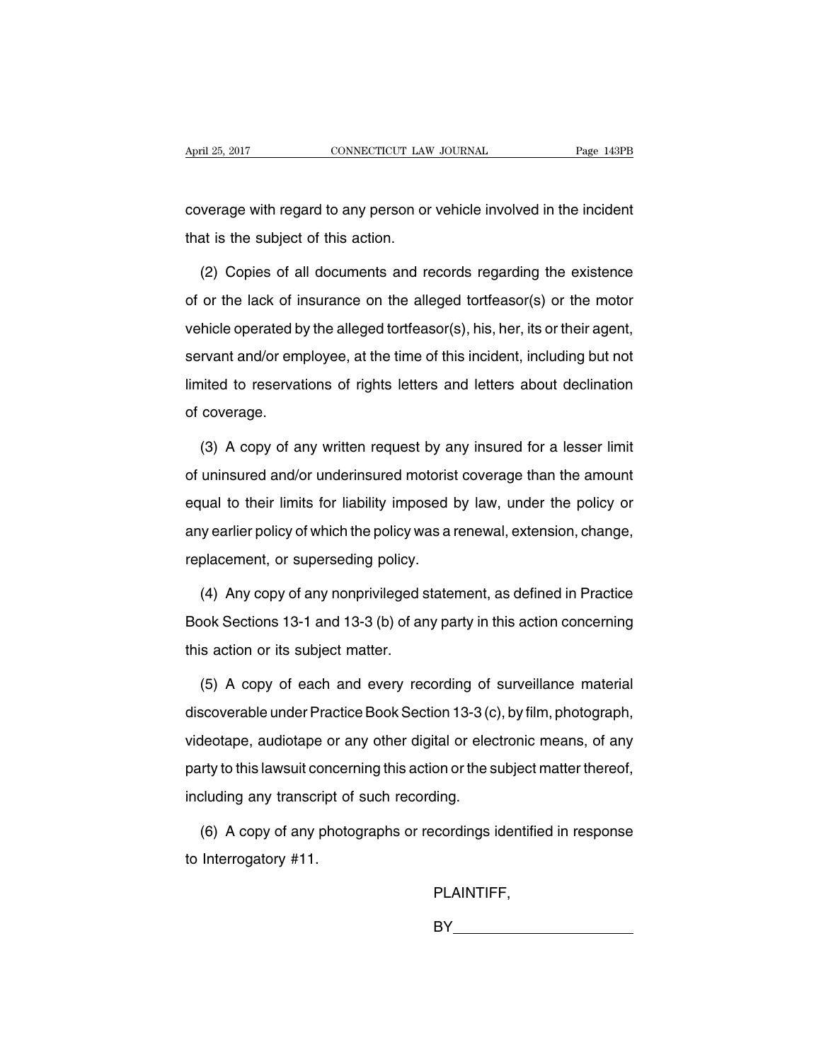coverage with regard to any person or vehicle involved in the incident that is the subject of this action.

(2) Copies of all documents and records regarding the existence of or the lack of insurance on the alleged tortfeasor(s) or the motor vehicle operated by the alleged tortfeasor(s), his, her, its or their agent, servant and/or employee, at the time of this incident, including but not limited to reservations of rights letters and letters about declination of coverage.

(3) A copy of any written request by any insured for a lesser limit of uninsured and/or underinsured motorist coverage than the amount equal to their limits for liability imposed by law, under the policy or any earlier policy of which the policy was a renewal, extension, change, replacement, or superseding policy.

(4) Any copy of any nonprivileged statement, as defined in Practice Book Sections 13-1 and 13-3 (b) of any party in this action concerning this action or its subject matter.

(5) A copy of each and every recording of surveillance material discoverable under Practice Book Section 13-3 (c), by film, photograph, videotape, audiotape or any other digital or electronic means, of any party to this lawsuit concerning this action or the subject matter thereof, including any transcript of such recording.

(6) A copy of any photographs or recordings identified in response to Interrogatory #11.

PLAINTIFF,

BY______________________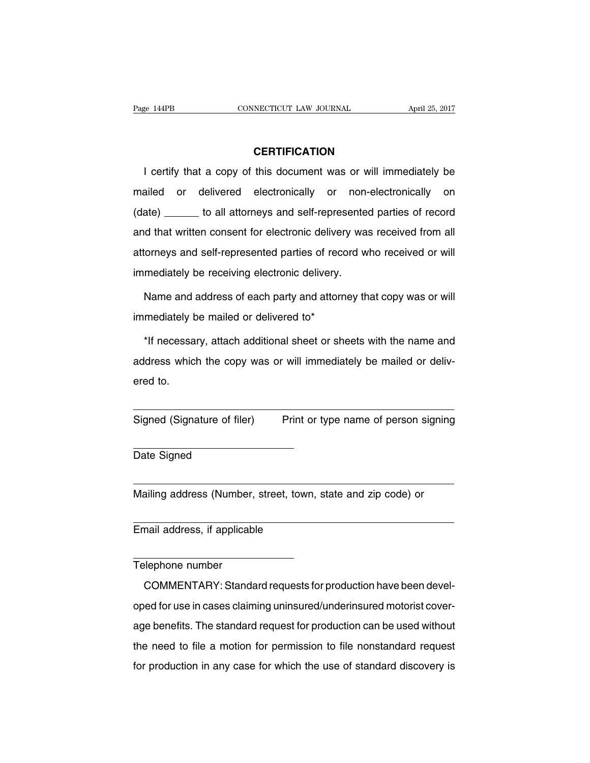## CERTIFICATION

I certify that a copy of this document was or will immediately be mailed or delivered electronically or non-electronically on (date) ______ to all attorneys and self-represented parties of record and that written consent for electronic delivery was received from all attorneys and self-represented parties of record who received or will immediately be receiving electronic delivery.

Name and address of each party and attorney that copy was or will immediately be mailed or delivered to*

*If necessary, attach additional sheet or sheets with the name and address which the copy was or will immediately be mailed or delivered to.

______________________________ ______________________________

Signed (Signature of filer) Print or type name of person signing

______________________________

Date Signed

______________________________________________________________

Mailing address (Number, street, town, state and zip code) or

______________________________________________________________

Email address, if applicable

______________________________

Telephone number

COMMENTARY: Standard requests for production have been developed for use in cases claiming uninsured/underinsured motorist coverage benefits. The standard request for production can be used without the need to file a motion for permission to file nonstandard request for production in any case for which the use of standard discovery is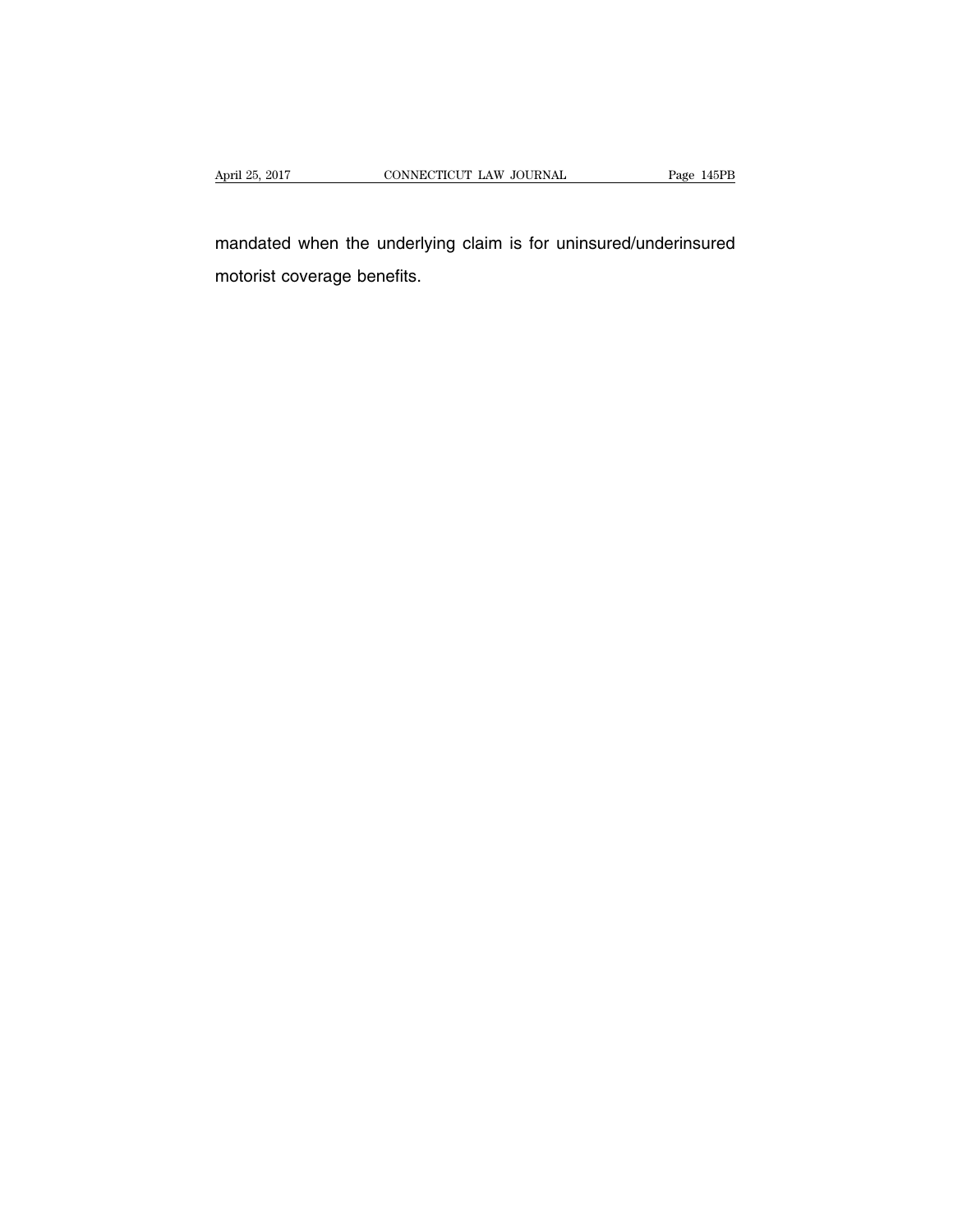mandated when the underlying claim is for uninsured/underinsured motorist coverage benefits.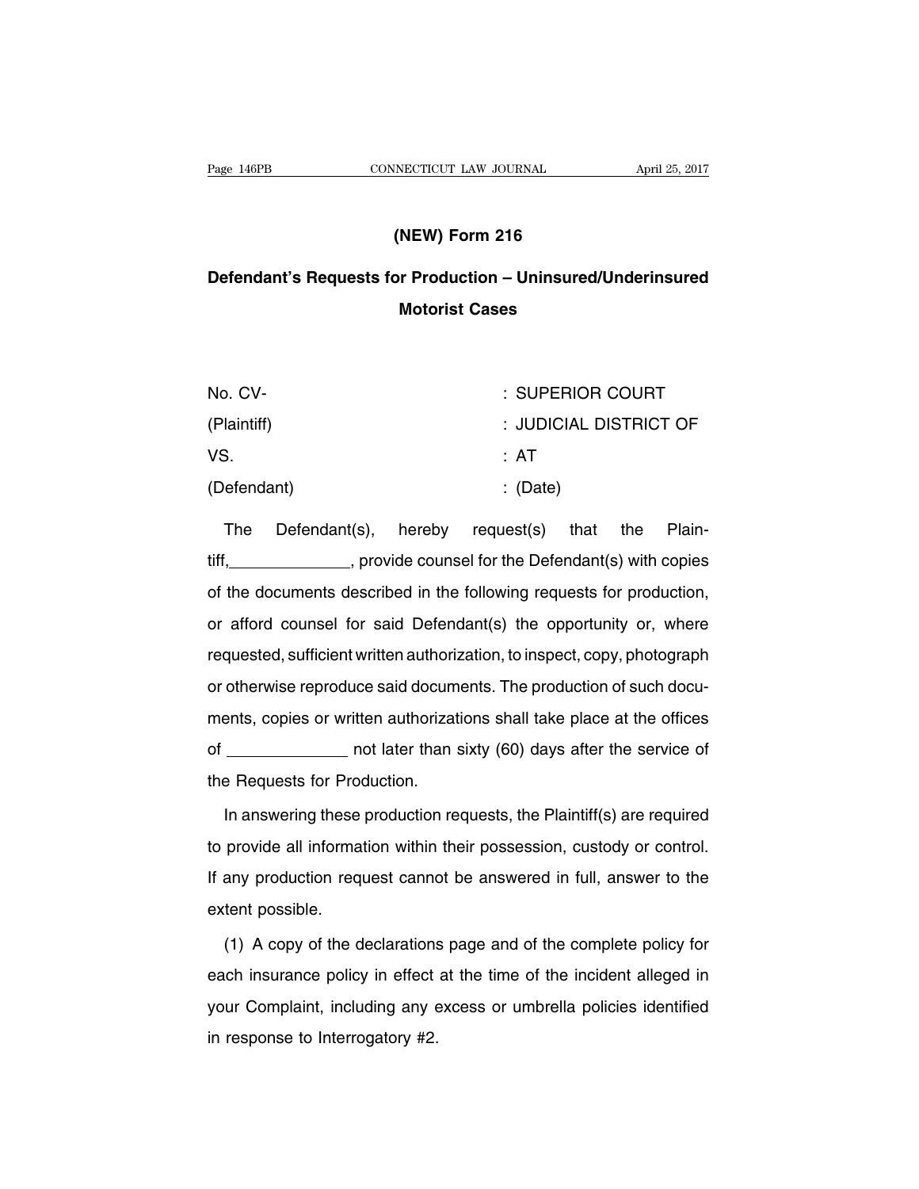## (NEW) Form 216

## Defendant's Requests for Production – Uninsured/Underinsured Motorist Cases

| | |
|---|---|
| No. CV- | : SUPERIOR COURT |
| (Plaintiff) | : JUDICIAL DISTRICT OF |
| VS. | : AT |
| (Defendant) | : (Date) |

The Defendant(s), hereby request(s) that the Plaintiff,_____________, provide counsel for the Defendant(s) with copies of the documents described in the following requests for production, or afford counsel for said Defendant(s) the opportunity or, where requested, sufficient written authorization, to inspect, copy, photograph or otherwise reproduce said documents. The production of such documents, copies or written authorizations shall take place at the offices of _____________ not later than sixty (60) days after the service of the Requests for Production.

In answering these production requests, the Plaintiff(s) are required to provide all information within their possession, custody or control. If any production request cannot be answered in full, answer to the extent possible.

(1) A copy of the declarations page and of the complete policy for each insurance policy in effect at the time of the incident alleged in your Complaint, including any excess or umbrella policies identified in response to Interrogatory #2.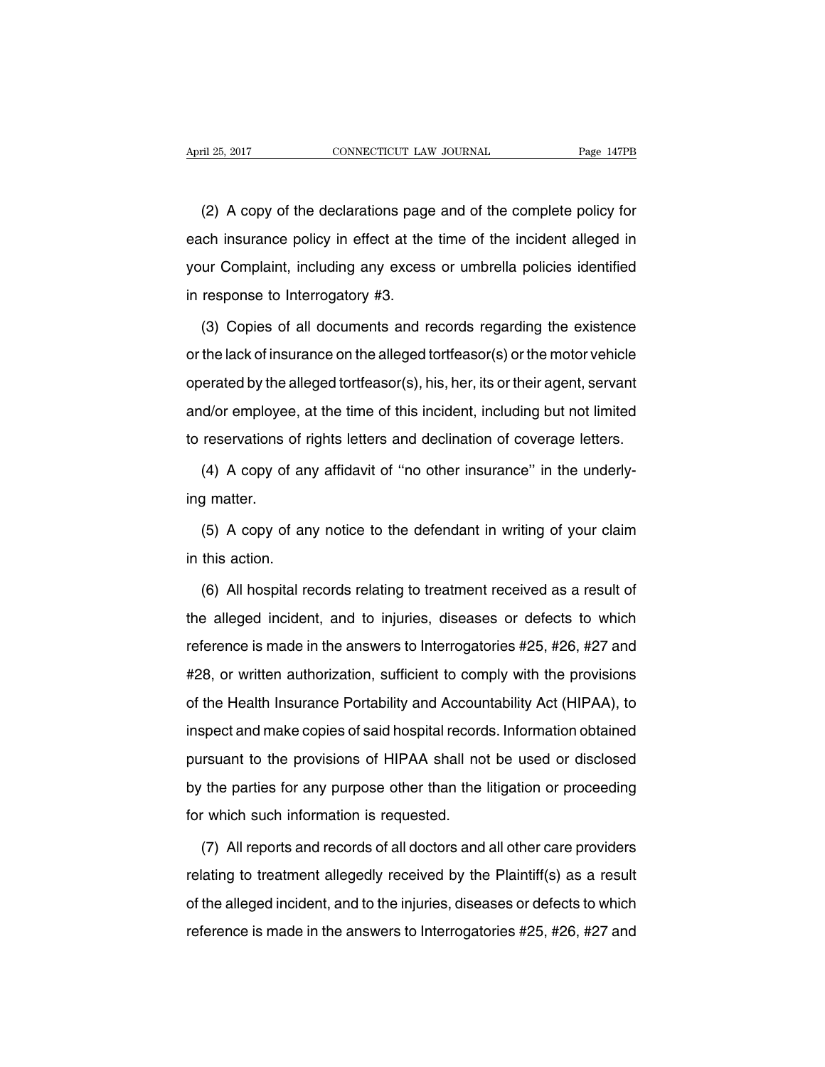(2) A copy of the declarations page and of the complete policy for each insurance policy in effect at the time of the incident alleged in your Complaint, including any excess or umbrella policies identified in response to Interrogatory #3.

(3) Copies of all documents and records regarding the existence or the lack of insurance on the alleged tortfeasor(s) or the motor vehicle operated by the alleged tortfeasor(s), his, her, its or their agent, servant and/or employee, at the time of this incident, including but not limited to reservations of rights letters and declination of coverage letters.

(4) A copy of any affidavit of ''no other insurance'' in the underlying matter.

(5) A copy of any notice to the defendant in writing of your claim in this action.

(6) All hospital records relating to treatment received as a result of the alleged incident, and to injuries, diseases or defects to which reference is made in the answers to Interrogatories #25, #26, #27 and #28, or written authorization, sufficient to comply with the provisions of the Health Insurance Portability and Accountability Act (HIPAA), to inspect and make copies of said hospital records. Information obtained pursuant to the provisions of HIPAA shall not be used or disclosed by the parties for any purpose other than the litigation or proceeding for which such information is requested.

(7) All reports and records of all doctors and all other care providers relating to treatment allegedly received by the Plaintiff(s) as a result of the alleged incident, and to the injuries, diseases or defects to which reference is made in the answers to Interrogatories #25, #26, #27 and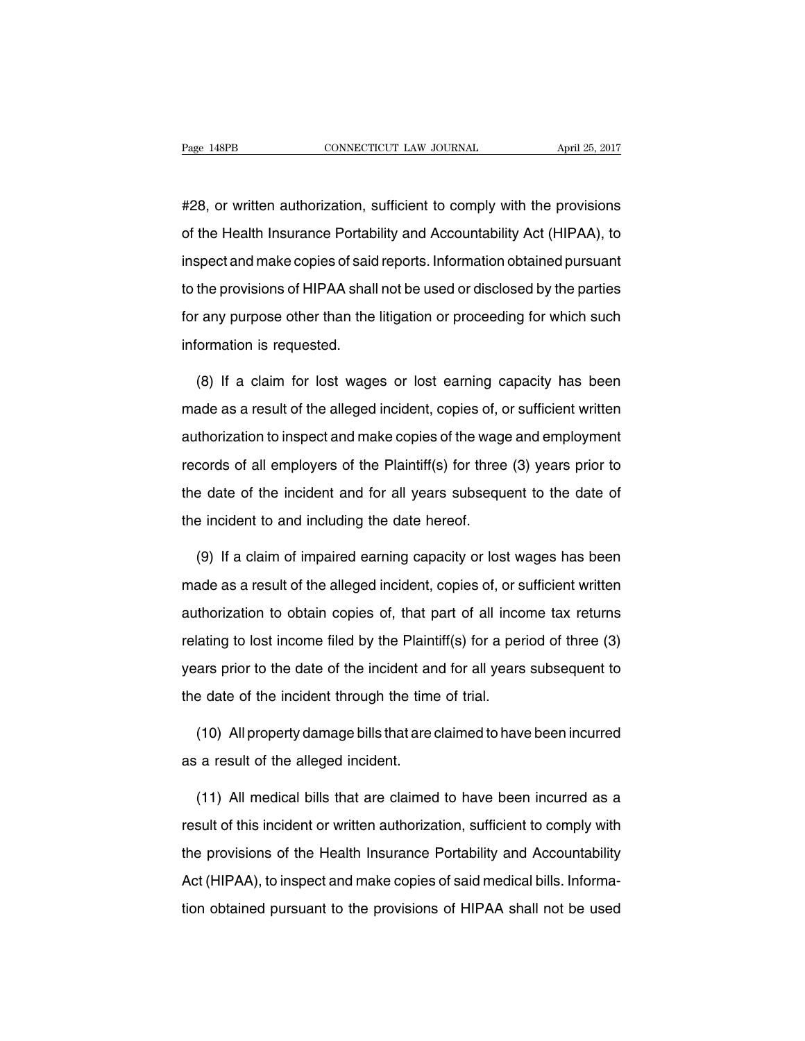#28, or written authorization, sufficient to comply with the provisions of the Health Insurance Portability and Accountability Act (HIPAA), to inspect and make copies of said reports. Information obtained pursuant to the provisions of HIPAA shall not be used or disclosed by the parties for any purpose other than the litigation or proceeding for which such information is requested.

(8) If a claim for lost wages or lost earning capacity has been made as a result of the alleged incident, copies of, or sufficient written authorization to inspect and make copies of the wage and employment records of all employers of the Plaintiff(s) for three (3) years prior to the date of the incident and for all years subsequent to the date of the incident to and including the date hereof.

(9) If a claim of impaired earning capacity or lost wages has been made as a result of the alleged incident, copies of, or sufficient written authorization to obtain copies of, that part of all income tax returns relating to lost income filed by the Plaintiff(s) for a period of three (3) years prior to the date of the incident and for all years subsequent to the date of the incident through the time of trial.

(10) All property damage bills that are claimed to have been incurred as a result of the alleged incident.

(11) All medical bills that are claimed to have been incurred as a result of this incident or written authorization, sufficient to comply with the provisions of the Health Insurance Portability and Accountability Act (HIPAA), to inspect and make copies of said medical bills. Information obtained pursuant to the provisions of HIPAA shall not be used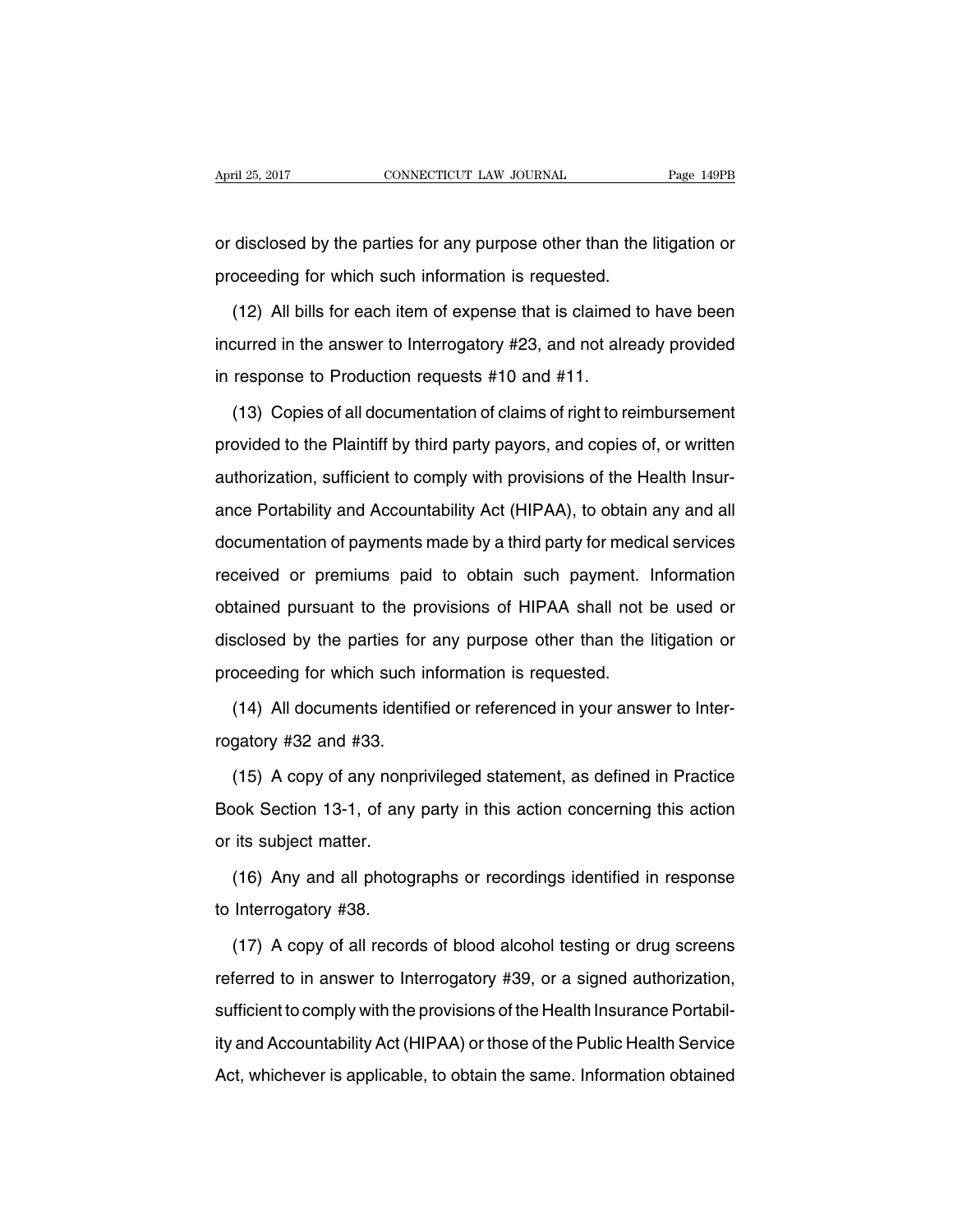or disclosed by the parties for any purpose other than the litigation or proceeding for which such information is requested.

(12) All bills for each item of expense that is claimed to have been incurred in the answer to Interrogatory #23, and not already provided in response to Production requests #10 and #11.

(13) Copies of all documentation of claims of right to reimbursement provided to the Plaintiff by third party payors, and copies of, or written authorization, sufficient to comply with provisions of the Health Insurance Portability and Accountability Act (HIPAA), to obtain any and all documentation of payments made by a third party for medical services received or premiums paid to obtain such payment. Information obtained pursuant to the provisions of HIPAA shall not be used or disclosed by the parties for any purpose other than the litigation or proceeding for which such information is requested.

(14) All documents identified or referenced in your answer to Interrogatory #32 and #33.

(15) A copy of any nonprivileged statement, as defined in Practice Book Section 13-1, of any party in this action concerning this action or its subject matter.

(16) Any and all photographs or recordings identified in response to Interrogatory #38.

(17) A copy of all records of blood alcohol testing or drug screens referred to in answer to Interrogatory #39, or a signed authorization, sufficient to comply with the provisions of the Health Insurance Portability and Accountability Act (HIPAA) or those of the Public Health Service Act, whichever is applicable, to obtain the same. Information obtained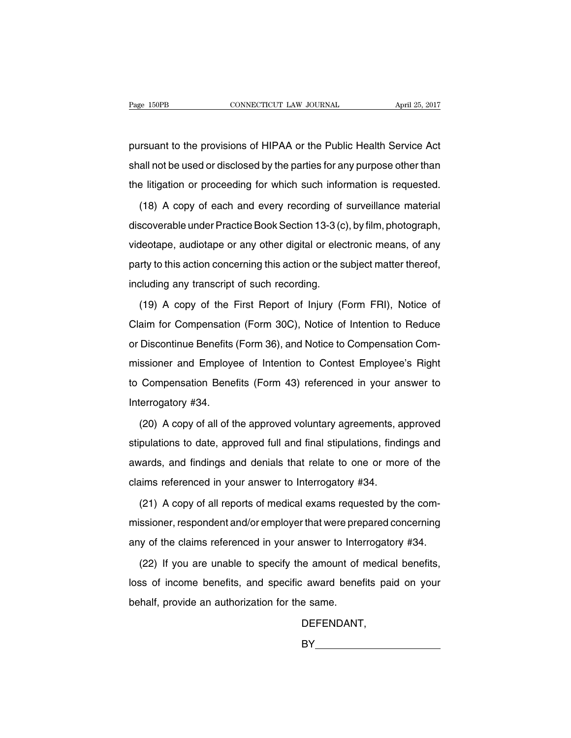pursuant to the provisions of HIPAA or the Public Health Service Act shall not be used or disclosed by the parties for any purpose other than the litigation or proceeding for which such information is requested.

(18) A copy of each and every recording of surveillance material discoverable under Practice Book Section 13-3 (c), by film, photograph, videotape, audiotape or any other digital or electronic means, of any party to this action concerning this action or the subject matter thereof, including any transcript of such recording.

(19) A copy of the First Report of Injury (Form FRI), Notice of Claim for Compensation (Form 30C), Notice of Intention to Reduce or Discontinue Benefits (Form 36), and Notice to Compensation Commissioner and Employee of Intention to Contest Employee's Right to Compensation Benefits (Form 43) referenced in your answer to Interrogatory #34.

(20) A copy of all of the approved voluntary agreements, approved stipulations to date, approved full and final stipulations, findings and awards, and findings and denials that relate to one or more of the claims referenced in your answer to Interrogatory #34.

(21) A copy of all reports of medical exams requested by the commissioner, respondent and/or employer that were prepared concerning any of the claims referenced in your answer to Interrogatory #34.

(22) If you are unable to specify the amount of medical benefits, loss of income benefits, and specific award benefits paid on your behalf, provide an authorization for the same.

DEFENDANT,

BY______________________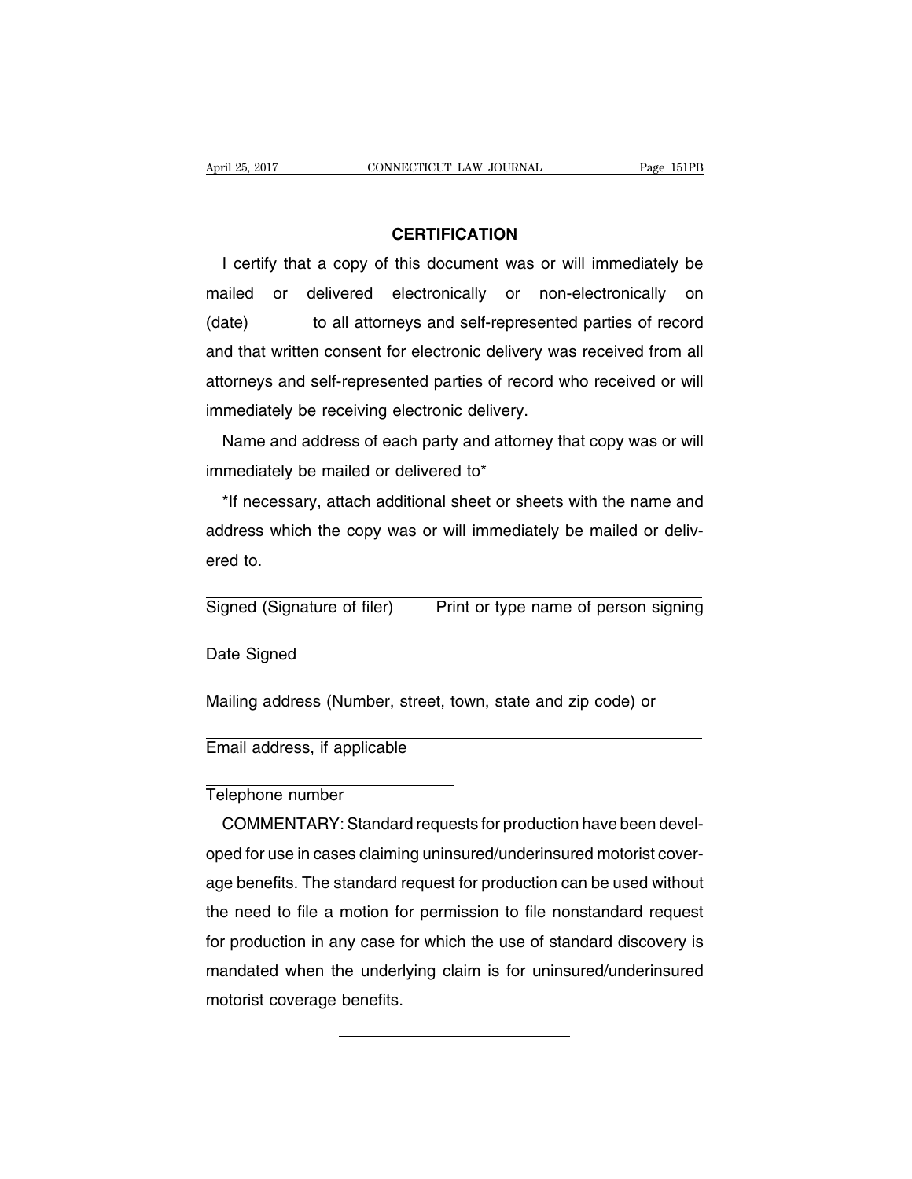## CERTIFICATION

I certify that a copy of this document was or will immediately be mailed or delivered electronically or non-electronically on (date) ______ to all attorneys and self-represented parties of record and that written consent for electronic delivery was received from all attorneys and self-represented parties of record who received or will immediately be receiving electronic delivery.

Name and address of each party and attorney that copy was or will immediately be mailed or delivered to*

*If necessary, attach additional sheet or sheets with the name and address which the copy was or will immediately be mailed or delivered to.

Signed (Signature of filer) Print or type name of person signing

Date Signed

Mailing address (Number, street, town, state and zip code) or

Email address, if applicable

Telephone number

COMMENTARY: Standard requests for production have been developed for use in cases claiming uninsured/underinsured motorist coverage benefits. The standard request for production can be used without the need to file a motion for permission to file nonstandard request for production in any case for which the use of standard discovery is mandated when the underlying claim is for uninsured/underinsured motorist coverage benefits.